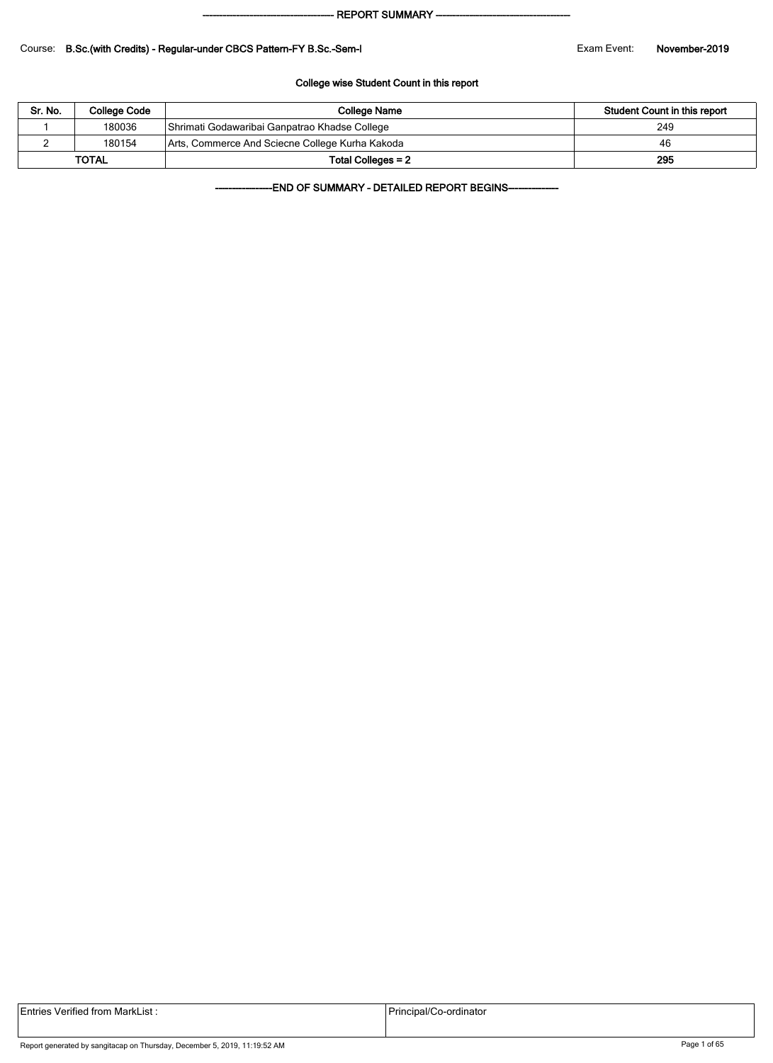## REPORT SUMMARY

Course: **B.Sc.(with Credits) - Regular-under CBCS Pattern-FY B.Sc.-Sem-I** Exam Event: **November-2019**

### College wise Student Count in this report

| Sr. No. | College Code | College Name | Student Count in this report |
|---|---|---|---|
| 1 | 180036 | Shrimati Godawaribai Ganpatrao Khadse College | 249 |
| 2 | 180154 | Arts, Commerce And Sciecne College Kurha Kakoda | 46 |
| **TOTAL** | | **Total Colleges = 2** | **295** |

**END OF SUMMARY - DETAILED REPORT BEGINS**

| Entries Verified from MarkList : | Principal/Co-ordinator |
|---|---|

Report generated by sangitacap on Thursday, December 5, 2019, 11:19:52 AM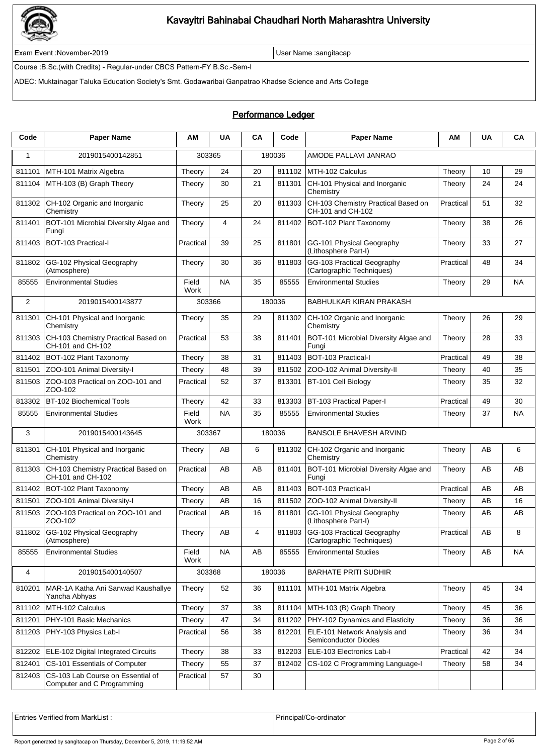# Kavayitri Bahinabai Chaudhari North Maharashtra University

Exam Event :November-2019 | User Name :sangitacap

Course :B.Sc.(with Credits) - Regular-under CBCS Pattern-FY B.Sc.-Sem-I

ADEC: Muktainagar Taluka Education Society's Smt. Godawaribai Ganpatrao Khadse Science and Arts College

## Performance Ledger

| Code | Paper Name | AM | UA | CA | Code | Paper Name | AM | UA | CA |
|---|---|---|---|---|---|---|---|---|---|
| 1 | 2019015400142851 | 303365 | | 180036 | | AMODE PALLAVI JANRAO | | | |
| 811101 | MTH-101 Matrix Algebra | Theory | 24 | 20 | 811102 | MTH-102 Calculus | Theory | 10 | 29 |
| 811104 | MTH-103 (B) Graph Theory | Theory | 30 | 21 | 811301 | CH-101 Physical and Inorganic Chemistry | Theory | 24 | 24 |
| 811302 | CH-102 Organic and Inorganic Chemistry | Theory | 25 | 20 | 811303 | CH-103 Chemistry Practical Based on CH-101 and CH-102 | Practical | 51 | 32 |
| 811401 | BOT-101 Microbial Diversity Algae and Fungi | Theory | 4 | 24 | 811402 | BOT-102 Plant Taxonomy | Theory | 38 | 26 |
| 811403 | BOT-103 Practical-I | Practical | 39 | 25 | 811801 | GG-101 Physical Geography (Lithosphere Part-I) | Theory | 33 | 27 |
| 811802 | GG-102 Physical Geography (Atmosphere) | Theory | 30 | 36 | 811803 | GG-103 Practical Geography (Cartographic Techniques) | Practical | 48 | 34 |
| 85555 | Environmental Studies | Field Work | NA | 35 | 85555 | Environmental Studies | Theory | 29 | NA |
| 2 | 2019015400143877 | 303366 | | 180036 | | BABHULKAR KIRAN PRAKASH | | | |
| 811301 | CH-101 Physical and Inorganic Chemistry | Theory | 35 | 29 | 811302 | CH-102 Organic and Inorganic Chemistry | Theory | 26 | 29 |
| 811303 | CH-103 Chemistry Practical Based on CH-101 and CH-102 | Practical | 53 | 38 | 811401 | BOT-101 Microbial Diversity Algae and Fungi | Theory | 28 | 33 |
| 811402 | BOT-102 Plant Taxonomy | Theory | 38 | 31 | 811403 | BOT-103 Practical-I | Practical | 49 | 38 |
| 811501 | ZOO-101 Animal Diversity-I | Theory | 48 | 39 | 811502 | ZOO-102 Animal Diversity-II | Theory | 40 | 35 |
| 811503 | ZOO-103 Practical on ZOO-101 and ZOO-102 | Practical | 52 | 37 | 813301 | BT-101 Cell Biology | Theory | 35 | 32 |
| 813302 | BT-102 Biochemical Tools | Theory | 42 | 33 | 813303 | BT-103 Practical Paper-I | Practical | 49 | 30 |
| 85555 | Environmental Studies | Field Work | NA | 35 | 85555 | Environmental Studies | Theory | 37 | NA |
| 3 | 2019015400143645 | 303367 | | 180036 | | BANSOLE BHAVESH ARVIND | | | |
| 811301 | CH-101 Physical and Inorganic Chemistry | Theory | AB | 6 | 811302 | CH-102 Organic and Inorganic Chemistry | Theory | AB | 6 |
| 811303 | CH-103 Chemistry Practical Based on CH-101 and CH-102 | Practical | AB | AB | 811401 | BOT-101 Microbial Diversity Algae and Fungi | Theory | AB | AB |
| 811402 | BOT-102 Plant Taxonomy | Theory | AB | AB | 811403 | BOT-103 Practical-I | Practical | AB | AB |
| 811501 | ZOO-101 Animal Diversity-I | Theory | AB | 16 | 811502 | ZOO-102 Animal Diversity-II | Theory | AB | 16 |
| 811503 | ZOO-103 Practical on ZOO-101 and ZOO-102 | Practical | AB | 16 | 811801 | GG-101 Physical Geography (Lithosphere Part-I) | Theory | AB | AB |
| 811802 | GG-102 Physical Geography (Atmosphere) | Theory | AB | 4 | 811803 | GG-103 Practical Geography (Cartographic Techniques) | Practical | AB | 8 |
| 85555 | Environmental Studies | Field Work | NA | AB | 85555 | Environmental Studies | Theory | AB | NA |
| 4 | 2019015400140507 | 303368 | | 180036 | | BARHATE PRITI SUDHIR | | | |
| 810201 | MAR-1A Katha Ani Sanwad Kaushallye Yancha Abhyas | Theory | 52 | 36 | 811101 | MTH-101 Matrix Algebra | Theory | 45 | 34 |
| 811102 | MTH-102 Calculus | Theory | 37 | 38 | 811104 | MTH-103 (B) Graph Theory | Theory | 45 | 36 |
| 811201 | PHY-101 Basic Mechanics | Theory | 47 | 34 | 811202 | PHY-102 Dynamics and Elasticity | Theory | 36 | 36 |
| 811203 | PHY-103 Physics Lab-I | Practical | 56 | 38 | 812201 | ELE-101 Network Analysis and Semiconductor Diodes | Theory | 36 | 34 |
| 812202 | ELE-102 Digital Integrated Circuits | Theory | 38 | 33 | 812203 | ELE-103 Electronics Lab-I | Practical | 42 | 34 |
| 812401 | CS-101 Essentials of Computer | Theory | 55 | 37 | 812402 | CS-102 C Programming Language-I | Theory | 58 | 34 |
| 812403 | CS-103 Lab Course on Essential of Computer and C Programming | Practical | 57 | 30 | | | | | |

| Entries Verified from MarkList : | Principal/Co-ordinator |
|---|---|

Report generated by sangitacap on Thursday, December 5, 2019, 11:19:52 AM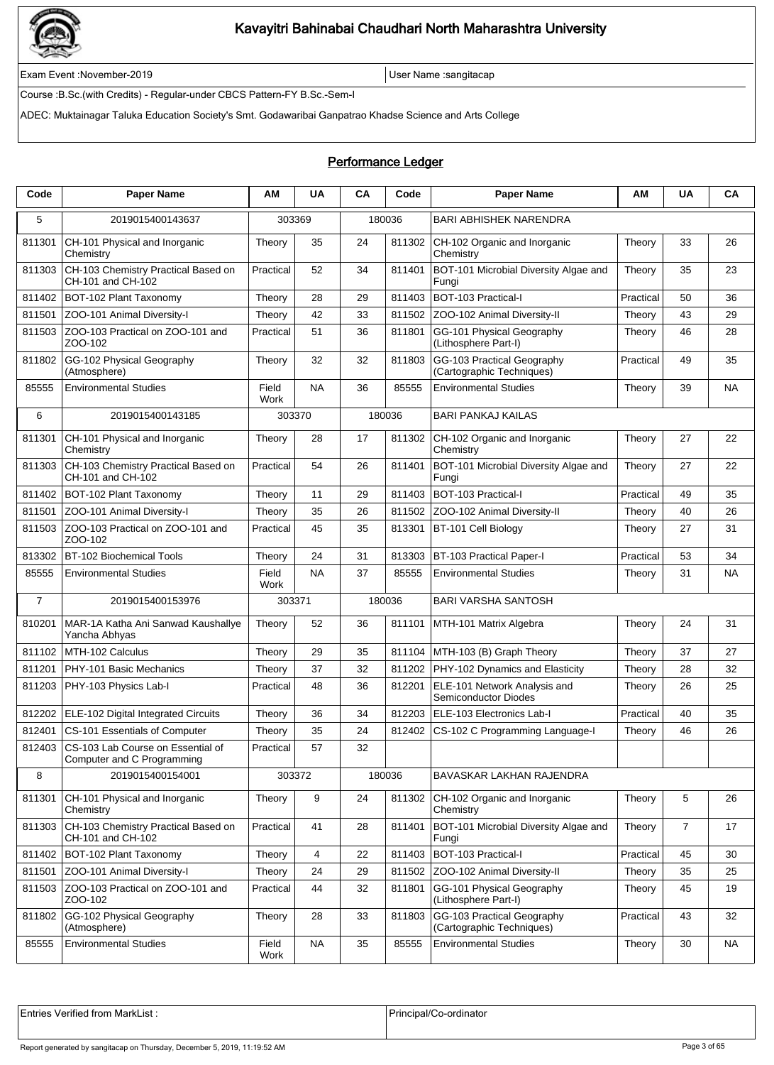# Kavayitri Bahinabai Chaudhari North Maharashtra University

Exam Event :November-2019 | User Name :sangitacap

Course :B.Sc.(with Credits) - Regular-under CBCS Pattern-FY B.Sc.-Sem-I

ADEC: Muktainagar Taluka Education Society's Smt. Godawaribai Ganpatrao Khadse Science and Arts College

## Performance Ledger

| Code | Paper Name | AM | UA | CA | Code | Paper Name | AM | UA | CA |
|---|---|---|---|---|---|---|---|---|---|
| 5 | 2019015400143637 | 303369 | | 180036 | | BARI ABHISHEK NARENDRA | | | |
| 811301 | CH-101 Physical and Inorganic Chemistry | Theory | 35 | 24 | 811302 | CH-102 Organic and Inorganic Chemistry | Theory | 33 | 26 |
| 811303 | CH-103 Chemistry Practical Based on CH-101 and CH-102 | Practical | 52 | 34 | 811401 | BOT-101 Microbial Diversity Algae and Fungi | Theory | 35 | 23 |
| 811402 | BOT-102 Plant Taxonomy | Theory | 28 | 29 | 811403 | BOT-103 Practical-I | Practical | 50 | 36 |
| 811501 | ZOO-101 Animal Diversity-I | Theory | 42 | 33 | 811502 | ZOO-102 Animal Diversity-II | Theory | 43 | 29 |
| 811503 | ZOO-103 Practical on ZOO-101 and ZOO-102 | Practical | 51 | 36 | 811801 | GG-101 Physical Geography (Lithosphere Part-I) | Theory | 46 | 28 |
| 811802 | GG-102 Physical Geography (Atmosphere) | Theory | 32 | 32 | 811803 | GG-103 Practical Geography (Cartographic Techniques) | Practical | 49 | 35 |
| 85555 | Environmental Studies | Field Work | NA | 36 | 85555 | Environmental Studies | Theory | 39 | NA |
| 6 | 2019015400143185 | 303370 | | 180036 | | BARI PANKAJ KAILAS | | | |
| 811301 | CH-101 Physical and Inorganic Chemistry | Theory | 28 | 17 | 811302 | CH-102 Organic and Inorganic Chemistry | Theory | 27 | 22 |
| 811303 | CH-103 Chemistry Practical Based on CH-101 and CH-102 | Practical | 54 | 26 | 811401 | BOT-101 Microbial Diversity Algae and Fungi | Theory | 27 | 22 |
| 811402 | BOT-102 Plant Taxonomy | Theory | 11 | 29 | 811403 | BOT-103 Practical-I | Practical | 49 | 35 |
| 811501 | ZOO-101 Animal Diversity-I | Theory | 35 | 26 | 811502 | ZOO-102 Animal Diversity-II | Theory | 40 | 26 |
| 811503 | ZOO-103 Practical on ZOO-101 and ZOO-102 | Practical | 45 | 35 | 813301 | BT-101 Cell Biology | Theory | 27 | 31 |
| 813302 | BT-102 Biochemical Tools | Theory | 24 | 31 | 813303 | BT-103 Practical Paper-I | Practical | 53 | 34 |
| 85555 | Environmental Studies | Field Work | NA | 37 | 85555 | Environmental Studies | Theory | 31 | NA |
| 7 | 2019015400153976 | 303371 | | 180036 | | BARI VARSHA SANTOSH | | | |
| 810201 | MAR-1A Katha Ani Sanwad Kaushallye Yancha Abhyas | Theory | 52 | 36 | 811101 | MTH-101 Matrix Algebra | Theory | 24 | 31 |
| 811102 | MTH-102 Calculus | Theory | 29 | 35 | 811104 | MTH-103 (B) Graph Theory | Theory | 37 | 27 |
| 811201 | PHY-101 Basic Mechanics | Theory | 37 | 32 | 811202 | PHY-102 Dynamics and Elasticity | Theory | 28 | 32 |
| 811203 | PHY-103 Physics Lab-I | Practical | 48 | 36 | 812201 | ELE-101 Network Analysis and Semiconductor Diodes | Theory | 26 | 25 |
| 812202 | ELE-102 Digital Integrated Circuits | Theory | 36 | 34 | 812203 | ELE-103 Electronics Lab-I | Practical | 40 | 35 |
| 812401 | CS-101 Essentials of Computer | Theory | 35 | 24 | 812402 | CS-102 C Programming Language-I | Theory | 46 | 26 |
| 812403 | CS-103 Lab Course on Essential of Computer and C Programming | Practical | 57 | 32 | | | | | |
| 8 | 2019015400154001 | 303372 | | 180036 | | BAVASKAR LAKHAN RAJENDRA | | | |
| 811301 | CH-101 Physical and Inorganic Chemistry | Theory | 9 | 24 | 811302 | CH-102 Organic and Inorganic Chemistry | Theory | 5 | 26 |
| 811303 | CH-103 Chemistry Practical Based on CH-101 and CH-102 | Practical | 41 | 28 | 811401 | BOT-101 Microbial Diversity Algae and Fungi | Theory | 7 | 17 |
| 811402 | BOT-102 Plant Taxonomy | Theory | 4 | 22 | 811403 | BOT-103 Practical-I | Practical | 45 | 30 |
| 811501 | ZOO-101 Animal Diversity-I | Theory | 24 | 29 | 811502 | ZOO-102 Animal Diversity-II | Theory | 35 | 25 |
| 811503 | ZOO-103 Practical on ZOO-101 and ZOO-102 | Practical | 44 | 32 | 811801 | GG-101 Physical Geography (Lithosphere Part-I) | Theory | 45 | 19 |
| 811802 | GG-102 Physical Geography (Atmosphere) | Theory | 28 | 33 | 811803 | GG-103 Practical Geography (Cartographic Techniques) | Practical | 43 | 32 |
| 85555 | Environmental Studies | Field Work | NA | 35 | 85555 | Environmental Studies | Theory | 30 | NA |

| Entries Verified from MarkList : | Principal/Co-ordinator |
|---|---|

Report generated by sangitacap on Thursday, December 5, 2019, 11:19:52 AM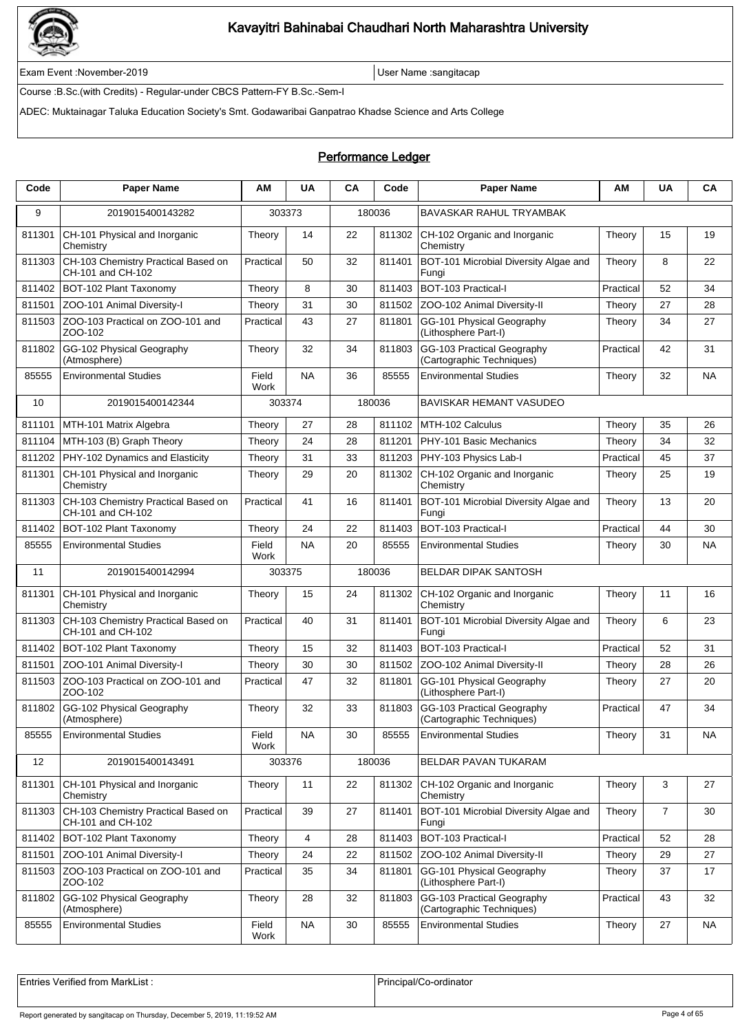# Kavayitri Bahinabai Chaudhari North Maharashtra University

Exam Event :November-2019 | User Name :sangitacap

Course :B.Sc.(with Credits) - Regular-under CBCS Pattern-FY B.Sc.-Sem-I

ADEC: Muktainagar Taluka Education Society's Smt. Godawaribai Ganpatrao Khadse Science and Arts College

## Performance Ledger

| Code | Paper Name | AM | UA | CA | Code | Paper Name | AM | UA | CA |
|---|---|---|---|---|---|---|---|---|---|
| 9 | 2019015400143282 | 303373 | | 180036 | | BAVASKAR RAHUL TRYAMBAK | | | |
| 811301 | CH-101 Physical and Inorganic Chemistry | Theory | 14 | 22 | 811302 | CH-102 Organic and Inorganic Chemistry | Theory | 15 | 19 |
| 811303 | CH-103 Chemistry Practical Based on CH-101 and CH-102 | Practical | 50 | 32 | 811401 | BOT-101 Microbial Diversity Algae and Fungi | Theory | 8 | 22 |
| 811402 | BOT-102 Plant Taxonomy | Theory | 8 | 30 | 811403 | BOT-103 Practical-I | Practical | 52 | 34 |
| 811501 | ZOO-101 Animal Diversity-I | Theory | 31 | 30 | 811502 | ZOO-102 Animal Diversity-II | Theory | 27 | 28 |
| 811503 | ZOO-103 Practical on ZOO-101 and ZOO-102 | Practical | 43 | 27 | 811801 | GG-101 Physical Geography (Lithosphere Part-I) | Theory | 34 | 27 |
| 811802 | GG-102 Physical Geography (Atmosphere) | Theory | 32 | 34 | 811803 | GG-103 Practical Geography (Cartographic Techniques) | Practical | 42 | 31 |
| 85555 | Environmental Studies | Field Work | NA | 36 | 85555 | Environmental Studies | Theory | 32 | NA |
| 10 | 2019015400142344 | 303374 | | 180036 | | BAVISKAR HEMANT VASUDEO | | | |
| 811101 | MTH-101 Matrix Algebra | Theory | 27 | 28 | 811102 | MTH-102 Calculus | Theory | 35 | 26 |
| 811104 | MTH-103 (B) Graph Theory | Theory | 24 | 28 | 811201 | PHY-101 Basic Mechanics | Theory | 34 | 32 |
| 811202 | PHY-102 Dynamics and Elasticity | Theory | 31 | 33 | 811203 | PHY-103 Physics Lab-I | Practical | 45 | 37 |
| 811301 | CH-101 Physical and Inorganic Chemistry | Theory | 29 | 20 | 811302 | CH-102 Organic and Inorganic Chemistry | Theory | 25 | 19 |
| 811303 | CH-103 Chemistry Practical Based on CH-101 and CH-102 | Practical | 41 | 16 | 811401 | BOT-101 Microbial Diversity Algae and Fungi | Theory | 13 | 20 |
| 811402 | BOT-102 Plant Taxonomy | Theory | 24 | 22 | 811403 | BOT-103 Practical-I | Practical | 44 | 30 |
| 85555 | Environmental Studies | Field Work | NA | 20 | 85555 | Environmental Studies | Theory | 30 | NA |
| 11 | 2019015400142994 | 303375 | | 180036 | | BELDAR DIPAK SANTOSH | | | |
| 811301 | CH-101 Physical and Inorganic Chemistry | Theory | 15 | 24 | 811302 | CH-102 Organic and Inorganic Chemistry | Theory | 11 | 16 |
| 811303 | CH-103 Chemistry Practical Based on CH-101 and CH-102 | Practical | 40 | 31 | 811401 | BOT-101 Microbial Diversity Algae and Fungi | Theory | 6 | 23 |
| 811402 | BOT-102 Plant Taxonomy | Theory | 15 | 32 | 811403 | BOT-103 Practical-I | Practical | 52 | 31 |
| 811501 | ZOO-101 Animal Diversity-I | Theory | 30 | 30 | 811502 | ZOO-102 Animal Diversity-II | Theory | 28 | 26 |
| 811503 | ZOO-103 Practical on ZOO-101 and ZOO-102 | Practical | 47 | 32 | 811801 | GG-101 Physical Geography (Lithosphere Part-I) | Theory | 27 | 20 |
| 811802 | GG-102 Physical Geography (Atmosphere) | Theory | 32 | 33 | 811803 | GG-103 Practical Geography (Cartographic Techniques) | Practical | 47 | 34 |
| 85555 | Environmental Studies | Field Work | NA | 30 | 85555 | Environmental Studies | Theory | 31 | NA |
| 12 | 2019015400143491 | 303376 | | 180036 | | BELDAR PAVAN TUKARAM | | | |
| 811301 | CH-101 Physical and Inorganic Chemistry | Theory | 11 | 22 | 811302 | CH-102 Organic and Inorganic Chemistry | Theory | 3 | 27 |
| 811303 | CH-103 Chemistry Practical Based on CH-101 and CH-102 | Practical | 39 | 27 | 811401 | BOT-101 Microbial Diversity Algae and Fungi | Theory | 7 | 30 |
| 811402 | BOT-102 Plant Taxonomy | Theory | 4 | 28 | 811403 | BOT-103 Practical-I | Practical | 52 | 28 |
| 811501 | ZOO-101 Animal Diversity-I | Theory | 24 | 22 | 811502 | ZOO-102 Animal Diversity-II | Theory | 29 | 27 |
| 811503 | ZOO-103 Practical on ZOO-101 and ZOO-102 | Practical | 35 | 34 | 811801 | GG-101 Physical Geography (Lithosphere Part-I) | Theory | 37 | 17 |
| 811802 | GG-102 Physical Geography (Atmosphere) | Theory | 28 | 32 | 811803 | GG-103 Practical Geography (Cartographic Techniques) | Practical | 43 | 32 |
| 85555 | Environmental Studies | Field Work | NA | 30 | 85555 | Environmental Studies | Theory | 27 | NA |

| Entries Verified from MarkList : | Principal/Co-ordinator |
|---|---|

Report generated by sangitacap on Thursday, December 5, 2019, 11:19:52 AM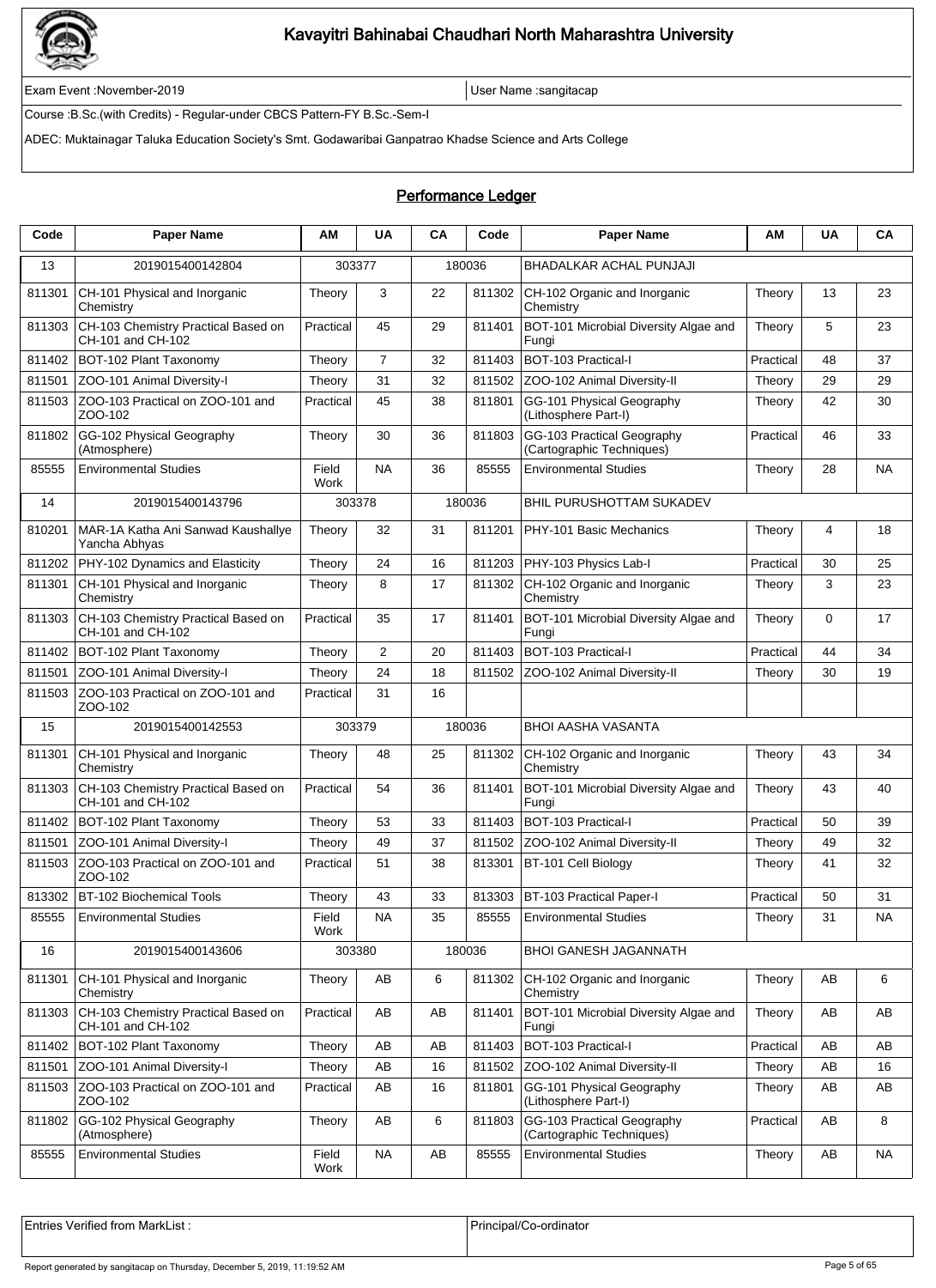# Kavayitri Bahinabai Chaudhari North Maharashtra University

Exam Event :November-2019 | User Name :sangitacap

Course :B.Sc.(with Credits) - Regular-under CBCS Pattern-FY B.Sc.-Sem-I

ADEC: Muktainagar Taluka Education Society's Smt. Godawaribai Ganpatrao Khadse Science and Arts College

## Performance Ledger

| Code | Paper Name | AM | UA | CA | Code | Paper Name | AM | UA | CA |
|---|---|---|---|---|---|---|---|---|---|
| 13 | 2019015400142804 | 303377 | | 180036 | | BHADALKAR ACHAL PUNJAJI | | | |
| 811301 | CH-101 Physical and Inorganic Chemistry | Theory | 3 | 22 | 811302 | CH-102 Organic and Inorganic Chemistry | Theory | 13 | 23 |
| 811303 | CH-103 Chemistry Practical Based on CH-101 and CH-102 | Practical | 45 | 29 | 811401 | BOT-101 Microbial Diversity Algae and Fungi | Theory | 5 | 23 |
| 811402 | BOT-102 Plant Taxonomy | Theory | 7 | 32 | 811403 | BOT-103 Practical-I | Practical | 48 | 37 |
| 811501 | ZOO-101 Animal Diversity-I | Theory | 31 | 32 | 811502 | ZOO-102 Animal Diversity-II | Theory | 29 | 29 |
| 811503 | ZOO-103 Practical on ZOO-101 and ZOO-102 | Practical | 45 | 38 | 811801 | GG-101 Physical Geography (Lithosphere Part-I) | Theory | 42 | 30 |
| 811802 | GG-102 Physical Geography (Atmosphere) | Theory | 30 | 36 | 811803 | GG-103 Practical Geography (Cartographic Techniques) | Practical | 46 | 33 |
| 85555 | Environmental Studies | Field Work | NA | 36 | 85555 | Environmental Studies | Theory | 28 | NA |
| 14 | 2019015400143796 | 303378 | | 180036 | | BHIL PURUSHOTTAM SUKADEV | | | |
| 810201 | MAR-1A Katha Ani Sanwad Kaushallye Yancha Abhyas | Theory | 32 | 31 | 811201 | PHY-101 Basic Mechanics | Theory | 4 | 18 |
| 811202 | PHY-102 Dynamics and Elasticity | Theory | 24 | 16 | 811203 | PHY-103 Physics Lab-I | Practical | 30 | 25 |
| 811301 | CH-101 Physical and Inorganic Chemistry | Theory | 8 | 17 | 811302 | CH-102 Organic and Inorganic Chemistry | Theory | 3 | 23 |
| 811303 | CH-103 Chemistry Practical Based on CH-101 and CH-102 | Practical | 35 | 17 | 811401 | BOT-101 Microbial Diversity Algae and Fungi | Theory | 0 | 17 |
| 811402 | BOT-102 Plant Taxonomy | Theory | 2 | 20 | 811403 | BOT-103 Practical-I | Practical | 44 | 34 |
| 811501 | ZOO-101 Animal Diversity-I | Theory | 24 | 18 | 811502 | ZOO-102 Animal Diversity-II | Theory | 30 | 19 |
| 811503 | ZOO-103 Practical on ZOO-101 and ZOO-102 | Practical | 31 | 16 | | | | | |
| 15 | 2019015400142553 | 303379 | | 180036 | | BHOI AASHA VASANTA | | | |
| 811301 | CH-101 Physical and Inorganic Chemistry | Theory | 48 | 25 | 811302 | CH-102 Organic and Inorganic Chemistry | Theory | 43 | 34 |
| 811303 | CH-103 Chemistry Practical Based on CH-101 and CH-102 | Practical | 54 | 36 | 811401 | BOT-101 Microbial Diversity Algae and Fungi | Theory | 43 | 40 |
| 811402 | BOT-102 Plant Taxonomy | Theory | 53 | 33 | 811403 | BOT-103 Practical-I | Practical | 50 | 39 |
| 811501 | ZOO-101 Animal Diversity-I | Theory | 49 | 37 | 811502 | ZOO-102 Animal Diversity-II | Theory | 49 | 32 |
| 811503 | ZOO-103 Practical on ZOO-101 and ZOO-102 | Practical | 51 | 38 | 813301 | BT-101 Cell Biology | Theory | 41 | 32 |
| 813302 | BT-102 Biochemical Tools | Theory | 43 | 33 | 813303 | BT-103 Practical Paper-I | Practical | 50 | 31 |
| 85555 | Environmental Studies | Field Work | NA | 35 | 85555 | Environmental Studies | Theory | 31 | NA |
| 16 | 2019015400143606 | 303380 | | 180036 | | BHOI GANESH JAGANNATH | | | |
| 811301 | CH-101 Physical and Inorganic Chemistry | Theory | AB | 6 | 811302 | CH-102 Organic and Inorganic Chemistry | Theory | AB | 6 |
| 811303 | CH-103 Chemistry Practical Based on CH-101 and CH-102 | Practical | AB | AB | 811401 | BOT-101 Microbial Diversity Algae and Fungi | Theory | AB | AB |
| 811402 | BOT-102 Plant Taxonomy | Theory | AB | AB | 811403 | BOT-103 Practical-I | Practical | AB | AB |
| 811501 | ZOO-101 Animal Diversity-I | Theory | AB | 16 | 811502 | ZOO-102 Animal Diversity-II | Theory | AB | 16 |
| 811503 | ZOO-103 Practical on ZOO-101 and ZOO-102 | Practical | AB | 16 | 811801 | GG-101 Physical Geography (Lithosphere Part-I) | Theory | AB | AB |
| 811802 | GG-102 Physical Geography (Atmosphere) | Theory | AB | 6 | 811803 | GG-103 Practical Geography (Cartographic Techniques) | Practical | AB | 8 |
| 85555 | Environmental Studies | Field Work | NA | AB | 85555 | Environmental Studies | Theory | AB | NA |

| Entries Verified from MarkList : | Principal/Co-ordinator |
|---|---|

Report generated by sangitacap on Thursday, December 5, 2019, 11:19:52 AM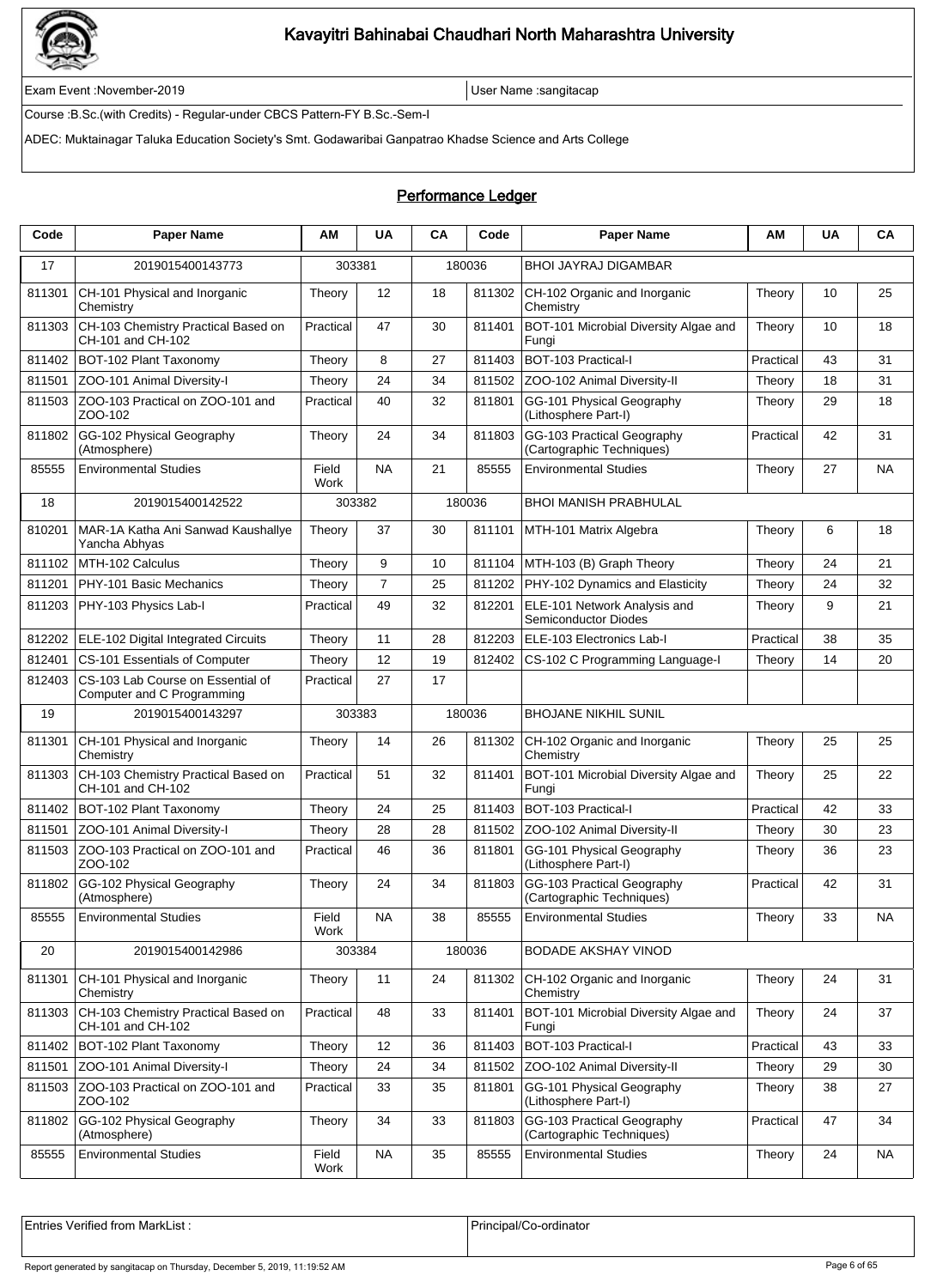# Kavayitri Bahinabai Chaudhari North Maharashtra University

Exam Event :November-2019 | User Name :sangitacap

Course :B.Sc.(with Credits) - Regular-under CBCS Pattern-FY B.Sc.-Sem-I

ADEC: Muktainagar Taluka Education Society's Smt. Godawaribai Ganpatrao Khadse Science and Arts College

## Performance Ledger

| Code | Paper Name | AM | UA | CA | Code | Paper Name | AM | UA | CA |
|---|---|---|---|---|---|---|---|---|---|
| 17 | 2019015400143773 | 303381 | | 180036 | | BHOI JAYRAJ DIGAMBAR | | | |
| 811301 | CH-101 Physical and Inorganic Chemistry | Theory | 12 | 18 | 811302 | CH-102 Organic and Inorganic Chemistry | Theory | 10 | 25 |
| 811303 | CH-103 Chemistry Practical Based on CH-101 and CH-102 | Practical | 47 | 30 | 811401 | BOT-101 Microbial Diversity Algae and Fungi | Theory | 10 | 18 |
| 811402 | BOT-102 Plant Taxonomy | Theory | 8 | 27 | 811403 | BOT-103 Practical-I | Practical | 43 | 31 |
| 811501 | ZOO-101 Animal Diversity-I | Theory | 24 | 34 | 811502 | ZOO-102 Animal Diversity-II | Theory | 18 | 31 |
| 811503 | ZOO-103 Practical on ZOO-101 and ZOO-102 | Practical | 40 | 32 | 811801 | GG-101 Physical Geography (Lithosphere Part-I) | Theory | 29 | 18 |
| 811802 | GG-102 Physical Geography (Atmosphere) | Theory | 24 | 34 | 811803 | GG-103 Practical Geography (Cartographic Techniques) | Practical | 42 | 31 |
| 85555 | Environmental Studies | Field Work | NA | 21 | 85555 | Environmental Studies | Theory | 27 | NA |
| 18 | 2019015400142522 | 303382 | | 180036 | | BHOI MANISH PRABHULAL | | | |
| 810201 | MAR-1A Katha Ani Sanwad Kaushallye Yancha Abhyas | Theory | 37 | 30 | 811101 | MTH-101 Matrix Algebra | Theory | 6 | 18 |
| 811102 | MTH-102 Calculus | Theory | 9 | 10 | 811104 | MTH-103 (B) Graph Theory | Theory | 24 | 21 |
| 811201 | PHY-101 Basic Mechanics | Theory | 7 | 25 | 811202 | PHY-102 Dynamics and Elasticity | Theory | 24 | 32 |
| 811203 | PHY-103 Physics Lab-I | Practical | 49 | 32 | 812201 | ELE-101 Network Analysis and Semiconductor Diodes | Theory | 9 | 21 |
| 812202 | ELE-102 Digital Integrated Circuits | Theory | 11 | 28 | 812203 | ELE-103 Electronics Lab-I | Practical | 38 | 35 |
| 812401 | CS-101 Essentials of Computer | Theory | 12 | 19 | 812402 | CS-102 C Programming Language-I | Theory | 14 | 20 |
| 812403 | CS-103 Lab Course on Essential of Computer and C Programming | Practical | 27 | 17 | | | | | |
| 19 | 2019015400143297 | 303383 | | 180036 | | BHOJANE NIKHIL SUNIL | | | |
| 811301 | CH-101 Physical and Inorganic Chemistry | Theory | 14 | 26 | 811302 | CH-102 Organic and Inorganic Chemistry | Theory | 25 | 25 |
| 811303 | CH-103 Chemistry Practical Based on CH-101 and CH-102 | Practical | 51 | 32 | 811401 | BOT-101 Microbial Diversity Algae and Fungi | Theory | 25 | 22 |
| 811402 | BOT-102 Plant Taxonomy | Theory | 24 | 25 | 811403 | BOT-103 Practical-I | Practical | 42 | 33 |
| 811501 | ZOO-101 Animal Diversity-I | Theory | 28 | 28 | 811502 | ZOO-102 Animal Diversity-II | Theory | 30 | 23 |
| 811503 | ZOO-103 Practical on ZOO-101 and ZOO-102 | Practical | 46 | 36 | 811801 | GG-101 Physical Geography (Lithosphere Part-I) | Theory | 36 | 23 |
| 811802 | GG-102 Physical Geography (Atmosphere) | Theory | 24 | 34 | 811803 | GG-103 Practical Geography (Cartographic Techniques) | Practical | 42 | 31 |
| 85555 | Environmental Studies | Field Work | NA | 38 | 85555 | Environmental Studies | Theory | 33 | NA |
| 20 | 2019015400142986 | 303384 | | 180036 | | BODADE AKSHAY VINOD | | | |
| 811301 | CH-101 Physical and Inorganic Chemistry | Theory | 11 | 24 | 811302 | CH-102 Organic and Inorganic Chemistry | Theory | 24 | 31 |
| 811303 | CH-103 Chemistry Practical Based on CH-101 and CH-102 | Practical | 48 | 33 | 811401 | BOT-101 Microbial Diversity Algae and Fungi | Theory | 24 | 37 |
| 811402 | BOT-102 Plant Taxonomy | Theory | 12 | 36 | 811403 | BOT-103 Practical-I | Practical | 43 | 33 |
| 811501 | ZOO-101 Animal Diversity-I | Theory | 24 | 34 | 811502 | ZOO-102 Animal Diversity-II | Theory | 29 | 30 |
| 811503 | ZOO-103 Practical on ZOO-101 and ZOO-102 | Practical | 33 | 35 | 811801 | GG-101 Physical Geography (Lithosphere Part-I) | Theory | 38 | 27 |
| 811802 | GG-102 Physical Geography (Atmosphere) | Theory | 34 | 33 | 811803 | GG-103 Practical Geography (Cartographic Techniques) | Practical | 47 | 34 |
| 85555 | Environmental Studies | Field Work | NA | 35 | 85555 | Environmental Studies | Theory | 24 | NA |

| Entries Verified from MarkList : | Principal/Co-ordinator |
|---|---|

Report generated by sangitacap on Thursday, December 5, 2019, 11:19:52 AM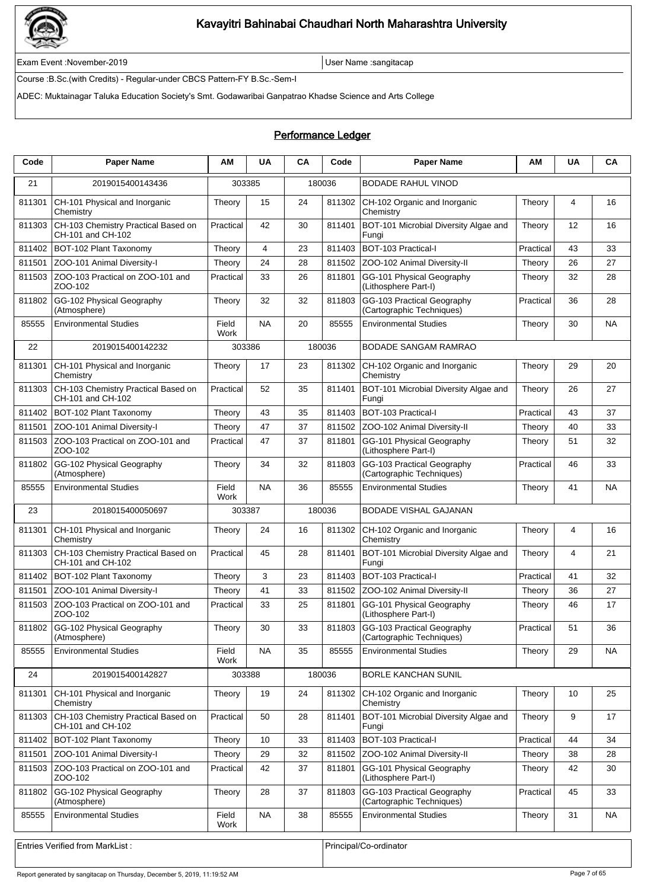Kavayitri Bahinabai Chaudhari North Maharashtra University

Exam Event :November-2019 | User Name :sangitacap

Course :B.Sc.(with Credits) - Regular-under CBCS Pattern-FY B.Sc.-Sem-I

ADEC: Muktainagar Taluka Education Society's Smt. Godawaribai Ganpatrao Khadse Science and Arts College

## Performance Ledger

| Code | Paper Name | AM | UA | CA | Code | Paper Name | AM | UA | CA |
|---|---|---|---|---|---|---|---|---|---|
| 21 | 2019015400143436 | 303385 | | 180036 | | BODADE RAHUL VINOD | | | |
| 811301 | CH-101 Physical and Inorganic Chemistry | Theory | 15 | 24 | 811302 | CH-102 Organic and Inorganic Chemistry | Theory | 4 | 16 |
| 811303 | CH-103 Chemistry Practical Based on CH-101 and CH-102 | Practical | 42 | 30 | 811401 | BOT-101 Microbial Diversity Algae and Fungi | Theory | 12 | 16 |
| 811402 | BOT-102 Plant Taxonomy | Theory | 4 | 23 | 811403 | BOT-103 Practical-I | Practical | 43 | 33 |
| 811501 | ZOO-101 Animal Diversity-I | Theory | 24 | 28 | 811502 | ZOO-102 Animal Diversity-II | Theory | 26 | 27 |
| 811503 | ZOO-103 Practical on ZOO-101 and ZOO-102 | Practical | 33 | 26 | 811801 | GG-101 Physical Geography (Lithosphere Part-I) | Theory | 32 | 28 |
| 811802 | GG-102 Physical Geography (Atmosphere) | Theory | 32 | 32 | 811803 | GG-103 Practical Geography (Cartographic Techniques) | Practical | 36 | 28 |
| 85555 | Environmental Studies | Field Work | NA | 20 | 85555 | Environmental Studies | Theory | 30 | NA |
| 22 | 2019015400142232 | 303386 | | 180036 | | BODADE SANGAM RAMRAO | | | |
| 811301 | CH-101 Physical and Inorganic Chemistry | Theory | 17 | 23 | 811302 | CH-102 Organic and Inorganic Chemistry | Theory | 29 | 20 |
| 811303 | CH-103 Chemistry Practical Based on CH-101 and CH-102 | Practical | 52 | 35 | 811401 | BOT-101 Microbial Diversity Algae and Fungi | Theory | 26 | 27 |
| 811402 | BOT-102 Plant Taxonomy | Theory | 43 | 35 | 811403 | BOT-103 Practical-I | Practical | 43 | 37 |
| 811501 | ZOO-101 Animal Diversity-I | Theory | 47 | 37 | 811502 | ZOO-102 Animal Diversity-II | Theory | 40 | 33 |
| 811503 | ZOO-103 Practical on ZOO-101 and ZOO-102 | Practical | 47 | 37 | 811801 | GG-101 Physical Geography (Lithosphere Part-I) | Theory | 51 | 32 |
| 811802 | GG-102 Physical Geography (Atmosphere) | Theory | 34 | 32 | 811803 | GG-103 Practical Geography (Cartographic Techniques) | Practical | 46 | 33 |
| 85555 | Environmental Studies | Field Work | NA | 36 | 85555 | Environmental Studies | Theory | 41 | NA |
| 23 | 2018015400050697 | 303387 | | 180036 | | BODADE VISHAL GAJANAN | | | |
| 811301 | CH-101 Physical and Inorganic Chemistry | Theory | 24 | 16 | 811302 | CH-102 Organic and Inorganic Chemistry | Theory | 4 | 16 |
| 811303 | CH-103 Chemistry Practical Based on CH-101 and CH-102 | Practical | 45 | 28 | 811401 | BOT-101 Microbial Diversity Algae and Fungi | Theory | 4 | 21 |
| 811402 | BOT-102 Plant Taxonomy | Theory | 3 | 23 | 811403 | BOT-103 Practical-I | Practical | 41 | 32 |
| 811501 | ZOO-101 Animal Diversity-I | Theory | 41 | 33 | 811502 | ZOO-102 Animal Diversity-II | Theory | 36 | 27 |
| 811503 | ZOO-103 Practical on ZOO-101 and ZOO-102 | Practical | 33 | 25 | 811801 | GG-101 Physical Geography (Lithosphere Part-I) | Theory | 46 | 17 |
| 811802 | GG-102 Physical Geography (Atmosphere) | Theory | 30 | 33 | 811803 | GG-103 Practical Geography (Cartographic Techniques) | Practical | 51 | 36 |
| 85555 | Environmental Studies | Field Work | NA | 35 | 85555 | Environmental Studies | Theory | 29 | NA |
| 24 | 2019015400142827 | 303388 | | 180036 | | BORLE KANCHAN SUNIL | | | |
| 811301 | CH-101 Physical and Inorganic Chemistry | Theory | 19 | 24 | 811302 | CH-102 Organic and Inorganic Chemistry | Theory | 10 | 25 |
| 811303 | CH-103 Chemistry Practical Based on CH-101 and CH-102 | Practical | 50 | 28 | 811401 | BOT-101 Microbial Diversity Algae and Fungi | Theory | 9 | 17 |
| 811402 | BOT-102 Plant Taxonomy | Theory | 10 | 33 | 811403 | BOT-103 Practical-I | Practical | 44 | 34 |
| 811501 | ZOO-101 Animal Diversity-I | Theory | 29 | 32 | 811502 | ZOO-102 Animal Diversity-II | Theory | 38 | 28 |
| 811503 | ZOO-103 Practical on ZOO-101 and ZOO-102 | Practical | 42 | 37 | 811801 | GG-101 Physical Geography (Lithosphere Part-I) | Theory | 42 | 30 |
| 811802 | GG-102 Physical Geography (Atmosphere) | Theory | 28 | 37 | 811803 | GG-103 Practical Geography (Cartographic Techniques) | Practical | 45 | 33 |
| 85555 | Environmental Studies | Field Work | NA | 38 | 85555 | Environmental Studies | Theory | 31 | NA |

Entries Verified from MarkList : | Principal/Co-ordinator

Report generated by sangitacap on Thursday, December 5, 2019, 11:19:52 AM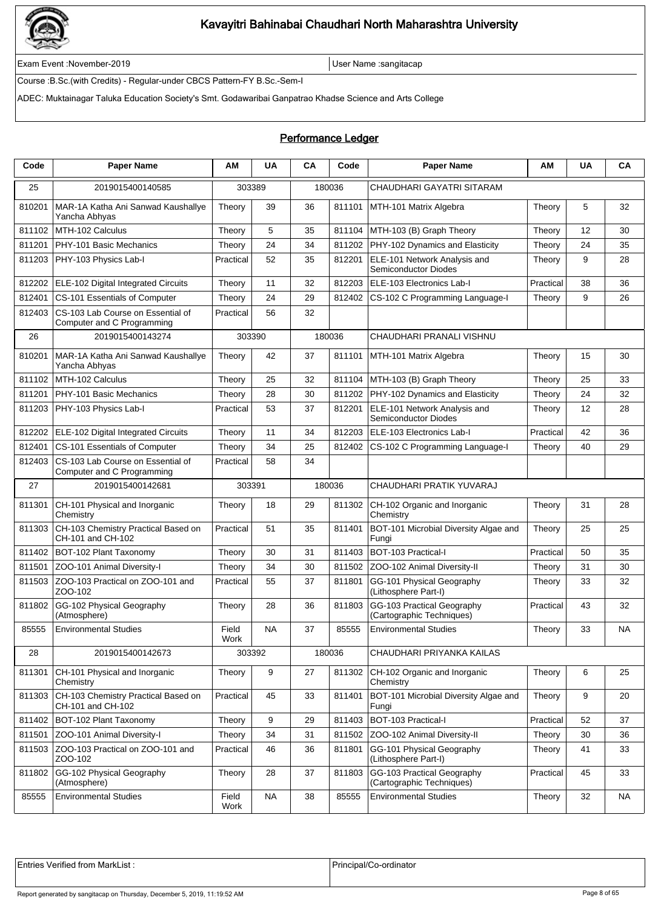# Kavayitri Bahinabai Chaudhari North Maharashtra University

Exam Event :November-2019 | User Name :sangitacap

Course :B.Sc.(with Credits) - Regular-under CBCS Pattern-FY B.Sc.-Sem-I

ADEC: Muktainagar Taluka Education Society's Smt. Godawaribai Ganpatrao Khadse Science and Arts College

## Performance Ledger

| Code | Paper Name | AM | UA | CA | Code | Paper Name | AM | UA | CA |
|---|---|---|---|---|---|---|---|---|---|
| 25 | 2019015400140585 | 303389 | | 180036 | | CHAUDHARI GAYATRI SITARAM | | | |
| 810201 | MAR-1A Katha Ani Sanwad Kaushallye Yancha Abhyas | Theory | 39 | 36 | 811101 | MTH-101 Matrix Algebra | Theory | 5 | 32 |
| 811102 | MTH-102 Calculus | Theory | 5 | 35 | 811104 | MTH-103 (B) Graph Theory | Theory | 12 | 30 |
| 811201 | PHY-101 Basic Mechanics | Theory | 24 | 34 | 811202 | PHY-102 Dynamics and Elasticity | Theory | 24 | 35 |
| 811203 | PHY-103 Physics Lab-I | Practical | 52 | 35 | 812201 | ELE-101 Network Analysis and Semiconductor Diodes | Theory | 9 | 28 |
| 812202 | ELE-102 Digital Integrated Circuits | Theory | 11 | 32 | 812203 | ELE-103 Electronics Lab-I | Practical | 38 | 36 |
| 812401 | CS-101 Essentials of Computer | Theory | 24 | 29 | 812402 | CS-102 C Programming Language-I | Theory | 9 | 26 |
| 812403 | CS-103 Lab Course on Essential of Computer and C Programming | Practical | 56 | 32 | | | | | |
| 26 | 2019015400143274 | 303390 | | 180036 | | CHAUDHARI PRANALI VISHNU | | | |
| 810201 | MAR-1A Katha Ani Sanwad Kaushallye Yancha Abhyas | Theory | 42 | 37 | 811101 | MTH-101 Matrix Algebra | Theory | 15 | 30 |
| 811102 | MTH-102 Calculus | Theory | 25 | 32 | 811104 | MTH-103 (B) Graph Theory | Theory | 25 | 33 |
| 811201 | PHY-101 Basic Mechanics | Theory | 28 | 30 | 811202 | PHY-102 Dynamics and Elasticity | Theory | 24 | 32 |
| 811203 | PHY-103 Physics Lab-I | Practical | 53 | 37 | 812201 | ELE-101 Network Analysis and Semiconductor Diodes | Theory | 12 | 28 |
| 812202 | ELE-102 Digital Integrated Circuits | Theory | 11 | 34 | 812203 | ELE-103 Electronics Lab-I | Practical | 42 | 36 |
| 812401 | CS-101 Essentials of Computer | Theory | 34 | 25 | 812402 | CS-102 C Programming Language-I | Theory | 40 | 29 |
| 812403 | CS-103 Lab Course on Essential of Computer and C Programming | Practical | 58 | 34 | | | | | |
| 27 | 2019015400142681 | 303391 | | 180036 | | CHAUDHARI PRATIK YUVARAJ | | | |
| 811301 | CH-101 Physical and Inorganic Chemistry | Theory | 18 | 29 | 811302 | CH-102 Organic and Inorganic Chemistry | Theory | 31 | 28 |
| 811303 | CH-103 Chemistry Practical Based on CH-101 and CH-102 | Practical | 51 | 35 | 811401 | BOT-101 Microbial Diversity Algae and Fungi | Theory | 25 | 25 |
| 811402 | BOT-102 Plant Taxonomy | Theory | 30 | 31 | 811403 | BOT-103 Practical-I | Practical | 50 | 35 |
| 811501 | ZOO-101 Animal Diversity-I | Theory | 34 | 30 | 811502 | ZOO-102 Animal Diversity-II | Theory | 31 | 30 |
| 811503 | ZOO-103 Practical on ZOO-101 and ZOO-102 | Practical | 55 | 37 | 811801 | GG-101 Physical Geography (Lithosphere Part-I) | Theory | 33 | 32 |
| 811802 | GG-102 Physical Geography (Atmosphere) | Theory | 28 | 36 | 811803 | GG-103 Practical Geography (Cartographic Techniques) | Practical | 43 | 32 |
| 85555 | Environmental Studies | Field Work | NA | 37 | 85555 | Environmental Studies | Theory | 33 | NA |
| 28 | 2019015400142673 | 303392 | | 180036 | | CHAUDHARI PRIYANKA KAILAS | | | |
| 811301 | CH-101 Physical and Inorganic Chemistry | Theory | 9 | 27 | 811302 | CH-102 Organic and Inorganic Chemistry | Theory | 6 | 25 |
| 811303 | CH-103 Chemistry Practical Based on CH-101 and CH-102 | Practical | 45 | 33 | 811401 | BOT-101 Microbial Diversity Algae and Fungi | Theory | 9 | 20 |
| 811402 | BOT-102 Plant Taxonomy | Theory | 9 | 29 | 811403 | BOT-103 Practical-I | Practical | 52 | 37 |
| 811501 | ZOO-101 Animal Diversity-I | Theory | 34 | 31 | 811502 | ZOO-102 Animal Diversity-II | Theory | 30 | 36 |
| 811503 | ZOO-103 Practical on ZOO-101 and ZOO-102 | Practical | 46 | 36 | 811801 | GG-101 Physical Geography (Lithosphere Part-I) | Theory | 41 | 33 |
| 811802 | GG-102 Physical Geography (Atmosphere) | Theory | 28 | 37 | 811803 | GG-103 Practical Geography (Cartographic Techniques) | Practical | 45 | 33 |
| 85555 | Environmental Studies | Field Work | NA | 38 | 85555 | Environmental Studies | Theory | 32 | NA |

| Entries Verified from MarkList : | Principal/Co-ordinator |
|---|---|

Report generated by sangitacap on Thursday, December 5, 2019, 11:19:52 AM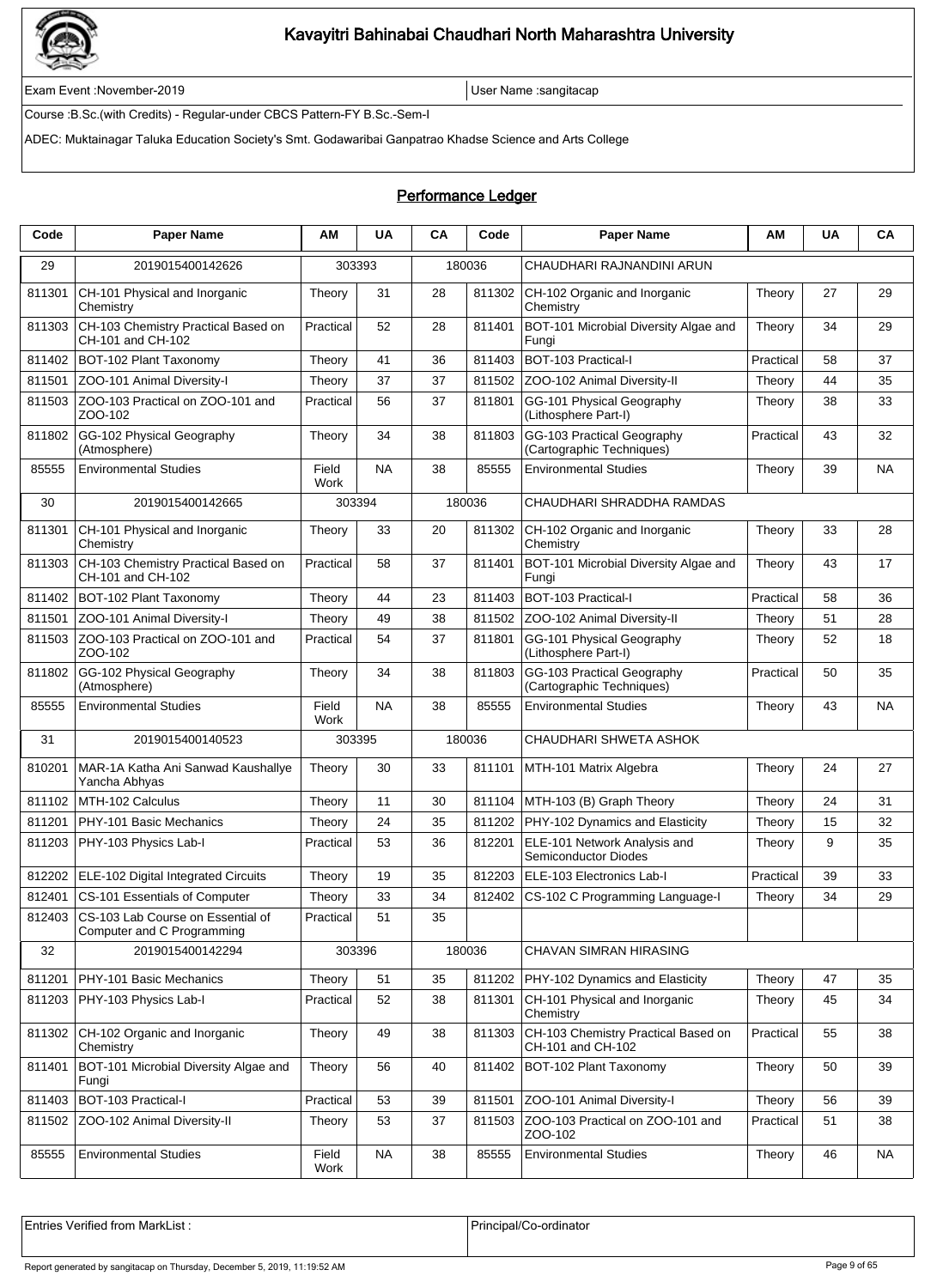# Kavayitri Bahinabai Chaudhari North Maharashtra University

Exam Event :November-2019 | User Name :sangitacap

Course :B.Sc.(with Credits) - Regular-under CBCS Pattern-FY B.Sc.-Sem-I

ADEC: Muktainagar Taluka Education Society's Smt. Godawaribai Ganpatrao Khadse Science and Arts College

## Performance Ledger

| Code | Paper Name | AM | UA | CA | Code | Paper Name | AM | UA | CA |
|---|---|---|---|---|---|---|---|---|---|
| 29 | 2019015400142626 | 303393 | | 180036 | | CHAUDHARI RAJNANDINI ARUN | | | |
| 811301 | CH-101 Physical and Inorganic Chemistry | Theory | 31 | 28 | 811302 | CH-102 Organic and Inorganic Chemistry | Theory | 27 | 29 |
| 811303 | CH-103 Chemistry Practical Based on CH-101 and CH-102 | Practical | 52 | 28 | 811401 | BOT-101 Microbial Diversity Algae and Fungi | Theory | 34 | 29 |
| 811402 | BOT-102 Plant Taxonomy | Theory | 41 | 36 | 811403 | BOT-103 Practical-I | Practical | 58 | 37 |
| 811501 | ZOO-101 Animal Diversity-I | Theory | 37 | 37 | 811502 | ZOO-102 Animal Diversity-II | Theory | 44 | 35 |
| 811503 | ZOO-103 Practical on ZOO-101 and ZOO-102 | Practical | 56 | 37 | 811801 | GG-101 Physical Geography (Lithosphere Part-I) | Theory | 38 | 33 |
| 811802 | GG-102 Physical Geography (Atmosphere) | Theory | 34 | 38 | 811803 | GG-103 Practical Geography (Cartographic Techniques) | Practical | 43 | 32 |
| 85555 | Environmental Studies | Field Work | NA | 38 | 85555 | Environmental Studies | Theory | 39 | NA |
| 30 | 2019015400142665 | 303394 | | 180036 | | CHAUDHARI SHRADDHA RAMDAS | | | |
| 811301 | CH-101 Physical and Inorganic Chemistry | Theory | 33 | 20 | 811302 | CH-102 Organic and Inorganic Chemistry | Theory | 33 | 28 |
| 811303 | CH-103 Chemistry Practical Based on CH-101 and CH-102 | Practical | 58 | 37 | 811401 | BOT-101 Microbial Diversity Algae and Fungi | Theory | 43 | 17 |
| 811402 | BOT-102 Plant Taxonomy | Theory | 44 | 23 | 811403 | BOT-103 Practical-I | Practical | 58 | 36 |
| 811501 | ZOO-101 Animal Diversity-I | Theory | 49 | 38 | 811502 | ZOO-102 Animal Diversity-II | Theory | 51 | 28 |
| 811503 | ZOO-103 Practical on ZOO-101 and ZOO-102 | Practical | 54 | 37 | 811801 | GG-101 Physical Geography (Lithosphere Part-I) | Theory | 52 | 18 |
| 811802 | GG-102 Physical Geography (Atmosphere) | Theory | 34 | 38 | 811803 | GG-103 Practical Geography (Cartographic Techniques) | Practical | 50 | 35 |
| 85555 | Environmental Studies | Field Work | NA | 38 | 85555 | Environmental Studies | Theory | 43 | NA |
| 31 | 2019015400140523 | 303395 | | 180036 | | CHAUDHARI SHWETA ASHOK | | | |
| 810201 | MAR-1A Katha Ani Sanwad Kaushallye Yancha Abhyas | Theory | 30 | 33 | 811101 | MTH-101 Matrix Algebra | Theory | 24 | 27 |
| 811102 | MTH-102 Calculus | Theory | 11 | 30 | 811104 | MTH-103 (B) Graph Theory | Theory | 24 | 31 |
| 811201 | PHY-101 Basic Mechanics | Theory | 24 | 35 | 811202 | PHY-102 Dynamics and Elasticity | Theory | 15 | 32 |
| 811203 | PHY-103 Physics Lab-I | Practical | 53 | 36 | 812201 | ELE-101 Network Analysis and Semiconductor Diodes | Theory | 9 | 35 |
| 812202 | ELE-102 Digital Integrated Circuits | Theory | 19 | 35 | 812203 | ELE-103 Electronics Lab-I | Practical | 39 | 33 |
| 812401 | CS-101 Essentials of Computer | Theory | 33 | 34 | 812402 | CS-102 C Programming Language-I | Theory | 34 | 29 |
| 812403 | CS-103 Lab Course on Essential of Computer and C Programming | Practical | 51 | 35 | | | | | |
| 32 | 2019015400142294 | 303396 | | 180036 | | CHAVAN SIMRAN HIRASING | | | |
| 811201 | PHY-101 Basic Mechanics | Theory | 51 | 35 | 811202 | PHY-102 Dynamics and Elasticity | Theory | 47 | 35 |
| 811203 | PHY-103 Physics Lab-I | Practical | 52 | 38 | 811301 | CH-101 Physical and Inorganic Chemistry | Theory | 45 | 34 |
| 811302 | CH-102 Organic and Inorganic Chemistry | Theory | 49 | 38 | 811303 | CH-103 Chemistry Practical Based on CH-101 and CH-102 | Practical | 55 | 38 |
| 811401 | BOT-101 Microbial Diversity Algae and Fungi | Theory | 56 | 40 | 811402 | BOT-102 Plant Taxonomy | Theory | 50 | 39 |
| 811403 | BOT-103 Practical-I | Practical | 53 | 39 | 811501 | ZOO-101 Animal Diversity-I | Theory | 56 | 39 |
| 811502 | ZOO-102 Animal Diversity-II | Theory | 53 | 37 | 811503 | ZOO-103 Practical on ZOO-101 and ZOO-102 | Practical | 51 | 38 |
| 85555 | Environmental Studies | Field Work | NA | 38 | 85555 | Environmental Studies | Theory | 46 | NA |

| Entries Verified from MarkList : | Principal/Co-ordinator |
|---|---|

Report generated by sangitacap on Thursday, December 5, 2019, 11:19:52 AM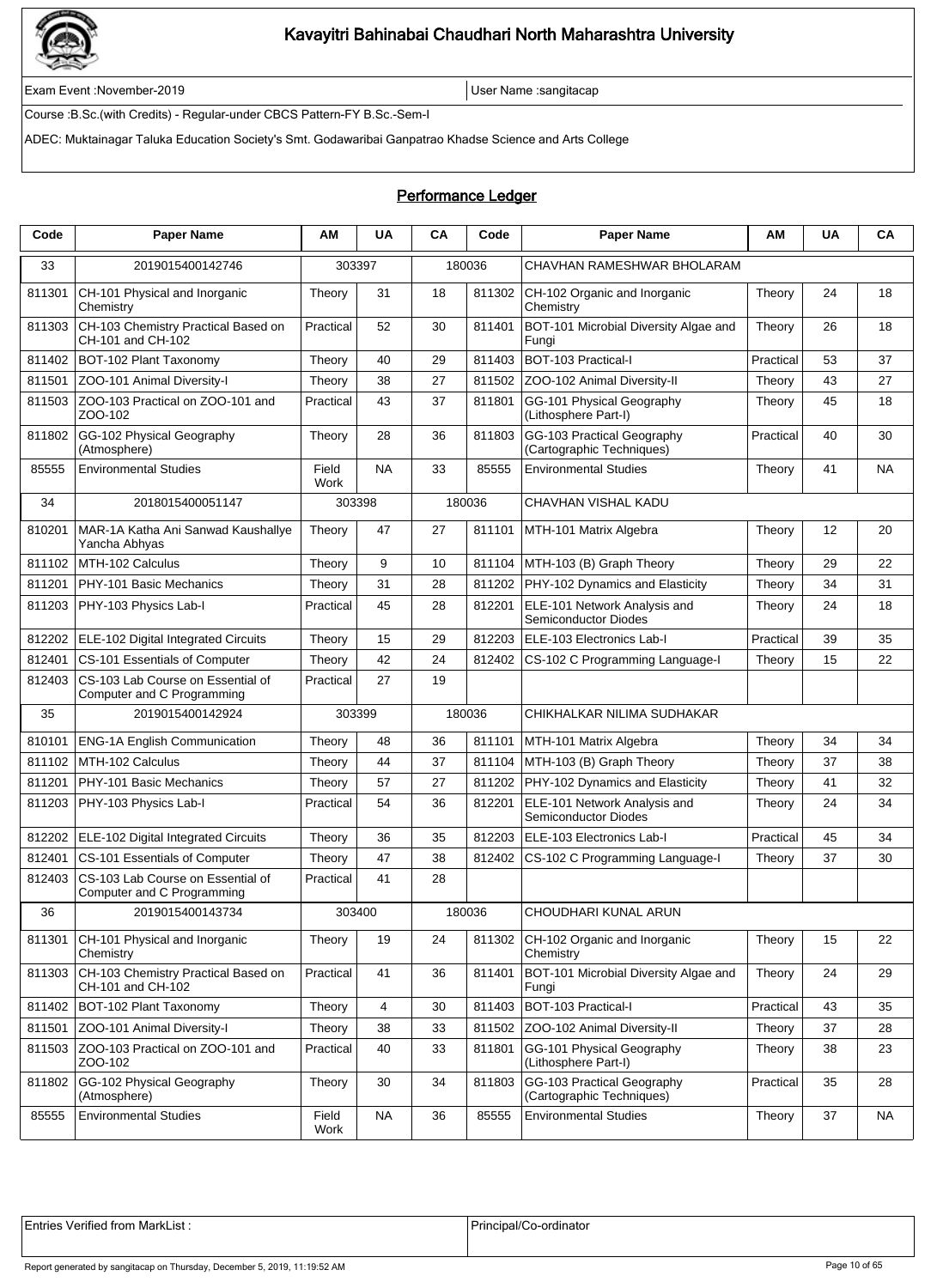# Kavayitri Bahinabai Chaudhari North Maharashtra University

Exam Event :November-2019 | User Name :sangitacap

Course :B.Sc.(with Credits) - Regular-under CBCS Pattern-FY B.Sc.-Sem-I

ADEC: Muktainagar Taluka Education Society's Smt. Godawaribai Ganpatrao Khadse Science and Arts College

## Performance Ledger

| Code | Paper Name | AM | UA | CA | Code | Paper Name | AM | UA | CA |
|---|---|---|---|---|---|---|---|---|---|
| 33 | 2019015400142746 | 303397 | | 180036 | | CHAVHAN RAMESHWAR BHOLARAM | | | |
| 811301 | CH-101 Physical and Inorganic Chemistry | Theory | 31 | 18 | 811302 | CH-102 Organic and Inorganic Chemistry | Theory | 24 | 18 |
| 811303 | CH-103 Chemistry Practical Based on CH-101 and CH-102 | Practical | 52 | 30 | 811401 | BOT-101 Microbial Diversity Algae and Fungi | Theory | 26 | 18 |
| 811402 | BOT-102 Plant Taxonomy | Theory | 40 | 29 | 811403 | BOT-103 Practical-I | Practical | 53 | 37 |
| 811501 | ZOO-101 Animal Diversity-I | Theory | 38 | 27 | 811502 | ZOO-102 Animal Diversity-II | Theory | 43 | 27 |
| 811503 | ZOO-103 Practical on ZOO-101 and ZOO-102 | Practical | 43 | 37 | 811801 | GG-101 Physical Geography (Lithosphere Part-I) | Theory | 45 | 18 |
| 811802 | GG-102 Physical Geography (Atmosphere) | Theory | 28 | 36 | 811803 | GG-103 Practical Geography (Cartographic Techniques) | Practical | 40 | 30 |
| 85555 | Environmental Studies | Field Work | NA | 33 | 85555 | Environmental Studies | Theory | 41 | NA |
| 34 | 2018015400051147 | 303398 | | 180036 | | CHAVHAN VISHAL KADU | | | |
| 810201 | MAR-1A Katha Ani Sanwad Kaushallye Yancha Abhyas | Theory | 47 | 27 | 811101 | MTH-101 Matrix Algebra | Theory | 12 | 20 |
| 811102 | MTH-102 Calculus | Theory | 9 | 10 | 811104 | MTH-103 (B) Graph Theory | Theory | 29 | 22 |
| 811201 | PHY-101 Basic Mechanics | Theory | 31 | 28 | 811202 | PHY-102 Dynamics and Elasticity | Theory | 34 | 31 |
| 811203 | PHY-103 Physics Lab-I | Practical | 45 | 28 | 812201 | ELE-101 Network Analysis and Semiconductor Diodes | Theory | 24 | 18 |
| 812202 | ELE-102 Digital Integrated Circuits | Theory | 15 | 29 | 812203 | ELE-103 Electronics Lab-I | Practical | 39 | 35 |
| 812401 | CS-101 Essentials of Computer | Theory | 42 | 24 | 812402 | CS-102 C Programming Language-I | Theory | 15 | 22 |
| 812403 | CS-103 Lab Course on Essential of Computer and C Programming | Practical | 27 | 19 | | | | | |
| 35 | 2019015400142924 | 303399 | | 180036 | | CHIKHALKAR NILIMA SUDHAKAR | | | |
| 810101 | ENG-1A English Communication | Theory | 48 | 36 | 811101 | MTH-101 Matrix Algebra | Theory | 34 | 34 |
| 811102 | MTH-102 Calculus | Theory | 44 | 37 | 811104 | MTH-103 (B) Graph Theory | Theory | 37 | 38 |
| 811201 | PHY-101 Basic Mechanics | Theory | 57 | 27 | 811202 | PHY-102 Dynamics and Elasticity | Theory | 41 | 32 |
| 811203 | PHY-103 Physics Lab-I | Practical | 54 | 36 | 812201 | ELE-101 Network Analysis and Semiconductor Diodes | Theory | 24 | 34 |
| 812202 | ELE-102 Digital Integrated Circuits | Theory | 36 | 35 | 812203 | ELE-103 Electronics Lab-I | Practical | 45 | 34 |
| 812401 | CS-101 Essentials of Computer | Theory | 47 | 38 | 812402 | CS-102 C Programming Language-I | Theory | 37 | 30 |
| 812403 | CS-103 Lab Course on Essential of Computer and C Programming | Practical | 41 | 28 | | | | | |
| 36 | 2019015400143734 | 303400 | | 180036 | | CHOUDHARI KUNAL ARUN | | | |
| 811301 | CH-101 Physical and Inorganic Chemistry | Theory | 19 | 24 | 811302 | CH-102 Organic and Inorganic Chemistry | Theory | 15 | 22 |
| 811303 | CH-103 Chemistry Practical Based on CH-101 and CH-102 | Practical | 41 | 36 | 811401 | BOT-101 Microbial Diversity Algae and Fungi | Theory | 24 | 29 |
| 811402 | BOT-102 Plant Taxonomy | Theory | 4 | 30 | 811403 | BOT-103 Practical-I | Practical | 43 | 35 |
| 811501 | ZOO-101 Animal Diversity-I | Theory | 38 | 33 | 811502 | ZOO-102 Animal Diversity-II | Theory | 37 | 28 |
| 811503 | ZOO-103 Practical on ZOO-101 and ZOO-102 | Practical | 40 | 33 | 811801 | GG-101 Physical Geography (Lithosphere Part-I) | Theory | 38 | 23 |
| 811802 | GG-102 Physical Geography (Atmosphere) | Theory | 30 | 34 | 811803 | GG-103 Practical Geography (Cartographic Techniques) | Practical | 35 | 28 |
| 85555 | Environmental Studies | Field Work | NA | 36 | 85555 | Environmental Studies | Theory | 37 | NA |

| Entries Verified from MarkList : | Principal/Co-ordinator |
|---|---|

Report generated by sangitacap on Thursday, December 5, 2019, 11:19:52 AM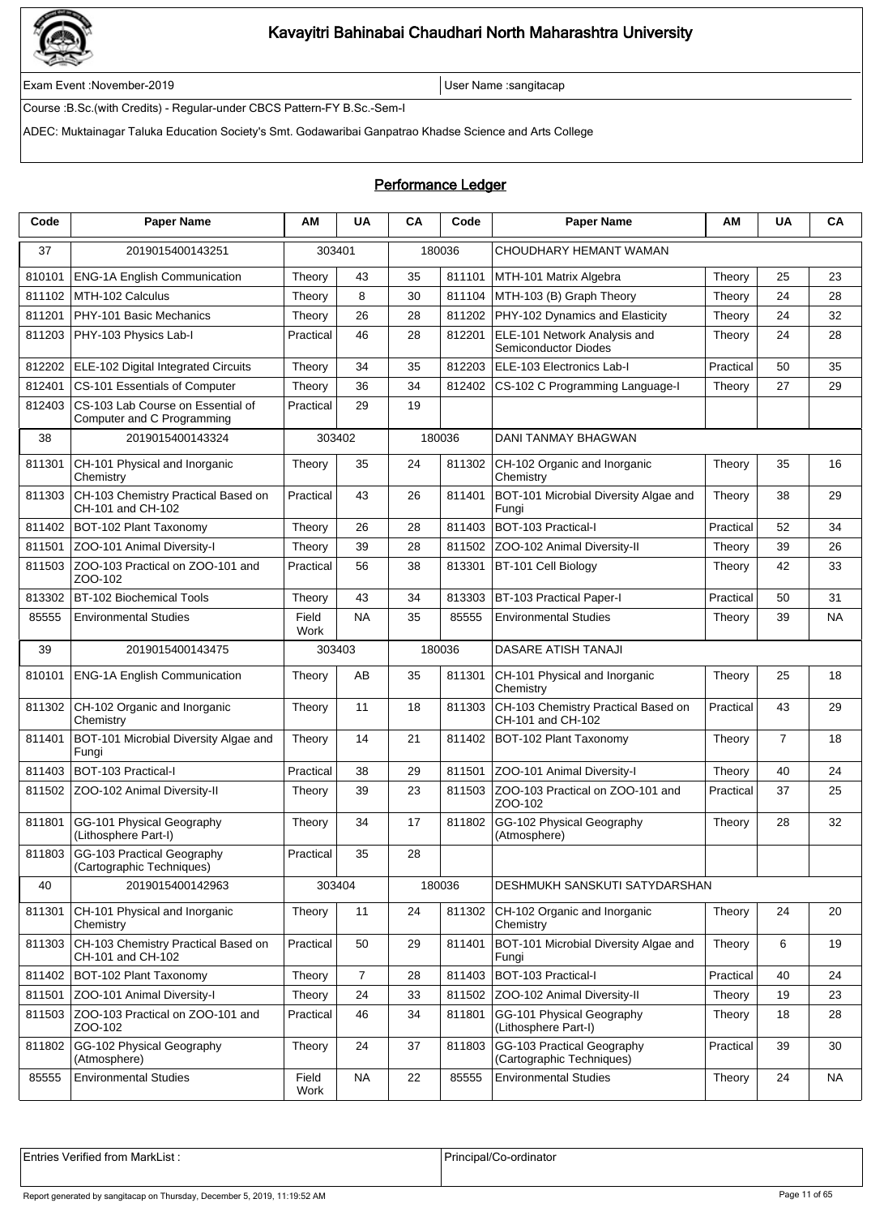# Kavayitri Bahinabai Chaudhari North Maharashtra University

Exam Event :November-2019 | User Name :sangitacap

Course :B.Sc.(with Credits) - Regular-under CBCS Pattern-FY B.Sc.-Sem-I

ADEC: Muktainagar Taluka Education Society's Smt. Godawaribai Ganpatrao Khadse Science and Arts College

## Performance Ledger

| Code | Paper Name | AM | UA | CA | Code | Paper Name | AM | UA | CA |
|---|---|---|---|---|---|---|---|---|---|
| 37 | 2019015400143251 | 303401 | | 180036 | | CHOUDHARY HEMANT WAMAN | | | |
| 810101 | ENG-1A English Communication | Theory | 43 | 35 | 811101 | MTH-101 Matrix Algebra | Theory | 25 | 23 |
| 811102 | MTH-102 Calculus | Theory | 8 | 30 | 811104 | MTH-103 (B) Graph Theory | Theory | 24 | 28 |
| 811201 | PHY-101 Basic Mechanics | Theory | 26 | 28 | 811202 | PHY-102 Dynamics and Elasticity | Theory | 24 | 32 |
| 811203 | PHY-103 Physics Lab-I | Practical | 46 | 28 | 812201 | ELE-101 Network Analysis and Semiconductor Diodes | Theory | 24 | 28 |
| 812202 | ELE-102 Digital Integrated Circuits | Theory | 34 | 35 | 812203 | ELE-103 Electronics Lab-I | Practical | 50 | 35 |
| 812401 | CS-101 Essentials of Computer | Theory | 36 | 34 | 812402 | CS-102 C Programming Language-I | Theory | 27 | 29 |
| 812403 | CS-103 Lab Course on Essential of Computer and C Programming | Practical | 29 | 19 | | | | | |
| 38 | 2019015400143324 | 303402 | | 180036 | | DANI TANMAY BHAGWAN | | | |
| 811301 | CH-101 Physical and Inorganic Chemistry | Theory | 35 | 24 | 811302 | CH-102 Organic and Inorganic Chemistry | Theory | 35 | 16 |
| 811303 | CH-103 Chemistry Practical Based on CH-101 and CH-102 | Practical | 43 | 26 | 811401 | BOT-101 Microbial Diversity Algae and Fungi | Theory | 38 | 29 |
| 811402 | BOT-102 Plant Taxonomy | Theory | 26 | 28 | 811403 | BOT-103 Practical-I | Practical | 52 | 34 |
| 811501 | ZOO-101 Animal Diversity-I | Theory | 39 | 28 | 811502 | ZOO-102 Animal Diversity-II | Theory | 39 | 26 |
| 811503 | ZOO-103 Practical on ZOO-101 and ZOO-102 | Practical | 56 | 38 | 813301 | BT-101 Cell Biology | Theory | 42 | 33 |
| 813302 | BT-102 Biochemical Tools | Theory | 43 | 34 | 813303 | BT-103 Practical Paper-I | Practical | 50 | 31 |
| 85555 | Environmental Studies | Field Work | NA | 35 | 85555 | Environmental Studies | Theory | 39 | NA |
| 39 | 2019015400143475 | 303403 | | 180036 | | DASARE ATISH TANAJI | | | |
| 810101 | ENG-1A English Communication | Theory | AB | 35 | 811301 | CH-101 Physical and Inorganic Chemistry | Theory | 25 | 18 |
| 811302 | CH-102 Organic and Inorganic Chemistry | Theory | 11 | 18 | 811303 | CH-103 Chemistry Practical Based on CH-101 and CH-102 | Practical | 43 | 29 |
| 811401 | BOT-101 Microbial Diversity Algae and Fungi | Theory | 14 | 21 | 811402 | BOT-102 Plant Taxonomy | Theory | 7 | 18 |
| 811403 | BOT-103 Practical-I | Practical | 38 | 29 | 811501 | ZOO-101 Animal Diversity-I | Theory | 40 | 24 |
| 811502 | ZOO-102 Animal Diversity-II | Theory | 39 | 23 | 811503 | ZOO-103 Practical on ZOO-101 and ZOO-102 | Practical | 37 | 25 |
| 811801 | GG-101 Physical Geography (Lithosphere Part-I) | Theory | 34 | 17 | 811802 | GG-102 Physical Geography (Atmosphere) | Theory | 28 | 32 |
| 811803 | GG-103 Practical Geography (Cartographic Techniques) | Practical | 35 | 28 | | | | | |
| 40 | 2019015400142963 | 303404 | | 180036 | | DESHMUKH SANSKUTI SATYDARSHAN | | | |
| 811301 | CH-101 Physical and Inorganic Chemistry | Theory | 11 | 24 | 811302 | CH-102 Organic and Inorganic Chemistry | Theory | 24 | 20 |
| 811303 | CH-103 Chemistry Practical Based on CH-101 and CH-102 | Practical | 50 | 29 | 811401 | BOT-101 Microbial Diversity Algae and Fungi | Theory | 6 | 19 |
| 811402 | BOT-102 Plant Taxonomy | Theory | 7 | 28 | 811403 | BOT-103 Practical-I | Practical | 40 | 24 |
| 811501 | ZOO-101 Animal Diversity-I | Theory | 24 | 33 | 811502 | ZOO-102 Animal Diversity-II | Theory | 19 | 23 |
| 811503 | ZOO-103 Practical on ZOO-101 and ZOO-102 | Practical | 46 | 34 | 811801 | GG-101 Physical Geography (Lithosphere Part-I) | Theory | 18 | 28 |
| 811802 | GG-102 Physical Geography (Atmosphere) | Theory | 24 | 37 | 811803 | GG-103 Practical Geography (Cartographic Techniques) | Practical | 39 | 30 |
| 85555 | Environmental Studies | Field Work | NA | 22 | 85555 | Environmental Studies | Theory | 24 | NA |

| Entries Verified from MarkList : | Principal/Co-ordinator |
|---|---|

Report generated by sangitacap on Thursday, December 5, 2019, 11:19:52 AM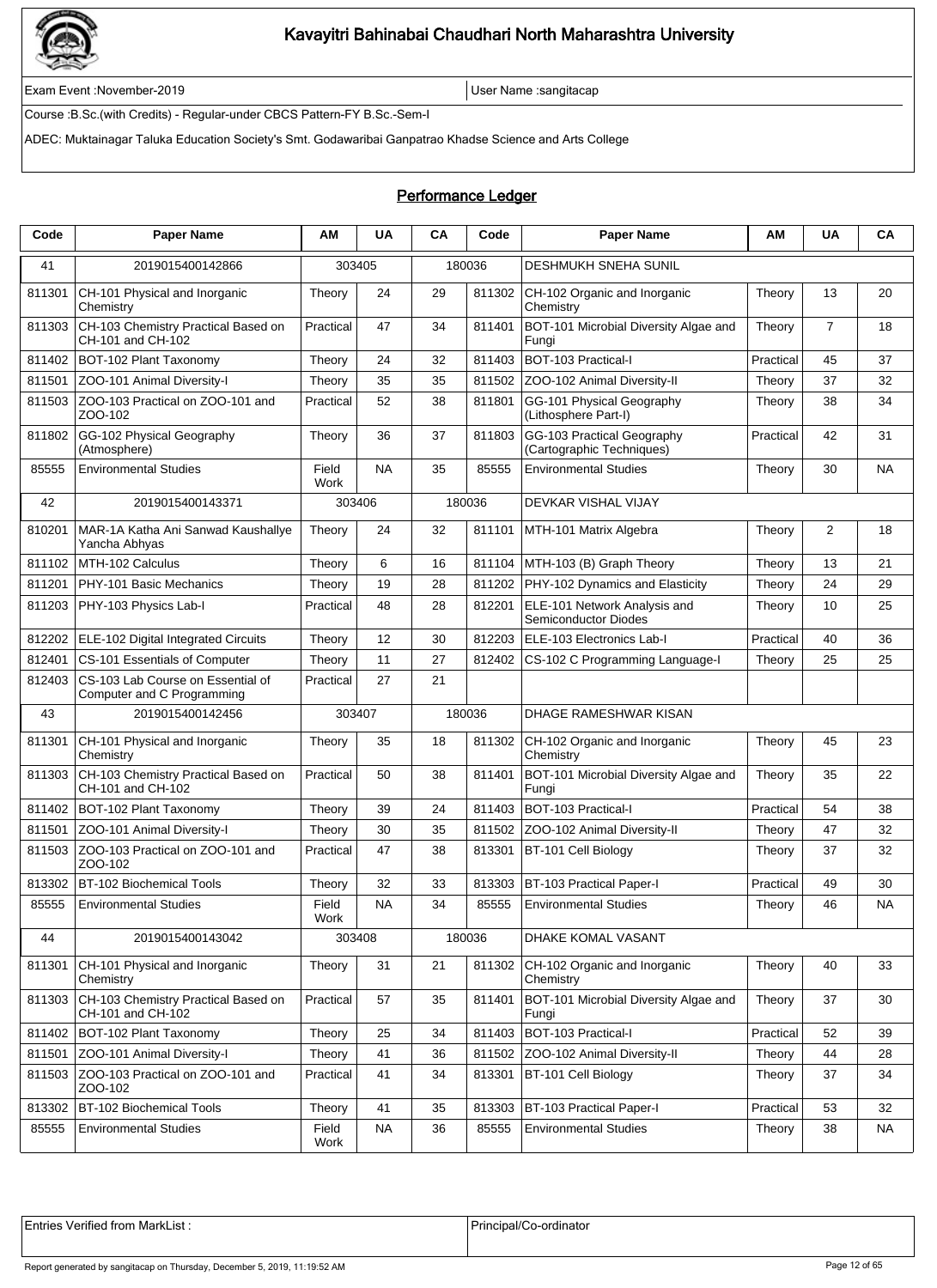# Kavayitri Bahinabai Chaudhari North Maharashtra University

Exam Event :November-2019 | User Name :sangitacap

Course :B.Sc.(with Credits) - Regular-under CBCS Pattern-FY B.Sc.-Sem-I

ADEC: Muktainagar Taluka Education Society's Smt. Godawaribai Ganpatrao Khadse Science and Arts College

## Performance Ledger

| Code | Paper Name | AM | UA | CA | Code | Paper Name | AM | UA | CA |
|---|---|---|---|---|---|---|---|---|---|
| 41 | 2019015400142866 | 303405 | | 180036 | | DESHMUKH SNEHA SUNIL | | | |
| 811301 | CH-101 Physical and Inorganic Chemistry | Theory | 24 | 29 | 811302 | CH-102 Organic and Inorganic Chemistry | Theory | 13 | 20 |
| 811303 | CH-103 Chemistry Practical Based on CH-101 and CH-102 | Practical | 47 | 34 | 811401 | BOT-101 Microbial Diversity Algae and Fungi | Theory | 7 | 18 |
| 811402 | BOT-102 Plant Taxonomy | Theory | 24 | 32 | 811403 | BOT-103 Practical-I | Practical | 45 | 37 |
| 811501 | ZOO-101 Animal Diversity-I | Theory | 35 | 35 | 811502 | ZOO-102 Animal Diversity-II | Theory | 37 | 32 |
| 811503 | ZOO-103 Practical on ZOO-101 and ZOO-102 | Practical | 52 | 38 | 811801 | GG-101 Physical Geography (Lithosphere Part-I) | Theory | 38 | 34 |
| 811802 | GG-102 Physical Geography (Atmosphere) | Theory | 36 | 37 | 811803 | GG-103 Practical Geography (Cartographic Techniques) | Practical | 42 | 31 |
| 85555 | Environmental Studies | Field Work | NA | 35 | 85555 | Environmental Studies | Theory | 30 | NA |
| 42 | 2019015400143371 | 303406 | | 180036 | | DEVKAR VISHAL VIJAY | | | |
| 810201 | MAR-1A Katha Ani Sanwad Kaushallye Yancha Abhyas | Theory | 24 | 32 | 811101 | MTH-101 Matrix Algebra | Theory | 2 | 18 |
| 811102 | MTH-102 Calculus | Theory | 6 | 16 | 811104 | MTH-103 (B) Graph Theory | Theory | 13 | 21 |
| 811201 | PHY-101 Basic Mechanics | Theory | 19 | 28 | 811202 | PHY-102 Dynamics and Elasticity | Theory | 24 | 29 |
| 811203 | PHY-103 Physics Lab-I | Practical | 48 | 28 | 812201 | ELE-101 Network Analysis and Semiconductor Diodes | Theory | 10 | 25 |
| 812202 | ELE-102 Digital Integrated Circuits | Theory | 12 | 30 | 812203 | ELE-103 Electronics Lab-I | Practical | 40 | 36 |
| 812401 | CS-101 Essentials of Computer | Theory | 11 | 27 | 812402 | CS-102 C Programming Language-I | Theory | 25 | 25 |
| 812403 | CS-103 Lab Course on Essential of Computer and C Programming | Practical | 27 | 21 | | | | | |
| 43 | 2019015400142456 | 303407 | | 180036 | | DHAGE RAMESHWAR KISAN | | | |
| 811301 | CH-101 Physical and Inorganic Chemistry | Theory | 35 | 18 | 811302 | CH-102 Organic and Inorganic Chemistry | Theory | 45 | 23 |
| 811303 | CH-103 Chemistry Practical Based on CH-101 and CH-102 | Practical | 50 | 38 | 811401 | BOT-101 Microbial Diversity Algae and Fungi | Theory | 35 | 22 |
| 811402 | BOT-102 Plant Taxonomy | Theory | 39 | 24 | 811403 | BOT-103 Practical-I | Practical | 54 | 38 |
| 811501 | ZOO-101 Animal Diversity-I | Theory | 30 | 35 | 811502 | ZOO-102 Animal Diversity-II | Theory | 47 | 32 |
| 811503 | ZOO-103 Practical on ZOO-101 and ZOO-102 | Practical | 47 | 38 | 813301 | BT-101 Cell Biology | Theory | 37 | 32 |
| 813302 | BT-102 Biochemical Tools | Theory | 32 | 33 | 813303 | BT-103 Practical Paper-I | Practical | 49 | 30 |
| 85555 | Environmental Studies | Field Work | NA | 34 | 85555 | Environmental Studies | Theory | 46 | NA |
| 44 | 2019015400143042 | 303408 | | 180036 | | DHAKE KOMAL VASANT | | | |
| 811301 | CH-101 Physical and Inorganic Chemistry | Theory | 31 | 21 | 811302 | CH-102 Organic and Inorganic Chemistry | Theory | 40 | 33 |
| 811303 | CH-103 Chemistry Practical Based on CH-101 and CH-102 | Practical | 57 | 35 | 811401 | BOT-101 Microbial Diversity Algae and Fungi | Theory | 37 | 30 |
| 811402 | BOT-102 Plant Taxonomy | Theory | 25 | 34 | 811403 | BOT-103 Practical-I | Practical | 52 | 39 |
| 811501 | ZOO-101 Animal Diversity-I | Theory | 41 | 36 | 811502 | ZOO-102 Animal Diversity-II | Theory | 44 | 28 |
| 811503 | ZOO-103 Practical on ZOO-101 and ZOO-102 | Practical | 41 | 34 | 813301 | BT-101 Cell Biology | Theory | 37 | 34 |
| 813302 | BT-102 Biochemical Tools | Theory | 41 | 35 | 813303 | BT-103 Practical Paper-I | Practical | 53 | 32 |
| 85555 | Environmental Studies | Field Work | NA | 36 | 85555 | Environmental Studies | Theory | 38 | NA |

| Entries Verified from MarkList : | Principal/Co-ordinator |
|---|---|
| | |

Report generated by sangitacap on Thursday, December 5, 2019, 11:19:52 AM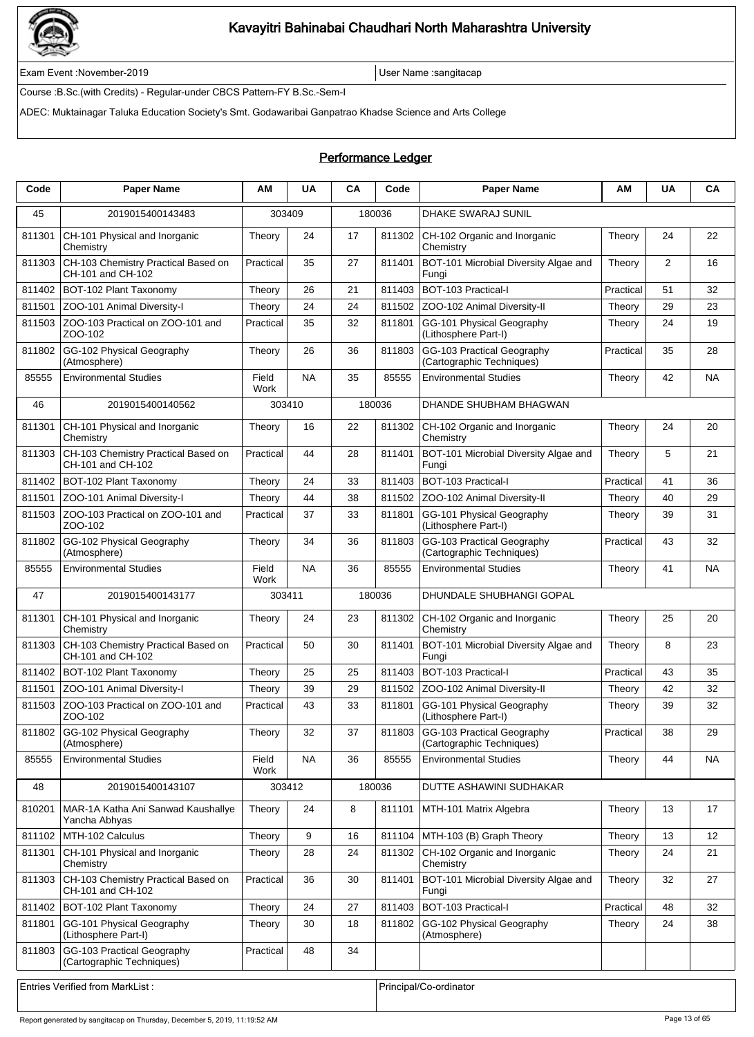# Kavayitri Bahinabai Chaudhari North Maharashtra University

Exam Event :November-2019 | User Name :sangitacap

Course :B.Sc.(with Credits) - Regular-under CBCS Pattern-FY B.Sc.-Sem-I

ADEC: Muktainagar Taluka Education Society's Smt. Godawaribai Ganpatrao Khadse Science and Arts College

## Performance Ledger

| Code | Paper Name | AM | UA | CA | Code | Paper Name | AM | UA | CA |
|---|---|---|---|---|---|---|---|---|---|
| 45 | 2019015400143483 | 303409 | | 180036 | | DHAKE SWARAJ SUNIL | | | |
| 811301 | CH-101 Physical and Inorganic Chemistry | Theory | 24 | 17 | 811302 | CH-102 Organic and Inorganic Chemistry | Theory | 24 | 22 |
| 811303 | CH-103 Chemistry Practical Based on CH-101 and CH-102 | Practical | 35 | 27 | 811401 | BOT-101 Microbial Diversity Algae and Fungi | Theory | 2 | 16 |
| 811402 | BOT-102 Plant Taxonomy | Theory | 26 | 21 | 811403 | BOT-103 Practical-I | Practical | 51 | 32 |
| 811501 | ZOO-101 Animal Diversity-I | Theory | 24 | 24 | 811502 | ZOO-102 Animal Diversity-II | Theory | 29 | 23 |
| 811503 | ZOO-103 Practical on ZOO-101 and ZOO-102 | Practical | 35 | 32 | 811801 | GG-101 Physical Geography (Lithosphere Part-I) | Theory | 24 | 19 |
| 811802 | GG-102 Physical Geography (Atmosphere) | Theory | 26 | 36 | 811803 | GG-103 Practical Geography (Cartographic Techniques) | Practical | 35 | 28 |
| 85555 | Environmental Studies | Field Work | NA | 35 | 85555 | Environmental Studies | Theory | 42 | NA |
| 46 | 2019015400140562 | 303410 | | 180036 | | DHANDE SHUBHAM BHAGWAN | | | |
| 811301 | CH-101 Physical and Inorganic Chemistry | Theory | 16 | 22 | 811302 | CH-102 Organic and Inorganic Chemistry | Theory | 24 | 20 |
| 811303 | CH-103 Chemistry Practical Based on CH-101 and CH-102 | Practical | 44 | 28 | 811401 | BOT-101 Microbial Diversity Algae and Fungi | Theory | 5 | 21 |
| 811402 | BOT-102 Plant Taxonomy | Theory | 24 | 33 | 811403 | BOT-103 Practical-I | Practical | 41 | 36 |
| 811501 | ZOO-101 Animal Diversity-I | Theory | 44 | 38 | 811502 | ZOO-102 Animal Diversity-II | Theory | 40 | 29 |
| 811503 | ZOO-103 Practical on ZOO-101 and ZOO-102 | Practical | 37 | 33 | 811801 | GG-101 Physical Geography (Lithosphere Part-I) | Theory | 39 | 31 |
| 811802 | GG-102 Physical Geography (Atmosphere) | Theory | 34 | 36 | 811803 | GG-103 Practical Geography (Cartographic Techniques) | Practical | 43 | 32 |
| 85555 | Environmental Studies | Field Work | NA | 36 | 85555 | Environmental Studies | Theory | 41 | NA |
| 47 | 2019015400143177 | 303411 | | 180036 | | DHUNDALE SHUBHANGI GOPAL | | | |
| 811301 | CH-101 Physical and Inorganic Chemistry | Theory | 24 | 23 | 811302 | CH-102 Organic and Inorganic Chemistry | Theory | 25 | 20 |
| 811303 | CH-103 Chemistry Practical Based on CH-101 and CH-102 | Practical | 50 | 30 | 811401 | BOT-101 Microbial Diversity Algae and Fungi | Theory | 8 | 23 |
| 811402 | BOT-102 Plant Taxonomy | Theory | 25 | 25 | 811403 | BOT-103 Practical-I | Practical | 43 | 35 |
| 811501 | ZOO-101 Animal Diversity-I | Theory | 39 | 29 | 811502 | ZOO-102 Animal Diversity-II | Theory | 42 | 32 |
| 811503 | ZOO-103 Practical on ZOO-101 and ZOO-102 | Practical | 43 | 33 | 811801 | GG-101 Physical Geography (Lithosphere Part-I) | Theory | 39 | 32 |
| 811802 | GG-102 Physical Geography (Atmosphere) | Theory | 32 | 37 | 811803 | GG-103 Practical Geography (Cartographic Techniques) | Practical | 38 | 29 |
| 85555 | Environmental Studies | Field Work | NA | 36 | 85555 | Environmental Studies | Theory | 44 | NA |
| 48 | 2019015400143107 | 303412 | | 180036 | | DUTTE ASHAWINI SUDHAKAR | | | |
| 810201 | MAR-1A Katha Ani Sanwad Kaushallye Yancha Abhyas | Theory | 24 | 8 | 811101 | MTH-101 Matrix Algebra | Theory | 13 | 17 |
| 811102 | MTH-102 Calculus | Theory | 9 | 16 | 811104 | MTH-103 (B) Graph Theory | Theory | 13 | 12 |
| 811301 | CH-101 Physical and Inorganic Chemistry | Theory | 28 | 24 | 811302 | CH-102 Organic and Inorganic Chemistry | Theory | 24 | 21 |
| 811303 | CH-103 Chemistry Practical Based on CH-101 and CH-102 | Practical | 36 | 30 | 811401 | BOT-101 Microbial Diversity Algae and Fungi | Theory | 32 | 27 |
| 811402 | BOT-102 Plant Taxonomy | Theory | 24 | 27 | 811403 | BOT-103 Practical-I | Practical | 48 | 32 |
| 811801 | GG-101 Physical Geography (Lithosphere Part-I) | Theory | 30 | 18 | 811802 | GG-102 Physical Geography (Atmosphere) | Theory | 24 | 38 |
| 811803 | GG-103 Practical Geography (Cartographic Techniques) | Practical | 48 | 34 | | | | | |

Entries Verified from MarkList : | Principal/Co-ordinator

Report generated by sangitacap on Thursday, December 5, 2019, 11:19:52 AM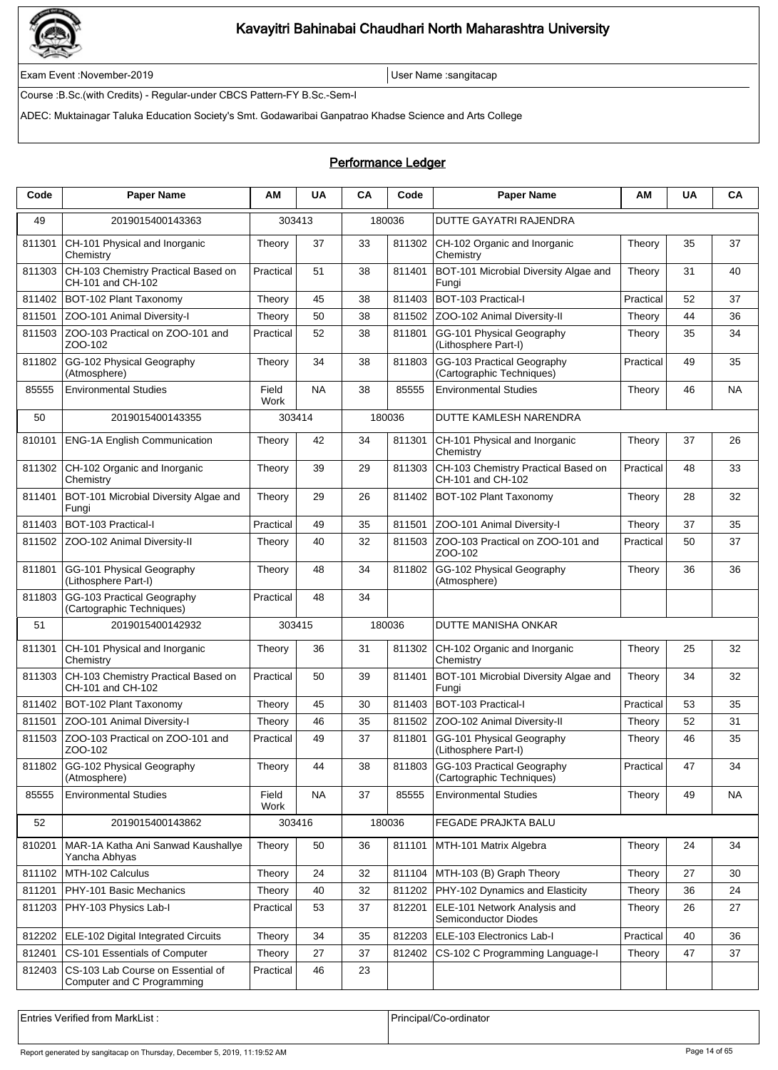# Kavayitri Bahinabai Chaudhari North Maharashtra University

Exam Event :November-2019 | User Name :sangitacap

Course :B.Sc.(with Credits) - Regular-under CBCS Pattern-FY B.Sc.-Sem-I

ADEC: Muktainagar Taluka Education Society's Smt. Godawaribai Ganpatrao Khadse Science and Arts College

## Performance Ledger

| Code | Paper Name | AM | UA | CA | Code | Paper Name | AM | UA | CA |
|---|---|---|---|---|---|---|---|---|---|
| 49 | 2019015400143363 | 303413 | | 180036 | | DUTTE GAYATRI RAJENDRA | | | |
| 811301 | CH-101 Physical and Inorganic Chemistry | Theory | 37 | 33 | 811302 | CH-102 Organic and Inorganic Chemistry | Theory | 35 | 37 |
| 811303 | CH-103 Chemistry Practical Based on CH-101 and CH-102 | Practical | 51 | 38 | 811401 | BOT-101 Microbial Diversity Algae and Fungi | Theory | 31 | 40 |
| 811402 | BOT-102 Plant Taxonomy | Theory | 45 | 38 | 811403 | BOT-103 Practical-I | Practical | 52 | 37 |
| 811501 | ZOO-101 Animal Diversity-I | Theory | 50 | 38 | 811502 | ZOO-102 Animal Diversity-II | Theory | 44 | 36 |
| 811503 | ZOO-103 Practical on ZOO-101 and ZOO-102 | Practical | 52 | 38 | 811801 | GG-101 Physical Geography (Lithosphere Part-I) | Theory | 35 | 34 |
| 811802 | GG-102 Physical Geography (Atmosphere) | Theory | 34 | 38 | 811803 | GG-103 Practical Geography (Cartographic Techniques) | Practical | 49 | 35 |
| 85555 | Environmental Studies | Field Work | NA | 38 | 85555 | Environmental Studies | Theory | 46 | NA |
| 50 | 2019015400143355 | 303414 | | 180036 | | DUTTE KAMLESH NARENDRA | | | |
| 810101 | ENG-1A English Communication | Theory | 42 | 34 | 811301 | CH-101 Physical and Inorganic Chemistry | Theory | 37 | 26 |
| 811302 | CH-102 Organic and Inorganic Chemistry | Theory | 39 | 29 | 811303 | CH-103 Chemistry Practical Based on CH-101 and CH-102 | Practical | 48 | 33 |
| 811401 | BOT-101 Microbial Diversity Algae and Fungi | Theory | 29 | 26 | 811402 | BOT-102 Plant Taxonomy | Theory | 28 | 32 |
| 811403 | BOT-103 Practical-I | Practical | 49 | 35 | 811501 | ZOO-101 Animal Diversity-I | Theory | 37 | 35 |
| 811502 | ZOO-102 Animal Diversity-II | Theory | 40 | 32 | 811503 | ZOO-103 Practical on ZOO-101 and ZOO-102 | Practical | 50 | 37 |
| 811801 | GG-101 Physical Geography (Lithosphere Part-I) | Theory | 48 | 34 | 811802 | GG-102 Physical Geography (Atmosphere) | Theory | 36 | 36 |
| 811803 | GG-103 Practical Geography (Cartographic Techniques) | Practical | 48 | 34 | | | | | |
| 51 | 2019015400142932 | 303415 | | 180036 | | DUTTE MANISHA ONKAR | | | |
| 811301 | CH-101 Physical and Inorganic Chemistry | Theory | 36 | 31 | 811302 | CH-102 Organic and Inorganic Chemistry | Theory | 25 | 32 |
| 811303 | CH-103 Chemistry Practical Based on CH-101 and CH-102 | Practical | 50 | 39 | 811401 | BOT-101 Microbial Diversity Algae and Fungi | Theory | 34 | 32 |
| 811402 | BOT-102 Plant Taxonomy | Theory | 45 | 30 | 811403 | BOT-103 Practical-I | Practical | 53 | 35 |
| 811501 | ZOO-101 Animal Diversity-I | Theory | 46 | 35 | 811502 | ZOO-102 Animal Diversity-II | Theory | 52 | 31 |
| 811503 | ZOO-103 Practical on ZOO-101 and ZOO-102 | Practical | 49 | 37 | 811801 | GG-101 Physical Geography (Lithosphere Part-I) | Theory | 46 | 35 |
| 811802 | GG-102 Physical Geography (Atmosphere) | Theory | 44 | 38 | 811803 | GG-103 Practical Geography (Cartographic Techniques) | Practical | 47 | 34 |
| 85555 | Environmental Studies | Field Work | NA | 37 | 85555 | Environmental Studies | Theory | 49 | NA |
| 52 | 2019015400143862 | 303416 | | 180036 | | FEGADE PRAJKTA BALU | | | |
| 810201 | MAR-1A Katha Ani Sanwad Kaushallye Yancha Abhyas | Theory | 50 | 36 | 811101 | MTH-101 Matrix Algebra | Theory | 24 | 34 |
| 811102 | MTH-102 Calculus | Theory | 24 | 32 | 811104 | MTH-103 (B) Graph Theory | Theory | 27 | 30 |
| 811201 | PHY-101 Basic Mechanics | Theory | 40 | 32 | 811202 | PHY-102 Dynamics and Elasticity | Theory | 36 | 24 |
| 811203 | PHY-103 Physics Lab-I | Practical | 53 | 37 | 812201 | ELE-101 Network Analysis and Semiconductor Diodes | Theory | 26 | 27 |
| 812202 | ELE-102 Digital Integrated Circuits | Theory | 34 | 35 | 812203 | ELE-103 Electronics Lab-I | Practical | 40 | 36 |
| 812401 | CS-101 Essentials of Computer | Theory | 27 | 37 | 812402 | CS-102 C Programming Language-I | Theory | 47 | 37 |
| 812403 | CS-103 Lab Course on Essential of Computer and C Programming | Practical | 46 | 23 | | | | | |

| Entries Verified from MarkList : | Principal/Co-ordinator |
|---|---|

Report generated by sangitacap on Thursday, December 5, 2019, 11:19:52 AM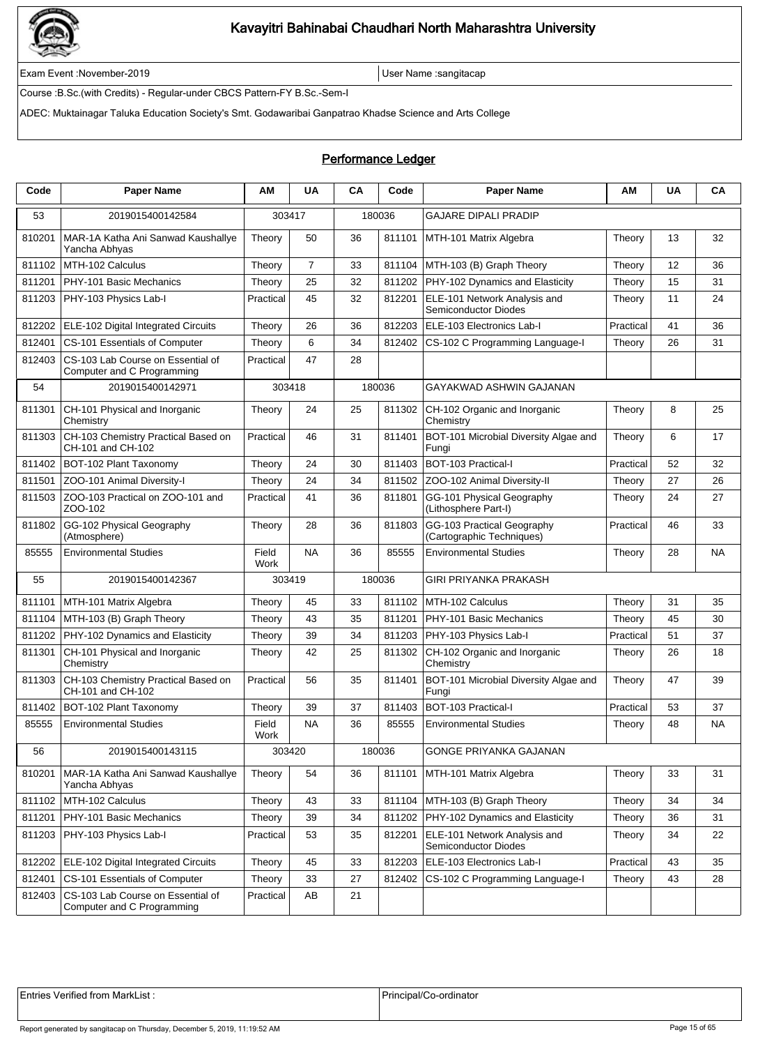# Kavayitri Bahinabai Chaudhari North Maharashtra University

Exam Event :November-2019 | User Name :sangitacap

Course :B.Sc.(with Credits) - Regular-under CBCS Pattern-FY B.Sc.-Sem-I

ADEC: Muktainagar Taluka Education Society's Smt. Godawaribai Ganpatrao Khadse Science and Arts College

## Performance Ledger

| Code | Paper Name | AM | UA | CA | Code | Paper Name | AM | UA | CA |
|---|---|---|---|---|---|---|---|---|---|
| 53 | 2019015400142584 | 303417 | | 180036 | | GAJARE DIPALI PRADIP | | | |
| 810201 | MAR-1A Katha Ani Sanwad Kaushallye Yancha Abhyas | Theory | 50 | 36 | 811101 | MTH-101 Matrix Algebra | Theory | 13 | 32 |
| 811102 | MTH-102 Calculus | Theory | 7 | 33 | 811104 | MTH-103 (B) Graph Theory | Theory | 12 | 36 |
| 811201 | PHY-101 Basic Mechanics | Theory | 25 | 32 | 811202 | PHY-102 Dynamics and Elasticity | Theory | 15 | 31 |
| 811203 | PHY-103 Physics Lab-I | Practical | 45 | 32 | 812201 | ELE-101 Network Analysis and Semiconductor Diodes | Theory | 11 | 24 |
| 812202 | ELE-102 Digital Integrated Circuits | Theory | 26 | 36 | 812203 | ELE-103 Electronics Lab-I | Practical | 41 | 36 |
| 812401 | CS-101 Essentials of Computer | Theory | 6 | 34 | 812402 | CS-102 C Programming Language-I | Theory | 26 | 31 |
| 812403 | CS-103 Lab Course on Essential of Computer and C Programming | Practical | 47 | 28 | | | | | |
| 54 | 2019015400142971 | 303418 | | 180036 | | GAYAKWAD ASHWIN GAJANAN | | | |
| 811301 | CH-101 Physical and Inorganic Chemistry | Theory | 24 | 25 | 811302 | CH-102 Organic and Inorganic Chemistry | Theory | 8 | 25 |
| 811303 | CH-103 Chemistry Practical Based on CH-101 and CH-102 | Practical | 46 | 31 | 811401 | BOT-101 Microbial Diversity Algae and Fungi | Theory | 6 | 17 |
| 811402 | BOT-102 Plant Taxonomy | Theory | 24 | 30 | 811403 | BOT-103 Practical-I | Practical | 52 | 32 |
| 811501 | ZOO-101 Animal Diversity-I | Theory | 24 | 34 | 811502 | ZOO-102 Animal Diversity-II | Theory | 27 | 26 |
| 811503 | ZOO-103 Practical on ZOO-101 and ZOO-102 | Practical | 41 | 36 | 811801 | GG-101 Physical Geography (Lithosphere Part-I) | Theory | 24 | 27 |
| 811802 | GG-102 Physical Geography (Atmosphere) | Theory | 28 | 36 | 811803 | GG-103 Practical Geography (Cartographic Techniques) | Practical | 46 | 33 |
| 85555 | Environmental Studies | Field Work | NA | 36 | 85555 | Environmental Studies | Theory | 28 | NA |
| 55 | 2019015400142367 | 303419 | | 180036 | | GIRI PRIYANKA PRAKASH | | | |
| 811101 | MTH-101 Matrix Algebra | Theory | 45 | 33 | 811102 | MTH-102 Calculus | Theory | 31 | 35 |
| 811104 | MTH-103 (B) Graph Theory | Theory | 43 | 35 | 811201 | PHY-101 Basic Mechanics | Theory | 45 | 30 |
| 811202 | PHY-102 Dynamics and Elasticity | Theory | 39 | 34 | 811203 | PHY-103 Physics Lab-I | Practical | 51 | 37 |
| 811301 | CH-101 Physical and Inorganic Chemistry | Theory | 42 | 25 | 811302 | CH-102 Organic and Inorganic Chemistry | Theory | 26 | 18 |
| 811303 | CH-103 Chemistry Practical Based on CH-101 and CH-102 | Practical | 56 | 35 | 811401 | BOT-101 Microbial Diversity Algae and Fungi | Theory | 47 | 39 |
| 811402 | BOT-102 Plant Taxonomy | Theory | 39 | 37 | 811403 | BOT-103 Practical-I | Practical | 53 | 37 |
| 85555 | Environmental Studies | Field Work | NA | 36 | 85555 | Environmental Studies | Theory | 48 | NA |
| 56 | 2019015400143115 | 303420 | | 180036 | | GONGE PRIYANKA GAJANAN | | | |
| 810201 | MAR-1A Katha Ani Sanwad Kaushallye Yancha Abhyas | Theory | 54 | 36 | 811101 | MTH-101 Matrix Algebra | Theory | 33 | 31 |
| 811102 | MTH-102 Calculus | Theory | 43 | 33 | 811104 | MTH-103 (B) Graph Theory | Theory | 34 | 34 |
| 811201 | PHY-101 Basic Mechanics | Theory | 39 | 34 | 811202 | PHY-102 Dynamics and Elasticity | Theory | 36 | 31 |
| 811203 | PHY-103 Physics Lab-I | Practical | 53 | 35 | 812201 | ELE-101 Network Analysis and Semiconductor Diodes | Theory | 34 | 22 |
| 812202 | ELE-102 Digital Integrated Circuits | Theory | 45 | 33 | 812203 | ELE-103 Electronics Lab-I | Practical | 43 | 35 |
| 812401 | CS-101 Essentials of Computer | Theory | 33 | 27 | 812402 | CS-102 C Programming Language-I | Theory | 43 | 28 |
| 812403 | CS-103 Lab Course on Essential of Computer and C Programming | Practical | AB | 21 | | | | | |

| Entries Verified from MarkList : | Principal/Co-ordinator |
|---|---|

Report generated by sangitacap on Thursday, December 5, 2019, 11:19:52 AM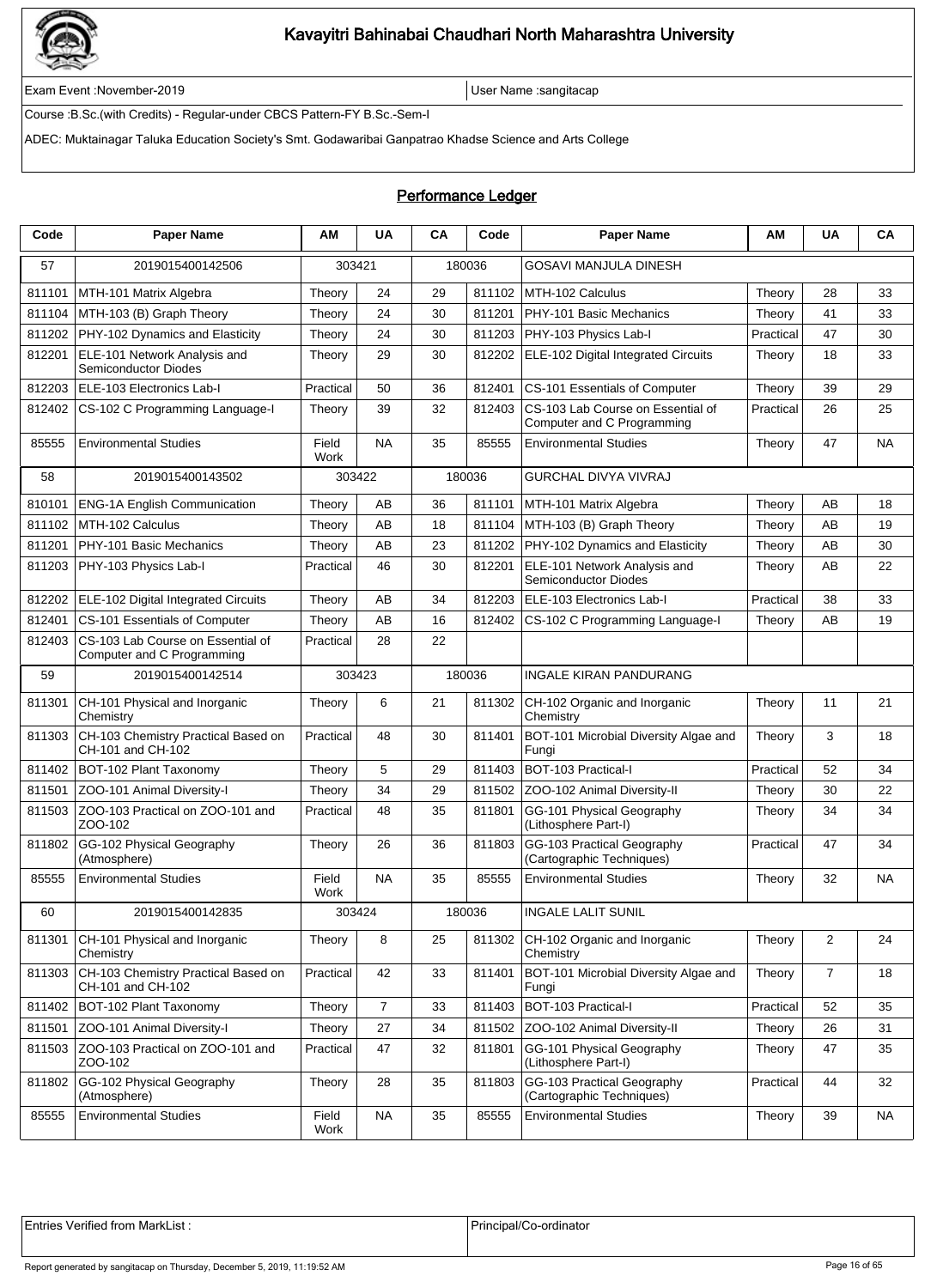# Kavayitri Bahinabai Chaudhari North Maharashtra University

Exam Event :November-2019 | User Name :sangitacap

Course :B.Sc.(with Credits) - Regular-under CBCS Pattern-FY B.Sc.-Sem-I

ADEC: Muktainagar Taluka Education Society's Smt. Godawaribai Ganpatrao Khadse Science and Arts College

## Performance Ledger

| Code | Paper Name | AM | UA | CA | Code | Paper Name | AM | UA | CA |
|---|---|---|---|---|---|---|---|---|---|
| 57 | 2019015400142506 | 303421 | | 180036 | | GOSAVI MANJULA DINESH | | | |
| 811101 | MTH-101 Matrix Algebra | Theory | 24 | 29 | 811102 | MTH-102 Calculus | Theory | 28 | 33 |
| 811104 | MTH-103 (B) Graph Theory | Theory | 24 | 30 | 811201 | PHY-101 Basic Mechanics | Theory | 41 | 33 |
| 811202 | PHY-102 Dynamics and Elasticity | Theory | 24 | 30 | 811203 | PHY-103 Physics Lab-I | Practical | 47 | 30 |
| 812201 | ELE-101 Network Analysis and Semiconductor Diodes | Theory | 29 | 30 | 812202 | ELE-102 Digital Integrated Circuits | Theory | 18 | 33 |
| 812203 | ELE-103 Electronics Lab-I | Practical | 50 | 36 | 812401 | CS-101 Essentials of Computer | Theory | 39 | 29 |
| 812402 | CS-102 C Programming Language-I | Theory | 39 | 32 | 812403 | CS-103 Lab Course on Essential of Computer and C Programming | Practical | 26 | 25 |
| 85555 | Environmental Studies | Field Work | NA | 35 | 85555 | Environmental Studies | Theory | 47 | NA |
| 58 | 2019015400143502 | 303422 | | 180036 | | GURCHAL DIVYA VIVRAJ | | | |
| 810101 | ENG-1A English Communication | Theory | AB | 36 | 811101 | MTH-101 Matrix Algebra | Theory | AB | 18 |
| 811102 | MTH-102 Calculus | Theory | AB | 18 | 811104 | MTH-103 (B) Graph Theory | Theory | AB | 19 |
| 811201 | PHY-101 Basic Mechanics | Theory | AB | 23 | 811202 | PHY-102 Dynamics and Elasticity | Theory | AB | 30 |
| 811203 | PHY-103 Physics Lab-I | Practical | 46 | 30 | 812201 | ELE-101 Network Analysis and Semiconductor Diodes | Theory | AB | 22 |
| 812202 | ELE-102 Digital Integrated Circuits | Theory | AB | 34 | 812203 | ELE-103 Electronics Lab-I | Practical | 38 | 33 |
| 812401 | CS-101 Essentials of Computer | Theory | AB | 16 | 812402 | CS-102 C Programming Language-I | Theory | AB | 19 |
| 812403 | CS-103 Lab Course on Essential of Computer and C Programming | Practical | 28 | 22 | | | | | |
| 59 | 2019015400142514 | 303423 | | 180036 | | INGALE KIRAN PANDURANG | | | |
| 811301 | CH-101 Physical and Inorganic Chemistry | Theory | 6 | 21 | 811302 | CH-102 Organic and Inorganic Chemistry | Theory | 11 | 21 |
| 811303 | CH-103 Chemistry Practical Based on CH-101 and CH-102 | Practical | 48 | 30 | 811401 | BOT-101 Microbial Diversity Algae and Fungi | Theory | 3 | 18 |
| 811402 | BOT-102 Plant Taxonomy | Theory | 5 | 29 | 811403 | BOT-103 Practical-I | Practical | 52 | 34 |
| 811501 | ZOO-101 Animal Diversity-I | Theory | 34 | 29 | 811502 | ZOO-102 Animal Diversity-II | Theory | 30 | 22 |
| 811503 | ZOO-103 Practical on ZOO-101 and ZOO-102 | Practical | 48 | 35 | 811801 | GG-101 Physical Geography (Lithosphere Part-I) | Theory | 34 | 34 |
| 811802 | GG-102 Physical Geography (Atmosphere) | Theory | 26 | 36 | 811803 | GG-103 Practical Geography (Cartographic Techniques) | Practical | 47 | 34 |
| 85555 | Environmental Studies | Field Work | NA | 35 | 85555 | Environmental Studies | Theory | 32 | NA |
| 60 | 2019015400142835 | 303424 | | 180036 | | INGALE LALIT SUNIL | | | |
| 811301 | CH-101 Physical and Inorganic Chemistry | Theory | 8 | 25 | 811302 | CH-102 Organic and Inorganic Chemistry | Theory | 2 | 24 |
| 811303 | CH-103 Chemistry Practical Based on CH-101 and CH-102 | Practical | 42 | 33 | 811401 | BOT-101 Microbial Diversity Algae and Fungi | Theory | 7 | 18 |
| 811402 | BOT-102 Plant Taxonomy | Theory | 7 | 33 | 811403 | BOT-103 Practical-I | Practical | 52 | 35 |
| 811501 | ZOO-101 Animal Diversity-I | Theory | 27 | 34 | 811502 | ZOO-102 Animal Diversity-II | Theory | 26 | 31 |
| 811503 | ZOO-103 Practical on ZOO-101 and ZOO-102 | Practical | 47 | 32 | 811801 | GG-101 Physical Geography (Lithosphere Part-I) | Theory | 47 | 35 |
| 811802 | GG-102 Physical Geography (Atmosphere) | Theory | 28 | 35 | 811803 | GG-103 Practical Geography (Cartographic Techniques) | Practical | 44 | 32 |
| 85555 | Environmental Studies | Field Work | NA | 35 | 85555 | Environmental Studies | Theory | 39 | NA |

| Entries Verified from MarkList : | Principal/Co-ordinator |
|---|---|

Report generated by sangitacap on Thursday, December 5, 2019, 11:19:52 AM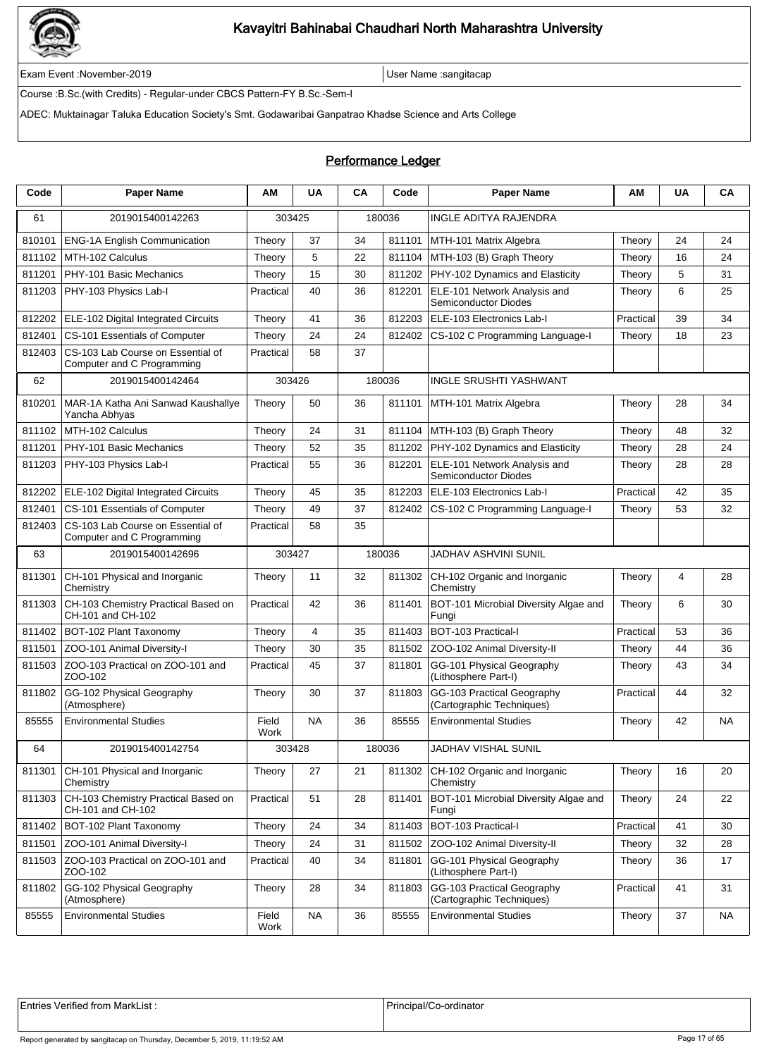# Kavayitri Bahinabai Chaudhari North Maharashtra University

Exam Event :November-2019 | User Name :sangitacap

Course :B.Sc.(with Credits) - Regular-under CBCS Pattern-FY B.Sc.-Sem-I

ADEC: Muktainagar Taluka Education Society's Smt. Godawaribai Ganpatrao Khadse Science and Arts College

## Performance Ledger

| Code | Paper Name | AM | UA | CA | Code | Paper Name | AM | UA | CA |
|---|---|---|---|---|---|---|---|---|---|
| 61 | 2019015400142263 | 303425 | | 180036 | | INGLE ADITYA RAJENDRA | | | |
| 810101 | ENG-1A English Communication | Theory | 37 | 34 | 811101 | MTH-101 Matrix Algebra | Theory | 24 | 24 |
| 811102 | MTH-102 Calculus | Theory | 5 | 22 | 811104 | MTH-103 (B) Graph Theory | Theory | 16 | 24 |
| 811201 | PHY-101 Basic Mechanics | Theory | 15 | 30 | 811202 | PHY-102 Dynamics and Elasticity | Theory | 5 | 31 |
| 811203 | PHY-103 Physics Lab-I | Practical | 40 | 36 | 812201 | ELE-101 Network Analysis and Semiconductor Diodes | Theory | 6 | 25 |
| 812202 | ELE-102 Digital Integrated Circuits | Theory | 41 | 36 | 812203 | ELE-103 Electronics Lab-I | Practical | 39 | 34 |
| 812401 | CS-101 Essentials of Computer | Theory | 24 | 24 | 812402 | CS-102 C Programming Language-I | Theory | 18 | 23 |
| 812403 | CS-103 Lab Course on Essential of Computer and C Programming | Practical | 58 | 37 | | | | | |
| 62 | 2019015400142464 | 303426 | | 180036 | | INGLE SRUSHTI YASHWANT | | | |
| 810201 | MAR-1A Katha Ani Sanwad Kaushallye Yancha Abhyas | Theory | 50 | 36 | 811101 | MTH-101 Matrix Algebra | Theory | 28 | 34 |
| 811102 | MTH-102 Calculus | Theory | 24 | 31 | 811104 | MTH-103 (B) Graph Theory | Theory | 48 | 32 |
| 811201 | PHY-101 Basic Mechanics | Theory | 52 | 35 | 811202 | PHY-102 Dynamics and Elasticity | Theory | 28 | 24 |
| 811203 | PHY-103 Physics Lab-I | Practical | 55 | 36 | 812201 | ELE-101 Network Analysis and Semiconductor Diodes | Theory | 28 | 28 |
| 812202 | ELE-102 Digital Integrated Circuits | Theory | 45 | 35 | 812203 | ELE-103 Electronics Lab-I | Practical | 42 | 35 |
| 812401 | CS-101 Essentials of Computer | Theory | 49 | 37 | 812402 | CS-102 C Programming Language-I | Theory | 53 | 32 |
| 812403 | CS-103 Lab Course on Essential of Computer and C Programming | Practical | 58 | 35 | | | | | |
| 63 | 2019015400142696 | 303427 | | 180036 | | JADHAV ASHVINI SUNIL | | | |
| 811301 | CH-101 Physical and Inorganic Chemistry | Theory | 11 | 32 | 811302 | CH-102 Organic and Inorganic Chemistry | Theory | 4 | 28 |
| 811303 | CH-103 Chemistry Practical Based on CH-101 and CH-102 | Practical | 42 | 36 | 811401 | BOT-101 Microbial Diversity Algae and Fungi | Theory | 6 | 30 |
| 811402 | BOT-102 Plant Taxonomy | Theory | 4 | 35 | 811403 | BOT-103 Practical-I | Practical | 53 | 36 |
| 811501 | ZOO-101 Animal Diversity-I | Theory | 30 | 35 | 811502 | ZOO-102 Animal Diversity-II | Theory | 44 | 36 |
| 811503 | ZOO-103 Practical on ZOO-101 and ZOO-102 | Practical | 45 | 37 | 811801 | GG-101 Physical Geography (Lithosphere Part-I) | Theory | 43 | 34 |
| 811802 | GG-102 Physical Geography (Atmosphere) | Theory | 30 | 37 | 811803 | GG-103 Practical Geography (Cartographic Techniques) | Practical | 44 | 32 |
| 85555 | Environmental Studies | Field Work | NA | 36 | 85555 | Environmental Studies | Theory | 42 | NA |
| 64 | 2019015400142754 | 303428 | | 180036 | | JADHAV VISHAL SUNIL | | | |
| 811301 | CH-101 Physical and Inorganic Chemistry | Theory | 27 | 21 | 811302 | CH-102 Organic and Inorganic Chemistry | Theory | 16 | 20 |
| 811303 | CH-103 Chemistry Practical Based on CH-101 and CH-102 | Practical | 51 | 28 | 811401 | BOT-101 Microbial Diversity Algae and Fungi | Theory | 24 | 22 |
| 811402 | BOT-102 Plant Taxonomy | Theory | 24 | 34 | 811403 | BOT-103 Practical-I | Practical | 41 | 30 |
| 811501 | ZOO-101 Animal Diversity-I | Theory | 24 | 31 | 811502 | ZOO-102 Animal Diversity-II | Theory | 32 | 28 |
| 811503 | ZOO-103 Practical on ZOO-101 and ZOO-102 | Practical | 40 | 34 | 811801 | GG-101 Physical Geography (Lithosphere Part-I) | Theory | 36 | 17 |
| 811802 | GG-102 Physical Geography (Atmosphere) | Theory | 28 | 34 | 811803 | GG-103 Practical Geography (Cartographic Techniques) | Practical | 41 | 31 |
| 85555 | Environmental Studies | Field Work | NA | 36 | 85555 | Environmental Studies | Theory | 37 | NA |

| Entries Verified from MarkList : | Principal/Co-ordinator |
|---|---|

Report generated by sangitacap on Thursday, December 5, 2019, 11:19:52 AM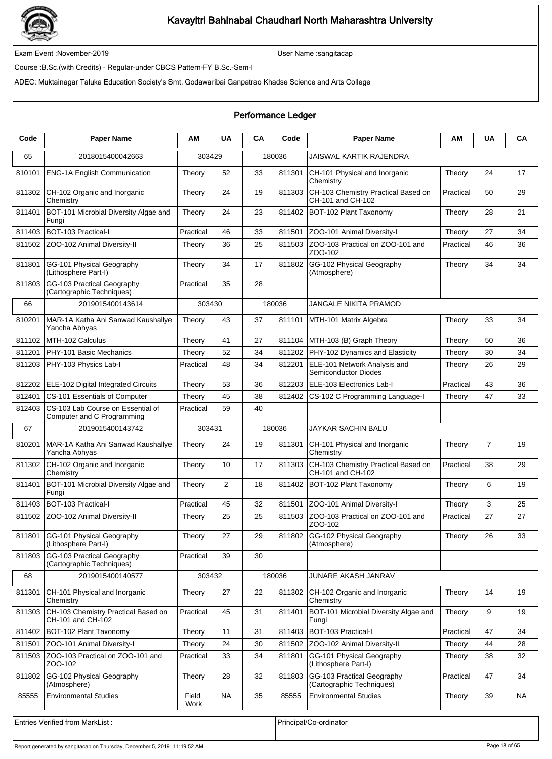# Kavayitri Bahinabai Chaudhari North Maharashtra University

Exam Event :November-2019 | User Name :sangitacap

Course :B.Sc.(with Credits) - Regular-under CBCS Pattern-FY B.Sc.-Sem-I

ADEC: Muktainagar Taluka Education Society's Smt. Godawaribai Ganpatrao Khadse Science and Arts College

## Performance Ledger

| Code | Paper Name | AM | UA | CA | Code | Paper Name | AM | UA | CA |
|---|---|---|---|---|---|---|---|---|---|
| 65 | 2018015400042663 | 303429 | | 180036 | | JAISWAL KARTIK RAJENDRA | | | |
| 810101 | ENG-1A English Communication | Theory | 52 | 33 | 811301 | CH-101 Physical and Inorganic Chemistry | Theory | 24 | 17 |
| 811302 | CH-102 Organic and Inorganic Chemistry | Theory | 24 | 19 | 811303 | CH-103 Chemistry Practical Based on CH-101 and CH-102 | Practical | 50 | 29 |
| 811401 | BOT-101 Microbial Diversity Algae and Fungi | Theory | 24 | 23 | 811402 | BOT-102 Plant Taxonomy | Theory | 28 | 21 |
| 811403 | BOT-103 Practical-I | Practical | 46 | 33 | 811501 | ZOO-101 Animal Diversity-I | Theory | 27 | 34 |
| 811502 | ZOO-102 Animal Diversity-II | Theory | 36 | 25 | 811503 | ZOO-103 Practical on ZOO-101 and ZOO-102 | Practical | 46 | 36 |
| 811801 | GG-101 Physical Geography (Lithosphere Part-I) | Theory | 34 | 17 | 811802 | GG-102 Physical Geography (Atmosphere) | Theory | 34 | 34 |
| 811803 | GG-103 Practical Geography (Cartographic Techniques) | Practical | 35 | 28 | | | | | |
| 66 | 2019015400143614 | 303430 | | 180036 | | JANGALE NIKITA PRAMOD | | | |
| 810201 | MAR-1A Katha Ani Sanwad Kaushallye Yancha Abhyas | Theory | 43 | 37 | 811101 | MTH-101 Matrix Algebra | Theory | 33 | 34 |
| 811102 | MTH-102 Calculus | Theory | 41 | 27 | 811104 | MTH-103 (B) Graph Theory | Theory | 50 | 36 |
| 811201 | PHY-101 Basic Mechanics | Theory | 52 | 34 | 811202 | PHY-102 Dynamics and Elasticity | Theory | 30 | 34 |
| 811203 | PHY-103 Physics Lab-I | Practical | 48 | 34 | 812201 | ELE-101 Network Analysis and Semiconductor Diodes | Theory | 26 | 29 |
| 812202 | ELE-102 Digital Integrated Circuits | Theory | 53 | 36 | 812203 | ELE-103 Electronics Lab-I | Practical | 43 | 36 |
| 812401 | CS-101 Essentials of Computer | Theory | 45 | 38 | 812402 | CS-102 C Programming Language-I | Theory | 47 | 33 |
| 812403 | CS-103 Lab Course on Essential of Computer and C Programming | Practical | 59 | 40 | | | | | |
| 67 | 2019015400143742 | 303431 | | 180036 | | JAYKAR SACHIN BALU | | | |
| 810201 | MAR-1A Katha Ani Sanwad Kaushallye Yancha Abhyas | Theory | 24 | 19 | 811301 | CH-101 Physical and Inorganic Chemistry | Theory | 7 | 19 |
| 811302 | CH-102 Organic and Inorganic Chemistry | Theory | 10 | 17 | 811303 | CH-103 Chemistry Practical Based on CH-101 and CH-102 | Practical | 38 | 29 |
| 811401 | BOT-101 Microbial Diversity Algae and Fungi | Theory | 2 | 18 | 811402 | BOT-102 Plant Taxonomy | Theory | 6 | 19 |
| 811403 | BOT-103 Practical-I | Practical | 45 | 32 | 811501 | ZOO-101 Animal Diversity-I | Theory | 3 | 25 |
| 811502 | ZOO-102 Animal Diversity-II | Theory | 25 | 25 | 811503 | ZOO-103 Practical on ZOO-101 and ZOO-102 | Practical | 27 | 27 |
| 811801 | GG-101 Physical Geography (Lithosphere Part-I) | Theory | 27 | 29 | 811802 | GG-102 Physical Geography (Atmosphere) | Theory | 26 | 33 |
| 811803 | GG-103 Practical Geography (Cartographic Techniques) | Practical | 39 | 30 | | | | | |
| 68 | 2019015400140577 | 303432 | | 180036 | | JUNARE AKASH JANRAV | | | |
| 811301 | CH-101 Physical and Inorganic Chemistry | Theory | 27 | 22 | 811302 | CH-102 Organic and Inorganic Chemistry | Theory | 14 | 19 |
| 811303 | CH-103 Chemistry Practical Based on CH-101 and CH-102 | Practical | 45 | 31 | 811401 | BOT-101 Microbial Diversity Algae and Fungi | Theory | 9 | 19 |
| 811402 | BOT-102 Plant Taxonomy | Theory | 11 | 31 | 811403 | BOT-103 Practical-I | Practical | 47 | 34 |
| 811501 | ZOO-101 Animal Diversity-I | Theory | 24 | 30 | 811502 | ZOO-102 Animal Diversity-II | Theory | 44 | 28 |
| 811503 | ZOO-103 Practical on ZOO-101 and ZOO-102 | Practical | 33 | 34 | 811801 | GG-101 Physical Geography (Lithosphere Part-I) | Theory | 38 | 32 |
| 811802 | GG-102 Physical Geography (Atmosphere) | Theory | 28 | 32 | 811803 | GG-103 Practical Geography (Cartographic Techniques) | Practical | 47 | 34 |
| 85555 | Environmental Studies | Field Work | NA | 35 | 85555 | Environmental Studies | Theory | 39 | NA |

Entries Verified from MarkList : | Principal/Co-ordinator

Report generated by sangitacap on Thursday, December 5, 2019, 11:19:52 AM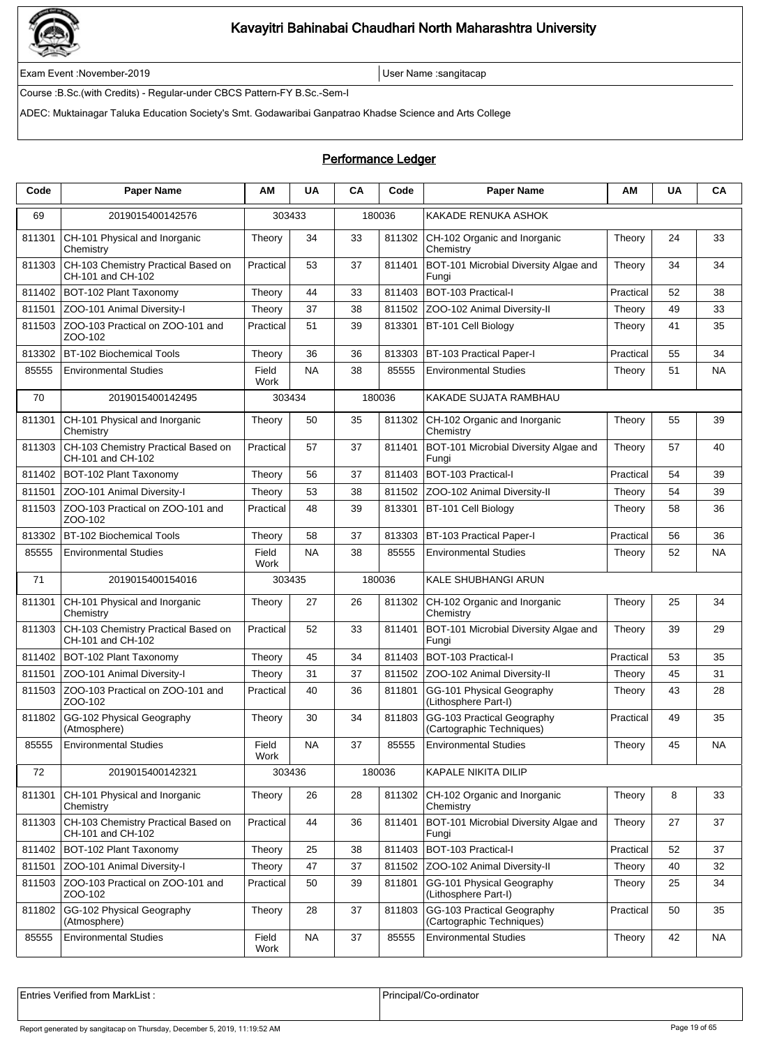# Kavayitri Bahinabai Chaudhari North Maharashtra University

Exam Event :November-2019 | User Name :sangitacap

Course :B.Sc.(with Credits) - Regular-under CBCS Pattern-FY B.Sc.-Sem-I

ADEC: Muktainagar Taluka Education Society's Smt. Godawaribai Ganpatrao Khadse Science and Arts College

## Performance Ledger

| Code | Paper Name | AM | UA | CA | Code | Paper Name | AM | UA | CA |
|---|---|---|---|---|---|---|---|---|---|
| 69 | 2019015400142576 | 303433 | | 180036 | | KAKADE RENUKA ASHOK | | | |
| 811301 | CH-101 Physical and Inorganic Chemistry | Theory | 34 | 33 | 811302 | CH-102 Organic and Inorganic Chemistry | Theory | 24 | 33 |
| 811303 | CH-103 Chemistry Practical Based on CH-101 and CH-102 | Practical | 53 | 37 | 811401 | BOT-101 Microbial Diversity Algae and Fungi | Theory | 34 | 34 |
| 811402 | BOT-102 Plant Taxonomy | Theory | 44 | 33 | 811403 | BOT-103 Practical-I | Practical | 52 | 38 |
| 811501 | ZOO-101 Animal Diversity-I | Theory | 37 | 38 | 811502 | ZOO-102 Animal Diversity-II | Theory | 49 | 33 |
| 811503 | ZOO-103 Practical on ZOO-101 and ZOO-102 | Practical | 51 | 39 | 813301 | BT-101 Cell Biology | Theory | 41 | 35 |
| 813302 | BT-102 Biochemical Tools | Theory | 36 | 36 | 813303 | BT-103 Practical Paper-I | Practical | 55 | 34 |
| 85555 | Environmental Studies | Field Work | NA | 38 | 85555 | Environmental Studies | Theory | 51 | NA |
| 70 | 2019015400142495 | 303434 | | 180036 | | KAKADE SUJATA RAMBHAU | | | |
| 811301 | CH-101 Physical and Inorganic Chemistry | Theory | 50 | 35 | 811302 | CH-102 Organic and Inorganic Chemistry | Theory | 55 | 39 |
| 811303 | CH-103 Chemistry Practical Based on CH-101 and CH-102 | Practical | 57 | 37 | 811401 | BOT-101 Microbial Diversity Algae and Fungi | Theory | 57 | 40 |
| 811402 | BOT-102 Plant Taxonomy | Theory | 56 | 37 | 811403 | BOT-103 Practical-I | Practical | 54 | 39 |
| 811501 | ZOO-101 Animal Diversity-I | Theory | 53 | 38 | 811502 | ZOO-102 Animal Diversity-II | Theory | 54 | 39 |
| 811503 | ZOO-103 Practical on ZOO-101 and ZOO-102 | Practical | 48 | 39 | 813301 | BT-101 Cell Biology | Theory | 58 | 36 |
| 813302 | BT-102 Biochemical Tools | Theory | 58 | 37 | 813303 | BT-103 Practical Paper-I | Practical | 56 | 36 |
| 85555 | Environmental Studies | Field Work | NA | 38 | 85555 | Environmental Studies | Theory | 52 | NA |
| 71 | 2019015400154016 | 303435 | | 180036 | | KALE SHUBHANGI ARUN | | | |
| 811301 | CH-101 Physical and Inorganic Chemistry | Theory | 27 | 26 | 811302 | CH-102 Organic and Inorganic Chemistry | Theory | 25 | 34 |
| 811303 | CH-103 Chemistry Practical Based on CH-101 and CH-102 | Practical | 52 | 33 | 811401 | BOT-101 Microbial Diversity Algae and Fungi | Theory | 39 | 29 |
| 811402 | BOT-102 Plant Taxonomy | Theory | 45 | 34 | 811403 | BOT-103 Practical-I | Practical | 53 | 35 |
| 811501 | ZOO-101 Animal Diversity-I | Theory | 31 | 37 | 811502 | ZOO-102 Animal Diversity-II | Theory | 45 | 31 |
| 811503 | ZOO-103 Practical on ZOO-101 and ZOO-102 | Practical | 40 | 36 | 811801 | GG-101 Physical Geography (Lithosphere Part-I) | Theory | 43 | 28 |
| 811802 | GG-102 Physical Geography (Atmosphere) | Theory | 30 | 34 | 811803 | GG-103 Practical Geography (Cartographic Techniques) | Practical | 49 | 35 |
| 85555 | Environmental Studies | Field Work | NA | 37 | 85555 | Environmental Studies | Theory | 45 | NA |
| 72 | 2019015400142321 | 303436 | | 180036 | | KAPALE NIKITA DILIP | | | |
| 811301 | CH-101 Physical and Inorganic Chemistry | Theory | 26 | 28 | 811302 | CH-102 Organic and Inorganic Chemistry | Theory | 8 | 33 |
| 811303 | CH-103 Chemistry Practical Based on CH-101 and CH-102 | Practical | 44 | 36 | 811401 | BOT-101 Microbial Diversity Algae and Fungi | Theory | 27 | 37 |
| 811402 | BOT-102 Plant Taxonomy | Theory | 25 | 38 | 811403 | BOT-103 Practical-I | Practical | 52 | 37 |
| 811501 | ZOO-101 Animal Diversity-I | Theory | 47 | 37 | 811502 | ZOO-102 Animal Diversity-II | Theory | 40 | 32 |
| 811503 | ZOO-103 Practical on ZOO-101 and ZOO-102 | Practical | 50 | 39 | 811801 | GG-101 Physical Geography (Lithosphere Part-I) | Theory | 25 | 34 |
| 811802 | GG-102 Physical Geography (Atmosphere) | Theory | 28 | 37 | 811803 | GG-103 Practical Geography (Cartographic Techniques) | Practical | 50 | 35 |
| 85555 | Environmental Studies | Field Work | NA | 37 | 85555 | Environmental Studies | Theory | 42 | NA |

| Entries Verified from MarkList : | Principal/Co-ordinator |
|---|---|

Report generated by sangitacap on Thursday, December 5, 2019, 11:19:52 AM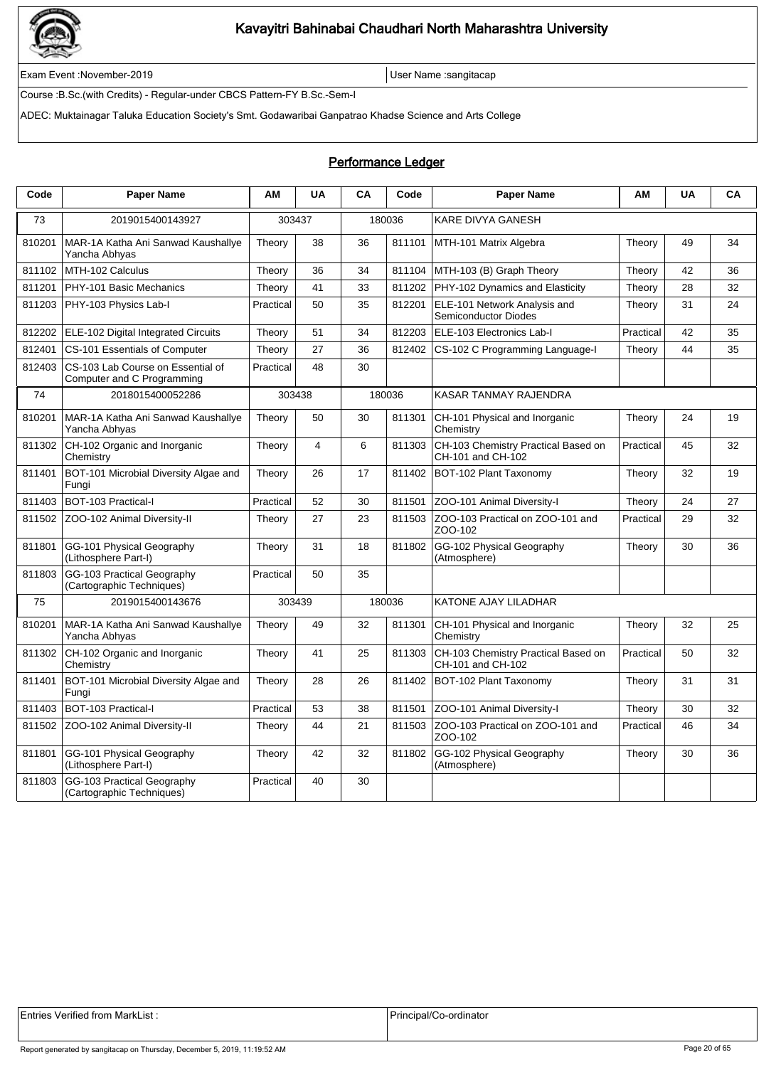# Kavayitri Bahinabai Chaudhari North Maharashtra University

Exam Event :November-2019 | User Name :sangitacap

Course :B.Sc.(with Credits) - Regular-under CBCS Pattern-FY B.Sc.-Sem-I

ADEC: Muktainagar Taluka Education Society's Smt. Godawaribai Ganpatrao Khadse Science and Arts College

## Performance Ledger

| Code | Paper Name | AM | UA | CA | Code | Paper Name | AM | UA | CA |
|---|---|---|---|---|---|---|---|---|---|
| 73 | 2019015400143927 | 303437 | | 180036 | | KARE DIVYA GANESH | | | |
| 810201 | MAR-1A Katha Ani Sanwad Kaushallye Yancha Abhyas | Theory | 38 | 36 | 811101 | MTH-101 Matrix Algebra | Theory | 49 | 34 |
| 811102 | MTH-102 Calculus | Theory | 36 | 34 | 811104 | MTH-103 (B) Graph Theory | Theory | 42 | 36 |
| 811201 | PHY-101 Basic Mechanics | Theory | 41 | 33 | 811202 | PHY-102 Dynamics and Elasticity | Theory | 28 | 32 |
| 811203 | PHY-103 Physics Lab-I | Practical | 50 | 35 | 812201 | ELE-101 Network Analysis and Semiconductor Diodes | Theory | 31 | 24 |
| 812202 | ELE-102 Digital Integrated Circuits | Theory | 51 | 34 | 812203 | ELE-103 Electronics Lab-I | Practical | 42 | 35 |
| 812401 | CS-101 Essentials of Computer | Theory | 27 | 36 | 812402 | CS-102 C Programming Language-I | Theory | 44 | 35 |
| 812403 | CS-103 Lab Course on Essential of Computer and C Programming | Practical | 48 | 30 | | | | | |
| 74 | 2018015400052286 | 303438 | | 180036 | | KASAR TANMAY RAJENDRA | | | |
| 810201 | MAR-1A Katha Ani Sanwad Kaushallye Yancha Abhyas | Theory | 50 | 30 | 811301 | CH-101 Physical and Inorganic Chemistry | Theory | 24 | 19 |
| 811302 | CH-102 Organic and Inorganic Chemistry | Theory | 4 | 6 | 811303 | CH-103 Chemistry Practical Based on CH-101 and CH-102 | Practical | 45 | 32 |
| 811401 | BOT-101 Microbial Diversity Algae and Fungi | Theory | 26 | 17 | 811402 | BOT-102 Plant Taxonomy | Theory | 32 | 19 |
| 811403 | BOT-103 Practical-I | Practical | 52 | 30 | 811501 | ZOO-101 Animal Diversity-I | Theory | 24 | 27 |
| 811502 | ZOO-102 Animal Diversity-II | Theory | 27 | 23 | 811503 | ZOO-103 Practical on ZOO-101 and ZOO-102 | Practical | 29 | 32 |
| 811801 | GG-101 Physical Geography (Lithosphere Part-I) | Theory | 31 | 18 | 811802 | GG-102 Physical Geography (Atmosphere) | Theory | 30 | 36 |
| 811803 | GG-103 Practical Geography (Cartographic Techniques) | Practical | 50 | 35 | | | | | |
| 75 | 2019015400143676 | 303439 | | 180036 | | KATONE AJAY LILADHAR | | | |
| 810201 | MAR-1A Katha Ani Sanwad Kaushallye Yancha Abhyas | Theory | 49 | 32 | 811301 | CH-101 Physical and Inorganic Chemistry | Theory | 32 | 25 |
| 811302 | CH-102 Organic and Inorganic Chemistry | Theory | 41 | 25 | 811303 | CH-103 Chemistry Practical Based on CH-101 and CH-102 | Practical | 50 | 32 |
| 811401 | BOT-101 Microbial Diversity Algae and Fungi | Theory | 28 | 26 | 811402 | BOT-102 Plant Taxonomy | Theory | 31 | 31 |
| 811403 | BOT-103 Practical-I | Practical | 53 | 38 | 811501 | ZOO-101 Animal Diversity-I | Theory | 30 | 32 |
| 811502 | ZOO-102 Animal Diversity-II | Theory | 44 | 21 | 811503 | ZOO-103 Practical on ZOO-101 and ZOO-102 | Practical | 46 | 34 |
| 811801 | GG-101 Physical Geography (Lithosphere Part-I) | Theory | 42 | 32 | 811802 | GG-102 Physical Geography (Atmosphere) | Theory | 30 | 36 |
| 811803 | GG-103 Practical Geography (Cartographic Techniques) | Practical | 40 | 30 | | | | | |

| Entries Verified from MarkList : | Principal/Co-ordinator |
|---|---|

Report generated by sangitacap on Thursday, December 5, 2019, 11:19:52 AM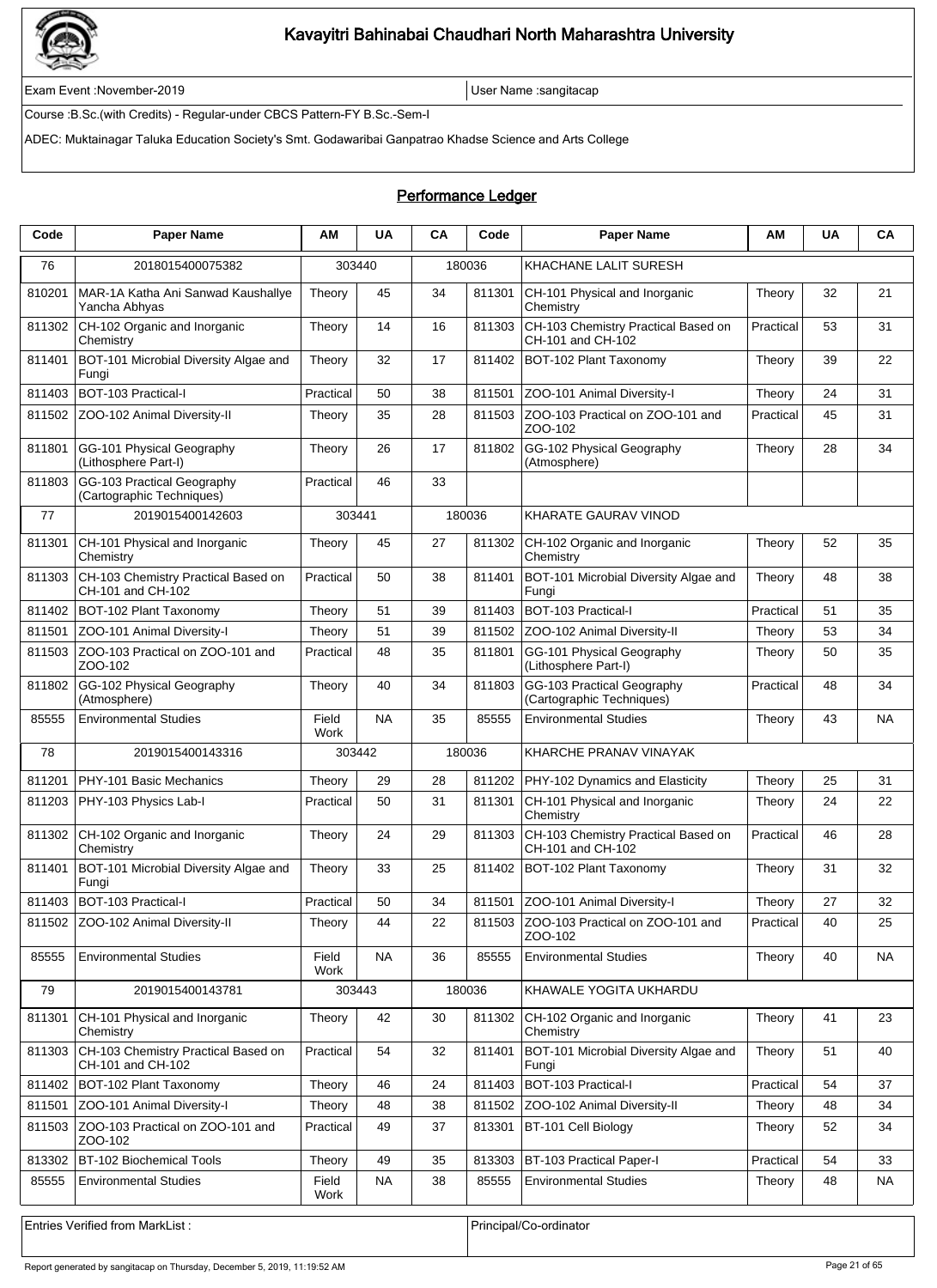# Kavayitri Bahinabai Chaudhari North Maharashtra University

Exam Event :November-2019 | User Name :sangitacap

Course :B.Sc.(with Credits) - Regular-under CBCS Pattern-FY B.Sc.-Sem-I

ADEC: Muktainagar Taluka Education Society's Smt. Godawaribai Ganpatrao Khadse Science and Arts College

## Performance Ledger

| Code | Paper Name | AM | UA | CA | Code | Paper Name | AM | UA | CA |
|---|---|---|---|---|---|---|---|---|---|
| 76 | 2018015400075382 | 303440 | | 180036 | | KHACHANE LALIT SURESH | | | |
| 810201 | MAR-1A Katha Ani Sanwad Kaushallye Yancha Abhyas | Theory | 45 | 34 | 811301 | CH-101 Physical and Inorganic Chemistry | Theory | 32 | 21 |
| 811302 | CH-102 Organic and Inorganic Chemistry | Theory | 14 | 16 | 811303 | CH-103 Chemistry Practical Based on CH-101 and CH-102 | Practical | 53 | 31 |
| 811401 | BOT-101 Microbial Diversity Algae and Fungi | Theory | 32 | 17 | 811402 | BOT-102 Plant Taxonomy | Theory | 39 | 22 |
| 811403 | BOT-103 Practical-I | Practical | 50 | 38 | 811501 | ZOO-101 Animal Diversity-I | Theory | 24 | 31 |
| 811502 | ZOO-102 Animal Diversity-II | Theory | 35 | 28 | 811503 | ZOO-103 Practical on ZOO-101 and ZOO-102 | Practical | 45 | 31 |
| 811801 | GG-101 Physical Geography (Lithosphere Part-I) | Theory | 26 | 17 | 811802 | GG-102 Physical Geography (Atmosphere) | Theory | 28 | 34 |
| 811803 | GG-103 Practical Geography (Cartographic Techniques) | Practical | 46 | 33 | | | | | |
| 77 | 2019015400142603 | 303441 | | 180036 | | KHARATE GAURAV VINOD | | | |
| 811301 | CH-101 Physical and Inorganic Chemistry | Theory | 45 | 27 | 811302 | CH-102 Organic and Inorganic Chemistry | Theory | 52 | 35 |
| 811303 | CH-103 Chemistry Practical Based on CH-101 and CH-102 | Practical | 50 | 38 | 811401 | BOT-101 Microbial Diversity Algae and Fungi | Theory | 48 | 38 |
| 811402 | BOT-102 Plant Taxonomy | Theory | 51 | 39 | 811403 | BOT-103 Practical-I | Practical | 51 | 35 |
| 811501 | ZOO-101 Animal Diversity-I | Theory | 51 | 39 | 811502 | ZOO-102 Animal Diversity-II | Theory | 53 | 34 |
| 811503 | ZOO-103 Practical on ZOO-101 and ZOO-102 | Practical | 48 | 35 | 811801 | GG-101 Physical Geography (Lithosphere Part-I) | Theory | 50 | 35 |
| 811802 | GG-102 Physical Geography (Atmosphere) | Theory | 40 | 34 | 811803 | GG-103 Practical Geography (Cartographic Techniques) | Practical | 48 | 34 |
| 85555 | Environmental Studies | Field Work | NA | 35 | 85555 | Environmental Studies | Theory | 43 | NA |
| 78 | 2019015400143316 | 303442 | | 180036 | | KHARCHE PRANAV VINAYAK | | | |
| 811201 | PHY-101 Basic Mechanics | Theory | 29 | 28 | 811202 | PHY-102 Dynamics and Elasticity | Theory | 25 | 31 |
| 811203 | PHY-103 Physics Lab-I | Practical | 50 | 31 | 811301 | CH-101 Physical and Inorganic Chemistry | Theory | 24 | 22 |
| 811302 | CH-102 Organic and Inorganic Chemistry | Theory | 24 | 29 | 811303 | CH-103 Chemistry Practical Based on CH-101 and CH-102 | Practical | 46 | 28 |
| 811401 | BOT-101 Microbial Diversity Algae and Fungi | Theory | 33 | 25 | 811402 | BOT-102 Plant Taxonomy | Theory | 31 | 32 |
| 811403 | BOT-103 Practical-I | Practical | 50 | 34 | 811501 | ZOO-101 Animal Diversity-I | Theory | 27 | 32 |
| 811502 | ZOO-102 Animal Diversity-II | Theory | 44 | 22 | 811503 | ZOO-103 Practical on ZOO-101 and ZOO-102 | Practical | 40 | 25 |
| 85555 | Environmental Studies | Field Work | NA | 36 | 85555 | Environmental Studies | Theory | 40 | NA |
| 79 | 2019015400143781 | 303443 | | 180036 | | KHAWALE YOGITA UKHARDU | | | |
| 811301 | CH-101 Physical and Inorganic Chemistry | Theory | 42 | 30 | 811302 | CH-102 Organic and Inorganic Chemistry | Theory | 41 | 23 |
| 811303 | CH-103 Chemistry Practical Based on CH-101 and CH-102 | Practical | 54 | 32 | 811401 | BOT-101 Microbial Diversity Algae and Fungi | Theory | 51 | 40 |
| 811402 | BOT-102 Plant Taxonomy | Theory | 46 | 24 | 811403 | BOT-103 Practical-I | Practical | 54 | 37 |
| 811501 | ZOO-101 Animal Diversity-I | Theory | 48 | 38 | 811502 | ZOO-102 Animal Diversity-II | Theory | 48 | 34 |
| 811503 | ZOO-103 Practical on ZOO-101 and ZOO-102 | Practical | 49 | 37 | 813301 | BT-101 Cell Biology | Theory | 52 | 34 |
| 813302 | BT-102 Biochemical Tools | Theory | 49 | 35 | 813303 | BT-103 Practical Paper-I | Practical | 54 | 33 |
| 85555 | Environmental Studies | Field Work | NA | 38 | 85555 | Environmental Studies | Theory | 48 | NA |

Entries Verified from MarkList : | Principal/Co-ordinator

Report generated by sangitacap on Thursday, December 5, 2019, 11:19:52 AM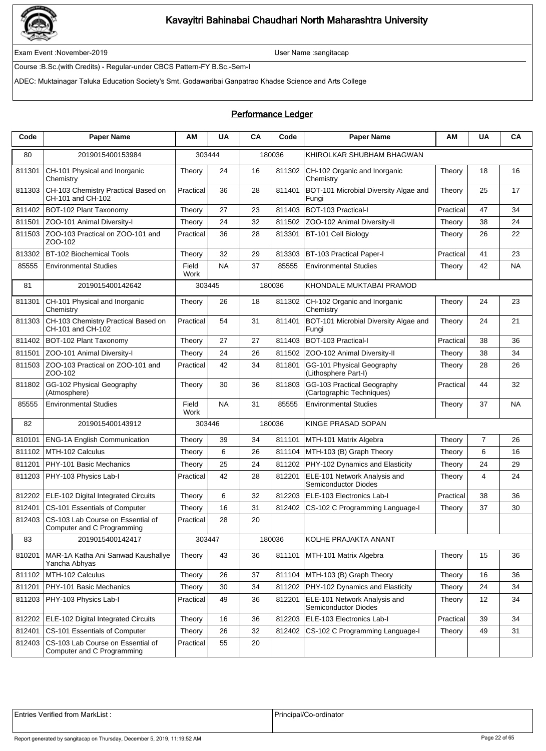# Kavayitri Bahinabai Chaudhari North Maharashtra University

Exam Event :November-2019 | User Name :sangitacap

Course :B.Sc.(with Credits) - Regular-under CBCS Pattern-FY B.Sc.-Sem-I

ADEC: Muktainagar Taluka Education Society's Smt. Godawaribai Ganpatrao Khadse Science and Arts College

## Performance Ledger

| Code | Paper Name | AM | UA | CA | Code | Paper Name | AM | UA | CA |
|---|---|---|---|---|---|---|---|---|---|
| 80 | 2019015400153984 | 303444 | | 180036 | | KHIROLKAR SHUBHAM BHAGWAN | | | |
| 811301 | CH-101 Physical and Inorganic Chemistry | Theory | 24 | 16 | 811302 | CH-102 Organic and Inorganic Chemistry | Theory | 18 | 16 |
| 811303 | CH-103 Chemistry Practical Based on CH-101 and CH-102 | Practical | 36 | 28 | 811401 | BOT-101 Microbial Diversity Algae and Fungi | Theory | 25 | 17 |
| 811402 | BOT-102 Plant Taxonomy | Theory | 27 | 23 | 811403 | BOT-103 Practical-I | Practical | 47 | 34 |
| 811501 | ZOO-101 Animal Diversity-I | Theory | 24 | 32 | 811502 | ZOO-102 Animal Diversity-II | Theory | 38 | 24 |
| 811503 | ZOO-103 Practical on ZOO-101 and ZOO-102 | Practical | 36 | 28 | 813301 | BT-101 Cell Biology | Theory | 26 | 22 |
| 813302 | BT-102 Biochemical Tools | Theory | 32 | 29 | 813303 | BT-103 Practical Paper-I | Practical | 41 | 23 |
| 85555 | Environmental Studies | Field Work | NA | 37 | 85555 | Environmental Studies | Theory | 42 | NA |
| 81 | 2019015400142642 | 303445 | | 180036 | | KHONDALE MUKTABAI PRAMOD | | | |
| 811301 | CH-101 Physical and Inorganic Chemistry | Theory | 26 | 18 | 811302 | CH-102 Organic and Inorganic Chemistry | Theory | 24 | 23 |
| 811303 | CH-103 Chemistry Practical Based on CH-101 and CH-102 | Practical | 54 | 31 | 811401 | BOT-101 Microbial Diversity Algae and Fungi | Theory | 24 | 21 |
| 811402 | BOT-102 Plant Taxonomy | Theory | 27 | 27 | 811403 | BOT-103 Practical-I | Practical | 38 | 36 |
| 811501 | ZOO-101 Animal Diversity-I | Theory | 24 | 26 | 811502 | ZOO-102 Animal Diversity-II | Theory | 38 | 34 |
| 811503 | ZOO-103 Practical on ZOO-101 and ZOO-102 | Practical | 42 | 34 | 811801 | GG-101 Physical Geography (Lithosphere Part-I) | Theory | 28 | 26 |
| 811802 | GG-102 Physical Geography (Atmosphere) | Theory | 30 | 36 | 811803 | GG-103 Practical Geography (Cartographic Techniques) | Practical | 44 | 32 |
| 85555 | Environmental Studies | Field Work | NA | 31 | 85555 | Environmental Studies | Theory | 37 | NA |
| 82 | 2019015400143912 | 303446 | | 180036 | | KINGE PRASAD SOPAN | | | |
| 810101 | ENG-1A English Communication | Theory | 39 | 34 | 811101 | MTH-101 Matrix Algebra | Theory | 7 | 26 |
| 811102 | MTH-102 Calculus | Theory | 6 | 26 | 811104 | MTH-103 (B) Graph Theory | Theory | 6 | 16 |
| 811201 | PHY-101 Basic Mechanics | Theory | 25 | 24 | 811202 | PHY-102 Dynamics and Elasticity | Theory | 24 | 29 |
| 811203 | PHY-103 Physics Lab-I | Practical | 42 | 28 | 812201 | ELE-101 Network Analysis and Semiconductor Diodes | Theory | 4 | 24 |
| 812202 | ELE-102 Digital Integrated Circuits | Theory | 6 | 32 | 812203 | ELE-103 Electronics Lab-I | Practical | 38 | 36 |
| 812401 | CS-101 Essentials of Computer | Theory | 16 | 31 | 812402 | CS-102 C Programming Language-I | Theory | 37 | 30 |
| 812403 | CS-103 Lab Course on Essential of Computer and C Programming | Practical | 28 | 20 | | | | | |
| 83 | 2019015400142417 | 303447 | | 180036 | | KOLHE PRAJAKTA ANANT | | | |
| 810201 | MAR-1A Katha Ani Sanwad Kaushallye Yancha Abhyas | Theory | 43 | 36 | 811101 | MTH-101 Matrix Algebra | Theory | 15 | 36 |
| 811102 | MTH-102 Calculus | Theory | 26 | 37 | 811104 | MTH-103 (B) Graph Theory | Theory | 16 | 36 |
| 811201 | PHY-101 Basic Mechanics | Theory | 30 | 34 | 811202 | PHY-102 Dynamics and Elasticity | Theory | 24 | 34 |
| 811203 | PHY-103 Physics Lab-I | Practical | 49 | 36 | 812201 | ELE-101 Network Analysis and Semiconductor Diodes | Theory | 12 | 34 |
| 812202 | ELE-102 Digital Integrated Circuits | Theory | 16 | 36 | 812203 | ELE-103 Electronics Lab-I | Practical | 39 | 34 |
| 812401 | CS-101 Essentials of Computer | Theory | 26 | 32 | 812402 | CS-102 C Programming Language-I | Theory | 49 | 31 |
| 812403 | CS-103 Lab Course on Essential of Computer and C Programming | Practical | 55 | 20 | | | | | |

| Entries Verified from MarkList : | Principal/Co-ordinator |
|---|---|

Report generated by sangitacap on Thursday, December 5, 2019, 11:19:52 AM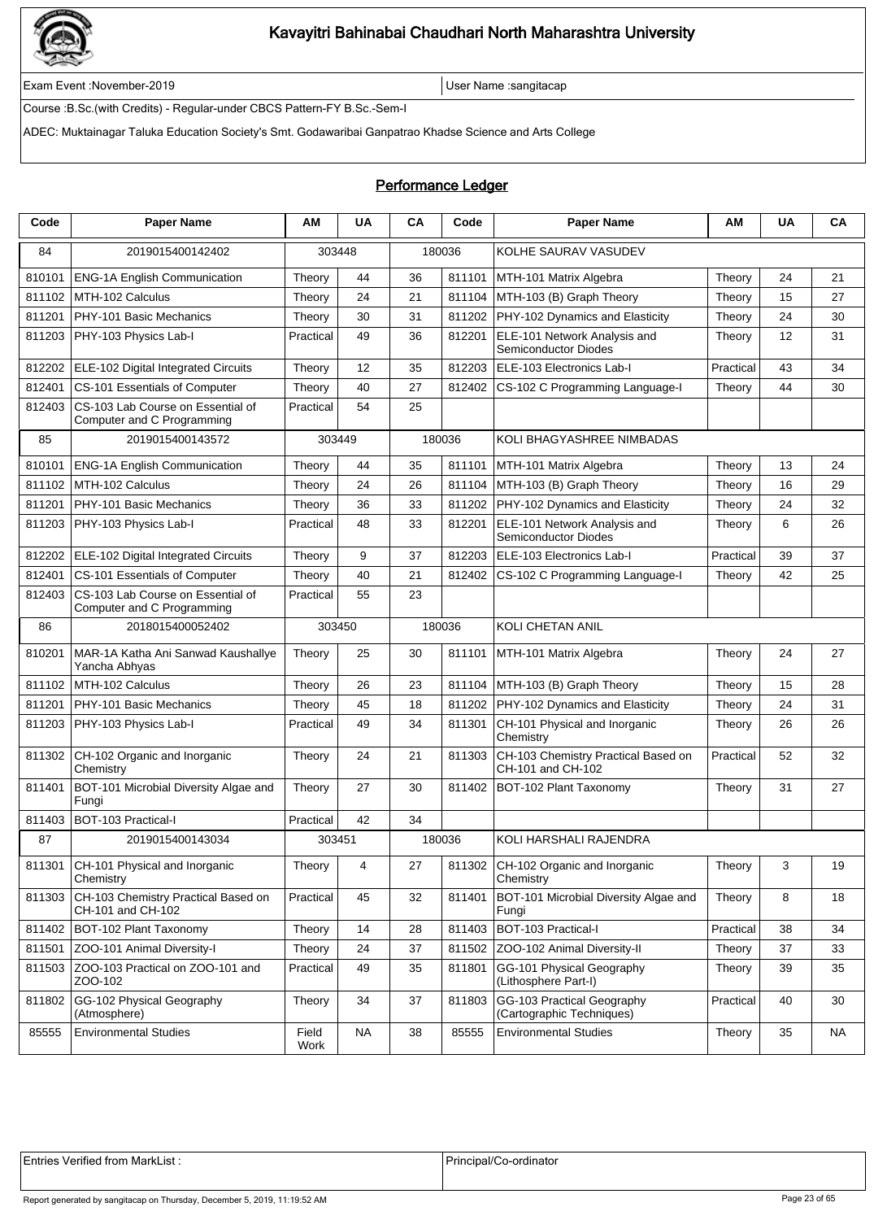# Kavayitri Bahinabai Chaudhari North Maharashtra University

Exam Event :November-2019 | User Name :sangitacap

Course :B.Sc.(with Credits) - Regular-under CBCS Pattern-FY B.Sc.-Sem-I

ADEC: Muktainagar Taluka Education Society's Smt. Godawaribai Ganpatrao Khadse Science and Arts College

## Performance Ledger

| Code | Paper Name | AM | UA | CA | Code | Paper Name | AM | UA | CA |
|---|---|---|---|---|---|---|---|---|---|
| 84 | 2019015400142402 | 303448 | | 180036 | | KOLHE SAURAV VASUDEV | | | |
| 810101 | ENG-1A English Communication | Theory | 44 | 36 | 811101 | MTH-101 Matrix Algebra | Theory | 24 | 21 |
| 811102 | MTH-102 Calculus | Theory | 24 | 21 | 811104 | MTH-103 (B) Graph Theory | Theory | 15 | 27 |
| 811201 | PHY-101 Basic Mechanics | Theory | 30 | 31 | 811202 | PHY-102 Dynamics and Elasticity | Theory | 24 | 30 |
| 811203 | PHY-103 Physics Lab-I | Practical | 49 | 36 | 812201 | ELE-101 Network Analysis and Semiconductor Diodes | Theory | 12 | 31 |
| 812202 | ELE-102 Digital Integrated Circuits | Theory | 12 | 35 | 812203 | ELE-103 Electronics Lab-I | Practical | 43 | 34 |
| 812401 | CS-101 Essentials of Computer | Theory | 40 | 27 | 812402 | CS-102 C Programming Language-I | Theory | 44 | 30 |
| 812403 | CS-103 Lab Course on Essential of Computer and C Programming | Practical | 54 | 25 | | | | | |
| 85 | 2019015400143572 | 303449 | | 180036 | | KOLI BHAGYASHREE NIMBADAS | | | |
| 810101 | ENG-1A English Communication | Theory | 44 | 35 | 811101 | MTH-101 Matrix Algebra | Theory | 13 | 24 |
| 811102 | MTH-102 Calculus | Theory | 24 | 26 | 811104 | MTH-103 (B) Graph Theory | Theory | 16 | 29 |
| 811201 | PHY-101 Basic Mechanics | Theory | 36 | 33 | 811202 | PHY-102 Dynamics and Elasticity | Theory | 24 | 32 |
| 811203 | PHY-103 Physics Lab-I | Practical | 48 | 33 | 812201 | ELE-101 Network Analysis and Semiconductor Diodes | Theory | 6 | 26 |
| 812202 | ELE-102 Digital Integrated Circuits | Theory | 9 | 37 | 812203 | ELE-103 Electronics Lab-I | Practical | 39 | 37 |
| 812401 | CS-101 Essentials of Computer | Theory | 40 | 21 | 812402 | CS-102 C Programming Language-I | Theory | 42 | 25 |
| 812403 | CS-103 Lab Course on Essential of Computer and C Programming | Practical | 55 | 23 | | | | | |
| 86 | 2018015400052402 | 303450 | | 180036 | | KOLI CHETAN ANIL | | | |
| 810201 | MAR-1A Katha Ani Sanwad Kaushallye Yancha Abhyas | Theory | 25 | 30 | 811101 | MTH-101 Matrix Algebra | Theory | 24 | 27 |
| 811102 | MTH-102 Calculus | Theory | 26 | 23 | 811104 | MTH-103 (B) Graph Theory | Theory | 15 | 28 |
| 811201 | PHY-101 Basic Mechanics | Theory | 45 | 18 | 811202 | PHY-102 Dynamics and Elasticity | Theory | 24 | 31 |
| 811203 | PHY-103 Physics Lab-I | Practical | 49 | 34 | 811301 | CH-101 Physical and Inorganic Chemistry | Theory | 26 | 26 |
| 811302 | CH-102 Organic and Inorganic Chemistry | Theory | 24 | 21 | 811303 | CH-103 Chemistry Practical Based on CH-101 and CH-102 | Practical | 52 | 32 |
| 811401 | BOT-101 Microbial Diversity Algae and Fungi | Theory | 27 | 30 | 811402 | BOT-102 Plant Taxonomy | Theory | 31 | 27 |
| 811403 | BOT-103 Practical-I | Practical | 42 | 34 | | | | | |
| 87 | 2019015400143034 | 303451 | | 180036 | | KOLI HARSHALI RAJENDRA | | | |
| 811301 | CH-101 Physical and Inorganic Chemistry | Theory | 4 | 27 | 811302 | CH-102 Organic and Inorganic Chemistry | Theory | 3 | 19 |
| 811303 | CH-103 Chemistry Practical Based on CH-101 and CH-102 | Practical | 45 | 32 | 811401 | BOT-101 Microbial Diversity Algae and Fungi | Theory | 8 | 18 |
| 811402 | BOT-102 Plant Taxonomy | Theory | 14 | 28 | 811403 | BOT-103 Practical-I | Practical | 38 | 34 |
| 811501 | ZOO-101 Animal Diversity-I | Theory | 24 | 37 | 811502 | ZOO-102 Animal Diversity-II | Theory | 37 | 33 |
| 811503 | ZOO-103 Practical on ZOO-101 and ZOO-102 | Practical | 49 | 35 | 811801 | GG-101 Physical Geography (Lithosphere Part-I) | Theory | 39 | 35 |
| 811802 | GG-102 Physical Geography (Atmosphere) | Theory | 34 | 37 | 811803 | GG-103 Practical Geography (Cartographic Techniques) | Practical | 40 | 30 |
| 85555 | Environmental Studies | Field Work | NA | 38 | 85555 | Environmental Studies | Theory | 35 | NA |

| Entries Verified from MarkList : | Principal/Co-ordinator |
|---|---|

Report generated by sangitacap on Thursday, December 5, 2019, 11:19:52 AM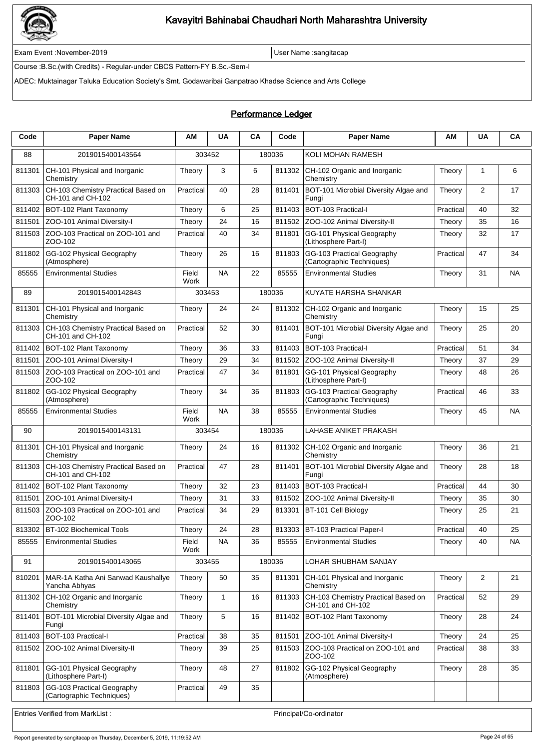# Kavayitri Bahinabai Chaudhari North Maharashtra University

Exam Event :November-2019 | User Name :sangitacap

Course :B.Sc.(with Credits) - Regular-under CBCS Pattern-FY B.Sc.-Sem-I

ADEC: Muktainagar Taluka Education Society's Smt. Godawaribai Ganpatrao Khadse Science and Arts College

## Performance Ledger

| Code | Paper Name | AM | UA | CA | Code | Paper Name | AM | UA | CA |
|---|---|---|---|---|---|---|---|---|---|
| 88 | 2019015400143564 | 303452 | | 180036 | | KOLI MOHAN RAMESH | | | |
| 811301 | CH-101 Physical and Inorganic Chemistry | Theory | 3 | 6 | 811302 | CH-102 Organic and Inorganic Chemistry | Theory | 1 | 6 |
| 811303 | CH-103 Chemistry Practical Based on CH-101 and CH-102 | Practical | 40 | 28 | 811401 | BOT-101 Microbial Diversity Algae and Fungi | Theory | 2 | 17 |
| 811402 | BOT-102 Plant Taxonomy | Theory | 6 | 25 | 811403 | BOT-103 Practical-I | Practical | 40 | 32 |
| 811501 | ZOO-101 Animal Diversity-I | Theory | 24 | 16 | 811502 | ZOO-102 Animal Diversity-II | Theory | 35 | 16 |
| 811503 | ZOO-103 Practical on ZOO-101 and ZOO-102 | Practical | 40 | 34 | 811801 | GG-101 Physical Geography (Lithosphere Part-I) | Theory | 32 | 17 |
| 811802 | GG-102 Physical Geography (Atmosphere) | Theory | 26 | 16 | 811803 | GG-103 Practical Geography (Cartographic Techniques) | Practical | 47 | 34 |
| 85555 | Environmental Studies | Field Work | NA | 22 | 85555 | Environmental Studies | Theory | 31 | NA |
| 89 | 2019015400142843 | 303453 | | 180036 | | KUYATE HARSHA SHANKAR | | | |
| 811301 | CH-101 Physical and Inorganic Chemistry | Theory | 24 | 24 | 811302 | CH-102 Organic and Inorganic Chemistry | Theory | 15 | 25 |
| 811303 | CH-103 Chemistry Practical Based on CH-101 and CH-102 | Practical | 52 | 30 | 811401 | BOT-101 Microbial Diversity Algae and Fungi | Theory | 25 | 20 |
| 811402 | BOT-102 Plant Taxonomy | Theory | 36 | 33 | 811403 | BOT-103 Practical-I | Practical | 51 | 34 |
| 811501 | ZOO-101 Animal Diversity-I | Theory | 29 | 34 | 811502 | ZOO-102 Animal Diversity-II | Theory | 37 | 29 |
| 811503 | ZOO-103 Practical on ZOO-101 and ZOO-102 | Practical | 47 | 34 | 811801 | GG-101 Physical Geography (Lithosphere Part-I) | Theory | 48 | 26 |
| 811802 | GG-102 Physical Geography (Atmosphere) | Theory | 34 | 36 | 811803 | GG-103 Practical Geography (Cartographic Techniques) | Practical | 46 | 33 |
| 85555 | Environmental Studies | Field Work | NA | 38 | 85555 | Environmental Studies | Theory | 45 | NA |
| 90 | 2019015400143131 | 303454 | | 180036 | | LAHASE ANIKET PRAKASH | | | |
| 811301 | CH-101 Physical and Inorganic Chemistry | Theory | 24 | 16 | 811302 | CH-102 Organic and Inorganic Chemistry | Theory | 36 | 21 |
| 811303 | CH-103 Chemistry Practical Based on CH-101 and CH-102 | Practical | 47 | 28 | 811401 | BOT-101 Microbial Diversity Algae and Fungi | Theory | 28 | 18 |
| 811402 | BOT-102 Plant Taxonomy | Theory | 32 | 23 | 811403 | BOT-103 Practical-I | Practical | 44 | 30 |
| 811501 | ZOO-101 Animal Diversity-I | Theory | 31 | 33 | 811502 | ZOO-102 Animal Diversity-II | Theory | 35 | 30 |
| 811503 | ZOO-103 Practical on ZOO-101 and ZOO-102 | Practical | 34 | 29 | 813301 | BT-101 Cell Biology | Theory | 25 | 21 |
| 813302 | BT-102 Biochemical Tools | Theory | 24 | 28 | 813303 | BT-103 Practical Paper-I | Practical | 40 | 25 |
| 85555 | Environmental Studies | Field Work | NA | 36 | 85555 | Environmental Studies | Theory | 40 | NA |
| 91 | 2019015400143065 | 303455 | | 180036 | | LOHAR SHUBHAM SANJAY | | | |
| 810201 | MAR-1A Katha Ani Sanwad Kaushallye Yancha Abhyas | Theory | 50 | 35 | 811301 | CH-101 Physical and Inorganic Chemistry | Theory | 2 | 21 |
| 811302 | CH-102 Organic and Inorganic Chemistry | Theory | 1 | 16 | 811303 | CH-103 Chemistry Practical Based on CH-101 and CH-102 | Practical | 52 | 29 |
| 811401 | BOT-101 Microbial Diversity Algae and Fungi | Theory | 5 | 16 | 811402 | BOT-102 Plant Taxonomy | Theory | 28 | 24 |
| 811403 | BOT-103 Practical-I | Practical | 38 | 35 | 811501 | ZOO-101 Animal Diversity-I | Theory | 24 | 25 |
| 811502 | ZOO-102 Animal Diversity-II | Theory | 39 | 25 | 811503 | ZOO-103 Practical on ZOO-101 and ZOO-102 | Practical | 38 | 33 |
| 811801 | GG-101 Physical Geography (Lithosphere Part-I) | Theory | 48 | 27 | 811802 | GG-102 Physical Geography (Atmosphere) | Theory | 28 | 35 |
| 811803 | GG-103 Practical Geography (Cartographic Techniques) | Practical | 49 | 35 | | | | | |

Entries Verified from MarkList : | Principal/Co-ordinator

Report generated by sangitacap on Thursday, December 5, 2019, 11:19:52 AM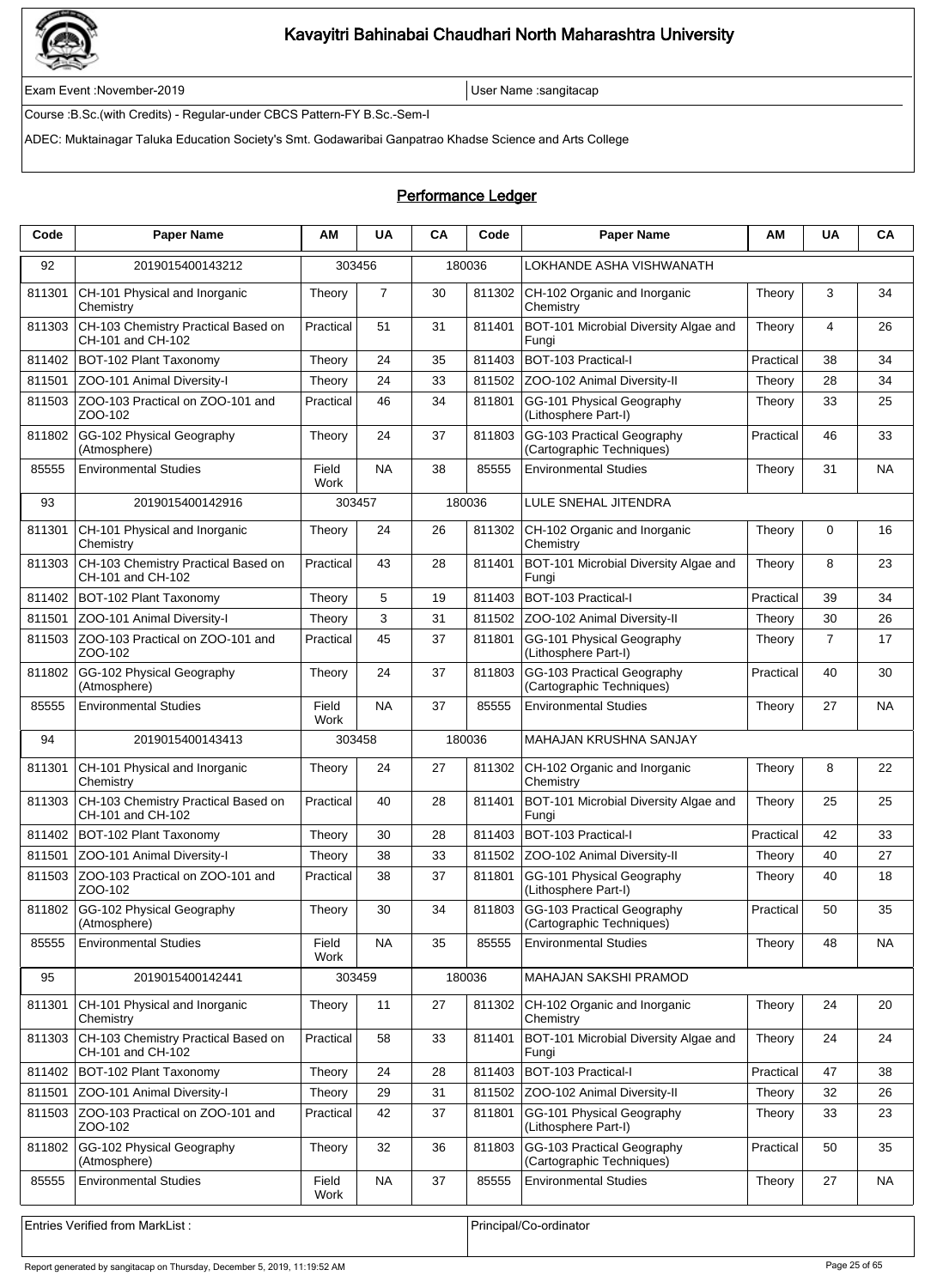# Kavayitri Bahinabai Chaudhari North Maharashtra University

Exam Event :November-2019 | User Name :sangitacap

Course :B.Sc.(with Credits) - Regular-under CBCS Pattern-FY B.Sc.-Sem-I

ADEC: Muktainagar Taluka Education Society's Smt. Godawaribai Ganpatrao Khadse Science and Arts College

## Performance Ledger

| Code | Paper Name | AM | UA | CA | Code | Paper Name | AM | UA | CA |
|---|---|---|---|---|---|---|---|---|---|
| 92 | 2019015400143212 | 303456 | | 180036 | | LOKHANDE ASHA VISHWANATH | | | |
| 811301 | CH-101 Physical and Inorganic Chemistry | Theory | 7 | 30 | 811302 | CH-102 Organic and Inorganic Chemistry | Theory | 3 | 34 |
| 811303 | CH-103 Chemistry Practical Based on CH-101 and CH-102 | Practical | 51 | 31 | 811401 | BOT-101 Microbial Diversity Algae and Fungi | Theory | 4 | 26 |
| 811402 | BOT-102 Plant Taxonomy | Theory | 24 | 35 | 811403 | BOT-103 Practical-I | Practical | 38 | 34 |
| 811501 | ZOO-101 Animal Diversity-I | Theory | 24 | 33 | 811502 | ZOO-102 Animal Diversity-II | Theory | 28 | 34 |
| 811503 | ZOO-103 Practical on ZOO-101 and ZOO-102 | Practical | 46 | 34 | 811801 | GG-101 Physical Geography (Lithosphere Part-I) | Theory | 33 | 25 |
| 811802 | GG-102 Physical Geography (Atmosphere) | Theory | 24 | 37 | 811803 | GG-103 Practical Geography (Cartographic Techniques) | Practical | 46 | 33 |
| 85555 | Environmental Studies | Field Work | NA | 38 | 85555 | Environmental Studies | Theory | 31 | NA |
| 93 | 2019015400142916 | 303457 | | 180036 | | LULE SNEHAL JITENDRA | | | |
| 811301 | CH-101 Physical and Inorganic Chemistry | Theory | 24 | 26 | 811302 | CH-102 Organic and Inorganic Chemistry | Theory | 0 | 16 |
| 811303 | CH-103 Chemistry Practical Based on CH-101 and CH-102 | Practical | 43 | 28 | 811401 | BOT-101 Microbial Diversity Algae and Fungi | Theory | 8 | 23 |
| 811402 | BOT-102 Plant Taxonomy | Theory | 5 | 19 | 811403 | BOT-103 Practical-I | Practical | 39 | 34 |
| 811501 | ZOO-101 Animal Diversity-I | Theory | 3 | 31 | 811502 | ZOO-102 Animal Diversity-II | Theory | 30 | 26 |
| 811503 | ZOO-103 Practical on ZOO-101 and ZOO-102 | Practical | 45 | 37 | 811801 | GG-101 Physical Geography (Lithosphere Part-I) | Theory | 7 | 17 |
| 811802 | GG-102 Physical Geography (Atmosphere) | Theory | 24 | 37 | 811803 | GG-103 Practical Geography (Cartographic Techniques) | Practical | 40 | 30 |
| 85555 | Environmental Studies | Field Work | NA | 37 | 85555 | Environmental Studies | Theory | 27 | NA |
| 94 | 2019015400143413 | 303458 | | 180036 | | MAHAJAN KRUSHNA SANJAY | | | |
| 811301 | CH-101 Physical and Inorganic Chemistry | Theory | 24 | 27 | 811302 | CH-102 Organic and Inorganic Chemistry | Theory | 8 | 22 |
| 811303 | CH-103 Chemistry Practical Based on CH-101 and CH-102 | Practical | 40 | 28 | 811401 | BOT-101 Microbial Diversity Algae and Fungi | Theory | 25 | 25 |
| 811402 | BOT-102 Plant Taxonomy | Theory | 30 | 28 | 811403 | BOT-103 Practical-I | Practical | 42 | 33 |
| 811501 | ZOO-101 Animal Diversity-I | Theory | 38 | 33 | 811502 | ZOO-102 Animal Diversity-II | Theory | 40 | 27 |
| 811503 | ZOO-103 Practical on ZOO-101 and ZOO-102 | Practical | 38 | 37 | 811801 | GG-101 Physical Geography (Lithosphere Part-I) | Theory | 40 | 18 |
| 811802 | GG-102 Physical Geography (Atmosphere) | Theory | 30 | 34 | 811803 | GG-103 Practical Geography (Cartographic Techniques) | Practical | 50 | 35 |
| 85555 | Environmental Studies | Field Work | NA | 35 | 85555 | Environmental Studies | Theory | 48 | NA |
| 95 | 2019015400142441 | 303459 | | 180036 | | MAHAJAN SAKSHI PRAMOD | | | |
| 811301 | CH-101 Physical and Inorganic Chemistry | Theory | 11 | 27 | 811302 | CH-102 Organic and Inorganic Chemistry | Theory | 24 | 20 |
| 811303 | CH-103 Chemistry Practical Based on CH-101 and CH-102 | Practical | 58 | 33 | 811401 | BOT-101 Microbial Diversity Algae and Fungi | Theory | 24 | 24 |
| 811402 | BOT-102 Plant Taxonomy | Theory | 24 | 28 | 811403 | BOT-103 Practical-I | Practical | 47 | 38 |
| 811501 | ZOO-101 Animal Diversity-I | Theory | 29 | 31 | 811502 | ZOO-102 Animal Diversity-II | Theory | 32 | 26 |
| 811503 | ZOO-103 Practical on ZOO-101 and ZOO-102 | Practical | 42 | 37 | 811801 | GG-101 Physical Geography (Lithosphere Part-I) | Theory | 33 | 23 |
| 811802 | GG-102 Physical Geography (Atmosphere) | Theory | 32 | 36 | 811803 | GG-103 Practical Geography (Cartographic Techniques) | Practical | 50 | 35 |
| 85555 | Environmental Studies | Field Work | NA | 37 | 85555 | Environmental Studies | Theory | 27 | NA |

Entries Verified from MarkList : | Principal/Co-ordinator

Report generated by sangitacap on Thursday, December 5, 2019, 11:19:52 AM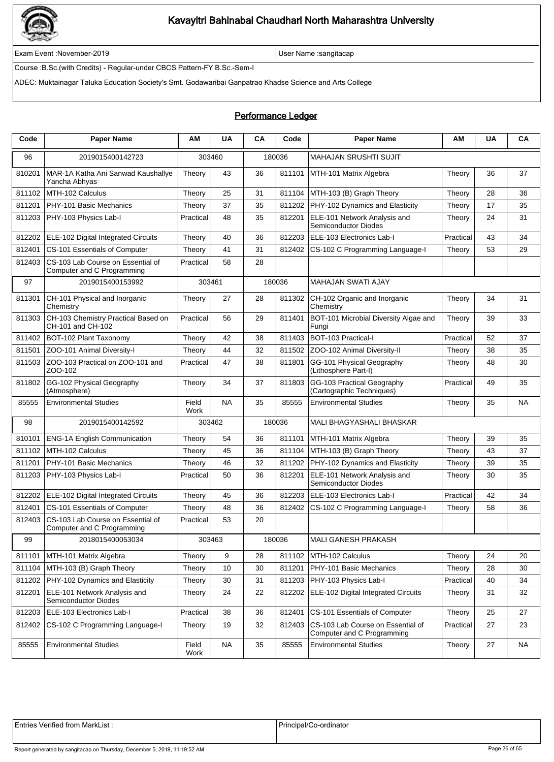# Kavayitri Bahinabai Chaudhari North Maharashtra University

Exam Event :November-2019

User Name :sangitacap

Course :B.Sc.(with Credits) - Regular-under CBCS Pattern-FY B.Sc.-Sem-I

ADEC: Muktainagar Taluka Education Society's Smt. Godawaribai Ganpatrao Khadse Science and Arts College

## Performance Ledger

| Code | Paper Name | AM | UA | CA | Code | Paper Name | AM | UA | CA |
|---|---|---|---|---|---|---|---|---|---|
| 96 | 2019015400142723 | 303460 | | 180036 | | MAHAJAN SRUSHTI SUJIT | | | |
| 810201 | MAR-1A Katha Ani Sanwad Kaushallye Yancha Abhyas | Theory | 43 | 36 | 811101 | MTH-101 Matrix Algebra | Theory | 36 | 37 |
| 811102 | MTH-102 Calculus | Theory | 25 | 31 | 811104 | MTH-103 (B) Graph Theory | Theory | 28 | 36 |
| 811201 | PHY-101 Basic Mechanics | Theory | 37 | 35 | 811202 | PHY-102 Dynamics and Elasticity | Theory | 17 | 35 |
| 811203 | PHY-103 Physics Lab-I | Practical | 48 | 35 | 812201 | ELE-101 Network Analysis and Semiconductor Diodes | Theory | 24 | 31 |
| 812202 | ELE-102 Digital Integrated Circuits | Theory | 40 | 36 | 812203 | ELE-103 Electronics Lab-I | Practical | 43 | 34 |
| 812401 | CS-101 Essentials of Computer | Theory | 41 | 31 | 812402 | CS-102 C Programming Language-I | Theory | 53 | 29 |
| 812403 | CS-103 Lab Course on Essential of Computer and C Programming | Practical | 58 | 28 | | | | | |
| 97 | 2019015400153992 | 303461 | | 180036 | | MAHAJAN SWATI AJAY | | | |
| 811301 | CH-101 Physical and Inorganic Chemistry | Theory | 27 | 28 | 811302 | CH-102 Organic and Inorganic Chemistry | Theory | 34 | 31 |
| 811303 | CH-103 Chemistry Practical Based on CH-101 and CH-102 | Practical | 56 | 29 | 811401 | BOT-101 Microbial Diversity Algae and Fungi | Theory | 39 | 33 |
| 811402 | BOT-102 Plant Taxonomy | Theory | 42 | 38 | 811403 | BOT-103 Practical-I | Practical | 52 | 37 |
| 811501 | ZOO-101 Animal Diversity-I | Theory | 44 | 32 | 811502 | ZOO-102 Animal Diversity-II | Theory | 38 | 35 |
| 811503 | ZOO-103 Practical on ZOO-101 and ZOO-102 | Practical | 47 | 38 | 811801 | GG-101 Physical Geography (Lithosphere Part-I) | Theory | 48 | 30 |
| 811802 | GG-102 Physical Geography (Atmosphere) | Theory | 34 | 37 | 811803 | GG-103 Practical Geography (Cartographic Techniques) | Practical | 49 | 35 |
| 85555 | Environmental Studies | Field Work | NA | 35 | 85555 | Environmental Studies | Theory | 35 | NA |
| 98 | 2019015400142592 | 303462 | | 180036 | | MALI BHAGYASHALI BHASKAR | | | |
| 810101 | ENG-1A English Communication | Theory | 54 | 36 | 811101 | MTH-101 Matrix Algebra | Theory | 39 | 35 |
| 811102 | MTH-102 Calculus | Theory | 45 | 36 | 811104 | MTH-103 (B) Graph Theory | Theory | 43 | 37 |
| 811201 | PHY-101 Basic Mechanics | Theory | 46 | 32 | 811202 | PHY-102 Dynamics and Elasticity | Theory | 39 | 35 |
| 811203 | PHY-103 Physics Lab-I | Practical | 50 | 36 | 812201 | ELE-101 Network Analysis and Semiconductor Diodes | Theory | 30 | 35 |
| 812202 | ELE-102 Digital Integrated Circuits | Theory | 45 | 36 | 812203 | ELE-103 Electronics Lab-I | Practical | 42 | 34 |
| 812401 | CS-101 Essentials of Computer | Theory | 48 | 36 | 812402 | CS-102 C Programming Language-I | Theory | 58 | 36 |
| 812403 | CS-103 Lab Course on Essential of Computer and C Programming | Practical | 53 | 20 | | | | | |
| 99 | 2018015400053034 | 303463 | | 180036 | | MALI GANESH PRAKASH | | | |
| 811101 | MTH-101 Matrix Algebra | Theory | 9 | 28 | 811102 | MTH-102 Calculus | Theory | 24 | 20 |
| 811104 | MTH-103 (B) Graph Theory | Theory | 10 | 30 | 811201 | PHY-101 Basic Mechanics | Theory | 28 | 30 |
| 811202 | PHY-102 Dynamics and Elasticity | Theory | 30 | 31 | 811203 | PHY-103 Physics Lab-I | Practical | 40 | 34 |
| 812201 | ELE-101 Network Analysis and Semiconductor Diodes | Theory | 24 | 22 | 812202 | ELE-102 Digital Integrated Circuits | Theory | 31 | 32 |
| 812203 | ELE-103 Electronics Lab-I | Practical | 38 | 36 | 812401 | CS-101 Essentials of Computer | Theory | 25 | 27 |
| 812402 | CS-102 C Programming Language-I | Theory | 19 | 32 | 812403 | CS-103 Lab Course on Essential of Computer and C Programming | Practical | 27 | 23 |
| 85555 | Environmental Studies | Field Work | NA | 35 | 85555 | Environmental Studies | Theory | 27 | NA |

| Entries Verified from MarkList : | Principal/Co-ordinator |
|---|---|

Report generated by sangitacap on Thursday, December 5, 2019, 11:19:52 AM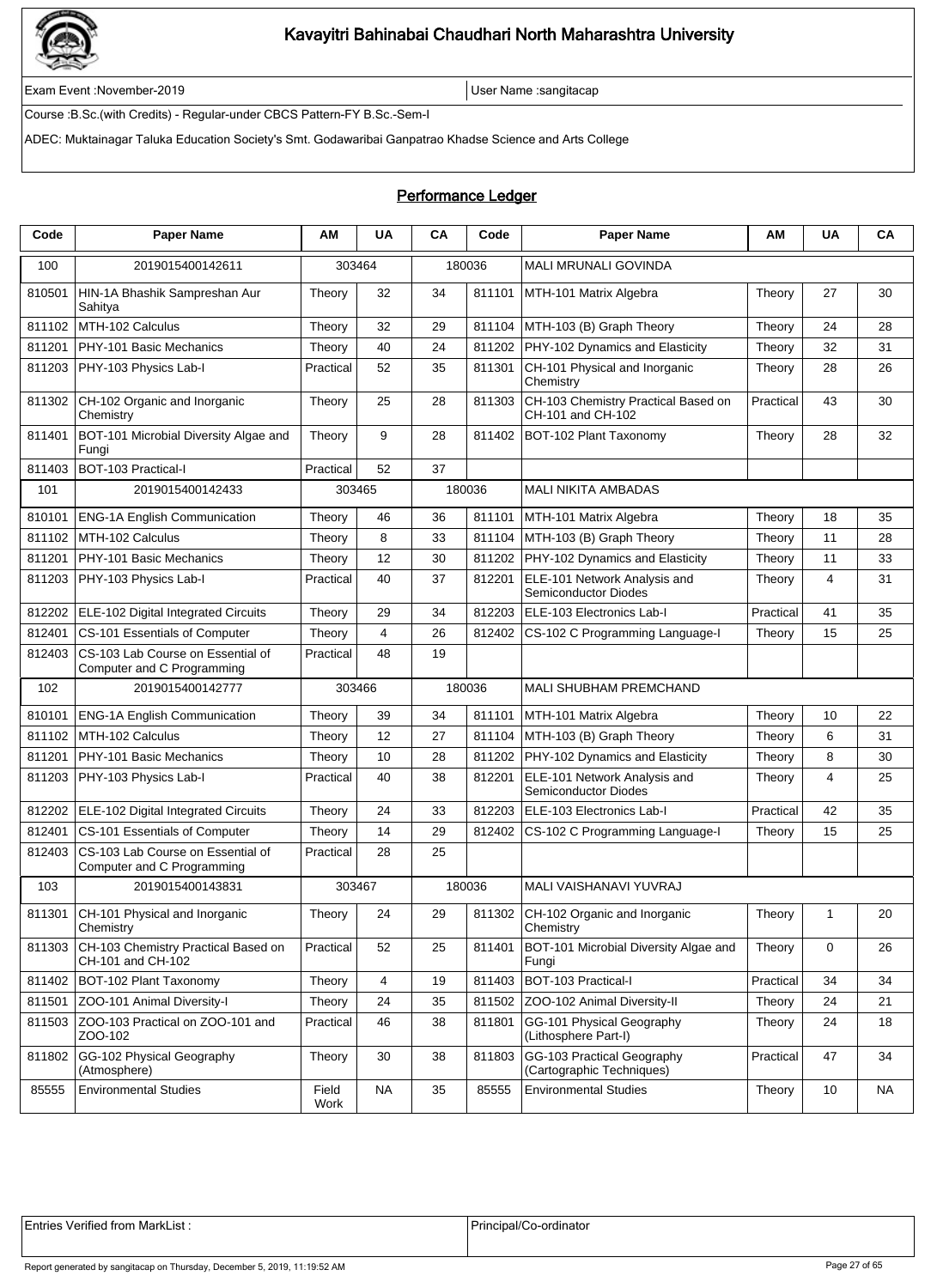# Kavayitri Bahinabai Chaudhari North Maharashtra University

Exam Event :November-2019 | User Name :sangitacap

Course :B.Sc.(with Credits) - Regular-under CBCS Pattern-FY B.Sc.-Sem-I

ADEC: Muktainagar Taluka Education Society's Smt. Godawaribai Ganpatrao Khadse Science and Arts College

## Performance Ledger

| Code | Paper Name | AM | UA | CA | Code | Paper Name | AM | UA | CA |
|---|---|---|---|---|---|---|---|---|---|
| 100 | 2019015400142611 | 303464 | | 180036 | | MALI MRUNALI GOVINDA | | | |
| 810501 | HIN-1A Bhashik Sampreshan Aur Sahitya | Theory | 32 | 34 | 811101 | MTH-101 Matrix Algebra | Theory | 27 | 30 |
| 811102 | MTH-102 Calculus | Theory | 32 | 29 | 811104 | MTH-103 (B) Graph Theory | Theory | 24 | 28 |
| 811201 | PHY-101 Basic Mechanics | Theory | 40 | 24 | 811202 | PHY-102 Dynamics and Elasticity | Theory | 32 | 31 |
| 811203 | PHY-103 Physics Lab-I | Practical | 52 | 35 | 811301 | CH-101 Physical and Inorganic Chemistry | Theory | 28 | 26 |
| 811302 | CH-102 Organic and Inorganic Chemistry | Theory | 25 | 28 | 811303 | CH-103 Chemistry Practical Based on CH-101 and CH-102 | Practical | 43 | 30 |
| 811401 | BOT-101 Microbial Diversity Algae and Fungi | Theory | 9 | 28 | 811402 | BOT-102 Plant Taxonomy | Theory | 28 | 32 |
| 811403 | BOT-103 Practical-I | Practical | 52 | 37 | | | | | |
| 101 | 2019015400142433 | 303465 | | 180036 | | MALI NIKITA AMBADAS | | | |
| 810101 | ENG-1A English Communication | Theory | 46 | 36 | 811101 | MTH-101 Matrix Algebra | Theory | 18 | 35 |
| 811102 | MTH-102 Calculus | Theory | 8 | 33 | 811104 | MTH-103 (B) Graph Theory | Theory | 11 | 28 |
| 811201 | PHY-101 Basic Mechanics | Theory | 12 | 30 | 811202 | PHY-102 Dynamics and Elasticity | Theory | 11 | 33 |
| 811203 | PHY-103 Physics Lab-I | Practical | 40 | 37 | 812201 | ELE-101 Network Analysis and Semiconductor Diodes | Theory | 4 | 31 |
| 812202 | ELE-102 Digital Integrated Circuits | Theory | 29 | 34 | 812203 | ELE-103 Electronics Lab-I | Practical | 41 | 35 |
| 812401 | CS-101 Essentials of Computer | Theory | 4 | 26 | 812402 | CS-102 C Programming Language-I | Theory | 15 | 25 |
| 812403 | CS-103 Lab Course on Essential of Computer and C Programming | Practical | 48 | 19 | | | | | |
| 102 | 2019015400142777 | 303466 | | 180036 | | MALI SHUBHAM PREMCHAND | | | |
| 810101 | ENG-1A English Communication | Theory | 39 | 34 | 811101 | MTH-101 Matrix Algebra | Theory | 10 | 22 |
| 811102 | MTH-102 Calculus | Theory | 12 | 27 | 811104 | MTH-103 (B) Graph Theory | Theory | 6 | 31 |
| 811201 | PHY-101 Basic Mechanics | Theory | 10 | 28 | 811202 | PHY-102 Dynamics and Elasticity | Theory | 8 | 30 |
| 811203 | PHY-103 Physics Lab-I | Practical | 40 | 38 | 812201 | ELE-101 Network Analysis and Semiconductor Diodes | Theory | 4 | 25 |
| 812202 | ELE-102 Digital Integrated Circuits | Theory | 24 | 33 | 812203 | ELE-103 Electronics Lab-I | Practical | 42 | 35 |
| 812401 | CS-101 Essentials of Computer | Theory | 14 | 29 | 812402 | CS-102 C Programming Language-I | Theory | 15 | 25 |
| 812403 | CS-103 Lab Course on Essential of Computer and C Programming | Practical | 28 | 25 | | | | | |
| 103 | 2019015400143831 | 303467 | | 180036 | | MALI VAISHANAVI YUVRAJ | | | |
| 811301 | CH-101 Physical and Inorganic Chemistry | Theory | 24 | 29 | 811302 | CH-102 Organic and Inorganic Chemistry | Theory | 1 | 20 |
| 811303 | CH-103 Chemistry Practical Based on CH-101 and CH-102 | Practical | 52 | 25 | 811401 | BOT-101 Microbial Diversity Algae and Fungi | Theory | 0 | 26 |
| 811402 | BOT-102 Plant Taxonomy | Theory | 4 | 19 | 811403 | BOT-103 Practical-I | Practical | 34 | 34 |
| 811501 | ZOO-101 Animal Diversity-I | Theory | 24 | 35 | 811502 | ZOO-102 Animal Diversity-II | Theory | 24 | 21 |
| 811503 | ZOO-103 Practical on ZOO-101 and ZOO-102 | Practical | 46 | 38 | 811801 | GG-101 Physical Geography (Lithosphere Part-I) | Theory | 24 | 18 |
| 811802 | GG-102 Physical Geography (Atmosphere) | Theory | 30 | 38 | 811803 | GG-103 Practical Geography (Cartographic Techniques) | Practical | 47 | 34 |
| 85555 | Environmental Studies | Field Work | NA | 35 | 85555 | Environmental Studies | Theory | 10 | NA |

| Entries Verified from MarkList : | Principal/Co-ordinator |
|---|---|

Report generated by sangitacap on Thursday, December 5, 2019, 11:19:52 AM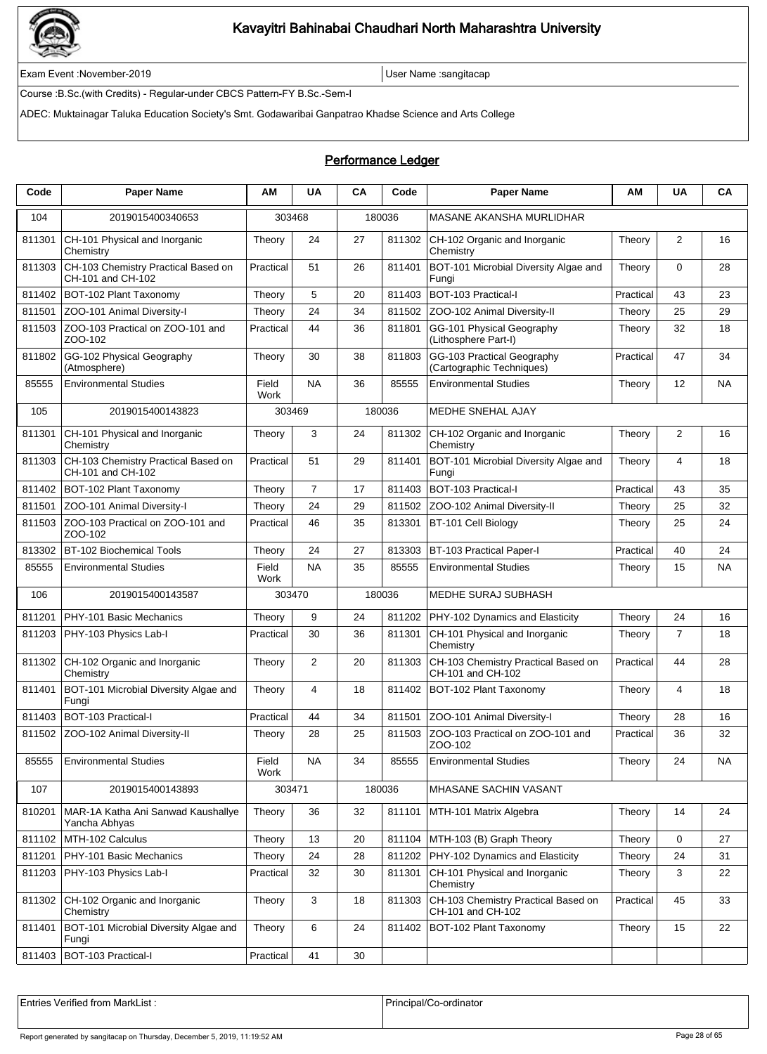# Kavayitri Bahinabai Chaudhari North Maharashtra University

Exam Event :November-2019 | User Name :sangitacap

Course :B.Sc.(with Credits) - Regular-under CBCS Pattern-FY B.Sc.-Sem-I

ADEC: Muktainagar Taluka Education Society's Smt. Godawaribai Ganpatrao Khadse Science and Arts College

## Performance Ledger

| Code | Paper Name | AM | UA | CA | Code | Paper Name | AM | UA | CA |
|---|---|---|---|---|---|---|---|---|---|
| 104 | 2019015400340653 | 303468 | | 180036 | | MASANE AKANSHA MURLIDHAR | | | |
| 811301 | CH-101 Physical and Inorganic Chemistry | Theory | 24 | 27 | 811302 | CH-102 Organic and Inorganic Chemistry | Theory | 2 | 16 |
| 811303 | CH-103 Chemistry Practical Based on CH-101 and CH-102 | Practical | 51 | 26 | 811401 | BOT-101 Microbial Diversity Algae and Fungi | Theory | 0 | 28 |
| 811402 | BOT-102 Plant Taxonomy | Theory | 5 | 20 | 811403 | BOT-103 Practical-I | Practical | 43 | 23 |
| 811501 | ZOO-101 Animal Diversity-I | Theory | 24 | 34 | 811502 | ZOO-102 Animal Diversity-II | Theory | 25 | 29 |
| 811503 | ZOO-103 Practical on ZOO-101 and ZOO-102 | Practical | 44 | 36 | 811801 | GG-101 Physical Geography (Lithosphere Part-I) | Theory | 32 | 18 |
| 811802 | GG-102 Physical Geography (Atmosphere) | Theory | 30 | 38 | 811803 | GG-103 Practical Geography (Cartographic Techniques) | Practical | 47 | 34 |
| 85555 | Environmental Studies | Field Work | NA | 36 | 85555 | Environmental Studies | Theory | 12 | NA |
| 105 | 2019015400143823 | 303469 | | 180036 | | MEDHE SNEHAL AJAY | | | |
| 811301 | CH-101 Physical and Inorganic Chemistry | Theory | 3 | 24 | 811302 | CH-102 Organic and Inorganic Chemistry | Theory | 2 | 16 |
| 811303 | CH-103 Chemistry Practical Based on CH-101 and CH-102 | Practical | 51 | 29 | 811401 | BOT-101 Microbial Diversity Algae and Fungi | Theory | 4 | 18 |
| 811402 | BOT-102 Plant Taxonomy | Theory | 7 | 17 | 811403 | BOT-103 Practical-I | Practical | 43 | 35 |
| 811501 | ZOO-101 Animal Diversity-I | Theory | 24 | 29 | 811502 | ZOO-102 Animal Diversity-II | Theory | 25 | 32 |
| 811503 | ZOO-103 Practical on ZOO-101 and ZOO-102 | Practical | 46 | 35 | 813301 | BT-101 Cell Biology | Theory | 25 | 24 |
| 813302 | BT-102 Biochemical Tools | Theory | 24 | 27 | 813303 | BT-103 Practical Paper-I | Practical | 40 | 24 |
| 85555 | Environmental Studies | Field Work | NA | 35 | 85555 | Environmental Studies | Theory | 15 | NA |
| 106 | 2019015400143587 | 303470 | | 180036 | | MEDHE SURAJ SUBHASH | | | |
| 811201 | PHY-101 Basic Mechanics | Theory | 9 | 24 | 811202 | PHY-102 Dynamics and Elasticity | Theory | 24 | 16 |
| 811203 | PHY-103 Physics Lab-I | Practical | 30 | 36 | 811301 | CH-101 Physical and Inorganic Chemistry | Theory | 7 | 18 |
| 811302 | CH-102 Organic and Inorganic Chemistry | Theory | 2 | 20 | 811303 | CH-103 Chemistry Practical Based on CH-101 and CH-102 | Practical | 44 | 28 |
| 811401 | BOT-101 Microbial Diversity Algae and Fungi | Theory | 4 | 18 | 811402 | BOT-102 Plant Taxonomy | Theory | 4 | 18 |
| 811403 | BOT-103 Practical-I | Practical | 44 | 34 | 811501 | ZOO-101 Animal Diversity-I | Theory | 28 | 16 |
| 811502 | ZOO-102 Animal Diversity-II | Theory | 28 | 25 | 811503 | ZOO-103 Practical on ZOO-101 and ZOO-102 | Practical | 36 | 32 |
| 85555 | Environmental Studies | Field Work | NA | 34 | 85555 | Environmental Studies | Theory | 24 | NA |
| 107 | 2019015400143893 | 303471 | | 180036 | | MHASANE SACHIN VASANT | | | |
| 810201 | MAR-1A Katha Ani Sanwad Kaushallye Yancha Abhyas | Theory | 36 | 32 | 811101 | MTH-101 Matrix Algebra | Theory | 14 | 24 |
| 811102 | MTH-102 Calculus | Theory | 13 | 20 | 811104 | MTH-103 (B) Graph Theory | Theory | 0 | 27 |
| 811201 | PHY-101 Basic Mechanics | Theory | 24 | 28 | 811202 | PHY-102 Dynamics and Elasticity | Theory | 24 | 31 |
| 811203 | PHY-103 Physics Lab-I | Practical | 32 | 30 | 811301 | CH-101 Physical and Inorganic Chemistry | Theory | 3 | 22 |
| 811302 | CH-102 Organic and Inorganic Chemistry | Theory | 3 | 18 | 811303 | CH-103 Chemistry Practical Based on CH-101 and CH-102 | Practical | 45 | 33 |
| 811401 | BOT-101 Microbial Diversity Algae and Fungi | Theory | 6 | 24 | 811402 | BOT-102 Plant Taxonomy | Theory | 15 | 22 |
| 811403 | BOT-103 Practical-I | Practical | 41 | 30 | | | | | |

| Entries Verified from MarkList : | Principal/Co-ordinator |
|---|---|

Report generated by sangitacap on Thursday, December 5, 2019, 11:19:52 AM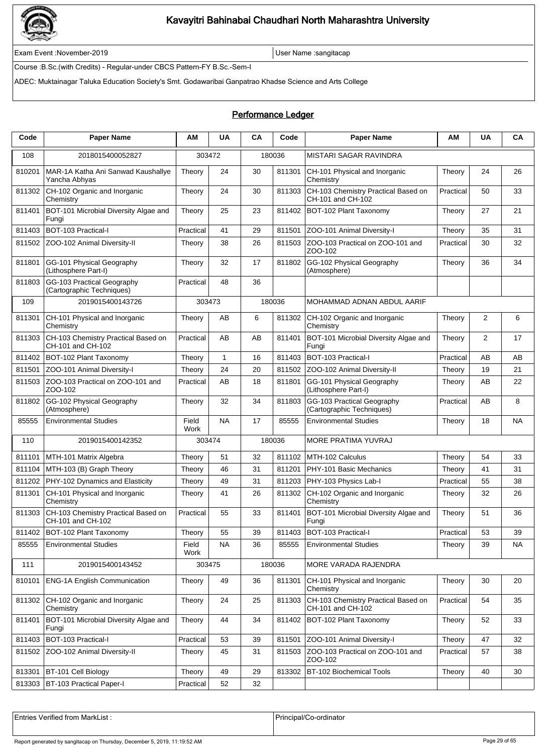# Kavayitri Bahinabai Chaudhari North Maharashtra University

Exam Event :November-2019

User Name :sangitacap

Course :B.Sc.(with Credits) - Regular-under CBCS Pattern-FY B.Sc.-Sem-I

ADEC: Muktainagar Taluka Education Society's Smt. Godawaribai Ganpatrao Khadse Science and Arts College

## Performance Ledger

| Code | Paper Name | AM | UA | CA | Code | Paper Name | AM | UA | CA |
|---|---|---|---|---|---|---|---|---|---|
| 108 | 2018015400052827 | 303472 | | 180036 | | MISTARI SAGAR RAVINDRA | | | |
| 810201 | MAR-1A Katha Ani Sanwad Kaushallye Yancha Abhyas | Theory | 24 | 30 | 811301 | CH-101 Physical and Inorganic Chemistry | Theory | 24 | 26 |
| 811302 | CH-102 Organic and Inorganic Chemistry | Theory | 24 | 30 | 811303 | CH-103 Chemistry Practical Based on CH-101 and CH-102 | Practical | 50 | 33 |
| 811401 | BOT-101 Microbial Diversity Algae and Fungi | Theory | 25 | 23 | 811402 | BOT-102 Plant Taxonomy | Theory | 27 | 21 |
| 811403 | BOT-103 Practical-I | Practical | 41 | 29 | 811501 | ZOO-101 Animal Diversity-I | Theory | 35 | 31 |
| 811502 | ZOO-102 Animal Diversity-II | Theory | 38 | 26 | 811503 | ZOO-103 Practical on ZOO-101 and ZOO-102 | Practical | 30 | 32 |
| 811801 | GG-101 Physical Geography (Lithosphere Part-I) | Theory | 32 | 17 | 811802 | GG-102 Physical Geography (Atmosphere) | Theory | 36 | 34 |
| 811803 | GG-103 Practical Geography (Cartographic Techniques) | Practical | 48 | 36 | | | | | |
| 109 | 2019015400143726 | 303473 | | 180036 | | MOHAMMAD ADNAN ABDUL AARIF | | | |
| 811301 | CH-101 Physical and Inorganic Chemistry | Theory | AB | 6 | 811302 | CH-102 Organic and Inorganic Chemistry | Theory | 2 | 6 |
| 811303 | CH-103 Chemistry Practical Based on CH-101 and CH-102 | Practical | AB | AB | 811401 | BOT-101 Microbial Diversity Algae and Fungi | Theory | 2 | 17 |
| 811402 | BOT-102 Plant Taxonomy | Theory | 1 | 16 | 811403 | BOT-103 Practical-I | Practical | AB | AB |
| 811501 | ZOO-101 Animal Diversity-I | Theory | 24 | 20 | 811502 | ZOO-102 Animal Diversity-II | Theory | 19 | 21 |
| 811503 | ZOO-103 Practical on ZOO-101 and ZOO-102 | Practical | AB | 18 | 811801 | GG-101 Physical Geography (Lithosphere Part-I) | Theory | AB | 22 |
| 811802 | GG-102 Physical Geography (Atmosphere) | Theory | 32 | 34 | 811803 | GG-103 Practical Geography (Cartographic Techniques) | Practical | AB | 8 |
| 85555 | Environmental Studies | Field Work | NA | 17 | 85555 | Environmental Studies | Theory | 18 | NA |
| 110 | 2019015400142352 | 303474 | | 180036 | | MORE PRATIMA YUVRAJ | | | |
| 811101 | MTH-101 Matrix Algebra | Theory | 51 | 32 | 811102 | MTH-102 Calculus | Theory | 54 | 33 |
| 811104 | MTH-103 (B) Graph Theory | Theory | 46 | 31 | 811201 | PHY-101 Basic Mechanics | Theory | 41 | 31 |
| 811202 | PHY-102 Dynamics and Elasticity | Theory | 49 | 31 | 811203 | PHY-103 Physics Lab-I | Practical | 55 | 38 |
| 811301 | CH-101 Physical and Inorganic Chemistry | Theory | 41 | 26 | 811302 | CH-102 Organic and Inorganic Chemistry | Theory | 32 | 26 |
| 811303 | CH-103 Chemistry Practical Based on CH-101 and CH-102 | Practical | 55 | 33 | 811401 | BOT-101 Microbial Diversity Algae and Fungi | Theory | 51 | 36 |
| 811402 | BOT-102 Plant Taxonomy | Theory | 55 | 39 | 811403 | BOT-103 Practical-I | Practical | 53 | 39 |
| 85555 | Environmental Studies | Field Work | NA | 36 | 85555 | Environmental Studies | Theory | 39 | NA |
| 111 | 2019015400143452 | 303475 | | 180036 | | MORE VARADA RAJENDRA | | | |
| 810101 | ENG-1A English Communication | Theory | 49 | 36 | 811301 | CH-101 Physical and Inorganic Chemistry | Theory | 30 | 20 |
| 811302 | CH-102 Organic and Inorganic Chemistry | Theory | 24 | 25 | 811303 | CH-103 Chemistry Practical Based on CH-101 and CH-102 | Practical | 54 | 35 |
| 811401 | BOT-101 Microbial Diversity Algae and Fungi | Theory | 44 | 34 | 811402 | BOT-102 Plant Taxonomy | Theory | 52 | 33 |
| 811403 | BOT-103 Practical-I | Practical | 53 | 39 | 811501 | ZOO-101 Animal Diversity-I | Theory | 47 | 32 |
| 811502 | ZOO-102 Animal Diversity-II | Theory | 45 | 31 | 811503 | ZOO-103 Practical on ZOO-101 and ZOO-102 | Practical | 57 | 38 |
| 813301 | BT-101 Cell Biology | Theory | 49 | 29 | 813302 | BT-102 Biochemical Tools | Theory | 40 | 30 |
| 813303 | BT-103 Practical Paper-I | Practical | 52 | 32 | | | | | |

| Entries Verified from MarkList : | Principal/Co-ordinator |
|---|---|

Report generated by sangitacap on Thursday, December 5, 2019, 11:19:52 AM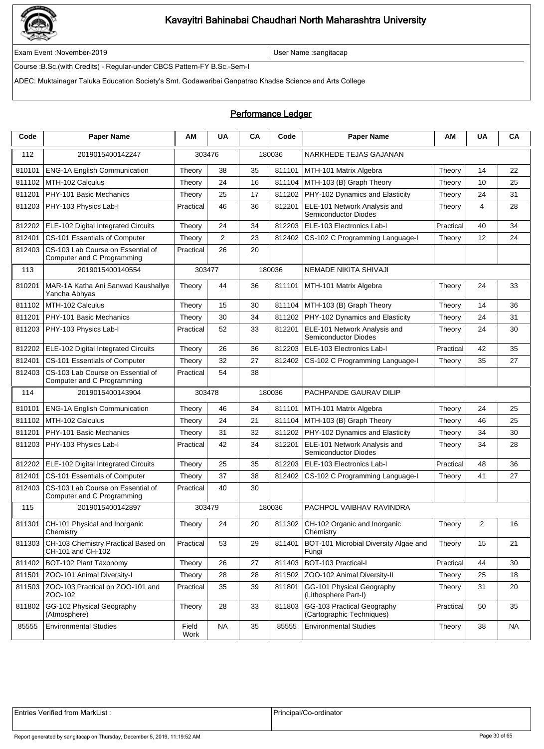# Kavayitri Bahinabai Chaudhari North Maharashtra University

Exam Event :November-2019

User Name :sangitacap

Course :B.Sc.(with Credits) - Regular-under CBCS Pattern-FY B.Sc.-Sem-I

ADEC: Muktainagar Taluka Education Society's Smt. Godawaribai Ganpatrao Khadse Science and Arts College

## Performance Ledger

| Code | Paper Name | AM | UA | CA | Code | Paper Name | AM | UA | CA |
|---|---|---|---|---|---|---|---|---|---|
| 112 | 2019015400142247 | 303476 | | 180036 | | NARKHEDE TEJAS GAJANAN | | | |
| 810101 | ENG-1A English Communication | Theory | 38 | 35 | 811101 | MTH-101 Matrix Algebra | Theory | 14 | 22 |
| 811102 | MTH-102 Calculus | Theory | 24 | 16 | 811104 | MTH-103 (B) Graph Theory | Theory | 10 | 25 |
| 811201 | PHY-101 Basic Mechanics | Theory | 25 | 17 | 811202 | PHY-102 Dynamics and Elasticity | Theory | 24 | 31 |
| 811203 | PHY-103 Physics Lab-I | Practical | 46 | 36 | 812201 | ELE-101 Network Analysis and Semiconductor Diodes | Theory | 4 | 28 |
| 812202 | ELE-102 Digital Integrated Circuits | Theory | 24 | 34 | 812203 | ELE-103 Electronics Lab-I | Practical | 40 | 34 |
| 812401 | CS-101 Essentials of Computer | Theory | 2 | 23 | 812402 | CS-102 C Programming Language-I | Theory | 12 | 24 |
| 812403 | CS-103 Lab Course on Essential of Computer and C Programming | Practical | 26 | 20 | | | | | |
| 113 | 2019015400140554 | 303477 | | 180036 | | NEMADE NIKITA SHIVAJI | | | |
| 810201 | MAR-1A Katha Ani Sanwad Kaushallye Yancha Abhyas | Theory | 44 | 36 | 811101 | MTH-101 Matrix Algebra | Theory | 24 | 33 |
| 811102 | MTH-102 Calculus | Theory | 15 | 30 | 811104 | MTH-103 (B) Graph Theory | Theory | 14 | 36 |
| 811201 | PHY-101 Basic Mechanics | Theory | 30 | 34 | 811202 | PHY-102 Dynamics and Elasticity | Theory | 24 | 31 |
| 811203 | PHY-103 Physics Lab-I | Practical | 52 | 33 | 812201 | ELE-101 Network Analysis and Semiconductor Diodes | Theory | 24 | 30 |
| 812202 | ELE-102 Digital Integrated Circuits | Theory | 26 | 36 | 812203 | ELE-103 Electronics Lab-I | Practical | 42 | 35 |
| 812401 | CS-101 Essentials of Computer | Theory | 32 | 27 | 812402 | CS-102 C Programming Language-I | Theory | 35 | 27 |
| 812403 | CS-103 Lab Course on Essential of Computer and C Programming | Practical | 54 | 38 | | | | | |
| 114 | 2019015400143904 | 303478 | | 180036 | | PACHPANDE GAURAV DILIP | | | |
| 810101 | ENG-1A English Communication | Theory | 46 | 34 | 811101 | MTH-101 Matrix Algebra | Theory | 24 | 25 |
| 811102 | MTH-102 Calculus | Theory | 24 | 21 | 811104 | MTH-103 (B) Graph Theory | Theory | 46 | 25 |
| 811201 | PHY-101 Basic Mechanics | Theory | 31 | 32 | 811202 | PHY-102 Dynamics and Elasticity | Theory | 34 | 30 |
| 811203 | PHY-103 Physics Lab-I | Practical | 42 | 34 | 812201 | ELE-101 Network Analysis and Semiconductor Diodes | Theory | 34 | 28 |
| 812202 | ELE-102 Digital Integrated Circuits | Theory | 25 | 35 | 812203 | ELE-103 Electronics Lab-I | Practical | 48 | 36 |
| 812401 | CS-101 Essentials of Computer | Theory | 37 | 38 | 812402 | CS-102 C Programming Language-I | Theory | 41 | 27 |
| 812403 | CS-103 Lab Course on Essential of Computer and C Programming | Practical | 40 | 30 | | | | | |
| 115 | 2019015400142897 | 303479 | | 180036 | | PACHPOL VAIBHAV RAVINDRA | | | |
| 811301 | CH-101 Physical and Inorganic Chemistry | Theory | 24 | 20 | 811302 | CH-102 Organic and Inorganic Chemistry | Theory | 2 | 16 |
| 811303 | CH-103 Chemistry Practical Based on CH-101 and CH-102 | Practical | 53 | 29 | 811401 | BOT-101 Microbial Diversity Algae and Fungi | Theory | 15 | 21 |
| 811402 | BOT-102 Plant Taxonomy | Theory | 26 | 27 | 811403 | BOT-103 Practical-I | Practical | 44 | 30 |
| 811501 | ZOO-101 Animal Diversity-I | Theory | 28 | 28 | 811502 | ZOO-102 Animal Diversity-II | Theory | 25 | 18 |
| 811503 | ZOO-103 Practical on ZOO-101 and ZOO-102 | Practical | 35 | 39 | 811801 | GG-101 Physical Geography (Lithosphere Part-I) | Theory | 31 | 20 |
| 811802 | GG-102 Physical Geography (Atmosphere) | Theory | 28 | 33 | 811803 | GG-103 Practical Geography (Cartographic Techniques) | Practical | 50 | 35 |
| 85555 | Environmental Studies | Field Work | NA | 35 | 85555 | Environmental Studies | Theory | 38 | NA |

| Entries Verified from MarkList : | Principal/Co-ordinator |
|---|---|

Report generated by sangitacap on Thursday, December 5, 2019, 11:19:52 AM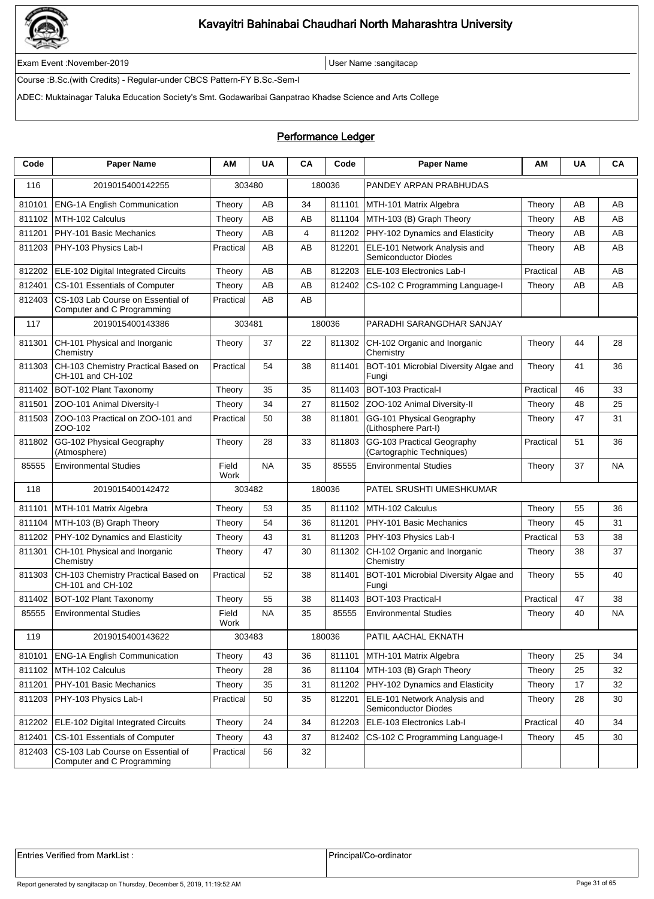# Kavayitri Bahinabai Chaudhari North Maharashtra University

Exam Event :November-2019 | User Name :sangitacap

Course :B.Sc.(with Credits) - Regular-under CBCS Pattern-FY B.Sc.-Sem-I

ADEC: Muktainagar Taluka Education Society's Smt. Godawaribai Ganpatrao Khadse Science and Arts College

## Performance Ledger

| Code | Paper Name | AM | UA | CA | Code | Paper Name | AM | UA | CA |
|---|---|---|---|---|---|---|---|---|---|
| 116 | 2019015400142255 | 303480 | | 180036 | | PANDEY ARPAN PRABHUDAS | | | |
| 810101 | ENG-1A English Communication | Theory | AB | 34 | 811101 | MTH-101 Matrix Algebra | Theory | AB | AB |
| 811102 | MTH-102 Calculus | Theory | AB | AB | 811104 | MTH-103 (B) Graph Theory | Theory | AB | AB |
| 811201 | PHY-101 Basic Mechanics | Theory | AB | 4 | 811202 | PHY-102 Dynamics and Elasticity | Theory | AB | AB |
| 811203 | PHY-103 Physics Lab-I | Practical | AB | AB | 812201 | ELE-101 Network Analysis and Semiconductor Diodes | Theory | AB | AB |
| 812202 | ELE-102 Digital Integrated Circuits | Theory | AB | AB | 812203 | ELE-103 Electronics Lab-I | Practical | AB | AB |
| 812401 | CS-101 Essentials of Computer | Theory | AB | AB | 812402 | CS-102 C Programming Language-I | Theory | AB | AB |
| 812403 | CS-103 Lab Course on Essential of Computer and C Programming | Practical | AB | AB | | | | | |
| 117 | 2019015400143386 | 303481 | | 180036 | | PARADHI SARANGDHAR SANJAY | | | |
| 811301 | CH-101 Physical and Inorganic Chemistry | Theory | 37 | 22 | 811302 | CH-102 Organic and Inorganic Chemistry | Theory | 44 | 28 |
| 811303 | CH-103 Chemistry Practical Based on CH-101 and CH-102 | Practical | 54 | 38 | 811401 | BOT-101 Microbial Diversity Algae and Fungi | Theory | 41 | 36 |
| 811402 | BOT-102 Plant Taxonomy | Theory | 35 | 35 | 811403 | BOT-103 Practical-I | Practical | 46 | 33 |
| 811501 | ZOO-101 Animal Diversity-I | Theory | 34 | 27 | 811502 | ZOO-102 Animal Diversity-II | Theory | 48 | 25 |
| 811503 | ZOO-103 Practical on ZOO-101 and ZOO-102 | Practical | 50 | 38 | 811801 | GG-101 Physical Geography (Lithosphere Part-I) | Theory | 47 | 31 |
| 811802 | GG-102 Physical Geography (Atmosphere) | Theory | 28 | 33 | 811803 | GG-103 Practical Geography (Cartographic Techniques) | Practical | 51 | 36 |
| 85555 | Environmental Studies | Field Work | NA | 35 | 85555 | Environmental Studies | Theory | 37 | NA |
| 118 | 2019015400142472 | 303482 | | 180036 | | PATEL SRUSHTI UMESHKUMAR | | | |
| 811101 | MTH-101 Matrix Algebra | Theory | 53 | 35 | 811102 | MTH-102 Calculus | Theory | 55 | 36 |
| 811104 | MTH-103 (B) Graph Theory | Theory | 54 | 36 | 811201 | PHY-101 Basic Mechanics | Theory | 45 | 31 |
| 811202 | PHY-102 Dynamics and Elasticity | Theory | 43 | 31 | 811203 | PHY-103 Physics Lab-I | Practical | 53 | 38 |
| 811301 | CH-101 Physical and Inorganic Chemistry | Theory | 47 | 30 | 811302 | CH-102 Organic and Inorganic Chemistry | Theory | 38 | 37 |
| 811303 | CH-103 Chemistry Practical Based on CH-101 and CH-102 | Practical | 52 | 38 | 811401 | BOT-101 Microbial Diversity Algae and Fungi | Theory | 55 | 40 |
| 811402 | BOT-102 Plant Taxonomy | Theory | 55 | 38 | 811403 | BOT-103 Practical-I | Practical | 47 | 38 |
| 85555 | Environmental Studies | Field Work | NA | 35 | 85555 | Environmental Studies | Theory | 40 | NA |
| 119 | 2019015400143622 | 303483 | | 180036 | | PATIL AACHAL EKNATH | | | |
| 810101 | ENG-1A English Communication | Theory | 43 | 36 | 811101 | MTH-101 Matrix Algebra | Theory | 25 | 34 |
| 811102 | MTH-102 Calculus | Theory | 28 | 36 | 811104 | MTH-103 (B) Graph Theory | Theory | 25 | 32 |
| 811201 | PHY-101 Basic Mechanics | Theory | 35 | 31 | 811202 | PHY-102 Dynamics and Elasticity | Theory | 17 | 32 |
| 811203 | PHY-103 Physics Lab-I | Practical | 50 | 35 | 812201 | ELE-101 Network Analysis and Semiconductor Diodes | Theory | 28 | 30 |
| 812202 | ELE-102 Digital Integrated Circuits | Theory | 24 | 34 | 812203 | ELE-103 Electronics Lab-I | Practical | 40 | 34 |
| 812401 | CS-101 Essentials of Computer | Theory | 43 | 37 | 812402 | CS-102 C Programming Language-I | Theory | 45 | 30 |
| 812403 | CS-103 Lab Course on Essential of Computer and C Programming | Practical | 56 | 32 | | | | | |

| Entries Verified from MarkList : | Principal/Co-ordinator |
|---|---|

Report generated by sangitacap on Thursday, December 5, 2019, 11:19:52 AM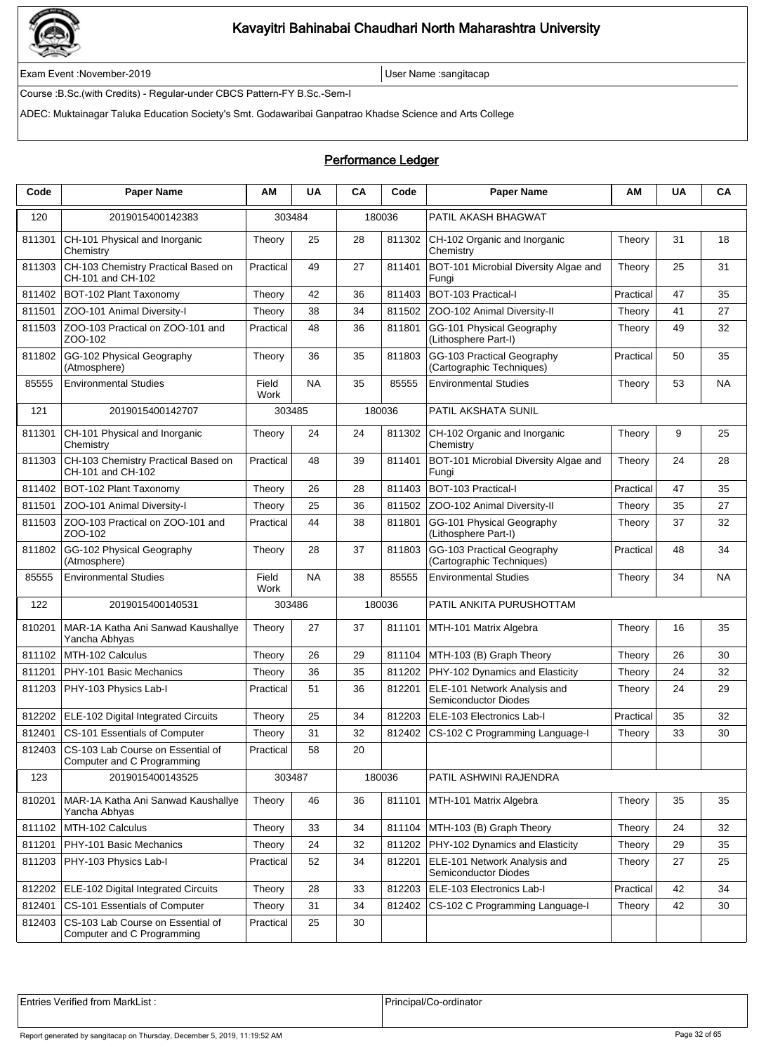# Kavayitri Bahinabai Chaudhari North Maharashtra University

Exam Event :November-2019 | User Name :sangitacap

Course :B.Sc.(with Credits) - Regular-under CBCS Pattern-FY B.Sc.-Sem-I

ADEC: Muktainagar Taluka Education Society's Smt. Godawaribai Ganpatrao Khadse Science and Arts College

## Performance Ledger

| Code | Paper Name | AM | UA | CA | Code | Paper Name | AM | UA | CA |
|---|---|---|---|---|---|---|---|---|---|
| 120 | 2019015400142383 | 303484 | | 180036 | | PATIL AKASH BHAGWAT | | | |
| 811301 | CH-101 Physical and Inorganic Chemistry | Theory | 25 | 28 | 811302 | CH-102 Organic and Inorganic Chemistry | Theory | 31 | 18 |
| 811303 | CH-103 Chemistry Practical Based on CH-101 and CH-102 | Practical | 49 | 27 | 811401 | BOT-101 Microbial Diversity Algae and Fungi | Theory | 25 | 31 |
| 811402 | BOT-102 Plant Taxonomy | Theory | 42 | 36 | 811403 | BOT-103 Practical-I | Practical | 47 | 35 |
| 811501 | ZOO-101 Animal Diversity-I | Theory | 38 | 34 | 811502 | ZOO-102 Animal Diversity-II | Theory | 41 | 27 |
| 811503 | ZOO-103 Practical on ZOO-101 and ZOO-102 | Practical | 48 | 36 | 811801 | GG-101 Physical Geography (Lithosphere Part-I) | Theory | 49 | 32 |
| 811802 | GG-102 Physical Geography (Atmosphere) | Theory | 36 | 35 | 811803 | GG-103 Practical Geography (Cartographic Techniques) | Practical | 50 | 35 |
| 85555 | Environmental Studies | Field Work | NA | 35 | 85555 | Environmental Studies | Theory | 53 | NA |
| 121 | 2019015400142707 | 303485 | | 180036 | | PATIL AKSHATA SUNIL | | | |
| 811301 | CH-101 Physical and Inorganic Chemistry | Theory | 24 | 24 | 811302 | CH-102 Organic and Inorganic Chemistry | Theory | 9 | 25 |
| 811303 | CH-103 Chemistry Practical Based on CH-101 and CH-102 | Practical | 48 | 39 | 811401 | BOT-101 Microbial Diversity Algae and Fungi | Theory | 24 | 28 |
| 811402 | BOT-102 Plant Taxonomy | Theory | 26 | 28 | 811403 | BOT-103 Practical-I | Practical | 47 | 35 |
| 811501 | ZOO-101 Animal Diversity-I | Theory | 25 | 36 | 811502 | ZOO-102 Animal Diversity-II | Theory | 35 | 27 |
| 811503 | ZOO-103 Practical on ZOO-101 and ZOO-102 | Practical | 44 | 38 | 811801 | GG-101 Physical Geography (Lithosphere Part-I) | Theory | 37 | 32 |
| 811802 | GG-102 Physical Geography (Atmosphere) | Theory | 28 | 37 | 811803 | GG-103 Practical Geography (Cartographic Techniques) | Practical | 48 | 34 |
| 85555 | Environmental Studies | Field Work | NA | 38 | 85555 | Environmental Studies | Theory | 34 | NA |
| 122 | 2019015400140531 | 303486 | | 180036 | | PATIL ANKITA PURUSHOTTAM | | | |
| 810201 | MAR-1A Katha Ani Sanwad Kaushallye Yancha Abhyas | Theory | 27 | 37 | 811101 | MTH-101 Matrix Algebra | Theory | 16 | 35 |
| 811102 | MTH-102 Calculus | Theory | 26 | 29 | 811104 | MTH-103 (B) Graph Theory | Theory | 26 | 30 |
| 811201 | PHY-101 Basic Mechanics | Theory | 36 | 35 | 811202 | PHY-102 Dynamics and Elasticity | Theory | 24 | 32 |
| 811203 | PHY-103 Physics Lab-I | Practical | 51 | 36 | 812201 | ELE-101 Network Analysis and Semiconductor Diodes | Theory | 24 | 29 |
| 812202 | ELE-102 Digital Integrated Circuits | Theory | 25 | 34 | 812203 | ELE-103 Electronics Lab-I | Practical | 35 | 32 |
| 812401 | CS-101 Essentials of Computer | Theory | 31 | 32 | 812402 | CS-102 C Programming Language-I | Theory | 33 | 30 |
| 812403 | CS-103 Lab Course on Essential of Computer and C Programming | Practical | 58 | 20 | | | | | |
| 123 | 2019015400143525 | 303487 | | 180036 | | PATIL ASHWINI RAJENDRA | | | |
| 810201 | MAR-1A Katha Ani Sanwad Kaushallye Yancha Abhyas | Theory | 46 | 36 | 811101 | MTH-101 Matrix Algebra | Theory | 35 | 35 |
| 811102 | MTH-102 Calculus | Theory | 33 | 34 | 811104 | MTH-103 (B) Graph Theory | Theory | 24 | 32 |
| 811201 | PHY-101 Basic Mechanics | Theory | 24 | 32 | 811202 | PHY-102 Dynamics and Elasticity | Theory | 29 | 35 |
| 811203 | PHY-103 Physics Lab-I | Practical | 52 | 34 | 812201 | ELE-101 Network Analysis and Semiconductor Diodes | Theory | 27 | 25 |
| 812202 | ELE-102 Digital Integrated Circuits | Theory | 28 | 33 | 812203 | ELE-103 Electronics Lab-I | Practical | 42 | 34 |
| 812401 | CS-101 Essentials of Computer | Theory | 31 | 34 | 812402 | CS-102 C Programming Language-I | Theory | 42 | 30 |
| 812403 | CS-103 Lab Course on Essential of Computer and C Programming | Practical | 25 | 30 | | | | | |

| Entries Verified from MarkList : | Principal/Co-ordinator |
|---|---|

Report generated by sangitacap on Thursday, December 5, 2019, 11:19:52 AM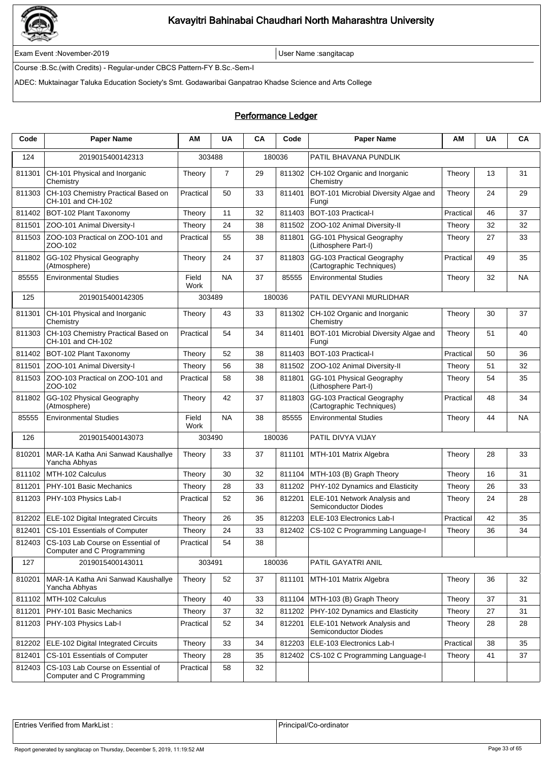# Kavayitri Bahinabai Chaudhari North Maharashtra University

Exam Event :November-2019 | User Name :sangitacap

Course :B.Sc.(with Credits) - Regular-under CBCS Pattern-FY B.Sc.-Sem-I

ADEC: Muktainagar Taluka Education Society's Smt. Godawaribai Ganpatrao Khadse Science and Arts College

## Performance Ledger

| Code | Paper Name | AM | UA | CA | Code | Paper Name | AM | UA | CA |
|---|---|---|---|---|---|---|---|---|---|
| 124 | 2019015400142313 | 303488 | | 180036 | | PATIL BHAVANA PUNDLIK | | | |
| 811301 | CH-101 Physical and Inorganic Chemistry | Theory | 7 | 29 | 811302 | CH-102 Organic and Inorganic Chemistry | Theory | 13 | 31 |
| 811303 | CH-103 Chemistry Practical Based on CH-101 and CH-102 | Practical | 50 | 33 | 811401 | BOT-101 Microbial Diversity Algae and Fungi | Theory | 24 | 29 |
| 811402 | BOT-102 Plant Taxonomy | Theory | 11 | 32 | 811403 | BOT-103 Practical-I | Practical | 46 | 37 |
| 811501 | ZOO-101 Animal Diversity-I | Theory | 24 | 38 | 811502 | ZOO-102 Animal Diversity-II | Theory | 32 | 32 |
| 811503 | ZOO-103 Practical on ZOO-101 and ZOO-102 | Practical | 55 | 38 | 811801 | GG-101 Physical Geography (Lithosphere Part-I) | Theory | 27 | 33 |
| 811802 | GG-102 Physical Geography (Atmosphere) | Theory | 24 | 37 | 811803 | GG-103 Practical Geography (Cartographic Techniques) | Practical | 49 | 35 |
| 85555 | Environmental Studies | Field Work | NA | 37 | 85555 | Environmental Studies | Theory | 32 | NA |
| 125 | 2019015400142305 | 303489 | | 180036 | | PATIL DEVYANI MURLIDHAR | | | |
| 811301 | CH-101 Physical and Inorganic Chemistry | Theory | 43 | 33 | 811302 | CH-102 Organic and Inorganic Chemistry | Theory | 30 | 37 |
| 811303 | CH-103 Chemistry Practical Based on CH-101 and CH-102 | Practical | 54 | 34 | 811401 | BOT-101 Microbial Diversity Algae and Fungi | Theory | 51 | 40 |
| 811402 | BOT-102 Plant Taxonomy | Theory | 52 | 38 | 811403 | BOT-103 Practical-I | Practical | 50 | 36 |
| 811501 | ZOO-101 Animal Diversity-I | Theory | 56 | 38 | 811502 | ZOO-102 Animal Diversity-II | Theory | 51 | 32 |
| 811503 | ZOO-103 Practical on ZOO-101 and ZOO-102 | Practical | 58 | 38 | 811801 | GG-101 Physical Geography (Lithosphere Part-I) | Theory | 54 | 35 |
| 811802 | GG-102 Physical Geography (Atmosphere) | Theory | 42 | 37 | 811803 | GG-103 Practical Geography (Cartographic Techniques) | Practical | 48 | 34 |
| 85555 | Environmental Studies | Field Work | NA | 38 | 85555 | Environmental Studies | Theory | 44 | NA |
| 126 | 2019015400143073 | 303490 | | 180036 | | PATIL DIVYA VIJAY | | | |
| 810201 | MAR-1A Katha Ani Sanwad Kaushallye Yancha Abhyas | Theory | 33 | 37 | 811101 | MTH-101 Matrix Algebra | Theory | 28 | 33 |
| 811102 | MTH-102 Calculus | Theory | 30 | 32 | 811104 | MTH-103 (B) Graph Theory | Theory | 16 | 31 |
| 811201 | PHY-101 Basic Mechanics | Theory | 28 | 33 | 811202 | PHY-102 Dynamics and Elasticity | Theory | 26 | 33 |
| 811203 | PHY-103 Physics Lab-I | Practical | 52 | 36 | 812201 | ELE-101 Network Analysis and Semiconductor Diodes | Theory | 24 | 28 |
| 812202 | ELE-102 Digital Integrated Circuits | Theory | 26 | 35 | 812203 | ELE-103 Electronics Lab-I | Practical | 42 | 35 |
| 812401 | CS-101 Essentials of Computer | Theory | 24 | 33 | 812402 | CS-102 C Programming Language-I | Theory | 36 | 34 |
| 812403 | CS-103 Lab Course on Essential of Computer and C Programming | Practical | 54 | 38 | | | | | |
| 127 | 2019015400143011 | 303491 | | 180036 | | PATIL GAYATRI ANIL | | | |
| 810201 | MAR-1A Katha Ani Sanwad Kaushallye Yancha Abhyas | Theory | 52 | 37 | 811101 | MTH-101 Matrix Algebra | Theory | 36 | 32 |
| 811102 | MTH-102 Calculus | Theory | 40 | 33 | 811104 | MTH-103 (B) Graph Theory | Theory | 37 | 31 |
| 811201 | PHY-101 Basic Mechanics | Theory | 37 | 32 | 811202 | PHY-102 Dynamics and Elasticity | Theory | 27 | 31 |
| 811203 | PHY-103 Physics Lab-I | Practical | 52 | 34 | 812201 | ELE-101 Network Analysis and Semiconductor Diodes | Theory | 28 | 28 |
| 812202 | ELE-102 Digital Integrated Circuits | Theory | 33 | 34 | 812203 | ELE-103 Electronics Lab-I | Practical | 38 | 35 |
| 812401 | CS-101 Essentials of Computer | Theory | 28 | 35 | 812402 | CS-102 C Programming Language-I | Theory | 41 | 37 |
| 812403 | CS-103 Lab Course on Essential of Computer and C Programming | Practical | 58 | 32 | | | | | |

| Entries Verified from MarkList : | Principal/Co-ordinator |
|---|---|

Report generated by sangitacap on Thursday, December 5, 2019, 11:19:52 AM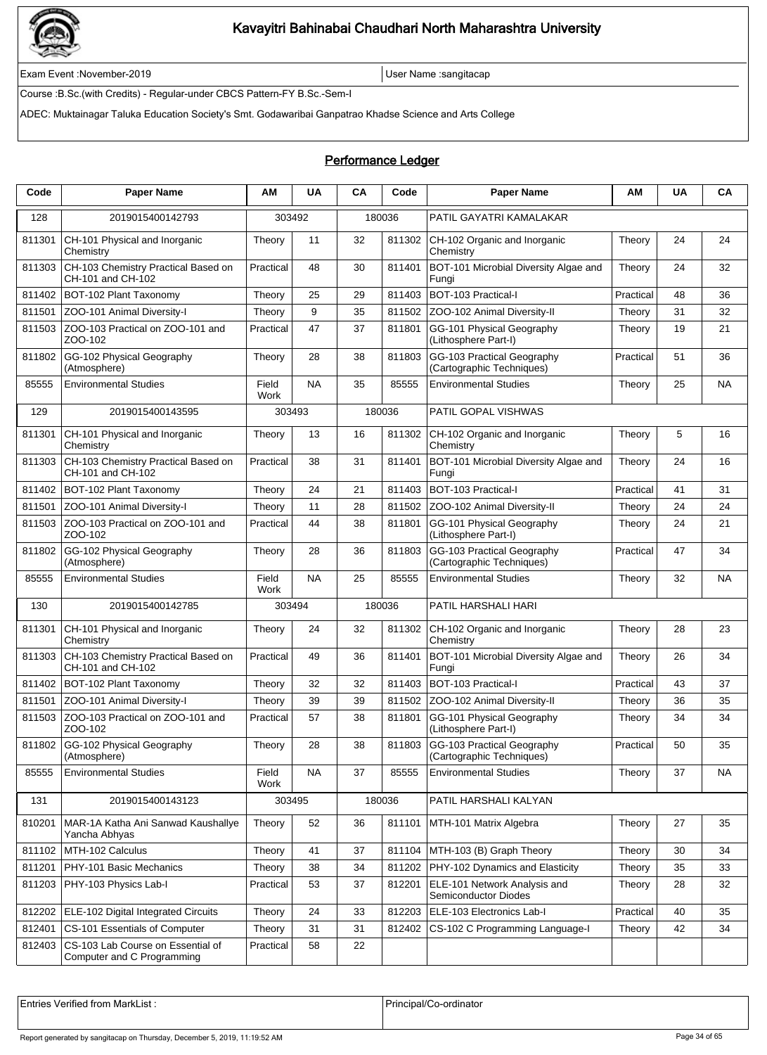# Kavayitri Bahinabai Chaudhari North Maharashtra University

Exam Event :November-2019 | User Name :sangitacap

Course :B.Sc.(with Credits) - Regular-under CBCS Pattern-FY B.Sc.-Sem-I

ADEC: Muktainagar Taluka Education Society's Smt. Godawaribai Ganpatrao Khadse Science and Arts College

## Performance Ledger

| Code | Paper Name | AM | UA | CA | Code | Paper Name | AM | UA | CA |
|---|---|---|---|---|---|---|---|---|---|
| 128 | 2019015400142793 | 303492 | | 180036 | | PATIL GAYATRI KAMALAKAR | | | |
| 811301 | CH-101 Physical and Inorganic Chemistry | Theory | 11 | 32 | 811302 | CH-102 Organic and Inorganic Chemistry | Theory | 24 | 24 |
| 811303 | CH-103 Chemistry Practical Based on CH-101 and CH-102 | Practical | 48 | 30 | 811401 | BOT-101 Microbial Diversity Algae and Fungi | Theory | 24 | 32 |
| 811402 | BOT-102 Plant Taxonomy | Theory | 25 | 29 | 811403 | BOT-103 Practical-I | Practical | 48 | 36 |
| 811501 | ZOO-101 Animal Diversity-I | Theory | 9 | 35 | 811502 | ZOO-102 Animal Diversity-II | Theory | 31 | 32 |
| 811503 | ZOO-103 Practical on ZOO-101 and ZOO-102 | Practical | 47 | 37 | 811801 | GG-101 Physical Geography (Lithosphere Part-I) | Theory | 19 | 21 |
| 811802 | GG-102 Physical Geography (Atmosphere) | Theory | 28 | 38 | 811803 | GG-103 Practical Geography (Cartographic Techniques) | Practical | 51 | 36 |
| 85555 | Environmental Studies | Field Work | NA | 35 | 85555 | Environmental Studies | Theory | 25 | NA |
| 129 | 2019015400143595 | 303493 | | 180036 | | PATIL GOPAL VISHWAS | | | |
| 811301 | CH-101 Physical and Inorganic Chemistry | Theory | 13 | 16 | 811302 | CH-102 Organic and Inorganic Chemistry | Theory | 5 | 16 |
| 811303 | CH-103 Chemistry Practical Based on CH-101 and CH-102 | Practical | 38 | 31 | 811401 | BOT-101 Microbial Diversity Algae and Fungi | Theory | 24 | 16 |
| 811402 | BOT-102 Plant Taxonomy | Theory | 24 | 21 | 811403 | BOT-103 Practical-I | Practical | 41 | 31 |
| 811501 | ZOO-101 Animal Diversity-I | Theory | 11 | 28 | 811502 | ZOO-102 Animal Diversity-II | Theory | 24 | 24 |
| 811503 | ZOO-103 Practical on ZOO-101 and ZOO-102 | Practical | 44 | 38 | 811801 | GG-101 Physical Geography (Lithosphere Part-I) | Theory | 24 | 21 |
| 811802 | GG-102 Physical Geography (Atmosphere) | Theory | 28 | 36 | 811803 | GG-103 Practical Geography (Cartographic Techniques) | Practical | 47 | 34 |
| 85555 | Environmental Studies | Field Work | NA | 25 | 85555 | Environmental Studies | Theory | 32 | NA |
| 130 | 2019015400142785 | 303494 | | 180036 | | PATIL HARSHALI HARI | | | |
| 811301 | CH-101 Physical and Inorganic Chemistry | Theory | 24 | 32 | 811302 | CH-102 Organic and Inorganic Chemistry | Theory | 28 | 23 |
| 811303 | CH-103 Chemistry Practical Based on CH-101 and CH-102 | Practical | 49 | 36 | 811401 | BOT-101 Microbial Diversity Algae and Fungi | Theory | 26 | 34 |
| 811402 | BOT-102 Plant Taxonomy | Theory | 32 | 32 | 811403 | BOT-103 Practical-I | Practical | 43 | 37 |
| 811501 | ZOO-101 Animal Diversity-I | Theory | 39 | 39 | 811502 | ZOO-102 Animal Diversity-II | Theory | 36 | 35 |
| 811503 | ZOO-103 Practical on ZOO-101 and ZOO-102 | Practical | 57 | 38 | 811801 | GG-101 Physical Geography (Lithosphere Part-I) | Theory | 34 | 34 |
| 811802 | GG-102 Physical Geography (Atmosphere) | Theory | 28 | 38 | 811803 | GG-103 Practical Geography (Cartographic Techniques) | Practical | 50 | 35 |
| 85555 | Environmental Studies | Field Work | NA | 37 | 85555 | Environmental Studies | Theory | 37 | NA |
| 131 | 2019015400143123 | 303495 | | 180036 | | PATIL HARSHALI KALYAN | | | |
| 810201 | MAR-1A Katha Ani Sanwad Kaushallye Yancha Abhyas | Theory | 52 | 36 | 811101 | MTH-101 Matrix Algebra | Theory | 27 | 35 |
| 811102 | MTH-102 Calculus | Theory | 41 | 37 | 811104 | MTH-103 (B) Graph Theory | Theory | 30 | 34 |
| 811201 | PHY-101 Basic Mechanics | Theory | 38 | 34 | 811202 | PHY-102 Dynamics and Elasticity | Theory | 35 | 33 |
| 811203 | PHY-103 Physics Lab-I | Practical | 53 | 37 | 812201 | ELE-101 Network Analysis and Semiconductor Diodes | Theory | 28 | 32 |
| 812202 | ELE-102 Digital Integrated Circuits | Theory | 24 | 33 | 812203 | ELE-103 Electronics Lab-I | Practical | 40 | 35 |
| 812401 | CS-101 Essentials of Computer | Theory | 31 | 31 | 812402 | CS-102 C Programming Language-I | Theory | 42 | 34 |
| 812403 | CS-103 Lab Course on Essential of Computer and C Programming | Practical | 58 | 22 | | | | | |

| Entries Verified from MarkList : | Principal/Co-ordinator |
|---|---|

Report generated by sangitacap on Thursday, December 5, 2019, 11:19:52 AM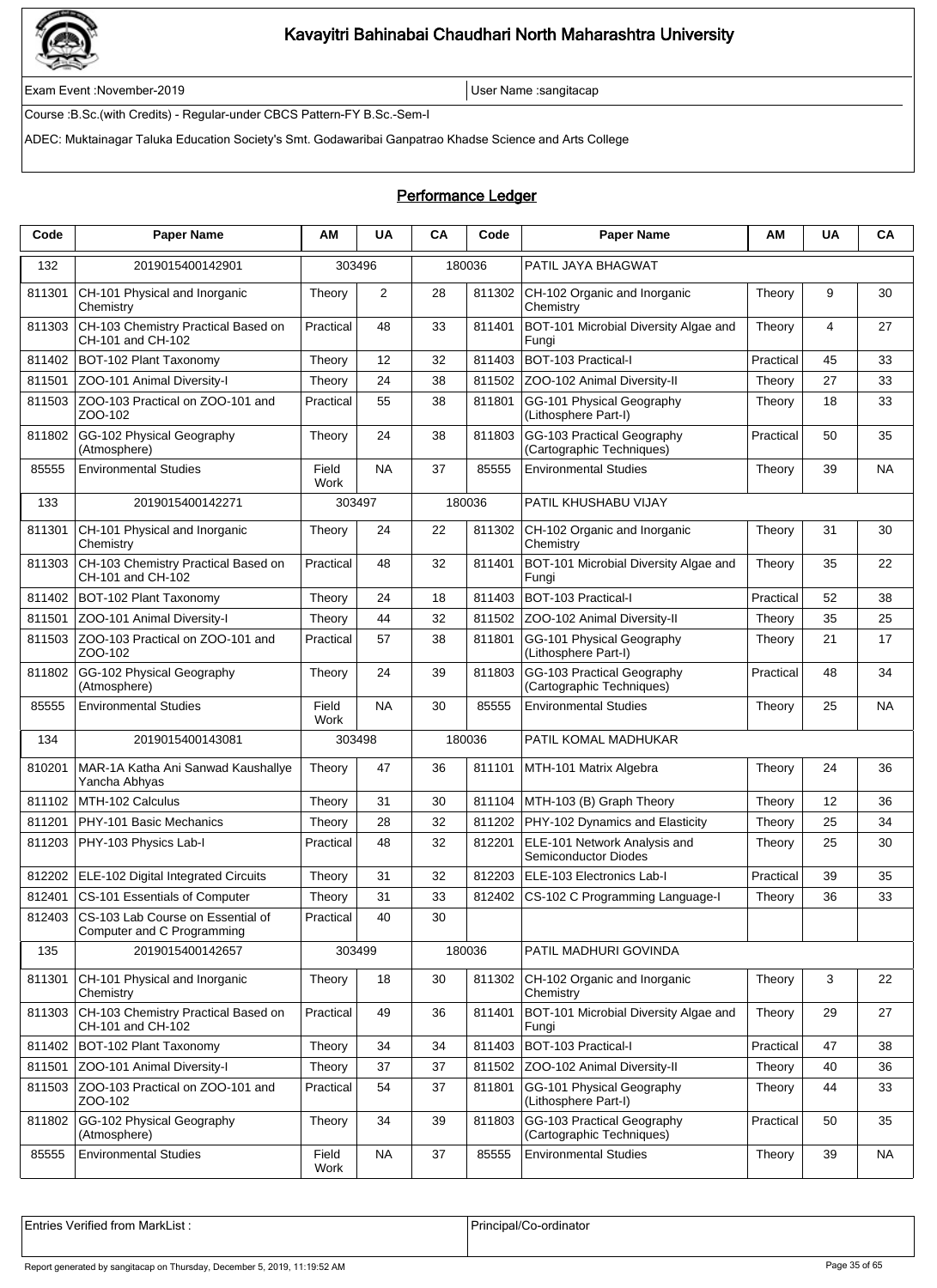# Kavayitri Bahinabai Chaudhari North Maharashtra University

Exam Event :November-2019 | User Name :sangitacap

Course :B.Sc.(with Credits) - Regular-under CBCS Pattern-FY B.Sc.-Sem-I

ADEC: Muktainagar Taluka Education Society's Smt. Godawaribai Ganpatrao Khadse Science and Arts College

## Performance Ledger

| Code | Paper Name | AM | UA | CA | Code | Paper Name | AM | UA | CA |
|---|---|---|---|---|---|---|---|---|---|
| 132 | 2019015400142901 | 303496 | | 180036 | | PATIL JAYA BHAGWAT | | | |
| 811301 | CH-101 Physical and Inorganic Chemistry | Theory | 2 | 28 | 811302 | CH-102 Organic and Inorganic Chemistry | Theory | 9 | 30 |
| 811303 | CH-103 Chemistry Practical Based on CH-101 and CH-102 | Practical | 48 | 33 | 811401 | BOT-101 Microbial Diversity Algae and Fungi | Theory | 4 | 27 |
| 811402 | BOT-102 Plant Taxonomy | Theory | 12 | 32 | 811403 | BOT-103 Practical-I | Practical | 45 | 33 |
| 811501 | ZOO-101 Animal Diversity-I | Theory | 24 | 38 | 811502 | ZOO-102 Animal Diversity-II | Theory | 27 | 33 |
| 811503 | ZOO-103 Practical on ZOO-101 and ZOO-102 | Practical | 55 | 38 | 811801 | GG-101 Physical Geography (Lithosphere Part-I) | Theory | 18 | 33 |
| 811802 | GG-102 Physical Geography (Atmosphere) | Theory | 24 | 38 | 811803 | GG-103 Practical Geography (Cartographic Techniques) | Practical | 50 | 35 |
| 85555 | Environmental Studies | Field Work | NA | 37 | 85555 | Environmental Studies | Theory | 39 | NA |
| 133 | 2019015400142271 | 303497 | | 180036 | | PATIL KHUSHABU VIJAY | | | |
| 811301 | CH-101 Physical and Inorganic Chemistry | Theory | 24 | 22 | 811302 | CH-102 Organic and Inorganic Chemistry | Theory | 31 | 30 |
| 811303 | CH-103 Chemistry Practical Based on CH-101 and CH-102 | Practical | 48 | 32 | 811401 | BOT-101 Microbial Diversity Algae and Fungi | Theory | 35 | 22 |
| 811402 | BOT-102 Plant Taxonomy | Theory | 24 | 18 | 811403 | BOT-103 Practical-I | Practical | 52 | 38 |
| 811501 | ZOO-101 Animal Diversity-I | Theory | 44 | 32 | 811502 | ZOO-102 Animal Diversity-II | Theory | 35 | 25 |
| 811503 | ZOO-103 Practical on ZOO-101 and ZOO-102 | Practical | 57 | 38 | 811801 | GG-101 Physical Geography (Lithosphere Part-I) | Theory | 21 | 17 |
| 811802 | GG-102 Physical Geography (Atmosphere) | Theory | 24 | 39 | 811803 | GG-103 Practical Geography (Cartographic Techniques) | Practical | 48 | 34 |
| 85555 | Environmental Studies | Field Work | NA | 30 | 85555 | Environmental Studies | Theory | 25 | NA |
| 134 | 2019015400143081 | 303498 | | 180036 | | PATIL KOMAL MADHUKAR | | | |
| 810201 | MAR-1A Katha Ani Sanwad Kaushallye Yancha Abhyas | Theory | 47 | 36 | 811101 | MTH-101 Matrix Algebra | Theory | 24 | 36 |
| 811102 | MTH-102 Calculus | Theory | 31 | 30 | 811104 | MTH-103 (B) Graph Theory | Theory | 12 | 36 |
| 811201 | PHY-101 Basic Mechanics | Theory | 28 | 32 | 811202 | PHY-102 Dynamics and Elasticity | Theory | 25 | 34 |
| 811203 | PHY-103 Physics Lab-I | Practical | 48 | 32 | 812201 | ELE-101 Network Analysis and Semiconductor Diodes | Theory | 25 | 30 |
| 812202 | ELE-102 Digital Integrated Circuits | Theory | 31 | 32 | 812203 | ELE-103 Electronics Lab-I | Practical | 39 | 35 |
| 812401 | CS-101 Essentials of Computer | Theory | 31 | 33 | 812402 | CS-102 C Programming Language-I | Theory | 36 | 33 |
| 812403 | CS-103 Lab Course on Essential of Computer and C Programming | Practical | 40 | 30 | | | | | |
| 135 | 2019015400142657 | 303499 | | 180036 | | PATIL MADHURI GOVINDA | | | |
| 811301 | CH-101 Physical and Inorganic Chemistry | Theory | 18 | 30 | 811302 | CH-102 Organic and Inorganic Chemistry | Theory | 3 | 22 |
| 811303 | CH-103 Chemistry Practical Based on CH-101 and CH-102 | Practical | 49 | 36 | 811401 | BOT-101 Microbial Diversity Algae and Fungi | Theory | 29 | 27 |
| 811402 | BOT-102 Plant Taxonomy | Theory | 34 | 34 | 811403 | BOT-103 Practical-I | Practical | 47 | 38 |
| 811501 | ZOO-101 Animal Diversity-I | Theory | 37 | 37 | 811502 | ZOO-102 Animal Diversity-II | Theory | 40 | 36 |
| 811503 | ZOO-103 Practical on ZOO-101 and ZOO-102 | Practical | 54 | 37 | 811801 | GG-101 Physical Geography (Lithosphere Part-I) | Theory | 44 | 33 |
| 811802 | GG-102 Physical Geography (Atmosphere) | Theory | 34 | 39 | 811803 | GG-103 Practical Geography (Cartographic Techniques) | Practical | 50 | 35 |
| 85555 | Environmental Studies | Field Work | NA | 37 | 85555 | Environmental Studies | Theory | 39 | NA |

| Entries Verified from MarkList : | Principal/Co-ordinator |
|---|---|

Report generated by sangitacap on Thursday, December 5, 2019, 11:19:52 AM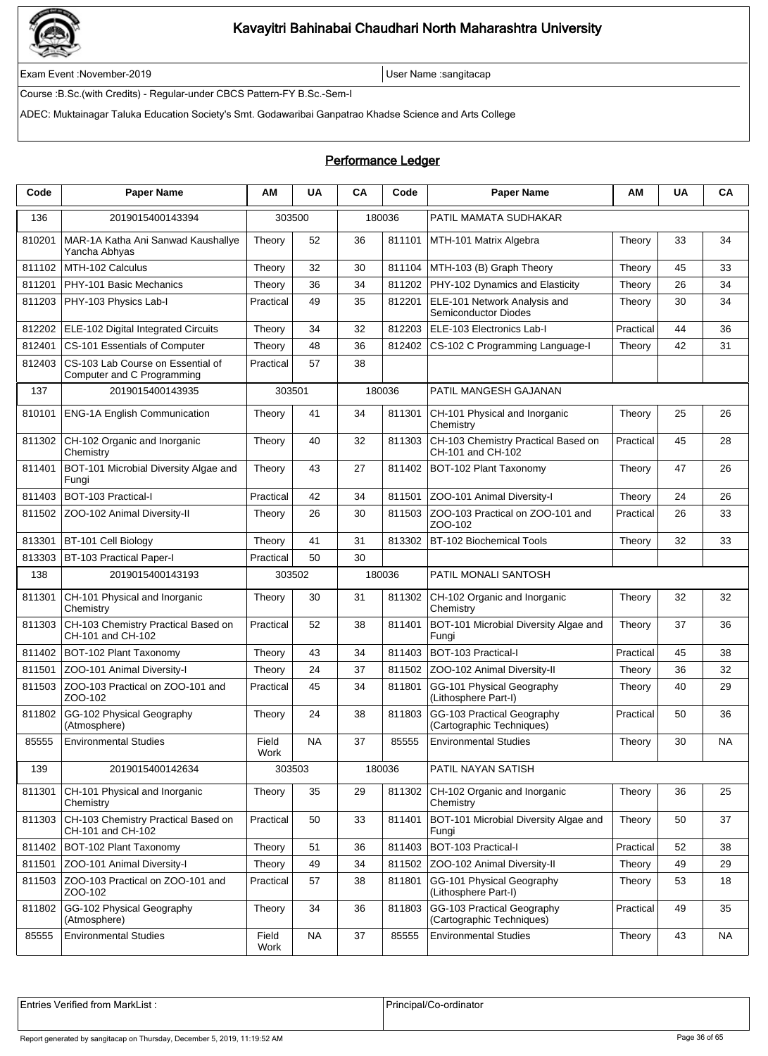# Kavayitri Bahinabai Chaudhari North Maharashtra University

Exam Event :November-2019 | User Name :sangitacap

Course :B.Sc.(with Credits) - Regular-under CBCS Pattern-FY B.Sc.-Sem-I

ADEC: Muktainagar Taluka Education Society's Smt. Godawaribai Ganpatrao Khadse Science and Arts College

## Performance Ledger

| Code | Paper Name | AM | UA | CA | Code | Paper Name | AM | UA | CA |
|---|---|---|---|---|---|---|---|---|---|
| 136 | 2019015400143394 | 303500 | | 180036 | | PATIL MAMATA SUDHAKAR | | | |
| 810201 | MAR-1A Katha Ani Sanwad Kaushallye Yancha Abhyas | Theory | 52 | 36 | 811101 | MTH-101 Matrix Algebra | Theory | 33 | 34 |
| 811102 | MTH-102 Calculus | Theory | 32 | 30 | 811104 | MTH-103 (B) Graph Theory | Theory | 45 | 33 |
| 811201 | PHY-101 Basic Mechanics | Theory | 36 | 34 | 811202 | PHY-102 Dynamics and Elasticity | Theory | 26 | 34 |
| 811203 | PHY-103 Physics Lab-I | Practical | 49 | 35 | 812201 | ELE-101 Network Analysis and Semiconductor Diodes | Theory | 30 | 34 |
| 812202 | ELE-102 Digital Integrated Circuits | Theory | 34 | 32 | 812203 | ELE-103 Electronics Lab-I | Practical | 44 | 36 |
| 812401 | CS-101 Essentials of Computer | Theory | 48 | 36 | 812402 | CS-102 C Programming Language-I | Theory | 42 | 31 |
| 812403 | CS-103 Lab Course on Essential of Computer and C Programming | Practical | 57 | 38 | | | | | |
| 137 | 2019015400143935 | 303501 | | 180036 | | PATIL MANGESH GAJANAN | | | |
| 810101 | ENG-1A English Communication | Theory | 41 | 34 | 811301 | CH-101 Physical and Inorganic Chemistry | Theory | 25 | 26 |
| 811302 | CH-102 Organic and Inorganic Chemistry | Theory | 40 | 32 | 811303 | CH-103 Chemistry Practical Based on CH-101 and CH-102 | Practical | 45 | 28 |
| 811401 | BOT-101 Microbial Diversity Algae and Fungi | Theory | 43 | 27 | 811402 | BOT-102 Plant Taxonomy | Theory | 47 | 26 |
| 811403 | BOT-103 Practical-I | Practical | 42 | 34 | 811501 | ZOO-101 Animal Diversity-I | Theory | 24 | 26 |
| 811502 | ZOO-102 Animal Diversity-II | Theory | 26 | 30 | 811503 | ZOO-103 Practical on ZOO-101 and ZOO-102 | Practical | 26 | 33 |
| 813301 | BT-101 Cell Biology | Theory | 41 | 31 | 813302 | BT-102 Biochemical Tools | Theory | 32 | 33 |
| 813303 | BT-103 Practical Paper-I | Practical | 50 | 30 | | | | | |
| 138 | 2019015400143193 | 303502 | | 180036 | | PATIL MONALI SANTOSH | | | |
| 811301 | CH-101 Physical and Inorganic Chemistry | Theory | 30 | 31 | 811302 | CH-102 Organic and Inorganic Chemistry | Theory | 32 | 32 |
| 811303 | CH-103 Chemistry Practical Based on CH-101 and CH-102 | Practical | 52 | 38 | 811401 | BOT-101 Microbial Diversity Algae and Fungi | Theory | 37 | 36 |
| 811402 | BOT-102 Plant Taxonomy | Theory | 43 | 34 | 811403 | BOT-103 Practical-I | Practical | 45 | 38 |
| 811501 | ZOO-101 Animal Diversity-I | Theory | 24 | 37 | 811502 | ZOO-102 Animal Diversity-II | Theory | 36 | 32 |
| 811503 | ZOO-103 Practical on ZOO-101 and ZOO-102 | Practical | 45 | 34 | 811801 | GG-101 Physical Geography (Lithosphere Part-I) | Theory | 40 | 29 |
| 811802 | GG-102 Physical Geography (Atmosphere) | Theory | 24 | 38 | 811803 | GG-103 Practical Geography (Cartographic Techniques) | Practical | 50 | 36 |
| 85555 | Environmental Studies | Field Work | NA | 37 | 85555 | Environmental Studies | Theory | 30 | NA |
| 139 | 2019015400142634 | 303503 | | 180036 | | PATIL NAYAN SATISH | | | |
| 811301 | CH-101 Physical and Inorganic Chemistry | Theory | 35 | 29 | 811302 | CH-102 Organic and Inorganic Chemistry | Theory | 36 | 25 |
| 811303 | CH-103 Chemistry Practical Based on CH-101 and CH-102 | Practical | 50 | 33 | 811401 | BOT-101 Microbial Diversity Algae and Fungi | Theory | 50 | 37 |
| 811402 | BOT-102 Plant Taxonomy | Theory | 51 | 36 | 811403 | BOT-103 Practical-I | Practical | 52 | 38 |
| 811501 | ZOO-101 Animal Diversity-I | Theory | 49 | 34 | 811502 | ZOO-102 Animal Diversity-II | Theory | 49 | 29 |
| 811503 | ZOO-103 Practical on ZOO-101 and ZOO-102 | Practical | 57 | 38 | 811801 | GG-101 Physical Geography (Lithosphere Part-I) | Theory | 53 | 18 |
| 811802 | GG-102 Physical Geography (Atmosphere) | Theory | 34 | 36 | 811803 | GG-103 Practical Geography (Cartographic Techniques) | Practical | 49 | 35 |
| 85555 | Environmental Studies | Field Work | NA | 37 | 85555 | Environmental Studies | Theory | 43 | NA |

| Entries Verified from MarkList : | Principal/Co-ordinator |
|---|---|

Report generated by sangitacap on Thursday, December 5, 2019, 11:19:52 AM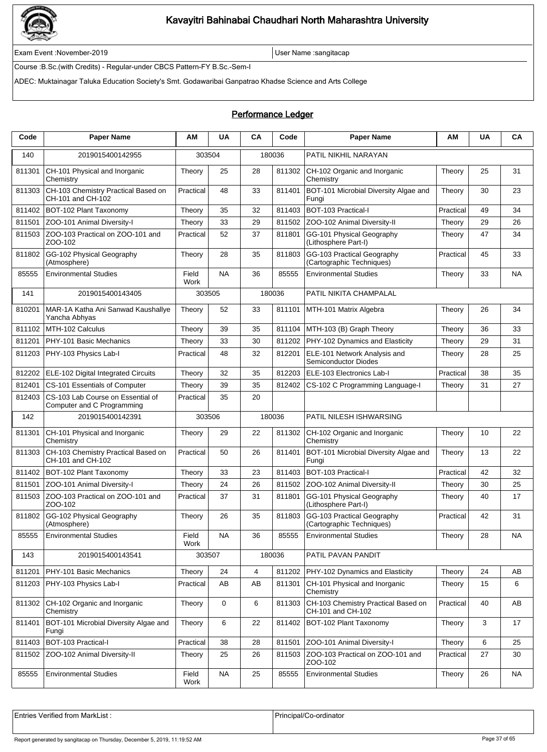# Kavayitri Bahinabai Chaudhari North Maharashtra University

Exam Event :November-2019 | User Name :sangitacap

Course :B.Sc.(with Credits) - Regular-under CBCS Pattern-FY B.Sc.-Sem-I

ADEC: Muktainagar Taluka Education Society's Smt. Godawaribai Ganpatrao Khadse Science and Arts College

## Performance Ledger

| Code | Paper Name | AM | UA | CA | Code | Paper Name | AM | UA | CA |
|---|---|---|---|---|---|---|---|---|---|
| 140 | 2019015400142955 | 303504 | | 180036 | | PATIL NIKHIL NARAYAN | | | |
| 811301 | CH-101 Physical and Inorganic Chemistry | Theory | 25 | 28 | 811302 | CH-102 Organic and Inorganic Chemistry | Theory | 25 | 31 |
| 811303 | CH-103 Chemistry Practical Based on CH-101 and CH-102 | Practical | 48 | 33 | 811401 | BOT-101 Microbial Diversity Algae and Fungi | Theory | 30 | 23 |
| 811402 | BOT-102 Plant Taxonomy | Theory | 35 | 32 | 811403 | BOT-103 Practical-I | Practical | 49 | 34 |
| 811501 | ZOO-101 Animal Diversity-I | Theory | 33 | 29 | 811502 | ZOO-102 Animal Diversity-II | Theory | 29 | 26 |
| 811503 | ZOO-103 Practical on ZOO-101 and ZOO-102 | Practical | 52 | 37 | 811801 | GG-101 Physical Geography (Lithosphere Part-I) | Theory | 47 | 34 |
| 811802 | GG-102 Physical Geography (Atmosphere) | Theory | 28 | 35 | 811803 | GG-103 Practical Geography (Cartographic Techniques) | Practical | 45 | 33 |
| 85555 | Environmental Studies | Field Work | NA | 36 | 85555 | Environmental Studies | Theory | 33 | NA |
| 141 | 2019015400143405 | 303505 | | 180036 | | PATIL NIKITA CHAMPALAL | | | |
| 810201 | MAR-1A Katha Ani Sanwad Kaushallye Yancha Abhyas | Theory | 52 | 33 | 811101 | MTH-101 Matrix Algebra | Theory | 26 | 34 |
| 811102 | MTH-102 Calculus | Theory | 39 | 35 | 811104 | MTH-103 (B) Graph Theory | Theory | 36 | 33 |
| 811201 | PHY-101 Basic Mechanics | Theory | 33 | 30 | 811202 | PHY-102 Dynamics and Elasticity | Theory | 29 | 31 |
| 811203 | PHY-103 Physics Lab-I | Practical | 48 | 32 | 812201 | ELE-101 Network Analysis and Semiconductor Diodes | Theory | 28 | 25 |
| 812202 | ELE-102 Digital Integrated Circuits | Theory | 32 | 35 | 812203 | ELE-103 Electronics Lab-I | Practical | 38 | 35 |
| 812401 | CS-101 Essentials of Computer | Theory | 39 | 35 | 812402 | CS-102 C Programming Language-I | Theory | 31 | 27 |
| 812403 | CS-103 Lab Course on Essential of Computer and C Programming | Practical | 35 | 20 | | | | | |
| 142 | 2019015400142391 | 303506 | | 180036 | | PATIL NILESH ISHWARSING | | | |
| 811301 | CH-101 Physical and Inorganic Chemistry | Theory | 29 | 22 | 811302 | CH-102 Organic and Inorganic Chemistry | Theory | 10 | 22 |
| 811303 | CH-103 Chemistry Practical Based on CH-101 and CH-102 | Practical | 50 | 26 | 811401 | BOT-101 Microbial Diversity Algae and Fungi | Theory | 13 | 22 |
| 811402 | BOT-102 Plant Taxonomy | Theory | 33 | 23 | 811403 | BOT-103 Practical-I | Practical | 42 | 32 |
| 811501 | ZOO-101 Animal Diversity-I | Theory | 24 | 26 | 811502 | ZOO-102 Animal Diversity-II | Theory | 30 | 25 |
| 811503 | ZOO-103 Practical on ZOO-101 and ZOO-102 | Practical | 37 | 31 | 811801 | GG-101 Physical Geography (Lithosphere Part-I) | Theory | 40 | 17 |
| 811802 | GG-102 Physical Geography (Atmosphere) | Theory | 26 | 35 | 811803 | GG-103 Practical Geography (Cartographic Techniques) | Practical | 42 | 31 |
| 85555 | Environmental Studies | Field Work | NA | 36 | 85555 | Environmental Studies | Theory | 28 | NA |
| 143 | 2019015400143541 | 303507 | | 180036 | | PATIL PAVAN PANDIT | | | |
| 811201 | PHY-101 Basic Mechanics | Theory | 24 | 4 | 811202 | PHY-102 Dynamics and Elasticity | Theory | 24 | AB |
| 811203 | PHY-103 Physics Lab-I | Practical | AB | AB | 811301 | CH-101 Physical and Inorganic Chemistry | Theory | 15 | 6 |
| 811302 | CH-102 Organic and Inorganic Chemistry | Theory | 0 | 6 | 811303 | CH-103 Chemistry Practical Based on CH-101 and CH-102 | Practical | 40 | AB |
| 811401 | BOT-101 Microbial Diversity Algae and Fungi | Theory | 6 | 22 | 811402 | BOT-102 Plant Taxonomy | Theory | 3 | 17 |
| 811403 | BOT-103 Practical-I | Practical | 38 | 28 | 811501 | ZOO-101 Animal Diversity-I | Theory | 6 | 25 |
| 811502 | ZOO-102 Animal Diversity-II | Theory | 25 | 26 | 811503 | ZOO-103 Practical on ZOO-101 and ZOO-102 | Practical | 27 | 30 |
| 85555 | Environmental Studies | Field Work | NA | 25 | 85555 | Environmental Studies | Theory | 26 | NA |

| Entries Verified from MarkList : | Principal/Co-ordinator |
|---|---|

Report generated by sangitacap on Thursday, December 5, 2019, 11:19:52 AM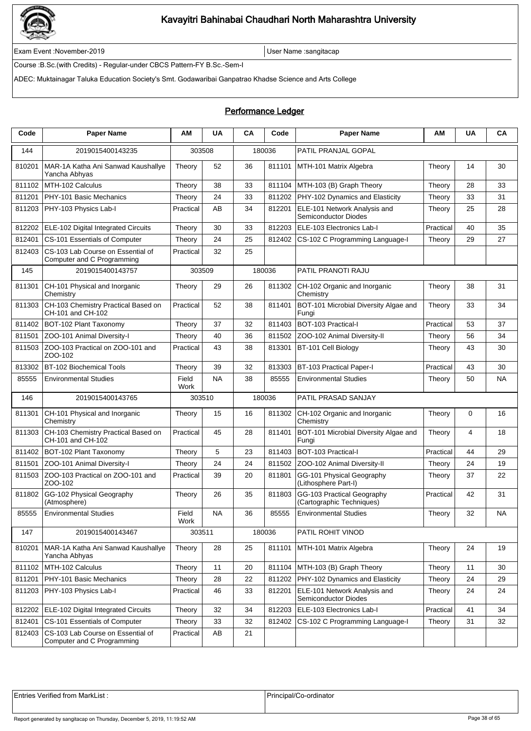# Kavayitri Bahinabai Chaudhari North Maharashtra University

Exam Event :November-2019 | User Name :sangitacap

Course :B.Sc.(with Credits) - Regular-under CBCS Pattern-FY B.Sc.-Sem-I

ADEC: Muktainagar Taluka Education Society's Smt. Godawaribai Ganpatrao Khadse Science and Arts College

## Performance Ledger

| Code | Paper Name | AM | UA | CA | Code | Paper Name | AM | UA | CA |
|---|---|---|---|---|---|---|---|---|---|
| 144 | 2019015400143235 | 303508 | | 180036 | | PATIL PRANJAL GOPAL | | | |
| 810201 | MAR-1A Katha Ani Sanwad Kaushallye Yancha Abhyas | Theory | 52 | 36 | 811101 | MTH-101 Matrix Algebra | Theory | 14 | 30 |
| 811102 | MTH-102 Calculus | Theory | 38 | 33 | 811104 | MTH-103 (B) Graph Theory | Theory | 28 | 33 |
| 811201 | PHY-101 Basic Mechanics | Theory | 24 | 33 | 811202 | PHY-102 Dynamics and Elasticity | Theory | 33 | 31 |
| 811203 | PHY-103 Physics Lab-I | Practical | AB | 34 | 812201 | ELE-101 Network Analysis and Semiconductor Diodes | Theory | 25 | 28 |
| 812202 | ELE-102 Digital Integrated Circuits | Theory | 30 | 33 | 812203 | ELE-103 Electronics Lab-I | Practical | 40 | 35 |
| 812401 | CS-101 Essentials of Computer | Theory | 24 | 25 | 812402 | CS-102 C Programming Language-I | Theory | 29 | 27 |
| 812403 | CS-103 Lab Course on Essential of Computer and C Programming | Practical | 32 | 25 | | | | | |
| 145 | 2019015400143757 | 303509 | | 180036 | | PATIL PRANOTI RAJU | | | |
| 811301 | CH-101 Physical and Inorganic Chemistry | Theory | 29 | 26 | 811302 | CH-102 Organic and Inorganic Chemistry | Theory | 38 | 31 |
| 811303 | CH-103 Chemistry Practical Based on CH-101 and CH-102 | Practical | 52 | 38 | 811401 | BOT-101 Microbial Diversity Algae and Fungi | Theory | 33 | 34 |
| 811402 | BOT-102 Plant Taxonomy | Theory | 37 | 32 | 811403 | BOT-103 Practical-I | Practical | 53 | 37 |
| 811501 | ZOO-101 Animal Diversity-I | Theory | 40 | 36 | 811502 | ZOO-102 Animal Diversity-II | Theory | 56 | 34 |
| 811503 | ZOO-103 Practical on ZOO-101 and ZOO-102 | Practical | 43 | 38 | 813301 | BT-101 Cell Biology | Theory | 43 | 30 |
| 813302 | BT-102 Biochemical Tools | Theory | 39 | 32 | 813303 | BT-103 Practical Paper-I | Practical | 43 | 30 |
| 85555 | Environmental Studies | Field Work | NA | 38 | 85555 | Environmental Studies | Theory | 50 | NA |
| 146 | 2019015400143765 | 303510 | | 180036 | | PATIL PRASAD SANJAY | | | |
| 811301 | CH-101 Physical and Inorganic Chemistry | Theory | 15 | 16 | 811302 | CH-102 Organic and Inorganic Chemistry | Theory | 0 | 16 |
| 811303 | CH-103 Chemistry Practical Based on CH-101 and CH-102 | Practical | 45 | 28 | 811401 | BOT-101 Microbial Diversity Algae and Fungi | Theory | 4 | 18 |
| 811402 | BOT-102 Plant Taxonomy | Theory | 5 | 23 | 811403 | BOT-103 Practical-I | Practical | 44 | 29 |
| 811501 | ZOO-101 Animal Diversity-I | Theory | 24 | 24 | 811502 | ZOO-102 Animal Diversity-II | Theory | 24 | 19 |
| 811503 | ZOO-103 Practical on ZOO-101 and ZOO-102 | Practical | 39 | 20 | 811801 | GG-101 Physical Geography (Lithosphere Part-I) | Theory | 37 | 22 |
| 811802 | GG-102 Physical Geography (Atmosphere) | Theory | 26 | 35 | 811803 | GG-103 Practical Geography (Cartographic Techniques) | Practical | 42 | 31 |
| 85555 | Environmental Studies | Field Work | NA | 36 | 85555 | Environmental Studies | Theory | 32 | NA |
| 147 | 2019015400143467 | 303511 | | 180036 | | PATIL ROHIT VINOD | | | |
| 810201 | MAR-1A Katha Ani Sanwad Kaushallye Yancha Abhyas | Theory | 28 | 25 | 811101 | MTH-101 Matrix Algebra | Theory | 24 | 19 |
| 811102 | MTH-102 Calculus | Theory | 11 | 20 | 811104 | MTH-103 (B) Graph Theory | Theory | 11 | 30 |
| 811201 | PHY-101 Basic Mechanics | Theory | 28 | 22 | 811202 | PHY-102 Dynamics and Elasticity | Theory | 24 | 29 |
| 811203 | PHY-103 Physics Lab-I | Practical | 46 | 33 | 812201 | ELE-101 Network Analysis and Semiconductor Diodes | Theory | 24 | 24 |
| 812202 | ELE-102 Digital Integrated Circuits | Theory | 32 | 34 | 812203 | ELE-103 Electronics Lab-I | Practical | 41 | 34 |
| 812401 | CS-101 Essentials of Computer | Theory | 33 | 32 | 812402 | CS-102 C Programming Language-I | Theory | 31 | 32 |
| 812403 | CS-103 Lab Course on Essential of Computer and C Programming | Practical | AB | 21 | | | | | |

| Entries Verified from MarkList : | Principal/Co-ordinator |
|---|---|

Report generated by sangitacap on Thursday, December 5, 2019, 11:19:52 AM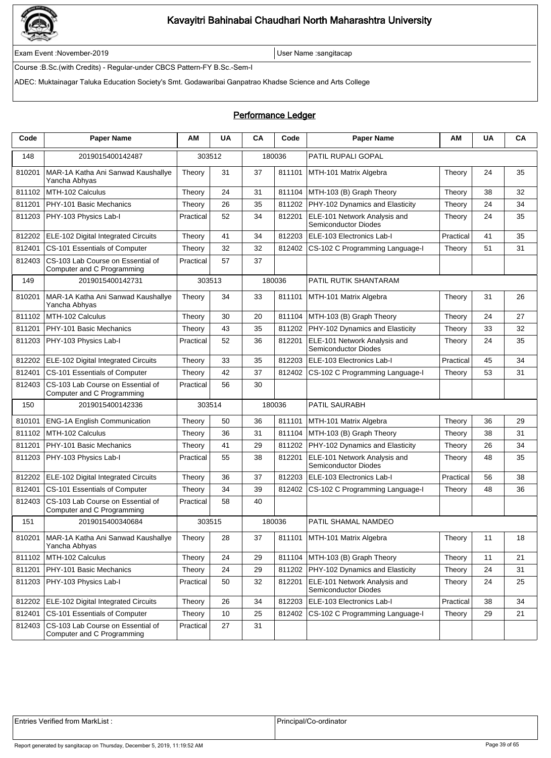# Kavayitri Bahinabai Chaudhari North Maharashtra University

Exam Event :November-2019 | User Name :sangitacap

Course :B.Sc.(with Credits) - Regular-under CBCS Pattern-FY B.Sc.-Sem-I

ADEC: Muktainagar Taluka Education Society's Smt. Godawaribai Ganpatrao Khadse Science and Arts College

## Performance Ledger

| Code | Paper Name | AM | UA | CA | Code | Paper Name | AM | UA | CA |
|---|---|---|---|---|---|---|---|---|---|
| 148 | 2019015400142487 | 303512 | | 180036 | | PATIL RUPALI GOPAL | | | |
| 810201 | MAR-1A Katha Ani Sanwad Kaushallye Yancha Abhyas | Theory | 31 | 37 | 811101 | MTH-101 Matrix Algebra | Theory | 24 | 35 |
| 811102 | MTH-102 Calculus | Theory | 24 | 31 | 811104 | MTH-103 (B) Graph Theory | Theory | 38 | 32 |
| 811201 | PHY-101 Basic Mechanics | Theory | 26 | 35 | 811202 | PHY-102 Dynamics and Elasticity | Theory | 24 | 34 |
| 811203 | PHY-103 Physics Lab-I | Practical | 52 | 34 | 812201 | ELE-101 Network Analysis and Semiconductor Diodes | Theory | 24 | 35 |
| 812202 | ELE-102 Digital Integrated Circuits | Theory | 41 | 34 | 812203 | ELE-103 Electronics Lab-I | Practical | 41 | 35 |
| 812401 | CS-101 Essentials of Computer | Theory | 32 | 32 | 812402 | CS-102 C Programming Language-I | Theory | 51 | 31 |
| 812403 | CS-103 Lab Course on Essential of Computer and C Programming | Practical | 57 | 37 | | | | | |
| 149 | 2019015400142731 | 303513 | | 180036 | | PATIL RUTIK SHANTARAM | | | |
| 810201 | MAR-1A Katha Ani Sanwad Kaushallye Yancha Abhyas | Theory | 34 | 33 | 811101 | MTH-101 Matrix Algebra | Theory | 31 | 26 |
| 811102 | MTH-102 Calculus | Theory | 30 | 20 | 811104 | MTH-103 (B) Graph Theory | Theory | 24 | 27 |
| 811201 | PHY-101 Basic Mechanics | Theory | 43 | 35 | 811202 | PHY-102 Dynamics and Elasticity | Theory | 33 | 32 |
| 811203 | PHY-103 Physics Lab-I | Practical | 52 | 36 | 812201 | ELE-101 Network Analysis and Semiconductor Diodes | Theory | 24 | 35 |
| 812202 | ELE-102 Digital Integrated Circuits | Theory | 33 | 35 | 812203 | ELE-103 Electronics Lab-I | Practical | 45 | 34 |
| 812401 | CS-101 Essentials of Computer | Theory | 42 | 37 | 812402 | CS-102 C Programming Language-I | Theory | 53 | 31 |
| 812403 | CS-103 Lab Course on Essential of Computer and C Programming | Practical | 56 | 30 | | | | | |
| 150 | 2019015400142336 | 303514 | | 180036 | | PATIL SAURABH | | | |
| 810101 | ENG-1A English Communication | Theory | 50 | 36 | 811101 | MTH-101 Matrix Algebra | Theory | 36 | 29 |
| 811102 | MTH-102 Calculus | Theory | 36 | 31 | 811104 | MTH-103 (B) Graph Theory | Theory | 38 | 31 |
| 811201 | PHY-101 Basic Mechanics | Theory | 41 | 29 | 811202 | PHY-102 Dynamics and Elasticity | Theory | 26 | 34 |
| 811203 | PHY-103 Physics Lab-I | Practical | 55 | 38 | 812201 | ELE-101 Network Analysis and Semiconductor Diodes | Theory | 48 | 35 |
| 812202 | ELE-102 Digital Integrated Circuits | Theory | 36 | 37 | 812203 | ELE-103 Electronics Lab-I | Practical | 56 | 38 |
| 812401 | CS-101 Essentials of Computer | Theory | 34 | 39 | 812402 | CS-102 C Programming Language-I | Theory | 48 | 36 |
| 812403 | CS-103 Lab Course on Essential of Computer and C Programming | Practical | 58 | 40 | | | | | |
| 151 | 2019015400340684 | 303515 | | 180036 | | PATIL SHAMAL NAMDEO | | | |
| 810201 | MAR-1A Katha Ani Sanwad Kaushallye Yancha Abhyas | Theory | 28 | 37 | 811101 | MTH-101 Matrix Algebra | Theory | 11 | 18 |
| 811102 | MTH-102 Calculus | Theory | 24 | 29 | 811104 | MTH-103 (B) Graph Theory | Theory | 11 | 21 |
| 811201 | PHY-101 Basic Mechanics | Theory | 24 | 29 | 811202 | PHY-102 Dynamics and Elasticity | Theory | 24 | 31 |
| 811203 | PHY-103 Physics Lab-I | Practical | 50 | 32 | 812201 | ELE-101 Network Analysis and Semiconductor Diodes | Theory | 24 | 25 |
| 812202 | ELE-102 Digital Integrated Circuits | Theory | 26 | 34 | 812203 | ELE-103 Electronics Lab-I | Practical | 38 | 34 |
| 812401 | CS-101 Essentials of Computer | Theory | 10 | 25 | 812402 | CS-102 C Programming Language-I | Theory | 29 | 21 |
| 812403 | CS-103 Lab Course on Essential of Computer and C Programming | Practical | 27 | 31 | | | | | |

| Entries Verified from MarkList : | Principal/Co-ordinator |
|---|---|

Report generated by sangitacap on Thursday, December 5, 2019, 11:19:52 AM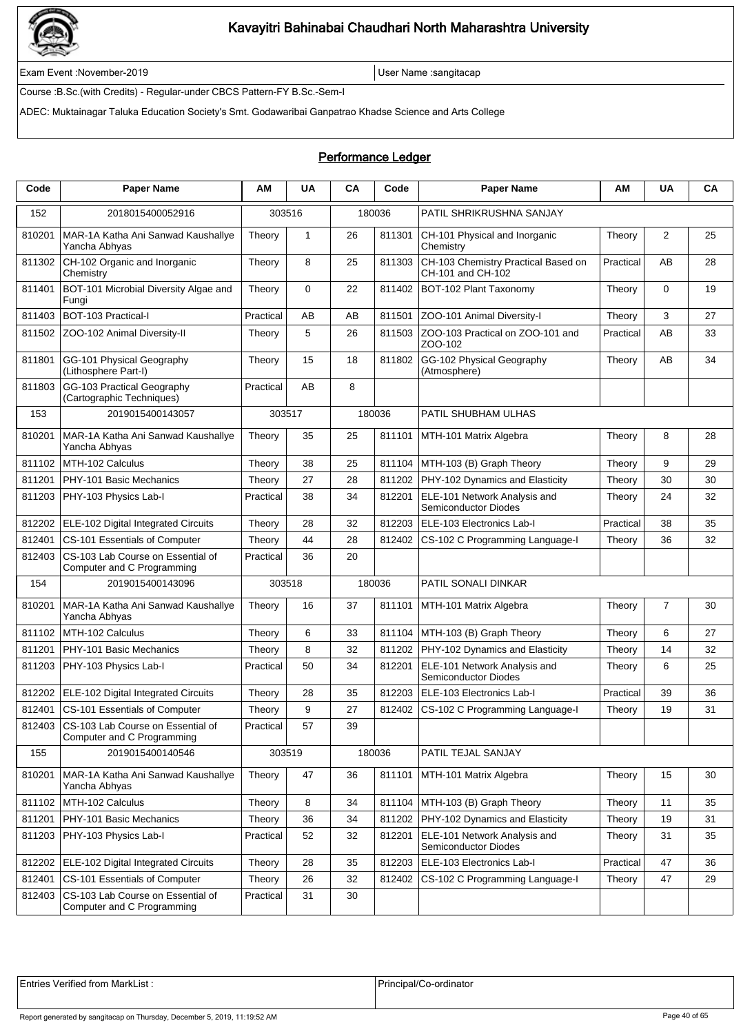# Kavayitri Bahinabai Chaudhari North Maharashtra University

Exam Event :November-2019

User Name :sangitacap

Course :B.Sc.(with Credits) - Regular-under CBCS Pattern-FY B.Sc.-Sem-I

ADEC: Muktainagar Taluka Education Society's Smt. Godawaribai Ganpatrao Khadse Science and Arts College

## Performance Ledger

| Code | Paper Name | AM | UA | CA | Code | Paper Name | AM | UA | CA |
|---|---|---|---|---|---|---|---|---|---|
| 152 | 2018015400052916 | 303516 | | 180036 | | PATIL SHRIKRUSHNA SANJAY | | | |
| 810201 | MAR-1A Katha Ani Sanwad Kaushallye Yancha Abhyas | Theory | 1 | 26 | 811301 | CH-101 Physical and Inorganic Chemistry | Theory | 2 | 25 |
| 811302 | CH-102 Organic and Inorganic Chemistry | Theory | 8 | 25 | 811303 | CH-103 Chemistry Practical Based on CH-101 and CH-102 | Practical | AB | 28 |
| 811401 | BOT-101 Microbial Diversity Algae and Fungi | Theory | 0 | 22 | 811402 | BOT-102 Plant Taxonomy | Theory | 0 | 19 |
| 811403 | BOT-103 Practical-I | Practical | AB | AB | 811501 | ZOO-101 Animal Diversity-I | Theory | 3 | 27 |
| 811502 | ZOO-102 Animal Diversity-II | Theory | 5 | 26 | 811503 | ZOO-103 Practical on ZOO-101 and ZOO-102 | Practical | AB | 33 |
| 811801 | GG-101 Physical Geography (Lithosphere Part-I) | Theory | 15 | 18 | 811802 | GG-102 Physical Geography (Atmosphere) | Theory | AB | 34 |
| 811803 | GG-103 Practical Geography (Cartographic Techniques) | Practical | AB | 8 | | | | | |
| 153 | 2019015400143057 | 303517 | | 180036 | | PATIL SHUBHAM ULHAS | | | |
| 810201 | MAR-1A Katha Ani Sanwad Kaushallye Yancha Abhyas | Theory | 35 | 25 | 811101 | MTH-101 Matrix Algebra | Theory | 8 | 28 |
| 811102 | MTH-102 Calculus | Theory | 38 | 25 | 811104 | MTH-103 (B) Graph Theory | Theory | 9 | 29 |
| 811201 | PHY-101 Basic Mechanics | Theory | 27 | 28 | 811202 | PHY-102 Dynamics and Elasticity | Theory | 30 | 30 |
| 811203 | PHY-103 Physics Lab-I | Practical | 38 | 34 | 812201 | ELE-101 Network Analysis and Semiconductor Diodes | Theory | 24 | 32 |
| 812202 | ELE-102 Digital Integrated Circuits | Theory | 28 | 32 | 812203 | ELE-103 Electronics Lab-I | Practical | 38 | 35 |
| 812401 | CS-101 Essentials of Computer | Theory | 44 | 28 | 812402 | CS-102 C Programming Language-I | Theory | 36 | 32 |
| 812403 | CS-103 Lab Course on Essential of Computer and C Programming | Practical | 36 | 20 | | | | | |
| 154 | 2019015400143096 | 303518 | | 180036 | | PATIL SONALI DINKAR | | | |
| 810201 | MAR-1A Katha Ani Sanwad Kaushallye Yancha Abhyas | Theory | 16 | 37 | 811101 | MTH-101 Matrix Algebra | Theory | 7 | 30 |
| 811102 | MTH-102 Calculus | Theory | 6 | 33 | 811104 | MTH-103 (B) Graph Theory | Theory | 6 | 27 |
| 811201 | PHY-101 Basic Mechanics | Theory | 8 | 32 | 811202 | PHY-102 Dynamics and Elasticity | Theory | 14 | 32 |
| 811203 | PHY-103 Physics Lab-I | Practical | 50 | 34 | 812201 | ELE-101 Network Analysis and Semiconductor Diodes | Theory | 6 | 25 |
| 812202 | ELE-102 Digital Integrated Circuits | Theory | 28 | 35 | 812203 | ELE-103 Electronics Lab-I | Practical | 39 | 36 |
| 812401 | CS-101 Essentials of Computer | Theory | 9 | 27 | 812402 | CS-102 C Programming Language-I | Theory | 19 | 31 |
| 812403 | CS-103 Lab Course on Essential of Computer and C Programming | Practical | 57 | 39 | | | | | |
| 155 | 2019015400140546 | 303519 | | 180036 | | PATIL TEJAL SANJAY | | | |
| 810201 | MAR-1A Katha Ani Sanwad Kaushallye Yancha Abhyas | Theory | 47 | 36 | 811101 | MTH-101 Matrix Algebra | Theory | 15 | 30 |
| 811102 | MTH-102 Calculus | Theory | 8 | 34 | 811104 | MTH-103 (B) Graph Theory | Theory | 11 | 35 |
| 811201 | PHY-101 Basic Mechanics | Theory | 36 | 34 | 811202 | PHY-102 Dynamics and Elasticity | Theory | 19 | 31 |
| 811203 | PHY-103 Physics Lab-I | Practical | 52 | 32 | 812201 | ELE-101 Network Analysis and Semiconductor Diodes | Theory | 31 | 35 |
| 812202 | ELE-102 Digital Integrated Circuits | Theory | 28 | 35 | 812203 | ELE-103 Electronics Lab-I | Practical | 47 | 36 |
| 812401 | CS-101 Essentials of Computer | Theory | 26 | 32 | 812402 | CS-102 C Programming Language-I | Theory | 47 | 29 |
| 812403 | CS-103 Lab Course on Essential of Computer and C Programming | Practical | 31 | 30 | | | | | |

| Entries Verified from MarkList : | Principal/Co-ordinator |
|---|---|

Report generated by sangitacap on Thursday, December 5, 2019, 11:19:52 AM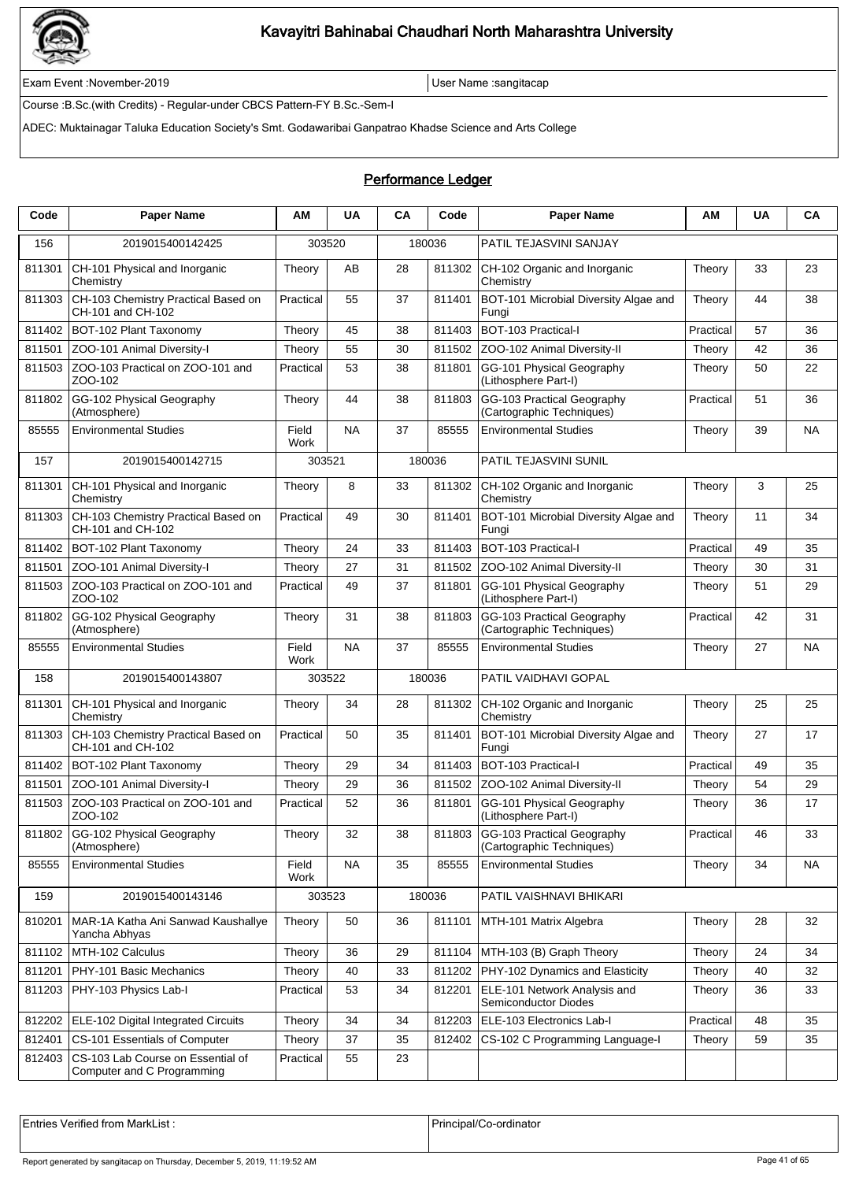# Kavayitri Bahinabai Chaudhari North Maharashtra University

Exam Event :November-2019 | User Name :sangitacap

Course :B.Sc.(with Credits) - Regular-under CBCS Pattern-FY B.Sc.-Sem-I

ADEC: Muktainagar Taluka Education Society's Smt. Godawaribai Ganpatrao Khadse Science and Arts College

## Performance Ledger

| Code | Paper Name | AM | UA | CA | Code | Paper Name | AM | UA | CA |
|---|---|---|---|---|---|---|---|---|---|
| 156 | 2019015400142425 | 303520 | | 180036 | | PATIL TEJASVINI SANJAY | | | |
| 811301 | CH-101 Physical and Inorganic Chemistry | Theory | AB | 28 | 811302 | CH-102 Organic and Inorganic Chemistry | Theory | 33 | 23 |
| 811303 | CH-103 Chemistry Practical Based on CH-101 and CH-102 | Practical | 55 | 37 | 811401 | BOT-101 Microbial Diversity Algae and Fungi | Theory | 44 | 38 |
| 811402 | BOT-102 Plant Taxonomy | Theory | 45 | 38 | 811403 | BOT-103 Practical-I | Practical | 57 | 36 |
| 811501 | ZOO-101 Animal Diversity-I | Theory | 55 | 30 | 811502 | ZOO-102 Animal Diversity-II | Theory | 42 | 36 |
| 811503 | ZOO-103 Practical on ZOO-101 and ZOO-102 | Practical | 53 | 38 | 811801 | GG-101 Physical Geography (Lithosphere Part-I) | Theory | 50 | 22 |
| 811802 | GG-102 Physical Geography (Atmosphere) | Theory | 44 | 38 | 811803 | GG-103 Practical Geography (Cartographic Techniques) | Practical | 51 | 36 |
| 85555 | Environmental Studies | Field Work | NA | 37 | 85555 | Environmental Studies | Theory | 39 | NA |
| 157 | 2019015400142715 | 303521 | | 180036 | | PATIL TEJASVINI SUNIL | | | |
| 811301 | CH-101 Physical and Inorganic Chemistry | Theory | 8 | 33 | 811302 | CH-102 Organic and Inorganic Chemistry | Theory | 3 | 25 |
| 811303 | CH-103 Chemistry Practical Based on CH-101 and CH-102 | Practical | 49 | 30 | 811401 | BOT-101 Microbial Diversity Algae and Fungi | Theory | 11 | 34 |
| 811402 | BOT-102 Plant Taxonomy | Theory | 24 | 33 | 811403 | BOT-103 Practical-I | Practical | 49 | 35 |
| 811501 | ZOO-101 Animal Diversity-I | Theory | 27 | 31 | 811502 | ZOO-102 Animal Diversity-II | Theory | 30 | 31 |
| 811503 | ZOO-103 Practical on ZOO-101 and ZOO-102 | Practical | 49 | 37 | 811801 | GG-101 Physical Geography (Lithosphere Part-I) | Theory | 51 | 29 |
| 811802 | GG-102 Physical Geography (Atmosphere) | Theory | 31 | 38 | 811803 | GG-103 Practical Geography (Cartographic Techniques) | Practical | 42 | 31 |
| 85555 | Environmental Studies | Field Work | NA | 37 | 85555 | Environmental Studies | Theory | 27 | NA |
| 158 | 2019015400143807 | 303522 | | 180036 | | PATIL VAIDHAVI GOPAL | | | |
| 811301 | CH-101 Physical and Inorganic Chemistry | Theory | 34 | 28 | 811302 | CH-102 Organic and Inorganic Chemistry | Theory | 25 | 25 |
| 811303 | CH-103 Chemistry Practical Based on CH-101 and CH-102 | Practical | 50 | 35 | 811401 | BOT-101 Microbial Diversity Algae and Fungi | Theory | 27 | 17 |
| 811402 | BOT-102 Plant Taxonomy | Theory | 29 | 34 | 811403 | BOT-103 Practical-I | Practical | 49 | 35 |
| 811501 | ZOO-101 Animal Diversity-I | Theory | 29 | 36 | 811502 | ZOO-102 Animal Diversity-II | Theory | 54 | 29 |
| 811503 | ZOO-103 Practical on ZOO-101 and ZOO-102 | Practical | 52 | 36 | 811801 | GG-101 Physical Geography (Lithosphere Part-I) | Theory | 36 | 17 |
| 811802 | GG-102 Physical Geography (Atmosphere) | Theory | 32 | 38 | 811803 | GG-103 Practical Geography (Cartographic Techniques) | Practical | 46 | 33 |
| 85555 | Environmental Studies | Field Work | NA | 35 | 85555 | Environmental Studies | Theory | 34 | NA |
| 159 | 2019015400143146 | 303523 | | 180036 | | PATIL VAISHNAVI BHIKARI | | | |
| 810201 | MAR-1A Katha Ani Sanwad Kaushallye Yancha Abhyas | Theory | 50 | 36 | 811101 | MTH-101 Matrix Algebra | Theory | 28 | 32 |
| 811102 | MTH-102 Calculus | Theory | 36 | 29 | 811104 | MTH-103 (B) Graph Theory | Theory | 24 | 34 |
| 811201 | PHY-101 Basic Mechanics | Theory | 40 | 33 | 811202 | PHY-102 Dynamics and Elasticity | Theory | 40 | 32 |
| 811203 | PHY-103 Physics Lab-I | Practical | 53 | 34 | 812201 | ELE-101 Network Analysis and Semiconductor Diodes | Theory | 36 | 33 |
| 812202 | ELE-102 Digital Integrated Circuits | Theory | 34 | 34 | 812203 | ELE-103 Electronics Lab-I | Practical | 48 | 35 |
| 812401 | CS-101 Essentials of Computer | Theory | 37 | 35 | 812402 | CS-102 C Programming Language-I | Theory | 59 | 35 |
| 812403 | CS-103 Lab Course on Essential of Computer and C Programming | Practical | 55 | 23 | | | | | |

| Entries Verified from MarkList : | Principal/Co-ordinator |
|---|---|

Report generated by sangitacap on Thursday, December 5, 2019, 11:19:52 AM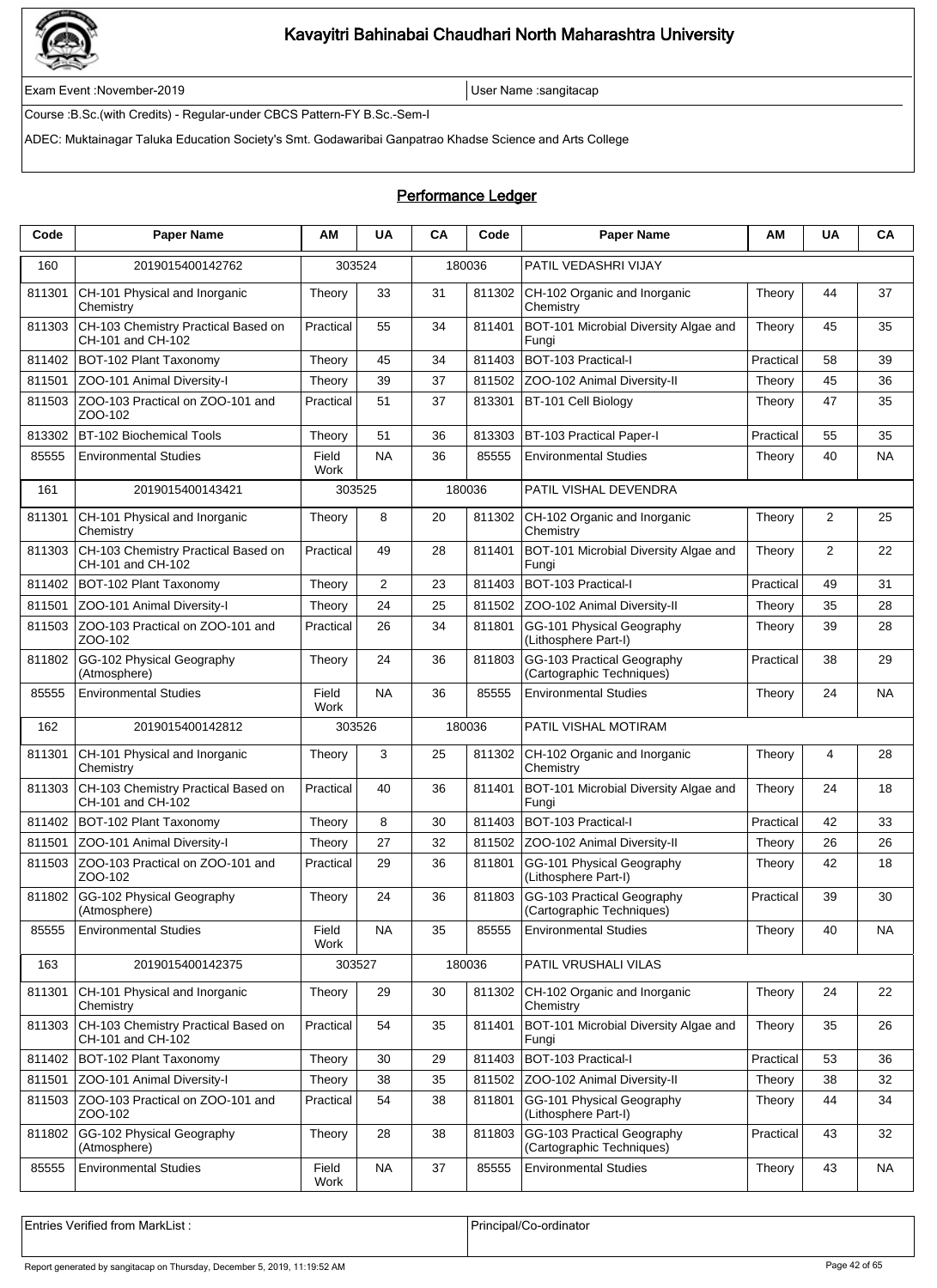# Kavayitri Bahinabai Chaudhari North Maharashtra University

Exam Event :November-2019

User Name :sangitacap

Course :B.Sc.(with Credits) - Regular-under CBCS Pattern-FY B.Sc.-Sem-I

ADEC: Muktainagar Taluka Education Society's Smt. Godawaribai Ganpatrao Khadse Science and Arts College

## Performance Ledger

| Code | Paper Name | AM | UA | CA | Code | Paper Name | AM | UA | CA |
|---|---|---|---|---|---|---|---|---|---|
| 160 | 2019015400142762 | 303524 | | 180036 | | PATIL VEDASHRI VIJAY | | | |
| 811301 | CH-101 Physical and Inorganic Chemistry | Theory | 33 | 31 | 811302 | CH-102 Organic and Inorganic Chemistry | Theory | 44 | 37 |
| 811303 | CH-103 Chemistry Practical Based on CH-101 and CH-102 | Practical | 55 | 34 | 811401 | BOT-101 Microbial Diversity Algae and Fungi | Theory | 45 | 35 |
| 811402 | BOT-102 Plant Taxonomy | Theory | 45 | 34 | 811403 | BOT-103 Practical-I | Practical | 58 | 39 |
| 811501 | ZOO-101 Animal Diversity-I | Theory | 39 | 37 | 811502 | ZOO-102 Animal Diversity-II | Theory | 45 | 36 |
| 811503 | ZOO-103 Practical on ZOO-101 and ZOO-102 | Practical | 51 | 37 | 813301 | BT-101 Cell Biology | Theory | 47 | 35 |
| 813302 | BT-102 Biochemical Tools | Theory | 51 | 36 | 813303 | BT-103 Practical Paper-I | Practical | 55 | 35 |
| 85555 | Environmental Studies | Field Work | NA | 36 | 85555 | Environmental Studies | Theory | 40 | NA |
| 161 | 2019015400143421 | 303525 | | 180036 | | PATIL VISHAL DEVENDRA | | | |
| 811301 | CH-101 Physical and Inorganic Chemistry | Theory | 8 | 20 | 811302 | CH-102 Organic and Inorganic Chemistry | Theory | 2 | 25 |
| 811303 | CH-103 Chemistry Practical Based on CH-101 and CH-102 | Practical | 49 | 28 | 811401 | BOT-101 Microbial Diversity Algae and Fungi | Theory | 2 | 22 |
| 811402 | BOT-102 Plant Taxonomy | Theory | 2 | 23 | 811403 | BOT-103 Practical-I | Practical | 49 | 31 |
| 811501 | ZOO-101 Animal Diversity-I | Theory | 24 | 25 | 811502 | ZOO-102 Animal Diversity-II | Theory | 35 | 28 |
| 811503 | ZOO-103 Practical on ZOO-101 and ZOO-102 | Practical | 26 | 34 | 811801 | GG-101 Physical Geography (Lithosphere Part-I) | Theory | 39 | 28 |
| 811802 | GG-102 Physical Geography (Atmosphere) | Theory | 24 | 36 | 811803 | GG-103 Practical Geography (Cartographic Techniques) | Practical | 38 | 29 |
| 85555 | Environmental Studies | Field Work | NA | 36 | 85555 | Environmental Studies | Theory | 24 | NA |
| 162 | 2019015400142812 | 303526 | | 180036 | | PATIL VISHAL MOTIRAM | | | |
| 811301 | CH-101 Physical and Inorganic Chemistry | Theory | 3 | 25 | 811302 | CH-102 Organic and Inorganic Chemistry | Theory | 4 | 28 |
| 811303 | CH-103 Chemistry Practical Based on CH-101 and CH-102 | Practical | 40 | 36 | 811401 | BOT-101 Microbial Diversity Algae and Fungi | Theory | 24 | 18 |
| 811402 | BOT-102 Plant Taxonomy | Theory | 8 | 30 | 811403 | BOT-103 Practical-I | Practical | 42 | 33 |
| 811501 | ZOO-101 Animal Diversity-I | Theory | 27 | 32 | 811502 | ZOO-102 Animal Diversity-II | Theory | 26 | 26 |
| 811503 | ZOO-103 Practical on ZOO-101 and ZOO-102 | Practical | 29 | 36 | 811801 | GG-101 Physical Geography (Lithosphere Part-I) | Theory | 42 | 18 |
| 811802 | GG-102 Physical Geography (Atmosphere) | Theory | 24 | 36 | 811803 | GG-103 Practical Geography (Cartographic Techniques) | Practical | 39 | 30 |
| 85555 | Environmental Studies | Field Work | NA | 35 | 85555 | Environmental Studies | Theory | 40 | NA |
| 163 | 2019015400142375 | 303527 | | 180036 | | PATIL VRUSHALI VILAS | | | |
| 811301 | CH-101 Physical and Inorganic Chemistry | Theory | 29 | 30 | 811302 | CH-102 Organic and Inorganic Chemistry | Theory | 24 | 22 |
| 811303 | CH-103 Chemistry Practical Based on CH-101 and CH-102 | Practical | 54 | 35 | 811401 | BOT-101 Microbial Diversity Algae and Fungi | Theory | 35 | 26 |
| 811402 | BOT-102 Plant Taxonomy | Theory | 30 | 29 | 811403 | BOT-103 Practical-I | Practical | 53 | 36 |
| 811501 | ZOO-101 Animal Diversity-I | Theory | 38 | 35 | 811502 | ZOO-102 Animal Diversity-II | Theory | 38 | 32 |
| 811503 | ZOO-103 Practical on ZOO-101 and ZOO-102 | Practical | 54 | 38 | 811801 | GG-101 Physical Geography (Lithosphere Part-I) | Theory | 44 | 34 |
| 811802 | GG-102 Physical Geography (Atmosphere) | Theory | 28 | 38 | 811803 | GG-103 Practical Geography (Cartographic Techniques) | Practical | 43 | 32 |
| 85555 | Environmental Studies | Field Work | NA | 37 | 85555 | Environmental Studies | Theory | 43 | NA |

| Entries Verified from MarkList : | Principal/Co-ordinator |
|---|---|

Report generated by sangitacap on Thursday, December 5, 2019, 11:19:52 AM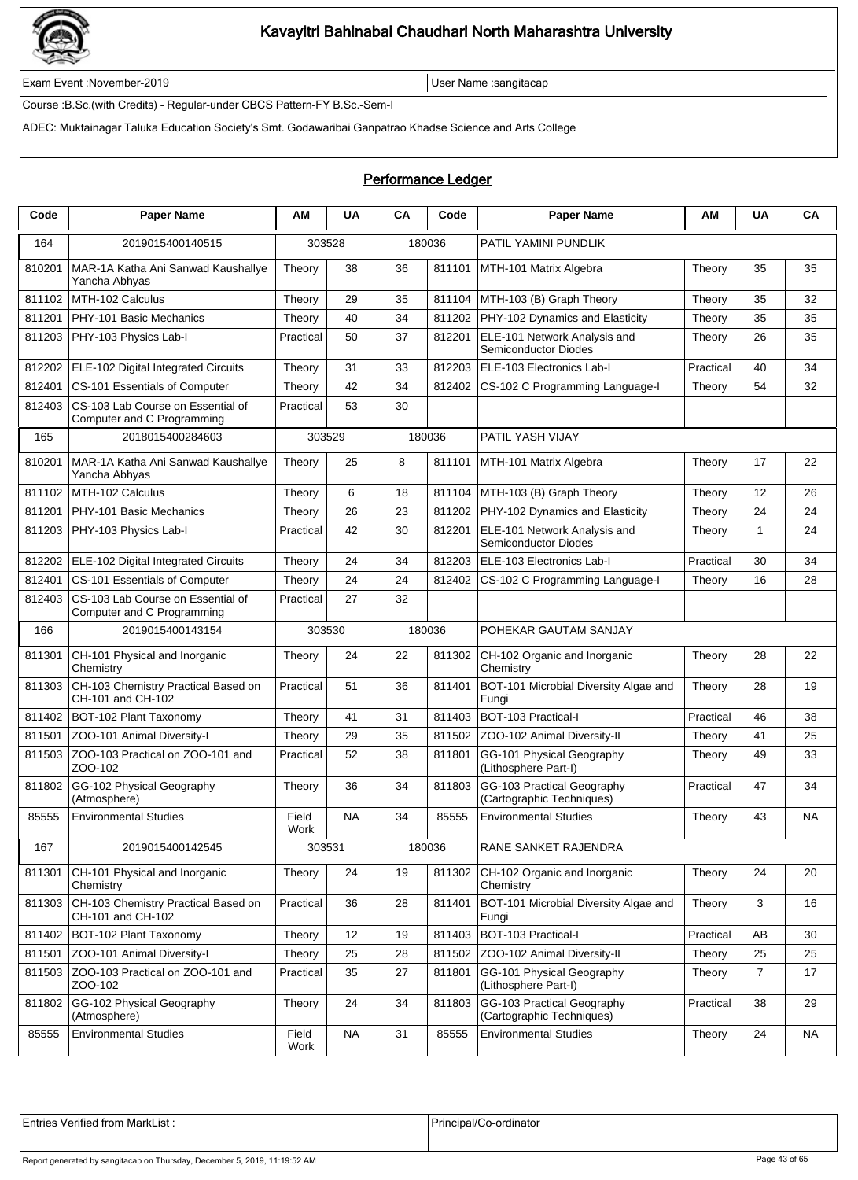# Kavayitri Bahinabai Chaudhari North Maharashtra University

Exam Event :November-2019 | User Name :sangitacap

Course :B.Sc.(with Credits) - Regular-under CBCS Pattern-FY B.Sc.-Sem-I

ADEC: Muktainagar Taluka Education Society's Smt. Godawaribai Ganpatrao Khadse Science and Arts College

## Performance Ledger

| Code | Paper Name | AM | UA | CA | Code | Paper Name | AM | UA | CA |
|---|---|---|---|---|---|---|---|---|---|
| 164 | 2019015400140515 | 303528 | | 180036 | | PATIL YAMINI PUNDLIK | | | |
| 810201 | MAR-1A Katha Ani Sanwad Kaushallye Yancha Abhyas | Theory | 38 | 36 | 811101 | MTH-101 Matrix Algebra | Theory | 35 | 35 |
| 811102 | MTH-102 Calculus | Theory | 29 | 35 | 811104 | MTH-103 (B) Graph Theory | Theory | 35 | 32 |
| 811201 | PHY-101 Basic Mechanics | Theory | 40 | 34 | 811202 | PHY-102 Dynamics and Elasticity | Theory | 35 | 35 |
| 811203 | PHY-103 Physics Lab-I | Practical | 50 | 37 | 812201 | ELE-101 Network Analysis and Semiconductor Diodes | Theory | 26 | 35 |
| 812202 | ELE-102 Digital Integrated Circuits | Theory | 31 | 33 | 812203 | ELE-103 Electronics Lab-I | Practical | 40 | 34 |
| 812401 | CS-101 Essentials of Computer | Theory | 42 | 34 | 812402 | CS-102 C Programming Language-I | Theory | 54 | 32 |
| 812403 | CS-103 Lab Course on Essential of Computer and C Programming | Practical | 53 | 30 | | | | | |
| 165 | 2018015400284603 | 303529 | | 180036 | | PATIL YASH VIJAY | | | |
| 810201 | MAR-1A Katha Ani Sanwad Kaushallye Yancha Abhyas | Theory | 25 | 8 | 811101 | MTH-101 Matrix Algebra | Theory | 17 | 22 |
| 811102 | MTH-102 Calculus | Theory | 6 | 18 | 811104 | MTH-103 (B) Graph Theory | Theory | 12 | 26 |
| 811201 | PHY-101 Basic Mechanics | Theory | 26 | 23 | 811202 | PHY-102 Dynamics and Elasticity | Theory | 24 | 24 |
| 811203 | PHY-103 Physics Lab-I | Practical | 42 | 30 | 812201 | ELE-101 Network Analysis and Semiconductor Diodes | Theory | 1 | 24 |
| 812202 | ELE-102 Digital Integrated Circuits | Theory | 24 | 34 | 812203 | ELE-103 Electronics Lab-I | Practical | 30 | 34 |
| 812401 | CS-101 Essentials of Computer | Theory | 24 | 24 | 812402 | CS-102 C Programming Language-I | Theory | 16 | 28 |
| 812403 | CS-103 Lab Course on Essential of Computer and C Programming | Practical | 27 | 32 | | | | | |
| 166 | 2019015400143154 | 303530 | | 180036 | | POHEKAR GAUTAM SANJAY | | | |
| 811301 | CH-101 Physical and Inorganic Chemistry | Theory | 24 | 22 | 811302 | CH-102 Organic and Inorganic Chemistry | Theory | 28 | 22 |
| 811303 | CH-103 Chemistry Practical Based on CH-101 and CH-102 | Practical | 51 | 36 | 811401 | BOT-101 Microbial Diversity Algae and Fungi | Theory | 28 | 19 |
| 811402 | BOT-102 Plant Taxonomy | Theory | 41 | 31 | 811403 | BOT-103 Practical-I | Practical | 46 | 38 |
| 811501 | ZOO-101 Animal Diversity-I | Theory | 29 | 35 | 811502 | ZOO-102 Animal Diversity-II | Theory | 41 | 25 |
| 811503 | ZOO-103 Practical on ZOO-101 and ZOO-102 | Practical | 52 | 38 | 811801 | GG-101 Physical Geography (Lithosphere Part-I) | Theory | 49 | 33 |
| 811802 | GG-102 Physical Geography (Atmosphere) | Theory | 36 | 34 | 811803 | GG-103 Practical Geography (Cartographic Techniques) | Practical | 47 | 34 |
| 85555 | Environmental Studies | Field Work | NA | 34 | 85555 | Environmental Studies | Theory | 43 | NA |
| 167 | 2019015400142545 | 303531 | | 180036 | | RANE SANKET RAJENDRA | | | |
| 811301 | CH-101 Physical and Inorganic Chemistry | Theory | 24 | 19 | 811302 | CH-102 Organic and Inorganic Chemistry | Theory | 24 | 20 |
| 811303 | CH-103 Chemistry Practical Based on CH-101 and CH-102 | Practical | 36 | 28 | 811401 | BOT-101 Microbial Diversity Algae and Fungi | Theory | 3 | 16 |
| 811402 | BOT-102 Plant Taxonomy | Theory | 12 | 19 | 811403 | BOT-103 Practical-I | Practical | AB | 30 |
| 811501 | ZOO-101 Animal Diversity-I | Theory | 25 | 28 | 811502 | ZOO-102 Animal Diversity-II | Theory | 25 | 25 |
| 811503 | ZOO-103 Practical on ZOO-101 and ZOO-102 | Practical | 35 | 27 | 811801 | GG-101 Physical Geography (Lithosphere Part-I) | Theory | 7 | 17 |
| 811802 | GG-102 Physical Geography (Atmosphere) | Theory | 24 | 34 | 811803 | GG-103 Practical Geography (Cartographic Techniques) | Practical | 38 | 29 |
| 85555 | Environmental Studies | Field Work | NA | 31 | 85555 | Environmental Studies | Theory | 24 | NA |

| Entries Verified from MarkList : | Principal/Co-ordinator |
|---|---|

Report generated by sangitacap on Thursday, December 5, 2019, 11:19:52 AM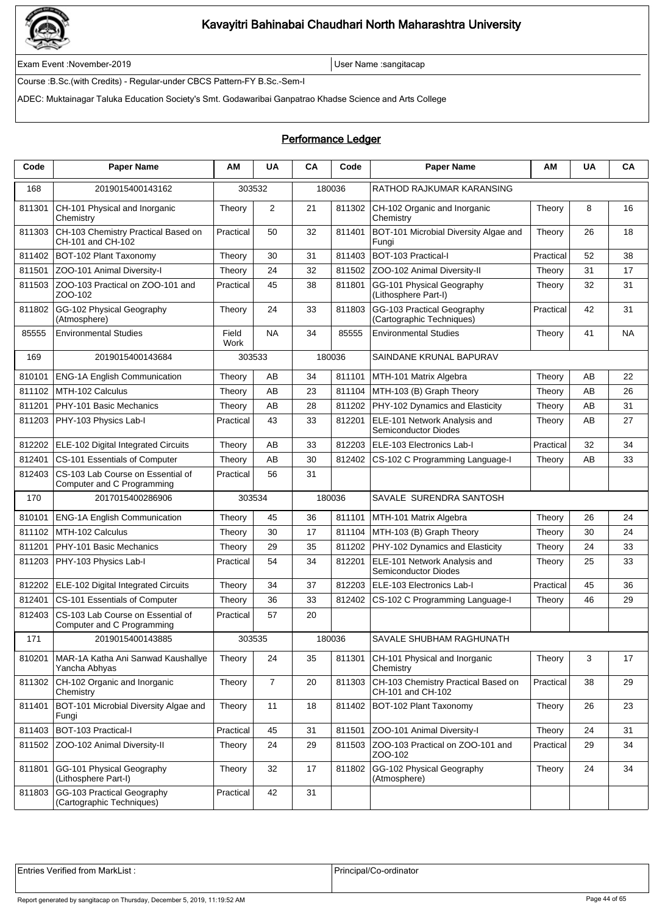# Kavayitri Bahinabai Chaudhari North Maharashtra University

Exam Event :November-2019 | User Name :sangitacap

Course :B.Sc.(with Credits) - Regular-under CBCS Pattern-FY B.Sc.-Sem-I

ADEC: Muktainagar Taluka Education Society's Smt. Godawaribai Ganpatrao Khadse Science and Arts College

## Performance Ledger

| Code | Paper Name | AM | UA | CA | Code | Paper Name | AM | UA | CA |
|---|---|---|---|---|---|---|---|---|---|
| 168 | 2019015400143162 | 303532 | | 180036 | | RATHOD RAJKUMAR KARANSING | | | |
| 811301 | CH-101 Physical and Inorganic Chemistry | Theory | 2 | 21 | 811302 | CH-102 Organic and Inorganic Chemistry | Theory | 8 | 16 |
| 811303 | CH-103 Chemistry Practical Based on CH-101 and CH-102 | Practical | 50 | 32 | 811401 | BOT-101 Microbial Diversity Algae and Fungi | Theory | 26 | 18 |
| 811402 | BOT-102 Plant Taxonomy | Theory | 30 | 31 | 811403 | BOT-103 Practical-I | Practical | 52 | 38 |
| 811501 | ZOO-101 Animal Diversity-I | Theory | 24 | 32 | 811502 | ZOO-102 Animal Diversity-II | Theory | 31 | 17 |
| 811503 | ZOO-103 Practical on ZOO-101 and ZOO-102 | Practical | 45 | 38 | 811801 | GG-101 Physical Geography (Lithosphere Part-I) | Theory | 32 | 31 |
| 811802 | GG-102 Physical Geography (Atmosphere) | Theory | 24 | 33 | 811803 | GG-103 Practical Geography (Cartographic Techniques) | Practical | 42 | 31 |
| 85555 | Environmental Studies | Field Work | NA | 34 | 85555 | Environmental Studies | Theory | 41 | NA |
| 169 | 2019015400143684 | 303533 | | 180036 | | SAINDANE KRUNAL BAPURAV | | | |
| 810101 | ENG-1A English Communication | Theory | AB | 34 | 811101 | MTH-101 Matrix Algebra | Theory | AB | 22 |
| 811102 | MTH-102 Calculus | Theory | AB | 23 | 811104 | MTH-103 (B) Graph Theory | Theory | AB | 26 |
| 811201 | PHY-101 Basic Mechanics | Theory | AB | 28 | 811202 | PHY-102 Dynamics and Elasticity | Theory | AB | 31 |
| 811203 | PHY-103 Physics Lab-I | Practical | 43 | 33 | 812201 | ELE-101 Network Analysis and Semiconductor Diodes | Theory | AB | 27 |
| 812202 | ELE-102 Digital Integrated Circuits | Theory | AB | 33 | 812203 | ELE-103 Electronics Lab-I | Practical | 32 | 34 |
| 812401 | CS-101 Essentials of Computer | Theory | AB | 30 | 812402 | CS-102 C Programming Language-I | Theory | AB | 33 |
| 812403 | CS-103 Lab Course on Essential of Computer and C Programming | Practical | 56 | 31 | | | | | |
| 170 | 2017015400286906 | 303534 | | 180036 | | SAVALE SURENDRA SANTOSH | | | |
| 810101 | ENG-1A English Communication | Theory | 45 | 36 | 811101 | MTH-101 Matrix Algebra | Theory | 26 | 24 |
| 811102 | MTH-102 Calculus | Theory | 30 | 17 | 811104 | MTH-103 (B) Graph Theory | Theory | 30 | 24 |
| 811201 | PHY-101 Basic Mechanics | Theory | 29 | 35 | 811202 | PHY-102 Dynamics and Elasticity | Theory | 24 | 33 |
| 811203 | PHY-103 Physics Lab-I | Practical | 54 | 34 | 812201 | ELE-101 Network Analysis and Semiconductor Diodes | Theory | 25 | 33 |
| 812202 | ELE-102 Digital Integrated Circuits | Theory | 34 | 37 | 812203 | ELE-103 Electronics Lab-I | Practical | 45 | 36 |
| 812401 | CS-101 Essentials of Computer | Theory | 36 | 33 | 812402 | CS-102 C Programming Language-I | Theory | 46 | 29 |
| 812403 | CS-103 Lab Course on Essential of Computer and C Programming | Practical | 57 | 20 | | | | | |
| 171 | 2019015400143885 | 303535 | | 180036 | | SAVALE SHUBHAM RAGHUNATH | | | |
| 810201 | MAR-1A Katha Ani Sanwad Kaushallye Yancha Abhyas | Theory | 24 | 35 | 811301 | CH-101 Physical and Inorganic Chemistry | Theory | 3 | 17 |
| 811302 | CH-102 Organic and Inorganic Chemistry | Theory | 7 | 20 | 811303 | CH-103 Chemistry Practical Based on CH-101 and CH-102 | Practical | 38 | 29 |
| 811401 | BOT-101 Microbial Diversity Algae and Fungi | Theory | 11 | 18 | 811402 | BOT-102 Plant Taxonomy | Theory | 26 | 23 |
| 811403 | BOT-103 Practical-I | Practical | 45 | 31 | 811501 | ZOO-101 Animal Diversity-I | Theory | 24 | 31 |
| 811502 | ZOO-102 Animal Diversity-II | Theory | 24 | 29 | 811503 | ZOO-103 Practical on ZOO-101 and ZOO-102 | Practical | 29 | 34 |
| 811801 | GG-101 Physical Geography (Lithosphere Part-I) | Theory | 32 | 17 | 811802 | GG-102 Physical Geography (Atmosphere) | Theory | 24 | 34 |
| 811803 | GG-103 Practical Geography (Cartographic Techniques) | Practical | 42 | 31 | | | | | |

| Entries Verified from MarkList : | Principal/Co-ordinator |
|---|---|

Report generated by sangitacap on Thursday, December 5, 2019, 11:19:52 AM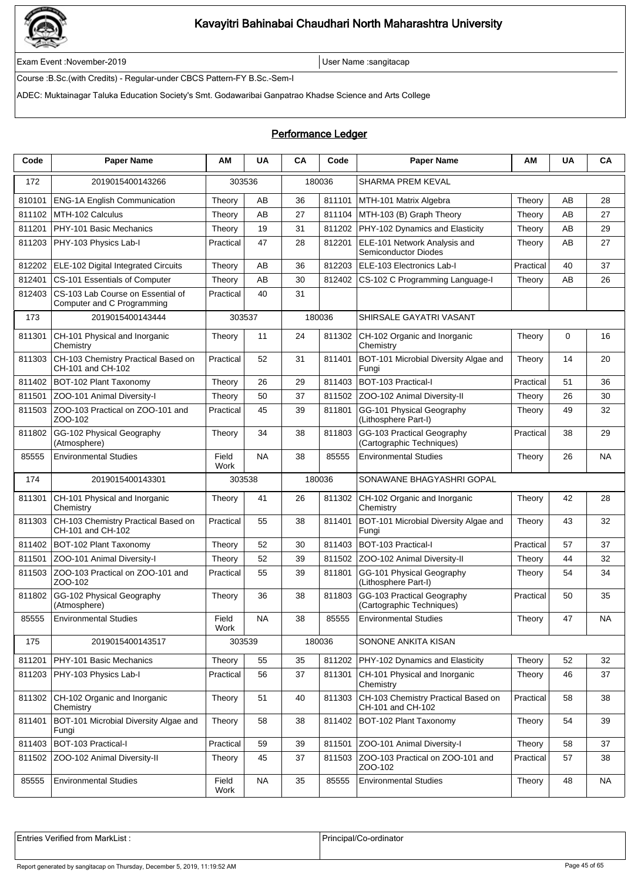# Kavayitri Bahinabai Chaudhari North Maharashtra University

Exam Event :November-2019

User Name :sangitacap

Course :B.Sc.(with Credits) - Regular-under CBCS Pattern-FY B.Sc.-Sem-I

ADEC: Muktainagar Taluka Education Society's Smt. Godawaribai Ganpatrao Khadse Science and Arts College

## Performance Ledger

| Code | Paper Name | AM | UA | CA | Code | Paper Name | AM | UA | CA |
|---|---|---|---|---|---|---|---|---|---|
| 172 | 2019015400143266 | 303536 | | 180036 | | SHARMA PREM KEVAL | | | |
| 810101 | ENG-1A English Communication | Theory | AB | 36 | 811101 | MTH-101 Matrix Algebra | Theory | AB | 28 |
| 811102 | MTH-102 Calculus | Theory | AB | 27 | 811104 | MTH-103 (B) Graph Theory | Theory | AB | 27 |
| 811201 | PHY-101 Basic Mechanics | Theory | 19 | 31 | 811202 | PHY-102 Dynamics and Elasticity | Theory | AB | 29 |
| 811203 | PHY-103 Physics Lab-I | Practical | 47 | 28 | 812201 | ELE-101 Network Analysis and Semiconductor Diodes | Theory | AB | 27 |
| 812202 | ELE-102 Digital Integrated Circuits | Theory | AB | 36 | 812203 | ELE-103 Electronics Lab-I | Practical | 40 | 37 |
| 812401 | CS-101 Essentials of Computer | Theory | AB | 30 | 812402 | CS-102 C Programming Language-I | Theory | AB | 26 |
| 812403 | CS-103 Lab Course on Essential of Computer and C Programming | Practical | 40 | 31 | | | | | |
| 173 | 2019015400143444 | 303537 | | 180036 | | SHIRSALE GAYATRI VASANT | | | |
| 811301 | CH-101 Physical and Inorganic Chemistry | Theory | 11 | 24 | 811302 | CH-102 Organic and Inorganic Chemistry | Theory | 0 | 16 |
| 811303 | CH-103 Chemistry Practical Based on CH-101 and CH-102 | Practical | 52 | 31 | 811401 | BOT-101 Microbial Diversity Algae and Fungi | Theory | 14 | 20 |
| 811402 | BOT-102 Plant Taxonomy | Theory | 26 | 29 | 811403 | BOT-103 Practical-I | Practical | 51 | 36 |
| 811501 | ZOO-101 Animal Diversity-I | Theory | 50 | 37 | 811502 | ZOO-102 Animal Diversity-II | Theory | 26 | 30 |
| 811503 | ZOO-103 Practical on ZOO-101 and ZOO-102 | Practical | 45 | 39 | 811801 | GG-101 Physical Geography (Lithosphere Part-I) | Theory | 49 | 32 |
| 811802 | GG-102 Physical Geography (Atmosphere) | Theory | 34 | 38 | 811803 | GG-103 Practical Geography (Cartographic Techniques) | Practical | 38 | 29 |
| 85555 | Environmental Studies | Field Work | NA | 38 | 85555 | Environmental Studies | Theory | 26 | NA |
| 174 | 2019015400143301 | 303538 | | 180036 | | SONAWANE BHAGYASHRI GOPAL | | | |
| 811301 | CH-101 Physical and Inorganic Chemistry | Theory | 41 | 26 | 811302 | CH-102 Organic and Inorganic Chemistry | Theory | 42 | 28 |
| 811303 | CH-103 Chemistry Practical Based on CH-101 and CH-102 | Practical | 55 | 38 | 811401 | BOT-101 Microbial Diversity Algae and Fungi | Theory | 43 | 32 |
| 811402 | BOT-102 Plant Taxonomy | Theory | 52 | 30 | 811403 | BOT-103 Practical-I | Practical | 57 | 37 |
| 811501 | ZOO-101 Animal Diversity-I | Theory | 52 | 39 | 811502 | ZOO-102 Animal Diversity-II | Theory | 44 | 32 |
| 811503 | ZOO-103 Practical on ZOO-101 and ZOO-102 | Practical | 55 | 39 | 811801 | GG-101 Physical Geography (Lithosphere Part-I) | Theory | 54 | 34 |
| 811802 | GG-102 Physical Geography (Atmosphere) | Theory | 36 | 38 | 811803 | GG-103 Practical Geography (Cartographic Techniques) | Practical | 50 | 35 |
| 85555 | Environmental Studies | Field Work | NA | 38 | 85555 | Environmental Studies | Theory | 47 | NA |
| 175 | 2019015400143517 | 303539 | | 180036 | | SONONE ANKITA KISAN | | | |
| 811201 | PHY-101 Basic Mechanics | Theory | 55 | 35 | 811202 | PHY-102 Dynamics and Elasticity | Theory | 52 | 32 |
| 811203 | PHY-103 Physics Lab-I | Practical | 56 | 37 | 811301 | CH-101 Physical and Inorganic Chemistry | Theory | 46 | 37 |
| 811302 | CH-102 Organic and Inorganic Chemistry | Theory | 51 | 40 | 811303 | CH-103 Chemistry Practical Based on CH-101 and CH-102 | Practical | 58 | 38 |
| 811401 | BOT-101 Microbial Diversity Algae and Fungi | Theory | 58 | 38 | 811402 | BOT-102 Plant Taxonomy | Theory | 54 | 39 |
| 811403 | BOT-103 Practical-I | Practical | 59 | 39 | 811501 | ZOO-101 Animal Diversity-I | Theory | 58 | 37 |
| 811502 | ZOO-102 Animal Diversity-II | Theory | 45 | 37 | 811503 | ZOO-103 Practical on ZOO-101 and ZOO-102 | Practical | 57 | 38 |
| 85555 | Environmental Studies | Field Work | NA | 35 | 85555 | Environmental Studies | Theory | 48 | NA |

| Entries Verified from MarkList : | Principal/Co-ordinator |
|---|---|

Report generated by sangitacap on Thursday, December 5, 2019, 11:19:52 AM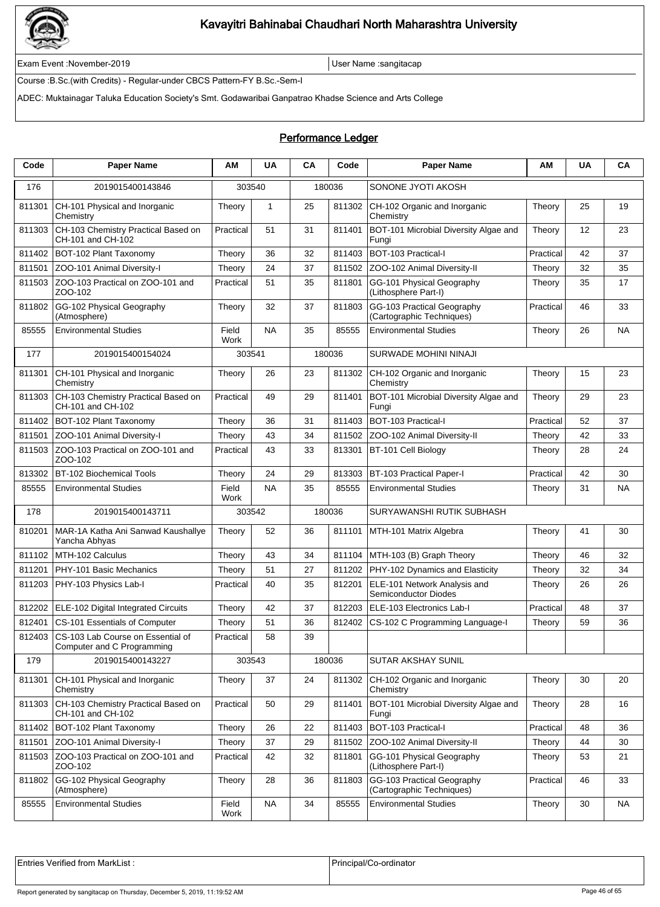# Kavayitri Bahinabai Chaudhari North Maharashtra University

Exam Event :November-2019 | User Name :sangitacap

Course :B.Sc.(with Credits) - Regular-under CBCS Pattern-FY B.Sc.-Sem-I

ADEC: Muktainagar Taluka Education Society's Smt. Godawaribai Ganpatrao Khadse Science and Arts College

## Performance Ledger

| Code | Paper Name | AM | UA | CA | Code | Paper Name | AM | UA | CA |
|---|---|---|---|---|---|---|---|---|---|
| 176 | 2019015400143846 | 303540 | | 180036 | | SONONE JYOTI AKOSH | | | |
| 811301 | CH-101 Physical and Inorganic Chemistry | Theory | 1 | 25 | 811302 | CH-102 Organic and Inorganic Chemistry | Theory | 25 | 19 |
| 811303 | CH-103 Chemistry Practical Based on CH-101 and CH-102 | Practical | 51 | 31 | 811401 | BOT-101 Microbial Diversity Algae and Fungi | Theory | 12 | 23 |
| 811402 | BOT-102 Plant Taxonomy | Theory | 36 | 32 | 811403 | BOT-103 Practical-I | Practical | 42 | 37 |
| 811501 | ZOO-101 Animal Diversity-I | Theory | 24 | 37 | 811502 | ZOO-102 Animal Diversity-II | Theory | 32 | 35 |
| 811503 | ZOO-103 Practical on ZOO-101 and ZOO-102 | Practical | 51 | 35 | 811801 | GG-101 Physical Geography (Lithosphere Part-I) | Theory | 35 | 17 |
| 811802 | GG-102 Physical Geography (Atmosphere) | Theory | 32 | 37 | 811803 | GG-103 Practical Geography (Cartographic Techniques) | Practical | 46 | 33 |
| 85555 | Environmental Studies | Field Work | NA | 35 | 85555 | Environmental Studies | Theory | 26 | NA |
| 177 | 2019015400154024 | 303541 | | 180036 | | SURWADE MOHINI NINAJI | | | |
| 811301 | CH-101 Physical and Inorganic Chemistry | Theory | 26 | 23 | 811302 | CH-102 Organic and Inorganic Chemistry | Theory | 15 | 23 |
| 811303 | CH-103 Chemistry Practical Based on CH-101 and CH-102 | Practical | 49 | 29 | 811401 | BOT-101 Microbial Diversity Algae and Fungi | Theory | 29 | 23 |
| 811402 | BOT-102 Plant Taxonomy | Theory | 36 | 31 | 811403 | BOT-103 Practical-I | Practical | 52 | 37 |
| 811501 | ZOO-101 Animal Diversity-I | Theory | 43 | 34 | 811502 | ZOO-102 Animal Diversity-II | Theory | 42 | 33 |
| 811503 | ZOO-103 Practical on ZOO-101 and ZOO-102 | Practical | 43 | 33 | 813301 | BT-101 Cell Biology | Theory | 28 | 24 |
| 813302 | BT-102 Biochemical Tools | Theory | 24 | 29 | 813303 | BT-103 Practical Paper-I | Practical | 42 | 30 |
| 85555 | Environmental Studies | Field Work | NA | 35 | 85555 | Environmental Studies | Theory | 31 | NA |
| 178 | 2019015400143711 | 303542 | | 180036 | | SURYAWANSHI RUTIK SUBHASH | | | |
| 810201 | MAR-1A Katha Ani Sanwad Kaushallye Yancha Abhyas | Theory | 52 | 36 | 811101 | MTH-101 Matrix Algebra | Theory | 41 | 30 |
| 811102 | MTH-102 Calculus | Theory | 43 | 34 | 811104 | MTH-103 (B) Graph Theory | Theory | 46 | 32 |
| 811201 | PHY-101 Basic Mechanics | Theory | 51 | 27 | 811202 | PHY-102 Dynamics and Elasticity | Theory | 32 | 34 |
| 811203 | PHY-103 Physics Lab-I | Practical | 40 | 35 | 812201 | ELE-101 Network Analysis and Semiconductor Diodes | Theory | 26 | 26 |
| 812202 | ELE-102 Digital Integrated Circuits | Theory | 42 | 37 | 812203 | ELE-103 Electronics Lab-I | Practical | 48 | 37 |
| 812401 | CS-101 Essentials of Computer | Theory | 51 | 36 | 812402 | CS-102 C Programming Language-I | Theory | 59 | 36 |
| 812403 | CS-103 Lab Course on Essential of Computer and C Programming | Practical | 58 | 39 | | | | | |
| 179 | 2019015400143227 | 303543 | | 180036 | | SUTAR AKSHAY SUNIL | | | |
| 811301 | CH-101 Physical and Inorganic Chemistry | Theory | 37 | 24 | 811302 | CH-102 Organic and Inorganic Chemistry | Theory | 30 | 20 |
| 811303 | CH-103 Chemistry Practical Based on CH-101 and CH-102 | Practical | 50 | 29 | 811401 | BOT-101 Microbial Diversity Algae and Fungi | Theory | 28 | 16 |
| 811402 | BOT-102 Plant Taxonomy | Theory | 26 | 22 | 811403 | BOT-103 Practical-I | Practical | 48 | 36 |
| 811501 | ZOO-101 Animal Diversity-I | Theory | 37 | 29 | 811502 | ZOO-102 Animal Diversity-II | Theory | 44 | 30 |
| 811503 | ZOO-103 Practical on ZOO-101 and ZOO-102 | Practical | 42 | 32 | 811801 | GG-101 Physical Geography (Lithosphere Part-I) | Theory | 53 | 21 |
| 811802 | GG-102 Physical Geography (Atmosphere) | Theory | 28 | 36 | 811803 | GG-103 Practical Geography (Cartographic Techniques) | Practical | 46 | 33 |
| 85555 | Environmental Studies | Field Work | NA | 34 | 85555 | Environmental Studies | Theory | 30 | NA |

| Entries Verified from MarkList : | Principal/Co-ordinator |
|---|---|

Report generated by sangitacap on Thursday, December 5, 2019, 11:19:52 AM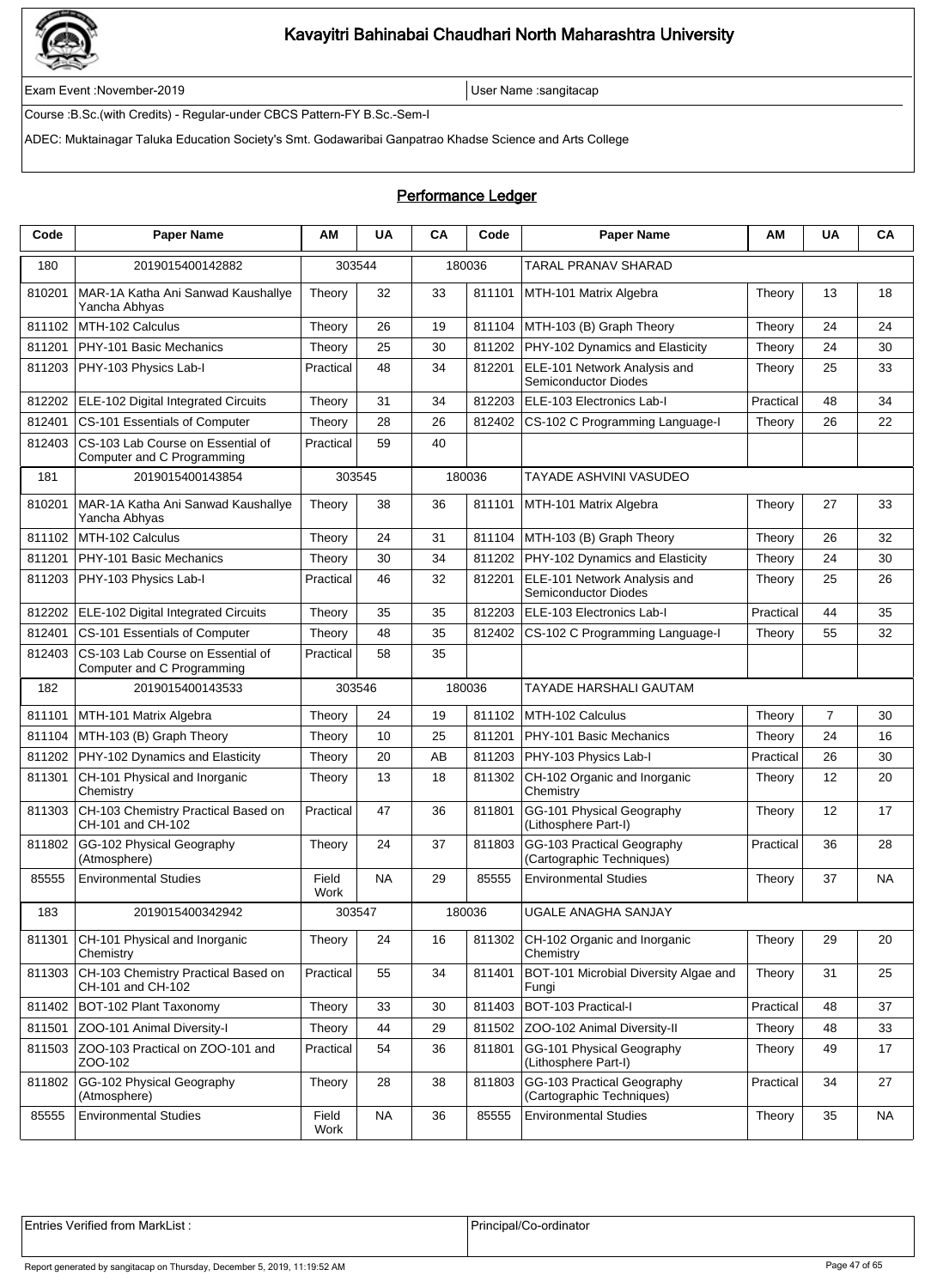# Kavayitri Bahinabai Chaudhari North Maharashtra University

Exam Event :November-2019 | User Name :sangitacap

Course :B.Sc.(with Credits) - Regular-under CBCS Pattern-FY B.Sc.-Sem-I

ADEC: Muktainagar Taluka Education Society's Smt. Godawaribai Ganpatrao Khadse Science and Arts College

## Performance Ledger

| Code | Paper Name | AM | UA | CA | Code | Paper Name | AM | UA | CA |
|---|---|---|---|---|---|---|---|---|---|
| 180 | 2019015400142882 | 303544 | | 180036 | | TARAL PRANAV SHARAD | | | |
| 810201 | MAR-1A Katha Ani Sanwad Kaushallye Yancha Abhyas | Theory | 32 | 33 | 811101 | MTH-101 Matrix Algebra | Theory | 13 | 18 |
| 811102 | MTH-102 Calculus | Theory | 26 | 19 | 811104 | MTH-103 (B) Graph Theory | Theory | 24 | 24 |
| 811201 | PHY-101 Basic Mechanics | Theory | 25 | 30 | 811202 | PHY-102 Dynamics and Elasticity | Theory | 24 | 30 |
| 811203 | PHY-103 Physics Lab-I | Practical | 48 | 34 | 812201 | ELE-101 Network Analysis and Semiconductor Diodes | Theory | 25 | 33 |
| 812202 | ELE-102 Digital Integrated Circuits | Theory | 31 | 34 | 812203 | ELE-103 Electronics Lab-I | Practical | 48 | 34 |
| 812401 | CS-101 Essentials of Computer | Theory | 28 | 26 | 812402 | CS-102 C Programming Language-I | Theory | 26 | 22 |
| 812403 | CS-103 Lab Course on Essential of Computer and C Programming | Practical | 59 | 40 | | | | | |
| 181 | 2019015400143854 | 303545 | | 180036 | | TAYADE ASHVINI VASUDEO | | | |
| 810201 | MAR-1A Katha Ani Sanwad Kaushallye Yancha Abhyas | Theory | 38 | 36 | 811101 | MTH-101 Matrix Algebra | Theory | 27 | 33 |
| 811102 | MTH-102 Calculus | Theory | 24 | 31 | 811104 | MTH-103 (B) Graph Theory | Theory | 26 | 32 |
| 811201 | PHY-101 Basic Mechanics | Theory | 30 | 34 | 811202 | PHY-102 Dynamics and Elasticity | Theory | 24 | 30 |
| 811203 | PHY-103 Physics Lab-I | Practical | 46 | 32 | 812201 | ELE-101 Network Analysis and Semiconductor Diodes | Theory | 25 | 26 |
| 812202 | ELE-102 Digital Integrated Circuits | Theory | 35 | 35 | 812203 | ELE-103 Electronics Lab-I | Practical | 44 | 35 |
| 812401 | CS-101 Essentials of Computer | Theory | 48 | 35 | 812402 | CS-102 C Programming Language-I | Theory | 55 | 32 |
| 812403 | CS-103 Lab Course on Essential of Computer and C Programming | Practical | 58 | 35 | | | | | |
| 182 | 2019015400143533 | 303546 | | 180036 | | TAYADE HARSHALI GAUTAM | | | |
| 811101 | MTH-101 Matrix Algebra | Theory | 24 | 19 | 811102 | MTH-102 Calculus | Theory | 7 | 30 |
| 811104 | MTH-103 (B) Graph Theory | Theory | 10 | 25 | 811201 | PHY-101 Basic Mechanics | Theory | 24 | 16 |
| 811202 | PHY-102 Dynamics and Elasticity | Theory | 20 | AB | 811203 | PHY-103 Physics Lab-I | Practical | 26 | 30 |
| 811301 | CH-101 Physical and Inorganic Chemistry | Theory | 13 | 18 | 811302 | CH-102 Organic and Inorganic Chemistry | Theory | 12 | 20 |
| 811303 | CH-103 Chemistry Practical Based on CH-101 and CH-102 | Practical | 47 | 36 | 811801 | GG-101 Physical Geography (Lithosphere Part-I) | Theory | 12 | 17 |
| 811802 | GG-102 Physical Geography (Atmosphere) | Theory | 24 | 37 | 811803 | GG-103 Practical Geography (Cartographic Techniques) | Practical | 36 | 28 |
| 85555 | Environmental Studies | Field Work | NA | 29 | 85555 | Environmental Studies | Theory | 37 | NA |
| 183 | 2019015400342942 | 303547 | | 180036 | | UGALE ANAGHA SANJAY | | | |
| 811301 | CH-101 Physical and Inorganic Chemistry | Theory | 24 | 16 | 811302 | CH-102 Organic and Inorganic Chemistry | Theory | 29 | 20 |
| 811303 | CH-103 Chemistry Practical Based on CH-101 and CH-102 | Practical | 55 | 34 | 811401 | BOT-101 Microbial Diversity Algae and Fungi | Theory | 31 | 25 |
| 811402 | BOT-102 Plant Taxonomy | Theory | 33 | 30 | 811403 | BOT-103 Practical-I | Practical | 48 | 37 |
| 811501 | ZOO-101 Animal Diversity-I | Theory | 44 | 29 | 811502 | ZOO-102 Animal Diversity-II | Theory | 48 | 33 |
| 811503 | ZOO-103 Practical on ZOO-101 and ZOO-102 | Practical | 54 | 36 | 811801 | GG-101 Physical Geography (Lithosphere Part-I) | Theory | 49 | 17 |
| 811802 | GG-102 Physical Geography (Atmosphere) | Theory | 28 | 38 | 811803 | GG-103 Practical Geography (Cartographic Techniques) | Practical | 34 | 27 |
| 85555 | Environmental Studies | Field Work | NA | 36 | 85555 | Environmental Studies | Theory | 35 | NA |

| Entries Verified from MarkList : | Principal/Co-ordinator |
|---|---|

Report generated by sangitacap on Thursday, December 5, 2019, 11:19:52 AM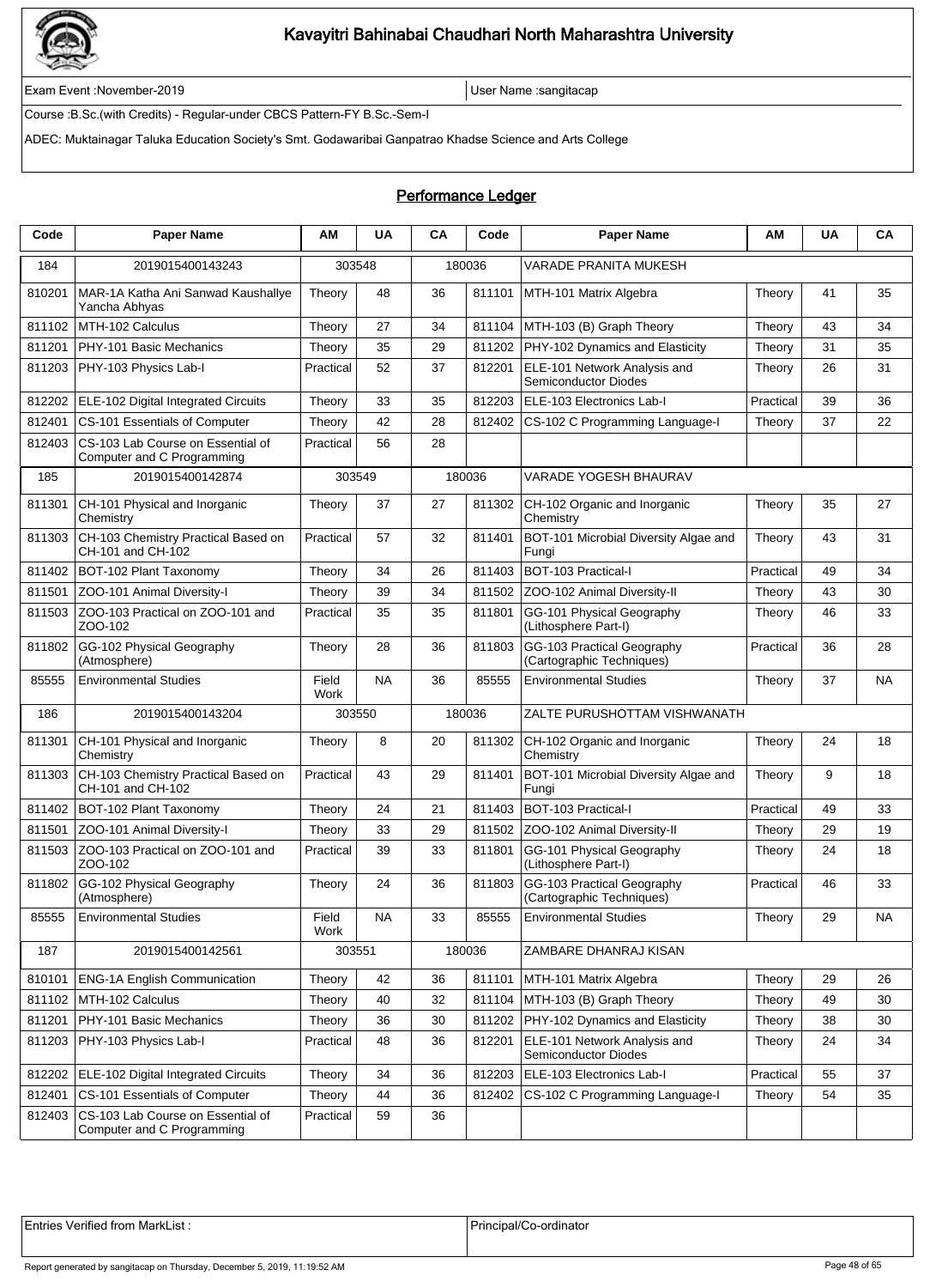# Kavayitri Bahinabai Chaudhari North Maharashtra University

Exam Event :November-2019 | User Name :sangitacap

Course :B.Sc.(with Credits) - Regular-under CBCS Pattern-FY B.Sc.-Sem-I

ADEC: Muktainagar Taluka Education Society's Smt. Godawaribai Ganpatrao Khadse Science and Arts College

## Performance Ledger

| Code | Paper Name | AM | UA | CA | Code | Paper Name | AM | UA | CA |
|---|---|---|---|---|---|---|---|---|---|
| 184 | 2019015400143243 | 303548 | | 180036 | | VARADE PRANITA MUKESH | | | |
| 810201 | MAR-1A Katha Ani Sanwad Kaushallye Yancha Abhyas | Theory | 48 | 36 | 811101 | MTH-101 Matrix Algebra | Theory | 41 | 35 |
| 811102 | MTH-102 Calculus | Theory | 27 | 34 | 811104 | MTH-103 (B) Graph Theory | Theory | 43 | 34 |
| 811201 | PHY-101 Basic Mechanics | Theory | 35 | 29 | 811202 | PHY-102 Dynamics and Elasticity | Theory | 31 | 35 |
| 811203 | PHY-103 Physics Lab-I | Practical | 52 | 37 | 812201 | ELE-101 Network Analysis and Semiconductor Diodes | Theory | 26 | 31 |
| 812202 | ELE-102 Digital Integrated Circuits | Theory | 33 | 35 | 812203 | ELE-103 Electronics Lab-I | Practical | 39 | 36 |
| 812401 | CS-101 Essentials of Computer | Theory | 42 | 28 | 812402 | CS-102 C Programming Language-I | Theory | 37 | 22 |
| 812403 | CS-103 Lab Course on Essential of Computer and C Programming | Practical | 56 | 28 | | | | | |
| 185 | 2019015400142874 | 303549 | | 180036 | | VARADE YOGESH BHAURAV | | | |
| 811301 | CH-101 Physical and Inorganic Chemistry | Theory | 37 | 27 | 811302 | CH-102 Organic and Inorganic Chemistry | Theory | 35 | 27 |
| 811303 | CH-103 Chemistry Practical Based on CH-101 and CH-102 | Practical | 57 | 32 | 811401 | BOT-101 Microbial Diversity Algae and Fungi | Theory | 43 | 31 |
| 811402 | BOT-102 Plant Taxonomy | Theory | 34 | 26 | 811403 | BOT-103 Practical-I | Practical | 49 | 34 |
| 811501 | ZOO-101 Animal Diversity-I | Theory | 39 | 34 | 811502 | ZOO-102 Animal Diversity-II | Theory | 43 | 30 |
| 811503 | ZOO-103 Practical on ZOO-101 and ZOO-102 | Practical | 35 | 35 | 811801 | GG-101 Physical Geography (Lithosphere Part-I) | Theory | 46 | 33 |
| 811802 | GG-102 Physical Geography (Atmosphere) | Theory | 28 | 36 | 811803 | GG-103 Practical Geography (Cartographic Techniques) | Practical | 36 | 28 |
| 85555 | Environmental Studies | Field Work | NA | 36 | 85555 | Environmental Studies | Theory | 37 | NA |
| 186 | 2019015400143204 | 303550 | | 180036 | | ZALTE PURUSHOTTAM VISHWANATH | | | |
| 811301 | CH-101 Physical and Inorganic Chemistry | Theory | 8 | 20 | 811302 | CH-102 Organic and Inorganic Chemistry | Theory | 24 | 18 |
| 811303 | CH-103 Chemistry Practical Based on CH-101 and CH-102 | Practical | 43 | 29 | 811401 | BOT-101 Microbial Diversity Algae and Fungi | Theory | 9 | 18 |
| 811402 | BOT-102 Plant Taxonomy | Theory | 24 | 21 | 811403 | BOT-103 Practical-I | Practical | 49 | 33 |
| 811501 | ZOO-101 Animal Diversity-I | Theory | 33 | 29 | 811502 | ZOO-102 Animal Diversity-II | Theory | 29 | 19 |
| 811503 | ZOO-103 Practical on ZOO-101 and ZOO-102 | Practical | 39 | 33 | 811801 | GG-101 Physical Geography (Lithosphere Part-I) | Theory | 24 | 18 |
| 811802 | GG-102 Physical Geography (Atmosphere) | Theory | 24 | 36 | 811803 | GG-103 Practical Geography (Cartographic Techniques) | Practical | 46 | 33 |
| 85555 | Environmental Studies | Field Work | NA | 33 | 85555 | Environmental Studies | Theory | 29 | NA |
| 187 | 2019015400142561 | 303551 | | 180036 | | ZAMBARE DHANRAJ KISAN | | | |
| 810101 | ENG-1A English Communication | Theory | 42 | 36 | 811101 | MTH-101 Matrix Algebra | Theory | 29 | 26 |
| 811102 | MTH-102 Calculus | Theory | 40 | 32 | 811104 | MTH-103 (B) Graph Theory | Theory | 49 | 30 |
| 811201 | PHY-101 Basic Mechanics | Theory | 36 | 30 | 811202 | PHY-102 Dynamics and Elasticity | Theory | 38 | 30 |
| 811203 | PHY-103 Physics Lab-I | Practical | 48 | 36 | 812201 | ELE-101 Network Analysis and Semiconductor Diodes | Theory | 24 | 34 |
| 812202 | ELE-102 Digital Integrated Circuits | Theory | 34 | 36 | 812203 | ELE-103 Electronics Lab-I | Practical | 55 | 37 |
| 812401 | CS-101 Essentials of Computer | Theory | 44 | 36 | 812402 | CS-102 C Programming Language-I | Theory | 54 | 35 |
| 812403 | CS-103 Lab Course on Essential of Computer and C Programming | Practical | 59 | 36 | | | | | |

| Entries Verified from MarkList : | Principal/Co-ordinator |
|---|---|

Report generated by sangitacap on Thursday, December 5, 2019, 11:19:52 AM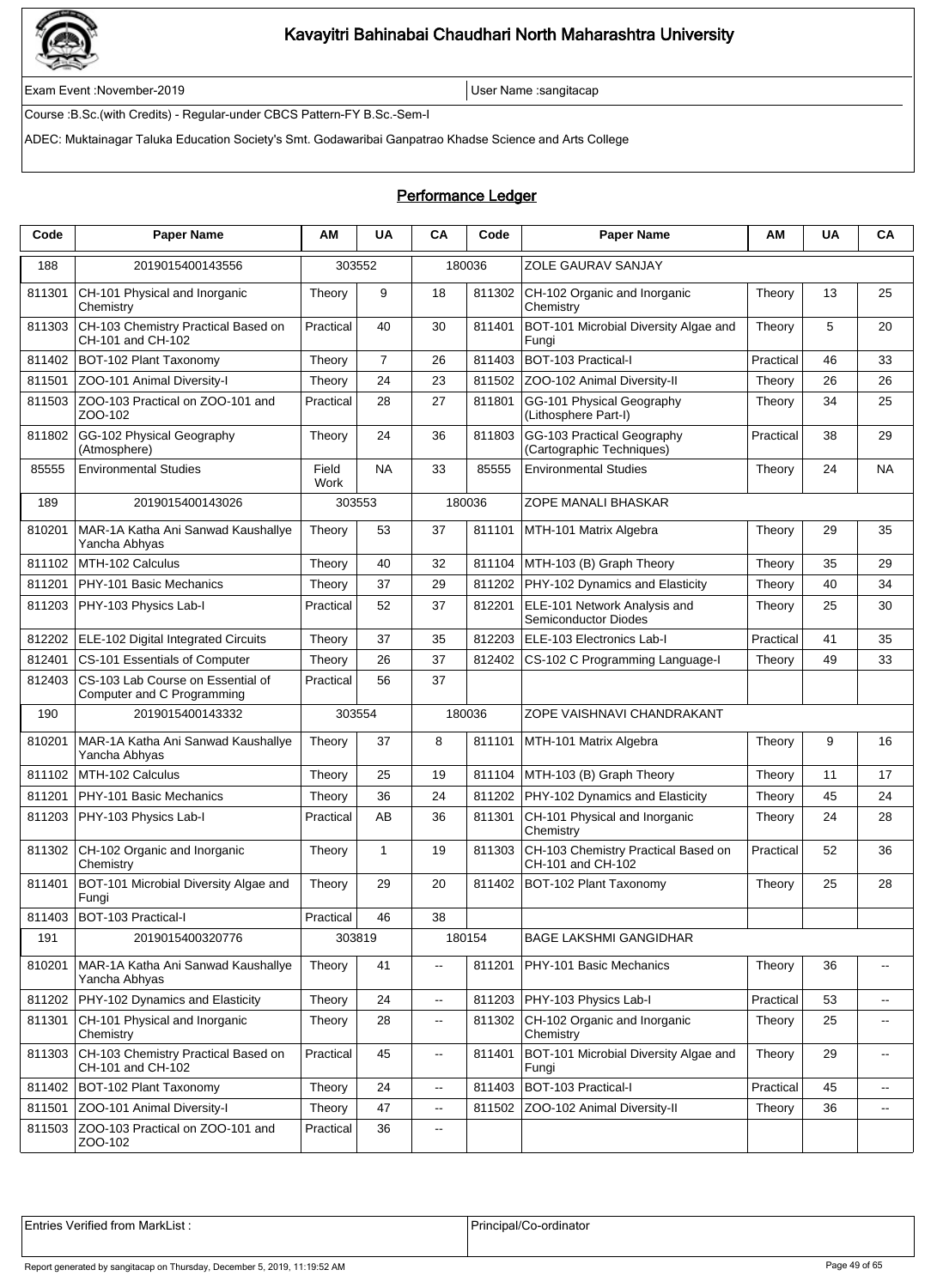# Kavayitri Bahinabai Chaudhari North Maharashtra University

Exam Event :November-2019 | User Name :sangitacap

Course :B.Sc.(with Credits) - Regular-under CBCS Pattern-FY B.Sc.-Sem-I

ADEC: Muktainagar Taluka Education Society's Smt. Godawaribai Ganpatrao Khadse Science and Arts College

## Performance Ledger

| Code | Paper Name | AM | UA | CA | Code | Paper Name | AM | UA | CA |
|---|---|---|---|---|---|---|---|---|---|
| 188 | 2019015400143556 | 303552 | | 180036 | | ZOLE GAURAV SANJAY | | | |
| 811301 | CH-101 Physical and Inorganic Chemistry | Theory | 9 | 18 | 811302 | CH-102 Organic and Inorganic Chemistry | Theory | 13 | 25 |
| 811303 | CH-103 Chemistry Practical Based on CH-101 and CH-102 | Practical | 40 | 30 | 811401 | BOT-101 Microbial Diversity Algae and Fungi | Theory | 5 | 20 |
| 811402 | BOT-102 Plant Taxonomy | Theory | 7 | 26 | 811403 | BOT-103 Practical-I | Practical | 46 | 33 |
| 811501 | ZOO-101 Animal Diversity-I | Theory | 24 | 23 | 811502 | ZOO-102 Animal Diversity-II | Theory | 26 | 26 |
| 811503 | ZOO-103 Practical on ZOO-101 and ZOO-102 | Practical | 28 | 27 | 811801 | GG-101 Physical Geography (Lithosphere Part-I) | Theory | 34 | 25 |
| 811802 | GG-102 Physical Geography (Atmosphere) | Theory | 24 | 36 | 811803 | GG-103 Practical Geography (Cartographic Techniques) | Practical | 38 | 29 |
| 85555 | Environmental Studies | Field Work | NA | 33 | 85555 | Environmental Studies | Theory | 24 | NA |
| 189 | 2019015400143026 | 303553 | | 180036 | | ZOPE MANALI BHASKAR | | | |
| 810201 | MAR-1A Katha Ani Sanwad Kaushallye Yancha Abhyas | Theory | 53 | 37 | 811101 | MTH-101 Matrix Algebra | Theory | 29 | 35 |
| 811102 | MTH-102 Calculus | Theory | 40 | 32 | 811104 | MTH-103 (B) Graph Theory | Theory | 35 | 29 |
| 811201 | PHY-101 Basic Mechanics | Theory | 37 | 29 | 811202 | PHY-102 Dynamics and Elasticity | Theory | 40 | 34 |
| 811203 | PHY-103 Physics Lab-I | Practical | 52 | 37 | 812201 | ELE-101 Network Analysis and Semiconductor Diodes | Theory | 25 | 30 |
| 812202 | ELE-102 Digital Integrated Circuits | Theory | 37 | 35 | 812203 | ELE-103 Electronics Lab-I | Practical | 41 | 35 |
| 812401 | CS-101 Essentials of Computer | Theory | 26 | 37 | 812402 | CS-102 C Programming Language-I | Theory | 49 | 33 |
| 812403 | CS-103 Lab Course on Essential of Computer and C Programming | Practical | 56 | 37 | | | | | |
| 190 | 2019015400143332 | 303554 | | 180036 | | ZOPE VAISHNAVI CHANDRAKANT | | | |
| 810201 | MAR-1A Katha Ani Sanwad Kaushallye Yancha Abhyas | Theory | 37 | 8 | 811101 | MTH-101 Matrix Algebra | Theory | 9 | 16 |
| 811102 | MTH-102 Calculus | Theory | 25 | 19 | 811104 | MTH-103 (B) Graph Theory | Theory | 11 | 17 |
| 811201 | PHY-101 Basic Mechanics | Theory | 36 | 24 | 811202 | PHY-102 Dynamics and Elasticity | Theory | 45 | 24 |
| 811203 | PHY-103 Physics Lab-I | Practical | AB | 36 | 811301 | CH-101 Physical and Inorganic Chemistry | Theory | 24 | 28 |
| 811302 | CH-102 Organic and Inorganic Chemistry | Theory | 1 | 19 | 811303 | CH-103 Chemistry Practical Based on CH-101 and CH-102 | Practical | 52 | 36 |
| 811401 | BOT-101 Microbial Diversity Algae and Fungi | Theory | 29 | 20 | 811402 | BOT-102 Plant Taxonomy | Theory | 25 | 28 |
| 811403 | BOT-103 Practical-I | Practical | 46 | 38 | | | | | |
| 191 | 2019015400320776 | 303819 | | 180154 | | BAGE LAKSHMI GANGIDHAR | | | |
| 810201 | MAR-1A Katha Ani Sanwad Kaushallye Yancha Abhyas | Theory | 41 | -- | 811201 | PHY-101 Basic Mechanics | Theory | 36 | -- |
| 811202 | PHY-102 Dynamics and Elasticity | Theory | 24 | -- | 811203 | PHY-103 Physics Lab-I | Practical | 53 | -- |
| 811301 | CH-101 Physical and Inorganic Chemistry | Theory | 28 | -- | 811302 | CH-102 Organic and Inorganic Chemistry | Theory | 25 | -- |
| 811303 | CH-103 Chemistry Practical Based on CH-101 and CH-102 | Practical | 45 | -- | 811401 | BOT-101 Microbial Diversity Algae and Fungi | Theory | 29 | -- |
| 811402 | BOT-102 Plant Taxonomy | Theory | 24 | -- | 811403 | BOT-103 Practical-I | Practical | 45 | -- |
| 811501 | ZOO-101 Animal Diversity-I | Theory | 47 | -- | 811502 | ZOO-102 Animal Diversity-II | Theory | 36 | -- |
| 811503 | ZOO-103 Practical on ZOO-101 and ZOO-102 | Practical | 36 | -- | | | | | |

| Entries Verified from MarkList : | Principal/Co-ordinator |
|---|---|

Report generated by sangitacap on Thursday, December 5, 2019, 11:19:52 AM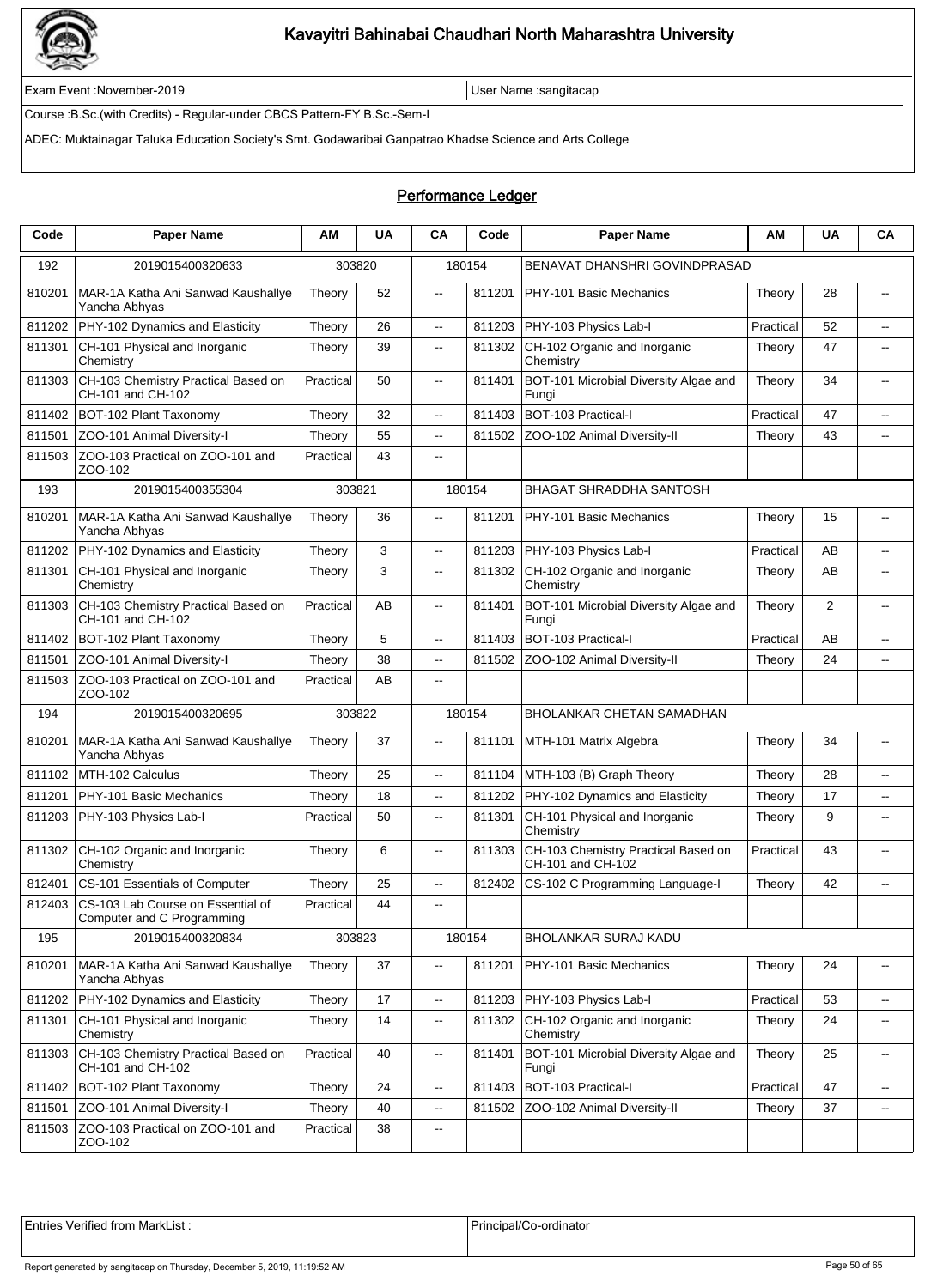# Kavayitri Bahinabai Chaudhari North Maharashtra University

Exam Event :November-2019 | User Name :sangitacap

Course :B.Sc.(with Credits) - Regular-under CBCS Pattern-FY B.Sc.-Sem-I

ADEC: Muktainagar Taluka Education Society's Smt. Godawaribai Ganpatrao Khadse Science and Arts College

## Performance Ledger

| Code | Paper Name | AM | UA | CA | Code | Paper Name | AM | UA | CA |
|---|---|---|---|---|---|---|---|---|---|
| 192 | 2019015400320633 | 303820 | | 180154 | | BENAVAT DHANSHRI GOVINDPRASAD | | | |
| 810201 | MAR-1A Katha Ani Sanwad Kaushallye Yancha Abhyas | Theory | 52 | -- | 811201 | PHY-101 Basic Mechanics | Theory | 28 | -- |
| 811202 | PHY-102 Dynamics and Elasticity | Theory | 26 | -- | 811203 | PHY-103 Physics Lab-I | Practical | 52 | -- |
| 811301 | CH-101 Physical and Inorganic Chemistry | Theory | 39 | -- | 811302 | CH-102 Organic and Inorganic Chemistry | Theory | 47 | -- |
| 811303 | CH-103 Chemistry Practical Based on CH-101 and CH-102 | Practical | 50 | -- | 811401 | BOT-101 Microbial Diversity Algae and Fungi | Theory | 34 | -- |
| 811402 | BOT-102 Plant Taxonomy | Theory | 32 | -- | 811403 | BOT-103 Practical-I | Practical | 47 | -- |
| 811501 | ZOO-101 Animal Diversity-I | Theory | 55 | -- | 811502 | ZOO-102 Animal Diversity-II | Theory | 43 | -- |
| 811503 | ZOO-103 Practical on ZOO-101 and ZOO-102 | Practical | 43 | -- | | | | | |
| 193 | 2019015400355304 | 303821 | | 180154 | | BHAGAT SHRADDHA SANTOSH | | | |
| 810201 | MAR-1A Katha Ani Sanwad Kaushallye Yancha Abhyas | Theory | 36 | -- | 811201 | PHY-101 Basic Mechanics | Theory | 15 | -- |
| 811202 | PHY-102 Dynamics and Elasticity | Theory | 3 | -- | 811203 | PHY-103 Physics Lab-I | Practical | AB | -- |
| 811301 | CH-101 Physical and Inorganic Chemistry | Theory | 3 | -- | 811302 | CH-102 Organic and Inorganic Chemistry | Theory | AB | -- |
| 811303 | CH-103 Chemistry Practical Based on CH-101 and CH-102 | Practical | AB | -- | 811401 | BOT-101 Microbial Diversity Algae and Fungi | Theory | 2 | -- |
| 811402 | BOT-102 Plant Taxonomy | Theory | 5 | -- | 811403 | BOT-103 Practical-I | Practical | AB | -- |
| 811501 | ZOO-101 Animal Diversity-I | Theory | 38 | -- | 811502 | ZOO-102 Animal Diversity-II | Theory | 24 | -- |
| 811503 | ZOO-103 Practical on ZOO-101 and ZOO-102 | Practical | AB | -- | | | | | |
| 194 | 2019015400320695 | 303822 | | 180154 | | BHOLANKAR CHETAN SAMADHAN | | | |
| 810201 | MAR-1A Katha Ani Sanwad Kaushallye Yancha Abhyas | Theory | 37 | -- | 811101 | MTH-101 Matrix Algebra | Theory | 34 | -- |
| 811102 | MTH-102 Calculus | Theory | 25 | -- | 811104 | MTH-103 (B) Graph Theory | Theory | 28 | -- |
| 811201 | PHY-101 Basic Mechanics | Theory | 18 | -- | 811202 | PHY-102 Dynamics and Elasticity | Theory | 17 | -- |
| 811203 | PHY-103 Physics Lab-I | Practical | 50 | -- | 811301 | CH-101 Physical and Inorganic Chemistry | Theory | 9 | -- |
| 811302 | CH-102 Organic and Inorganic Chemistry | Theory | 6 | -- | 811303 | CH-103 Chemistry Practical Based on CH-101 and CH-102 | Practical | 43 | -- |
| 812401 | CS-101 Essentials of Computer | Theory | 25 | -- | 812402 | CS-102 C Programming Language-I | Theory | 42 | -- |
| 812403 | CS-103 Lab Course on Essential of Computer and C Programming | Practical | 44 | -- | | | | | |
| 195 | 2019015400320834 | 303823 | | 180154 | | BHOLANKAR SURAJ KADU | | | |
| 810201 | MAR-1A Katha Ani Sanwad Kaushallye Yancha Abhyas | Theory | 37 | -- | 811201 | PHY-101 Basic Mechanics | Theory | 24 | -- |
| 811202 | PHY-102 Dynamics and Elasticity | Theory | 17 | -- | 811203 | PHY-103 Physics Lab-I | Practical | 53 | -- |
| 811301 | CH-101 Physical and Inorganic Chemistry | Theory | 14 | -- | 811302 | CH-102 Organic and Inorganic Chemistry | Theory | 24 | -- |
| 811303 | CH-103 Chemistry Practical Based on CH-101 and CH-102 | Practical | 40 | -- | 811401 | BOT-101 Microbial Diversity Algae and Fungi | Theory | 25 | -- |
| 811402 | BOT-102 Plant Taxonomy | Theory | 24 | -- | 811403 | BOT-103 Practical-I | Practical | 47 | -- |
| 811501 | ZOO-101 Animal Diversity-I | Theory | 40 | -- | 811502 | ZOO-102 Animal Diversity-II | Theory | 37 | -- |
| 811503 | ZOO-103 Practical on ZOO-101 and ZOO-102 | Practical | 38 | -- | | | | | |

| Entries Verified from MarkList : | Principal/Co-ordinator |
|---|---|

Report generated by sangitacap on Thursday, December 5, 2019, 11:19:52 AM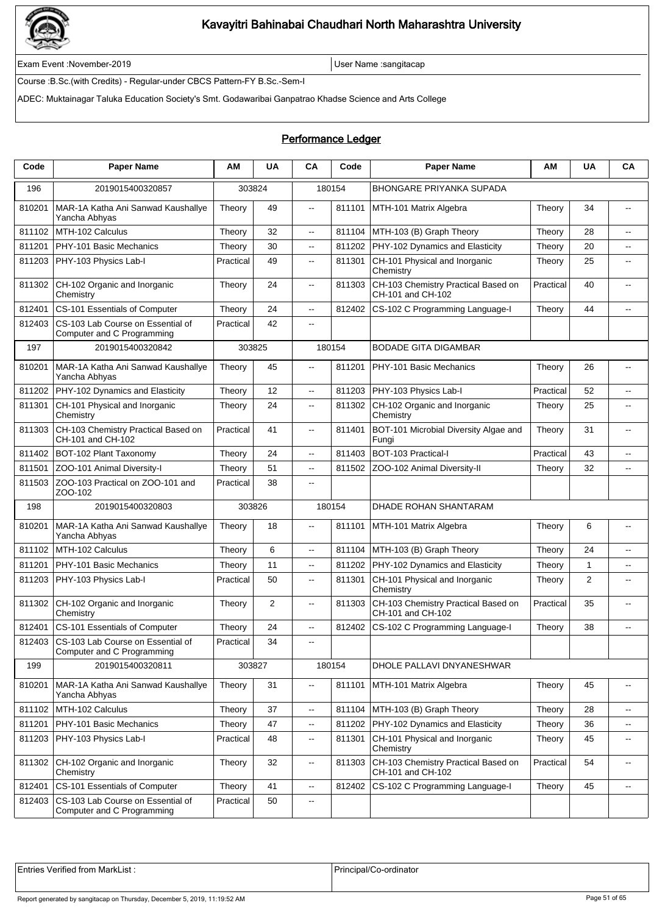# Kavayitri Bahinabai Chaudhari North Maharashtra University

Exam Event :November-2019 | User Name :sangitacap

Course :B.Sc.(with Credits) - Regular-under CBCS Pattern-FY B.Sc.-Sem-I

ADEC: Muktainagar Taluka Education Society's Smt. Godawaribai Ganpatrao Khadse Science and Arts College

## Performance Ledger

| Code | Paper Name | AM | UA | CA | Code | Paper Name | AM | UA | CA |
|---|---|---|---|---|---|---|---|---|---|
| 196 | 2019015400320857 | 303824 | | 180154 | | BHONGARE PRIYANKA SUPADA | | | |
| 810201 | MAR-1A Katha Ani Sanwad Kaushallye Yancha Abhyas | Theory | 49 | -- | 811101 | MTH-101 Matrix Algebra | Theory | 34 | -- |
| 811102 | MTH-102 Calculus | Theory | 32 | -- | 811104 | MTH-103 (B) Graph Theory | Theory | 28 | -- |
| 811201 | PHY-101 Basic Mechanics | Theory | 30 | -- | 811202 | PHY-102 Dynamics and Elasticity | Theory | 20 | -- |
| 811203 | PHY-103 Physics Lab-I | Practical | 49 | -- | 811301 | CH-101 Physical and Inorganic Chemistry | Theory | 25 | -- |
| 811302 | CH-102 Organic and Inorganic Chemistry | Theory | 24 | -- | 811303 | CH-103 Chemistry Practical Based on CH-101 and CH-102 | Practical | 40 | -- |
| 812401 | CS-101 Essentials of Computer | Theory | 24 | -- | 812402 | CS-102 C Programming Language-I | Theory | 44 | -- |
| 812403 | CS-103 Lab Course on Essential of Computer and C Programming | Practical | 42 | -- | | | | | |
| 197 | 2019015400320842 | 303825 | | 180154 | | BODADE GITA DIGAMBAR | | | |
| 810201 | MAR-1A Katha Ani Sanwad Kaushallye Yancha Abhyas | Theory | 45 | -- | 811201 | PHY-101 Basic Mechanics | Theory | 26 | -- |
| 811202 | PHY-102 Dynamics and Elasticity | Theory | 12 | -- | 811203 | PHY-103 Physics Lab-I | Practical | 52 | -- |
| 811301 | CH-101 Physical and Inorganic Chemistry | Theory | 24 | -- | 811302 | CH-102 Organic and Inorganic Chemistry | Theory | 25 | -- |
| 811303 | CH-103 Chemistry Practical Based on CH-101 and CH-102 | Practical | 41 | -- | 811401 | BOT-101 Microbial Diversity Algae and Fungi | Theory | 31 | -- |
| 811402 | BOT-102 Plant Taxonomy | Theory | 24 | -- | 811403 | BOT-103 Practical-I | Practical | 43 | -- |
| 811501 | ZOO-101 Animal Diversity-I | Theory | 51 | -- | 811502 | ZOO-102 Animal Diversity-II | Theory | 32 | -- |
| 811503 | ZOO-103 Practical on ZOO-101 and ZOO-102 | Practical | 38 | -- | | | | | |
| 198 | 2019015400320803 | 303826 | | 180154 | | DHADE ROHAN SHANTARAM | | | |
| 810201 | MAR-1A Katha Ani Sanwad Kaushallye Yancha Abhyas | Theory | 18 | -- | 811101 | MTH-101 Matrix Algebra | Theory | 6 | -- |
| 811102 | MTH-102 Calculus | Theory | 6 | -- | 811104 | MTH-103 (B) Graph Theory | Theory | 24 | -- |
| 811201 | PHY-101 Basic Mechanics | Theory | 11 | -- | 811202 | PHY-102 Dynamics and Elasticity | Theory | 1 | -- |
| 811203 | PHY-103 Physics Lab-I | Practical | 50 | -- | 811301 | CH-101 Physical and Inorganic Chemistry | Theory | 2 | -- |
| 811302 | CH-102 Organic and Inorganic Chemistry | Theory | 2 | -- | 811303 | CH-103 Chemistry Practical Based on CH-101 and CH-102 | Practical | 35 | -- |
| 812401 | CS-101 Essentials of Computer | Theory | 24 | -- | 812402 | CS-102 C Programming Language-I | Theory | 38 | -- |
| 812403 | CS-103 Lab Course on Essential of Computer and C Programming | Practical | 34 | -- | | | | | |
| 199 | 2019015400320811 | 303827 | | 180154 | | DHOLE PALLAVI DNYANESHWAR | | | |
| 810201 | MAR-1A Katha Ani Sanwad Kaushallye Yancha Abhyas | Theory | 31 | -- | 811101 | MTH-101 Matrix Algebra | Theory | 45 | -- |
| 811102 | MTH-102 Calculus | Theory | 37 | -- | 811104 | MTH-103 (B) Graph Theory | Theory | 28 | -- |
| 811201 | PHY-101 Basic Mechanics | Theory | 47 | -- | 811202 | PHY-102 Dynamics and Elasticity | Theory | 36 | -- |
| 811203 | PHY-103 Physics Lab-I | Practical | 48 | -- | 811301 | CH-101 Physical and Inorganic Chemistry | Theory | 45 | -- |
| 811302 | CH-102 Organic and Inorganic Chemistry | Theory | 32 | -- | 811303 | CH-103 Chemistry Practical Based on CH-101 and CH-102 | Practical | 54 | -- |
| 812401 | CS-101 Essentials of Computer | Theory | 41 | -- | 812402 | CS-102 C Programming Language-I | Theory | 45 | -- |
| 812403 | CS-103 Lab Course on Essential of Computer and C Programming | Practical | 50 | -- | | | | | |

| Entries Verified from MarkList : | Principal/Co-ordinator |
|---|---|

Report generated by sangitacap on Thursday, December 5, 2019, 11:19:52 AM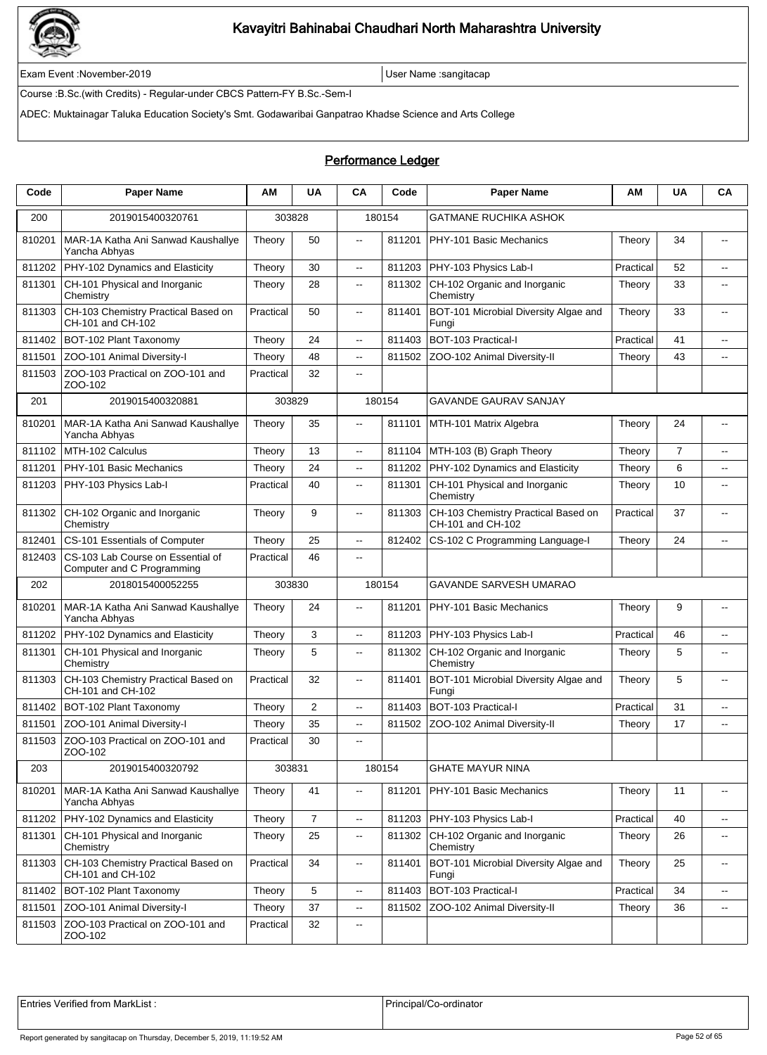# Kavayitri Bahinabai Chaudhari North Maharashtra University

Exam Event :November-2019 | User Name :sangitacap

Course :B.Sc.(with Credits) - Regular-under CBCS Pattern-FY B.Sc.-Sem-I

ADEC: Muktainagar Taluka Education Society's Smt. Godawaribai Ganpatrao Khadse Science and Arts College

## Performance Ledger

| Code | Paper Name | AM | UA | CA | Code | Paper Name | AM | UA | CA |
|---|---|---|---|---|---|---|---|---|---|
| 200 | 2019015400320761 | 303828 | | 180154 | | GATMANE RUCHIKA ASHOK | | | |
| 810201 | MAR-1A Katha Ani Sanwad Kaushallye Yancha Abhyas | Theory | 50 | -- | 811201 | PHY-101 Basic Mechanics | Theory | 34 | -- |
| 811202 | PHY-102 Dynamics and Elasticity | Theory | 30 | -- | 811203 | PHY-103 Physics Lab-I | Practical | 52 | -- |
| 811301 | CH-101 Physical and Inorganic Chemistry | Theory | 28 | -- | 811302 | CH-102 Organic and Inorganic Chemistry | Theory | 33 | -- |
| 811303 | CH-103 Chemistry Practical Based on CH-101 and CH-102 | Practical | 50 | -- | 811401 | BOT-101 Microbial Diversity Algae and Fungi | Theory | 33 | -- |
| 811402 | BOT-102 Plant Taxonomy | Theory | 24 | -- | 811403 | BOT-103 Practical-I | Practical | 41 | -- |
| 811501 | ZOO-101 Animal Diversity-I | Theory | 48 | -- | 811502 | ZOO-102 Animal Diversity-II | Theory | 43 | -- |
| 811503 | ZOO-103 Practical on ZOO-101 and ZOO-102 | Practical | 32 | -- | | | | | |
| 201 | 2019015400320881 | 303829 | | 180154 | | GAVANDE GAURAV SANJAY | | | |
| 810201 | MAR-1A Katha Ani Sanwad Kaushallye Yancha Abhyas | Theory | 35 | -- | 811101 | MTH-101 Matrix Algebra | Theory | 24 | -- |
| 811102 | MTH-102 Calculus | Theory | 13 | -- | 811104 | MTH-103 (B) Graph Theory | Theory | 7 | -- |
| 811201 | PHY-101 Basic Mechanics | Theory | 24 | -- | 811202 | PHY-102 Dynamics and Elasticity | Theory | 6 | -- |
| 811203 | PHY-103 Physics Lab-I | Practical | 40 | -- | 811301 | CH-101 Physical and Inorganic Chemistry | Theory | 10 | -- |
| 811302 | CH-102 Organic and Inorganic Chemistry | Theory | 9 | -- | 811303 | CH-103 Chemistry Practical Based on CH-101 and CH-102 | Practical | 37 | -- |
| 812401 | CS-101 Essentials of Computer | Theory | 25 | -- | 812402 | CS-102 C Programming Language-I | Theory | 24 | -- |
| 812403 | CS-103 Lab Course on Essential of Computer and C Programming | Practical | 46 | -- | | | | | |
| 202 | 2018015400052255 | 303830 | | 180154 | | GAVANDE SARVESH UMARAO | | | |
| 810201 | MAR-1A Katha Ani Sanwad Kaushallye Yancha Abhyas | Theory | 24 | -- | 811201 | PHY-101 Basic Mechanics | Theory | 9 | -- |
| 811202 | PHY-102 Dynamics and Elasticity | Theory | 3 | -- | 811203 | PHY-103 Physics Lab-I | Practical | 46 | -- |
| 811301 | CH-101 Physical and Inorganic Chemistry | Theory | 5 | -- | 811302 | CH-102 Organic and Inorganic Chemistry | Theory | 5 | -- |
| 811303 | CH-103 Chemistry Practical Based on CH-101 and CH-102 | Practical | 32 | -- | 811401 | BOT-101 Microbial Diversity Algae and Fungi | Theory | 5 | -- |
| 811402 | BOT-102 Plant Taxonomy | Theory | 2 | -- | 811403 | BOT-103 Practical-I | Practical | 31 | -- |
| 811501 | ZOO-101 Animal Diversity-I | Theory | 35 | -- | 811502 | ZOO-102 Animal Diversity-II | Theory | 17 | -- |
| 811503 | ZOO-103 Practical on ZOO-101 and ZOO-102 | Practical | 30 | -- | | | | | |
| 203 | 2019015400320792 | 303831 | | 180154 | | GHATE MAYUR NINA | | | |
| 810201 | MAR-1A Katha Ani Sanwad Kaushallye Yancha Abhyas | Theory | 41 | -- | 811201 | PHY-101 Basic Mechanics | Theory | 11 | -- |
| 811202 | PHY-102 Dynamics and Elasticity | Theory | 7 | -- | 811203 | PHY-103 Physics Lab-I | Practical | 40 | -- |
| 811301 | CH-101 Physical and Inorganic Chemistry | Theory | 25 | -- | 811302 | CH-102 Organic and Inorganic Chemistry | Theory | 26 | -- |
| 811303 | CH-103 Chemistry Practical Based on CH-101 and CH-102 | Practical | 34 | -- | 811401 | BOT-101 Microbial Diversity Algae and Fungi | Theory | 25 | -- |
| 811402 | BOT-102 Plant Taxonomy | Theory | 5 | -- | 811403 | BOT-103 Practical-I | Practical | 34 | -- |
| 811501 | ZOO-101 Animal Diversity-I | Theory | 37 | -- | 811502 | ZOO-102 Animal Diversity-II | Theory | 36 | -- |
| 811503 | ZOO-103 Practical on ZOO-101 and ZOO-102 | Practical | 32 | -- | | | | | |

| Entries Verified from MarkList : | Principal/Co-ordinator |
|---|---|

Report generated by sangitacap on Thursday, December 5, 2019, 11:19:52 AM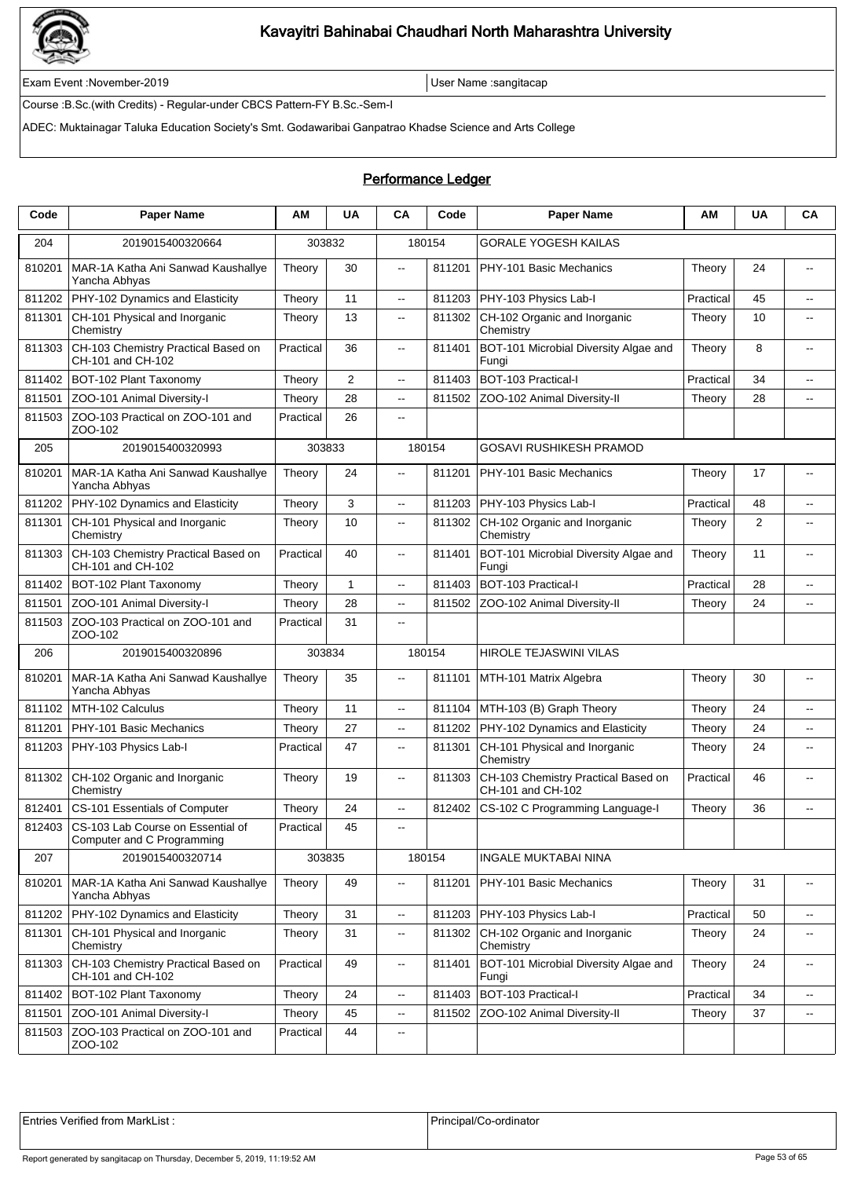# Kavayitri Bahinabai Chaudhari North Maharashtra University

Exam Event :November-2019 | User Name :sangitacap

Course :B.Sc.(with Credits) - Regular-under CBCS Pattern-FY B.Sc.-Sem-I

ADEC: Muktainagar Taluka Education Society's Smt. Godawaribai Ganpatrao Khadse Science and Arts College

## Performance Ledger

| Code | Paper Name | AM | UA | CA | Code | Paper Name | AM | UA | CA |
|---|---|---|---|---|---|---|---|---|---|
| 204 | 2019015400320664 | 303832 | | 180154 | | GORALE YOGESH KAILAS | | | |
| 810201 | MAR-1A Katha Ani Sanwad Kaushallye Yancha Abhyas | Theory | 30 | -- | 811201 | PHY-101 Basic Mechanics | Theory | 24 | -- |
| 811202 | PHY-102 Dynamics and Elasticity | Theory | 11 | -- | 811203 | PHY-103 Physics Lab-I | Practical | 45 | -- |
| 811301 | CH-101 Physical and Inorganic Chemistry | Theory | 13 | -- | 811302 | CH-102 Organic and Inorganic Chemistry | Theory | 10 | -- |
| 811303 | CH-103 Chemistry Practical Based on CH-101 and CH-102 | Practical | 36 | -- | 811401 | BOT-101 Microbial Diversity Algae and Fungi | Theory | 8 | -- |
| 811402 | BOT-102 Plant Taxonomy | Theory | 2 | -- | 811403 | BOT-103 Practical-I | Practical | 34 | -- |
| 811501 | ZOO-101 Animal Diversity-I | Theory | 28 | -- | 811502 | ZOO-102 Animal Diversity-II | Theory | 28 | -- |
| 811503 | ZOO-103 Practical on ZOO-101 and ZOO-102 | Practical | 26 | -- | | | | | |
| 205 | 2019015400320993 | 303833 | | 180154 | | GOSAVI RUSHIKESH PRAMOD | | | |
| 810201 | MAR-1A Katha Ani Sanwad Kaushallye Yancha Abhyas | Theory | 24 | -- | 811201 | PHY-101 Basic Mechanics | Theory | 17 | -- |
| 811202 | PHY-102 Dynamics and Elasticity | Theory | 3 | -- | 811203 | PHY-103 Physics Lab-I | Practical | 48 | -- |
| 811301 | CH-101 Physical and Inorganic Chemistry | Theory | 10 | -- | 811302 | CH-102 Organic and Inorganic Chemistry | Theory | 2 | -- |
| 811303 | CH-103 Chemistry Practical Based on CH-101 and CH-102 | Practical | 40 | -- | 811401 | BOT-101 Microbial Diversity Algae and Fungi | Theory | 11 | -- |
| 811402 | BOT-102 Plant Taxonomy | Theory | 1 | -- | 811403 | BOT-103 Practical-I | Practical | 28 | -- |
| 811501 | ZOO-101 Animal Diversity-I | Theory | 28 | -- | 811502 | ZOO-102 Animal Diversity-II | Theory | 24 | -- |
| 811503 | ZOO-103 Practical on ZOO-101 and ZOO-102 | Practical | 31 | -- | | | | | |
| 206 | 2019015400320896 | 303834 | | 180154 | | HIROLE TEJASWINI VILAS | | | |
| 810201 | MAR-1A Katha Ani Sanwad Kaushallye Yancha Abhyas | Theory | 35 | -- | 811101 | MTH-101 Matrix Algebra | Theory | 30 | -- |
| 811102 | MTH-102 Calculus | Theory | 11 | -- | 811104 | MTH-103 (B) Graph Theory | Theory | 24 | -- |
| 811201 | PHY-101 Basic Mechanics | Theory | 27 | -- | 811202 | PHY-102 Dynamics and Elasticity | Theory | 24 | -- |
| 811203 | PHY-103 Physics Lab-I | Practical | 47 | -- | 811301 | CH-101 Physical and Inorganic Chemistry | Theory | 24 | -- |
| 811302 | CH-102 Organic and Inorganic Chemistry | Theory | 19 | -- | 811303 | CH-103 Chemistry Practical Based on CH-101 and CH-102 | Practical | 46 | -- |
| 812401 | CS-101 Essentials of Computer | Theory | 24 | -- | 812402 | CS-102 C Programming Language-I | Theory | 36 | -- |
| 812403 | CS-103 Lab Course on Essential of Computer and C Programming | Practical | 45 | -- | | | | | |
| 207 | 2019015400320714 | 303835 | | 180154 | | INGALE MUKTABAI NINA | | | |
| 810201 | MAR-1A Katha Ani Sanwad Kaushallye Yancha Abhyas | Theory | 49 | -- | 811201 | PHY-101 Basic Mechanics | Theory | 31 | -- |
| 811202 | PHY-102 Dynamics and Elasticity | Theory | 31 | -- | 811203 | PHY-103 Physics Lab-I | Practical | 50 | -- |
| 811301 | CH-101 Physical and Inorganic Chemistry | Theory | 31 | -- | 811302 | CH-102 Organic and Inorganic Chemistry | Theory | 24 | -- |
| 811303 | CH-103 Chemistry Practical Based on CH-101 and CH-102 | Practical | 49 | -- | 811401 | BOT-101 Microbial Diversity Algae and Fungi | Theory | 24 | -- |
| 811402 | BOT-102 Plant Taxonomy | Theory | 24 | -- | 811403 | BOT-103 Practical-I | Practical | 34 | -- |
| 811501 | ZOO-101 Animal Diversity-I | Theory | 45 | -- | 811502 | ZOO-102 Animal Diversity-II | Theory | 37 | -- |
| 811503 | ZOO-103 Practical on ZOO-101 and ZOO-102 | Practical | 44 | -- | | | | | |

| Entries Verified from MarkList : | Principal/Co-ordinator |
|---|---|

Report generated by sangitacap on Thursday, December 5, 2019, 11:19:52 AM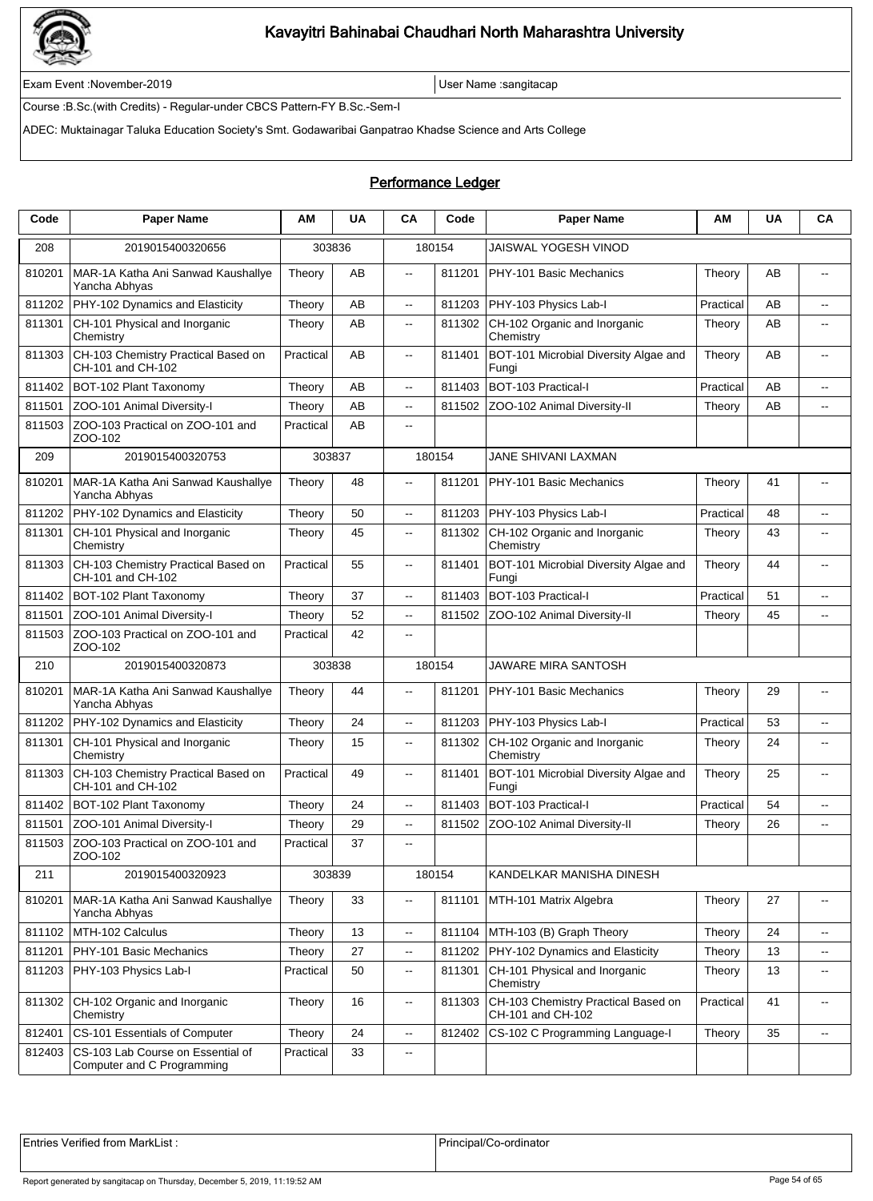# Kavayitri Bahinabai Chaudhari North Maharashtra University

Exam Event :November-2019 | User Name :sangitacap

Course :B.Sc.(with Credits) - Regular-under CBCS Pattern-FY B.Sc.-Sem-I

ADEC: Muktainagar Taluka Education Society's Smt. Godawaribai Ganpatrao Khadse Science and Arts College

## Performance Ledger

| Code | Paper Name | AM | UA | CA | Code | Paper Name | AM | UA | CA |
|---|---|---|---|---|---|---|---|---|---|
| 208 | 2019015400320656 | 303836 | | 180154 | | JAISWAL YOGESH VINOD | | | |
| 810201 | MAR-1A Katha Ani Sanwad Kaushallye Yancha Abhyas | Theory | AB | -- | 811201 | PHY-101 Basic Mechanics | Theory | AB | -- |
| 811202 | PHY-102 Dynamics and Elasticity | Theory | AB | -- | 811203 | PHY-103 Physics Lab-I | Practical | AB | -- |
| 811301 | CH-101 Physical and Inorganic Chemistry | Theory | AB | -- | 811302 | CH-102 Organic and Inorganic Chemistry | Theory | AB | -- |
| 811303 | CH-103 Chemistry Practical Based on CH-101 and CH-102 | Practical | AB | -- | 811401 | BOT-101 Microbial Diversity Algae and Fungi | Theory | AB | -- |
| 811402 | BOT-102 Plant Taxonomy | Theory | AB | -- | 811403 | BOT-103 Practical-I | Practical | AB | -- |
| 811501 | ZOO-101 Animal Diversity-I | Theory | AB | -- | 811502 | ZOO-102 Animal Diversity-II | Theory | AB | -- |
| 811503 | ZOO-103 Practical on ZOO-101 and ZOO-102 | Practical | AB | -- | | | | | |
| 209 | 2019015400320753 | 303837 | | 180154 | | JANE SHIVANI LAXMAN | | | |
| 810201 | MAR-1A Katha Ani Sanwad Kaushallye Yancha Abhyas | Theory | 48 | -- | 811201 | PHY-101 Basic Mechanics | Theory | 41 | -- |
| 811202 | PHY-102 Dynamics and Elasticity | Theory | 50 | -- | 811203 | PHY-103 Physics Lab-I | Practical | 48 | -- |
| 811301 | CH-101 Physical and Inorganic Chemistry | Theory | 45 | -- | 811302 | CH-102 Organic and Inorganic Chemistry | Theory | 43 | -- |
| 811303 | CH-103 Chemistry Practical Based on CH-101 and CH-102 | Practical | 55 | -- | 811401 | BOT-101 Microbial Diversity Algae and Fungi | Theory | 44 | -- |
| 811402 | BOT-102 Plant Taxonomy | Theory | 37 | -- | 811403 | BOT-103 Practical-I | Practical | 51 | -- |
| 811501 | ZOO-101 Animal Diversity-I | Theory | 52 | -- | 811502 | ZOO-102 Animal Diversity-II | Theory | 45 | -- |
| 811503 | ZOO-103 Practical on ZOO-101 and ZOO-102 | Practical | 42 | -- | | | | | |
| 210 | 2019015400320873 | 303838 | | 180154 | | JAWARE MIRA SANTOSH | | | |
| 810201 | MAR-1A Katha Ani Sanwad Kaushallye Yancha Abhyas | Theory | 44 | -- | 811201 | PHY-101 Basic Mechanics | Theory | 29 | -- |
| 811202 | PHY-102 Dynamics and Elasticity | Theory | 24 | -- | 811203 | PHY-103 Physics Lab-I | Practical | 53 | -- |
| 811301 | CH-101 Physical and Inorganic Chemistry | Theory | 15 | -- | 811302 | CH-102 Organic and Inorganic Chemistry | Theory | 24 | -- |
| 811303 | CH-103 Chemistry Practical Based on CH-101 and CH-102 | Practical | 49 | -- | 811401 | BOT-101 Microbial Diversity Algae and Fungi | Theory | 25 | -- |
| 811402 | BOT-102 Plant Taxonomy | Theory | 24 | -- | 811403 | BOT-103 Practical-I | Practical | 54 | -- |
| 811501 | ZOO-101 Animal Diversity-I | Theory | 29 | -- | 811502 | ZOO-102 Animal Diversity-II | Theory | 26 | -- |
| 811503 | ZOO-103 Practical on ZOO-101 and ZOO-102 | Practical | 37 | -- | | | | | |
| 211 | 2019015400320923 | 303839 | | 180154 | | KANDELKAR MANISHA DINESH | | | |
| 810201 | MAR-1A Katha Ani Sanwad Kaushallye Yancha Abhyas | Theory | 33 | -- | 811101 | MTH-101 Matrix Algebra | Theory | 27 | -- |
| 811102 | MTH-102 Calculus | Theory | 13 | -- | 811104 | MTH-103 (B) Graph Theory | Theory | 24 | -- |
| 811201 | PHY-101 Basic Mechanics | Theory | 27 | -- | 811202 | PHY-102 Dynamics and Elasticity | Theory | 13 | -- |
| 811203 | PHY-103 Physics Lab-I | Practical | 50 | -- | 811301 | CH-101 Physical and Inorganic Chemistry | Theory | 13 | -- |
| 811302 | CH-102 Organic and Inorganic Chemistry | Theory | 16 | -- | 811303 | CH-103 Chemistry Practical Based on CH-101 and CH-102 | Practical | 41 | -- |
| 812401 | CS-101 Essentials of Computer | Theory | 24 | -- | 812402 | CS-102 C Programming Language-I | Theory | 35 | -- |
| 812403 | CS-103 Lab Course on Essential of Computer and C Programming | Practical | 33 | -- | | | | | |

| Entries Verified from MarkList : | Principal/Co-ordinator |
|---|---|

Report generated by sangitacap on Thursday, December 5, 2019, 11:19:52 AM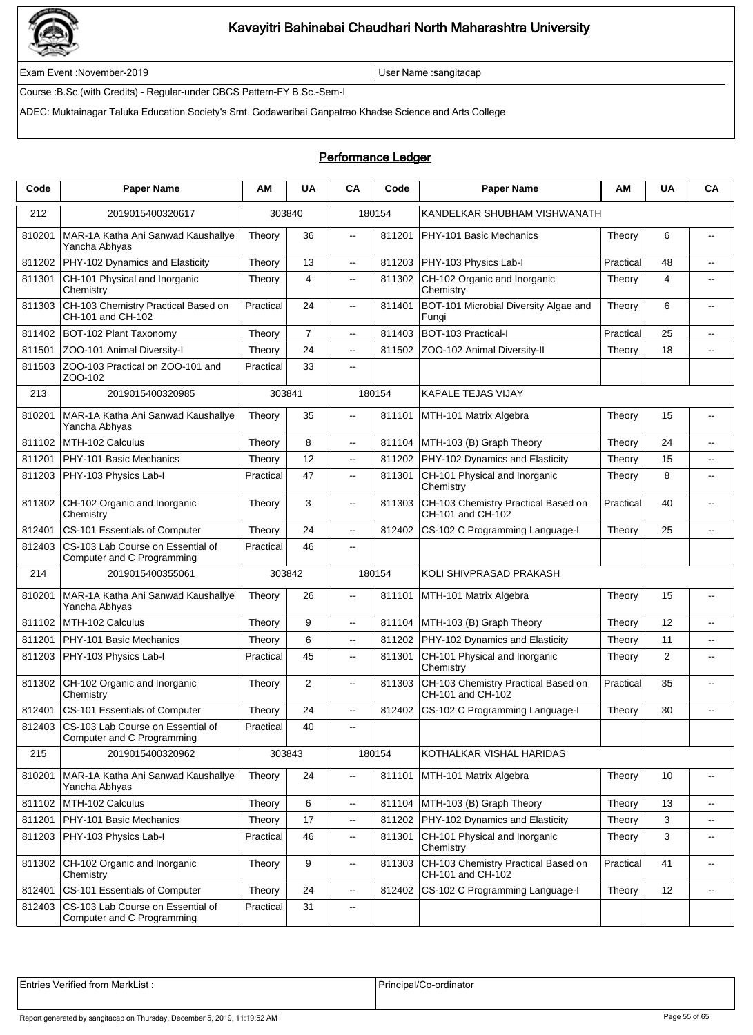# Kavayitri Bahinabai Chaudhari North Maharashtra University

Exam Event :November-2019

User Name :sangitacap

Course :B.Sc.(with Credits) - Regular-under CBCS Pattern-FY B.Sc.-Sem-I

ADEC: Muktainagar Taluka Education Society's Smt. Godawaribai Ganpatrao Khadse Science and Arts College

## Performance Ledger

| Code | Paper Name | AM | UA | CA | Code | Paper Name | AM | UA | CA |
|---|---|---|---|---|---|---|---|---|---|
| 212 | 2019015400320617 | 303840 | | 180154 | | KANDELKAR SHUBHAM VISHWANATH | | | |
| 810201 | MAR-1A Katha Ani Sanwad Kaushallye Yancha Abhyas | Theory | 36 | -- | 811201 | PHY-101 Basic Mechanics | Theory | 6 | -- |
| 811202 | PHY-102 Dynamics and Elasticity | Theory | 13 | -- | 811203 | PHY-103 Physics Lab-I | Practical | 48 | -- |
| 811301 | CH-101 Physical and Inorganic Chemistry | Theory | 4 | -- | 811302 | CH-102 Organic and Inorganic Chemistry | Theory | 4 | -- |
| 811303 | CH-103 Chemistry Practical Based on CH-101 and CH-102 | Practical | 24 | -- | 811401 | BOT-101 Microbial Diversity Algae and Fungi | Theory | 6 | -- |
| 811402 | BOT-102 Plant Taxonomy | Theory | 7 | -- | 811403 | BOT-103 Practical-I | Practical | 25 | -- |
| 811501 | ZOO-101 Animal Diversity-I | Theory | 24 | -- | 811502 | ZOO-102 Animal Diversity-II | Theory | 18 | -- |
| 811503 | ZOO-103 Practical on ZOO-101 and ZOO-102 | Practical | 33 | -- | | | | | |
| 213 | 2019015400320985 | 303841 | | 180154 | | KAPALE TEJAS VIJAY | | | |
| 810201 | MAR-1A Katha Ani Sanwad Kaushallye Yancha Abhyas | Theory | 35 | -- | 811101 | MTH-101 Matrix Algebra | Theory | 15 | -- |
| 811102 | MTH-102 Calculus | Theory | 8 | -- | 811104 | MTH-103 (B) Graph Theory | Theory | 24 | -- |
| 811201 | PHY-101 Basic Mechanics | Theory | 12 | -- | 811202 | PHY-102 Dynamics and Elasticity | Theory | 15 | -- |
| 811203 | PHY-103 Physics Lab-I | Practical | 47 | -- | 811301 | CH-101 Physical and Inorganic Chemistry | Theory | 8 | -- |
| 811302 | CH-102 Organic and Inorganic Chemistry | Theory | 3 | -- | 811303 | CH-103 Chemistry Practical Based on CH-101 and CH-102 | Practical | 40 | -- |
| 812401 | CS-101 Essentials of Computer | Theory | 24 | -- | 812402 | CS-102 C Programming Language-I | Theory | 25 | -- |
| 812403 | CS-103 Lab Course on Essential of Computer and C Programming | Practical | 46 | -- | | | | | |
| 214 | 2019015400355061 | 303842 | | 180154 | | KOLI SHIVPRASAD PRAKASH | | | |
| 810201 | MAR-1A Katha Ani Sanwad Kaushallye Yancha Abhyas | Theory | 26 | -- | 811101 | MTH-101 Matrix Algebra | Theory | 15 | -- |
| 811102 | MTH-102 Calculus | Theory | 9 | -- | 811104 | MTH-103 (B) Graph Theory | Theory | 12 | -- |
| 811201 | PHY-101 Basic Mechanics | Theory | 6 | -- | 811202 | PHY-102 Dynamics and Elasticity | Theory | 11 | -- |
| 811203 | PHY-103 Physics Lab-I | Practical | 45 | -- | 811301 | CH-101 Physical and Inorganic Chemistry | Theory | 2 | -- |
| 811302 | CH-102 Organic and Inorganic Chemistry | Theory | 2 | -- | 811303 | CH-103 Chemistry Practical Based on CH-101 and CH-102 | Practical | 35 | -- |
| 812401 | CS-101 Essentials of Computer | Theory | 24 | -- | 812402 | CS-102 C Programming Language-I | Theory | 30 | -- |
| 812403 | CS-103 Lab Course on Essential of Computer and C Programming | Practical | 40 | -- | | | | | |
| 215 | 2019015400320962 | 303843 | | 180154 | | KOTHALKAR VISHAL HARIDAS | | | |
| 810201 | MAR-1A Katha Ani Sanwad Kaushallye Yancha Abhyas | Theory | 24 | -- | 811101 | MTH-101 Matrix Algebra | Theory | 10 | -- |
| 811102 | MTH-102 Calculus | Theory | 6 | -- | 811104 | MTH-103 (B) Graph Theory | Theory | 13 | -- |
| 811201 | PHY-101 Basic Mechanics | Theory | 17 | -- | 811202 | PHY-102 Dynamics and Elasticity | Theory | 3 | -- |
| 811203 | PHY-103 Physics Lab-I | Practical | 46 | -- | 811301 | CH-101 Physical and Inorganic Chemistry | Theory | 3 | -- |
| 811302 | CH-102 Organic and Inorganic Chemistry | Theory | 9 | -- | 811303 | CH-103 Chemistry Practical Based on CH-101 and CH-102 | Practical | 41 | -- |
| 812401 | CS-101 Essentials of Computer | Theory | 24 | -- | 812402 | CS-102 C Programming Language-I | Theory | 12 | -- |
| 812403 | CS-103 Lab Course on Essential of Computer and C Programming | Practical | 31 | -- | | | | | |

| Entries Verified from MarkList : | Principal/Co-ordinator |
|---|---|

Report generated by sangitacap on Thursday, December 5, 2019, 11:19:52 AM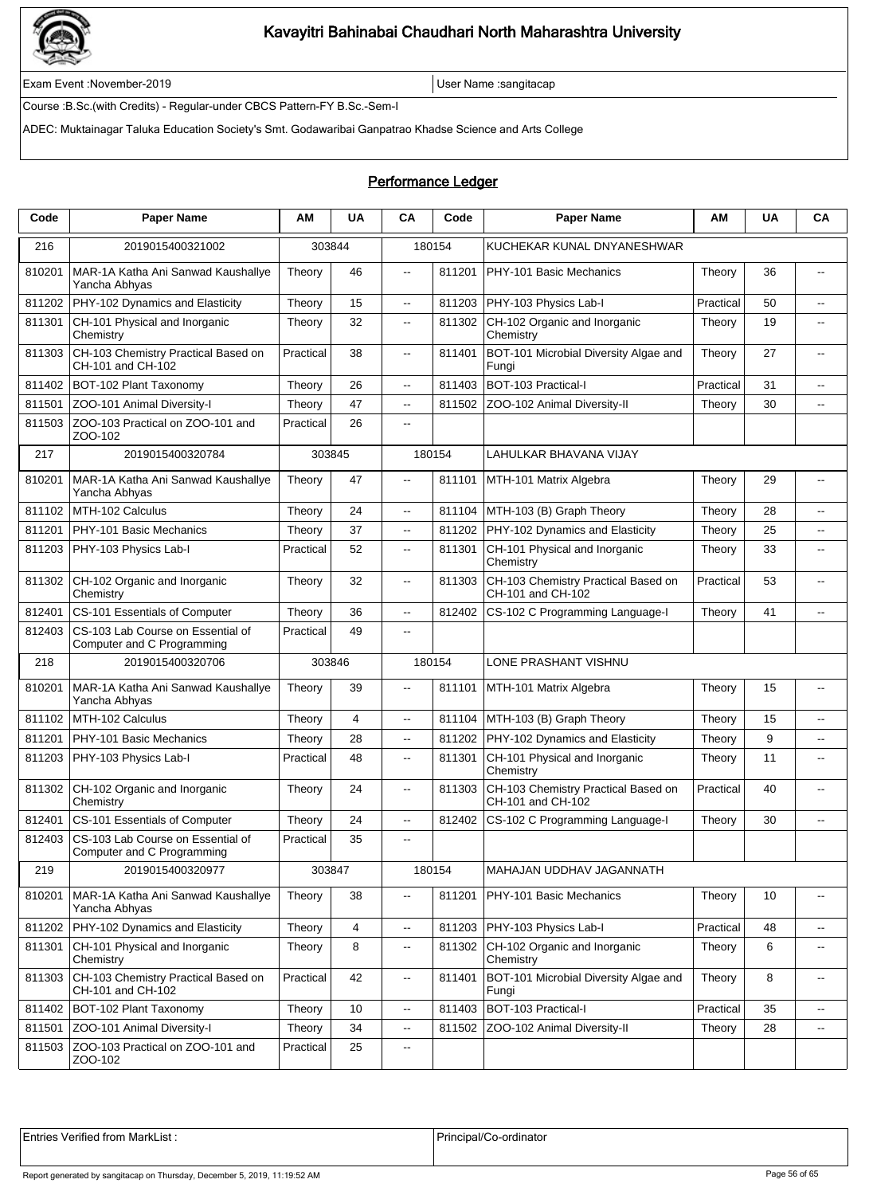# Kavayitri Bahinabai Chaudhari North Maharashtra University

Exam Event :November-2019 | User Name :sangitacap

Course :B.Sc.(with Credits) - Regular-under CBCS Pattern-FY B.Sc.-Sem-I

ADEC: Muktainagar Taluka Education Society's Smt. Godawaribai Ganpatrao Khadse Science and Arts College

## Performance Ledger

| Code | Paper Name | AM | UA | CA | Code | Paper Name | AM | UA | CA |
|---|---|---|---|---|---|---|---|---|---|
| 216 | 2019015400321002 | 303844 | | 180154 | | KUCHEKAR KUNAL DNYANESHWAR | | | |
| 810201 | MAR-1A Katha Ani Sanwad Kaushallye Yancha Abhyas | Theory | 46 | -- | 811201 | PHY-101 Basic Mechanics | Theory | 36 | -- |
| 811202 | PHY-102 Dynamics and Elasticity | Theory | 15 | -- | 811203 | PHY-103 Physics Lab-I | Practical | 50 | -- |
| 811301 | CH-101 Physical and Inorganic Chemistry | Theory | 32 | -- | 811302 | CH-102 Organic and Inorganic Chemistry | Theory | 19 | -- |
| 811303 | CH-103 Chemistry Practical Based on CH-101 and CH-102 | Practical | 38 | -- | 811401 | BOT-101 Microbial Diversity Algae and Fungi | Theory | 27 | -- |
| 811402 | BOT-102 Plant Taxonomy | Theory | 26 | -- | 811403 | BOT-103 Practical-I | Practical | 31 | -- |
| 811501 | ZOO-101 Animal Diversity-I | Theory | 47 | -- | 811502 | ZOO-102 Animal Diversity-II | Theory | 30 | -- |
| 811503 | ZOO-103 Practical on ZOO-101 and ZOO-102 | Practical | 26 | -- | | | | | |
| 217 | 2019015400320784 | 303845 | | 180154 | | LAHULKAR BHAVANA VIJAY | | | |
| 810201 | MAR-1A Katha Ani Sanwad Kaushallye Yancha Abhyas | Theory | 47 | -- | 811101 | MTH-101 Matrix Algebra | Theory | 29 | -- |
| 811102 | MTH-102 Calculus | Theory | 24 | -- | 811104 | MTH-103 (B) Graph Theory | Theory | 28 | -- |
| 811201 | PHY-101 Basic Mechanics | Theory | 37 | -- | 811202 | PHY-102 Dynamics and Elasticity | Theory | 25 | -- |
| 811203 | PHY-103 Physics Lab-I | Practical | 52 | -- | 811301 | CH-101 Physical and Inorganic Chemistry | Theory | 33 | -- |
| 811302 | CH-102 Organic and Inorganic Chemistry | Theory | 32 | -- | 811303 | CH-103 Chemistry Practical Based on CH-101 and CH-102 | Practical | 53 | -- |
| 812401 | CS-101 Essentials of Computer | Theory | 36 | -- | 812402 | CS-102 C Programming Language-I | Theory | 41 | -- |
| 812403 | CS-103 Lab Course on Essential of Computer and C Programming | Practical | 49 | -- | | | | | |
| 218 | 2019015400320706 | 303846 | | 180154 | | LONE PRASHANT VISHNU | | | |
| 810201 | MAR-1A Katha Ani Sanwad Kaushallye Yancha Abhyas | Theory | 39 | -- | 811101 | MTH-101 Matrix Algebra | Theory | 15 | -- |
| 811102 | MTH-102 Calculus | Theory | 4 | -- | 811104 | MTH-103 (B) Graph Theory | Theory | 15 | -- |
| 811201 | PHY-101 Basic Mechanics | Theory | 28 | -- | 811202 | PHY-102 Dynamics and Elasticity | Theory | 9 | -- |
| 811203 | PHY-103 Physics Lab-I | Practical | 48 | -- | 811301 | CH-101 Physical and Inorganic Chemistry | Theory | 11 | -- |
| 811302 | CH-102 Organic and Inorganic Chemistry | Theory | 24 | -- | 811303 | CH-103 Chemistry Practical Based on CH-101 and CH-102 | Practical | 40 | -- |
| 812401 | CS-101 Essentials of Computer | Theory | 24 | -- | 812402 | CS-102 C Programming Language-I | Theory | 30 | -- |
| 812403 | CS-103 Lab Course on Essential of Computer and C Programming | Practical | 35 | -- | | | | | |
| 219 | 2019015400320977 | 303847 | | 180154 | | MAHAJAN UDDHAV JAGANNATH | | | |
| 810201 | MAR-1A Katha Ani Sanwad Kaushallye Yancha Abhyas | Theory | 38 | -- | 811201 | PHY-101 Basic Mechanics | Theory | 10 | -- |
| 811202 | PHY-102 Dynamics and Elasticity | Theory | 4 | -- | 811203 | PHY-103 Physics Lab-I | Practical | 48 | -- |
| 811301 | CH-101 Physical and Inorganic Chemistry | Theory | 8 | -- | 811302 | CH-102 Organic and Inorganic Chemistry | Theory | 6 | -- |
| 811303 | CH-103 Chemistry Practical Based on CH-101 and CH-102 | Practical | 42 | -- | 811401 | BOT-101 Microbial Diversity Algae and Fungi | Theory | 8 | -- |
| 811402 | BOT-102 Plant Taxonomy | Theory | 10 | -- | 811403 | BOT-103 Practical-I | Practical | 35 | -- |
| 811501 | ZOO-101 Animal Diversity-I | Theory | 34 | -- | 811502 | ZOO-102 Animal Diversity-II | Theory | 28 | -- |
| 811503 | ZOO-103 Practical on ZOO-101 and ZOO-102 | Practical | 25 | -- | | | | | |

| Entries Verified from MarkList : | Principal/Co-ordinator |
|---|---|

Report generated by sangitacap on Thursday, December 5, 2019, 11:19:52 AM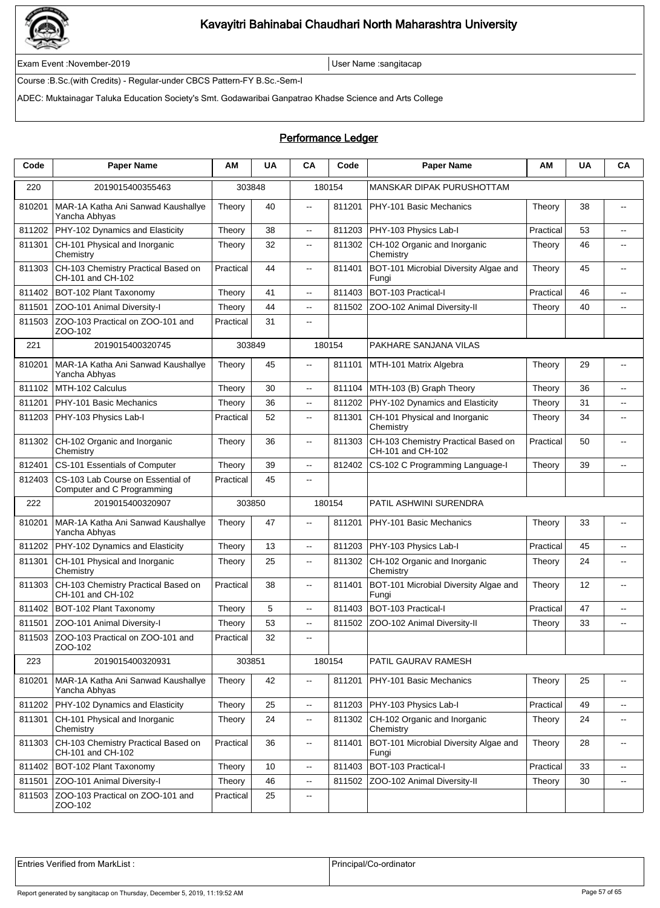# Kavayitri Bahinabai Chaudhari North Maharashtra University

Exam Event :November-2019

User Name :sangitacap

Course :B.Sc.(with Credits) - Regular-under CBCS Pattern-FY B.Sc.-Sem-I

ADEC: Muktainagar Taluka Education Society's Smt. Godawaribai Ganpatrao Khadse Science and Arts College

## Performance Ledger

| Code | Paper Name | AM | UA | CA | Code | Paper Name | AM | UA | CA |
|---|---|---|---|---|---|---|---|---|---|
| 220 | 2019015400355463 | 303848 | | 180154 | | MANSKAR DIPAK PURUSHOTTAM | | | |
| 810201 | MAR-1A Katha Ani Sanwad Kaushallye Yancha Abhyas | Theory | 40 | -- | 811201 | PHY-101 Basic Mechanics | Theory | 38 | -- |
| 811202 | PHY-102 Dynamics and Elasticity | Theory | 38 | -- | 811203 | PHY-103 Physics Lab-I | Practical | 53 | -- |
| 811301 | CH-101 Physical and Inorganic Chemistry | Theory | 32 | -- | 811302 | CH-102 Organic and Inorganic Chemistry | Theory | 46 | -- |
| 811303 | CH-103 Chemistry Practical Based on CH-101 and CH-102 | Practical | 44 | -- | 811401 | BOT-101 Microbial Diversity Algae and Fungi | Theory | 45 | -- |
| 811402 | BOT-102 Plant Taxonomy | Theory | 41 | -- | 811403 | BOT-103 Practical-I | Practical | 46 | -- |
| 811501 | ZOO-101 Animal Diversity-I | Theory | 44 | -- | 811502 | ZOO-102 Animal Diversity-II | Theory | 40 | -- |
| 811503 | ZOO-103 Practical on ZOO-101 and ZOO-102 | Practical | 31 | -- | | | | | |
| 221 | 2019015400320745 | 303849 | | 180154 | | PAKHARE SANJANA VILAS | | | |
| 810201 | MAR-1A Katha Ani Sanwad Kaushallye Yancha Abhyas | Theory | 45 | -- | 811101 | MTH-101 Matrix Algebra | Theory | 29 | -- |
| 811102 | MTH-102 Calculus | Theory | 30 | -- | 811104 | MTH-103 (B) Graph Theory | Theory | 36 | -- |
| 811201 | PHY-101 Basic Mechanics | Theory | 36 | -- | 811202 | PHY-102 Dynamics and Elasticity | Theory | 31 | -- |
| 811203 | PHY-103 Physics Lab-I | Practical | 52 | -- | 811301 | CH-101 Physical and Inorganic Chemistry | Theory | 34 | -- |
| 811302 | CH-102 Organic and Inorganic Chemistry | Theory | 36 | -- | 811303 | CH-103 Chemistry Practical Based on CH-101 and CH-102 | Practical | 50 | -- |
| 812401 | CS-101 Essentials of Computer | Theory | 39 | -- | 812402 | CS-102 C Programming Language-I | Theory | 39 | -- |
| 812403 | CS-103 Lab Course on Essential of Computer and C Programming | Practical | 45 | -- | | | | | |
| 222 | 2019015400320907 | 303850 | | 180154 | | PATIL ASHWINI SURENDRA | | | |
| 810201 | MAR-1A Katha Ani Sanwad Kaushallye Yancha Abhyas | Theory | 47 | -- | 811201 | PHY-101 Basic Mechanics | Theory | 33 | -- |
| 811202 | PHY-102 Dynamics and Elasticity | Theory | 13 | -- | 811203 | PHY-103 Physics Lab-I | Practical | 45 | -- |
| 811301 | CH-101 Physical and Inorganic Chemistry | Theory | 25 | -- | 811302 | CH-102 Organic and Inorganic Chemistry | Theory | 24 | -- |
| 811303 | CH-103 Chemistry Practical Based on CH-101 and CH-102 | Practical | 38 | -- | 811401 | BOT-101 Microbial Diversity Algae and Fungi | Theory | 12 | -- |
| 811402 | BOT-102 Plant Taxonomy | Theory | 5 | -- | 811403 | BOT-103 Practical-I | Practical | 47 | -- |
| 811501 | ZOO-101 Animal Diversity-I | Theory | 53 | -- | 811502 | ZOO-102 Animal Diversity-II | Theory | 33 | -- |
| 811503 | ZOO-103 Practical on ZOO-101 and ZOO-102 | Practical | 32 | -- | | | | | |
| 223 | 2019015400320931 | 303851 | | 180154 | | PATIL GAURAV RAMESH | | | |
| 810201 | MAR-1A Katha Ani Sanwad Kaushallye Yancha Abhyas | Theory | 42 | -- | 811201 | PHY-101 Basic Mechanics | Theory | 25 | -- |
| 811202 | PHY-102 Dynamics and Elasticity | Theory | 25 | -- | 811203 | PHY-103 Physics Lab-I | Practical | 49 | -- |
| 811301 | CH-101 Physical and Inorganic Chemistry | Theory | 24 | -- | 811302 | CH-102 Organic and Inorganic Chemistry | Theory | 24 | -- |
| 811303 | CH-103 Chemistry Practical Based on CH-101 and CH-102 | Practical | 36 | -- | 811401 | BOT-101 Microbial Diversity Algae and Fungi | Theory | 28 | -- |
| 811402 | BOT-102 Plant Taxonomy | Theory | 10 | -- | 811403 | BOT-103 Practical-I | Practical | 33 | -- |
| 811501 | ZOO-101 Animal Diversity-I | Theory | 46 | -- | 811502 | ZOO-102 Animal Diversity-II | Theory | 30 | -- |
| 811503 | ZOO-103 Practical on ZOO-101 and ZOO-102 | Practical | 25 | -- | | | | | |

| Entries Verified from MarkList : | Principal/Co-ordinator |
|---|---|

Report generated by sangitacap on Thursday, December 5, 2019, 11:19:52 AM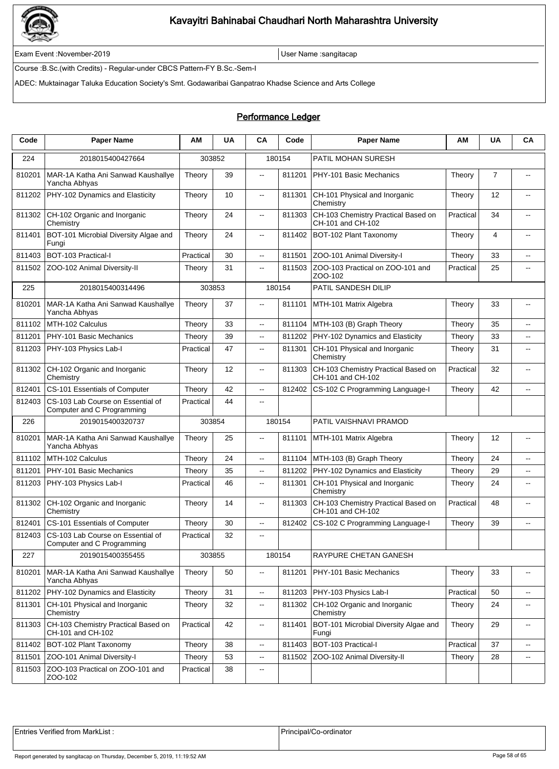# Kavayitri Bahinabai Chaudhari North Maharashtra University

Exam Event :November-2019 | User Name :sangitacap

Course :B.Sc.(with Credits) - Regular-under CBCS Pattern-FY B.Sc.-Sem-I

ADEC: Muktainagar Taluka Education Society's Smt. Godawaribai Ganpatrao Khadse Science and Arts College

## Performance Ledger

| Code | Paper Name | AM | UA | CA | Code | Paper Name | AM | UA | CA |
|---|---|---|---|---|---|---|---|---|---|
| 224 | 2018015400427664 | 303852 | | 180154 | | PATIL MOHAN SURESH | | | |
| 810201 | MAR-1A Katha Ani Sanwad Kaushallye Yancha Abhyas | Theory | 39 | -- | 811201 | PHY-101 Basic Mechanics | Theory | 7 | -- |
| 811202 | PHY-102 Dynamics and Elasticity | Theory | 10 | -- | 811301 | CH-101 Physical and Inorganic Chemistry | Theory | 12 | -- |
| 811302 | CH-102 Organic and Inorganic Chemistry | Theory | 24 | -- | 811303 | CH-103 Chemistry Practical Based on CH-101 and CH-102 | Practical | 34 | -- |
| 811401 | BOT-101 Microbial Diversity Algae and Fungi | Theory | 24 | -- | 811402 | BOT-102 Plant Taxonomy | Theory | 4 | -- |
| 811403 | BOT-103 Practical-I | Practical | 30 | -- | 811501 | ZOO-101 Animal Diversity-I | Theory | 33 | -- |
| 811502 | ZOO-102 Animal Diversity-II | Theory | 31 | -- | 811503 | ZOO-103 Practical on ZOO-101 and ZOO-102 | Practical | 25 | -- |
| 225 | 2018015400314496 | 303853 | | 180154 | | PATIL SANDESH DILIP | | | |
| 810201 | MAR-1A Katha Ani Sanwad Kaushallye Yancha Abhyas | Theory | 37 | -- | 811101 | MTH-101 Matrix Algebra | Theory | 33 | -- |
| 811102 | MTH-102 Calculus | Theory | 33 | -- | 811104 | MTH-103 (B) Graph Theory | Theory | 35 | -- |
| 811201 | PHY-101 Basic Mechanics | Theory | 39 | -- | 811202 | PHY-102 Dynamics and Elasticity | Theory | 33 | -- |
| 811203 | PHY-103 Physics Lab-I | Practical | 47 | -- | 811301 | CH-101 Physical and Inorganic Chemistry | Theory | 31 | -- |
| 811302 | CH-102 Organic and Inorganic Chemistry | Theory | 12 | -- | 811303 | CH-103 Chemistry Practical Based on CH-101 and CH-102 | Practical | 32 | -- |
| 812401 | CS-101 Essentials of Computer | Theory | 42 | -- | 812402 | CS-102 C Programming Language-I | Theory | 42 | -- |
| 812403 | CS-103 Lab Course on Essential of Computer and C Programming | Practical | 44 | -- | | | | | |
| 226 | 2019015400320737 | 303854 | | 180154 | | PATIL VAISHNAVI PRAMOD | | | |
| 810201 | MAR-1A Katha Ani Sanwad Kaushallye Yancha Abhyas | Theory | 25 | -- | 811101 | MTH-101 Matrix Algebra | Theory | 12 | -- |
| 811102 | MTH-102 Calculus | Theory | 24 | -- | 811104 | MTH-103 (B) Graph Theory | Theory | 24 | -- |
| 811201 | PHY-101 Basic Mechanics | Theory | 35 | -- | 811202 | PHY-102 Dynamics and Elasticity | Theory | 29 | -- |
| 811203 | PHY-103 Physics Lab-I | Practical | 46 | -- | 811301 | CH-101 Physical and Inorganic Chemistry | Theory | 24 | -- |
| 811302 | CH-102 Organic and Inorganic Chemistry | Theory | 14 | -- | 811303 | CH-103 Chemistry Practical Based on CH-101 and CH-102 | Practical | 48 | -- |
| 812401 | CS-101 Essentials of Computer | Theory | 30 | -- | 812402 | CS-102 C Programming Language-I | Theory | 39 | -- |
| 812403 | CS-103 Lab Course on Essential of Computer and C Programming | Practical | 32 | -- | | | | | |
| 227 | 2019015400355455 | 303855 | | 180154 | | RAYPURE CHETAN GANESH | | | |
| 810201 | MAR-1A Katha Ani Sanwad Kaushallye Yancha Abhyas | Theory | 50 | -- | 811201 | PHY-101 Basic Mechanics | Theory | 33 | -- |
| 811202 | PHY-102 Dynamics and Elasticity | Theory | 31 | -- | 811203 | PHY-103 Physics Lab-I | Practical | 50 | -- |
| 811301 | CH-101 Physical and Inorganic Chemistry | Theory | 32 | -- | 811302 | CH-102 Organic and Inorganic Chemistry | Theory | 24 | -- |
| 811303 | CH-103 Chemistry Practical Based on CH-101 and CH-102 | Practical | 42 | -- | 811401 | BOT-101 Microbial Diversity Algae and Fungi | Theory | 29 | -- |
| 811402 | BOT-102 Plant Taxonomy | Theory | 38 | -- | 811403 | BOT-103 Practical-I | Practical | 37 | -- |
| 811501 | ZOO-101 Animal Diversity-I | Theory | 53 | -- | 811502 | ZOO-102 Animal Diversity-II | Theory | 28 | -- |
| 811503 | ZOO-103 Practical on ZOO-101 and ZOO-102 | Practical | 38 | -- | | | | | |

| Entries Verified from MarkList : | Principal/Co-ordinator |
|---|---|

Report generated by sangitacap on Thursday, December 5, 2019, 11:19:52 AM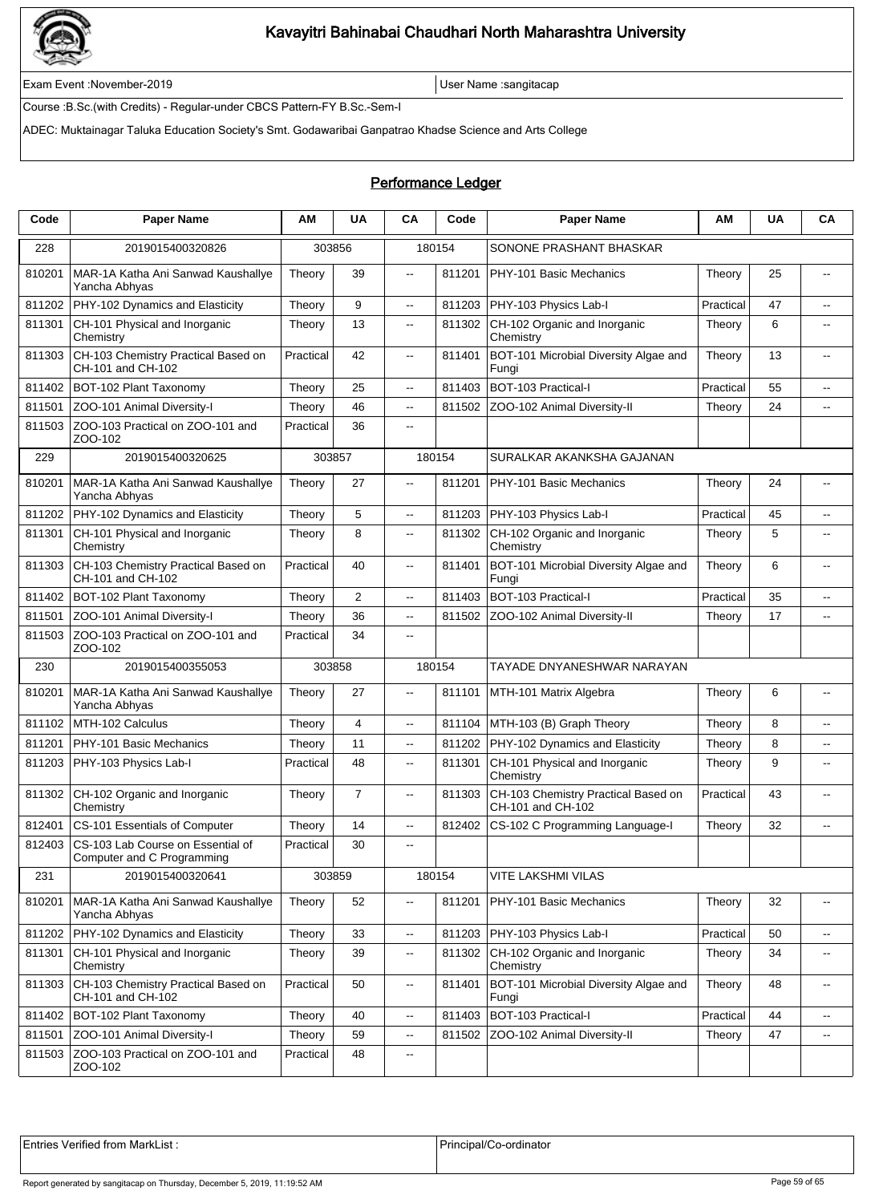# Kavayitri Bahinabai Chaudhari North Maharashtra University

Exam Event :November-2019 | User Name :sangitacap

Course :B.Sc.(with Credits) - Regular-under CBCS Pattern-FY B.Sc.-Sem-I

ADEC: Muktainagar Taluka Education Society's Smt. Godawaribai Ganpatrao Khadse Science and Arts College

## Performance Ledger

| Code | Paper Name | AM | UA | CA | Code | Paper Name | AM | UA | CA |
|---|---|---|---|---|---|---|---|---|---|
| 228 | 2019015400320826 | 303856 | | 180154 | | SONONE PRASHANT BHASKAR | | | |
| 810201 | MAR-1A Katha Ani Sanwad Kaushallye Yancha Abhyas | Theory | 39 | -- | 811201 | PHY-101 Basic Mechanics | Theory | 25 | -- |
| 811202 | PHY-102 Dynamics and Elasticity | Theory | 9 | -- | 811203 | PHY-103 Physics Lab-I | Practical | 47 | -- |
| 811301 | CH-101 Physical and Inorganic Chemistry | Theory | 13 | -- | 811302 | CH-102 Organic and Inorganic Chemistry | Theory | 6 | -- |
| 811303 | CH-103 Chemistry Practical Based on CH-101 and CH-102 | Practical | 42 | -- | 811401 | BOT-101 Microbial Diversity Algae and Fungi | Theory | 13 | -- |
| 811402 | BOT-102 Plant Taxonomy | Theory | 25 | -- | 811403 | BOT-103 Practical-I | Practical | 55 | -- |
| 811501 | ZOO-101 Animal Diversity-I | Theory | 46 | -- | 811502 | ZOO-102 Animal Diversity-II | Theory | 24 | -- |
| 811503 | ZOO-103 Practical on ZOO-101 and ZOO-102 | Practical | 36 | -- | | | | | |
| 229 | 2019015400320625 | 303857 | | 180154 | | SURALKAR AKANKSHA GAJANAN | | | |
| 810201 | MAR-1A Katha Ani Sanwad Kaushallye Yancha Abhyas | Theory | 27 | -- | 811201 | PHY-101 Basic Mechanics | Theory | 24 | -- |
| 811202 | PHY-102 Dynamics and Elasticity | Theory | 5 | -- | 811203 | PHY-103 Physics Lab-I | Practical | 45 | -- |
| 811301 | CH-101 Physical and Inorganic Chemistry | Theory | 8 | -- | 811302 | CH-102 Organic and Inorganic Chemistry | Theory | 5 | -- |
| 811303 | CH-103 Chemistry Practical Based on CH-101 and CH-102 | Practical | 40 | -- | 811401 | BOT-101 Microbial Diversity Algae and Fungi | Theory | 6 | -- |
| 811402 | BOT-102 Plant Taxonomy | Theory | 2 | -- | 811403 | BOT-103 Practical-I | Practical | 35 | -- |
| 811501 | ZOO-101 Animal Diversity-I | Theory | 36 | -- | 811502 | ZOO-102 Animal Diversity-II | Theory | 17 | -- |
| 811503 | ZOO-103 Practical on ZOO-101 and ZOO-102 | Practical | 34 | -- | | | | | |
| 230 | 2019015400355053 | 303858 | | 180154 | | TAYADE DNYANESHWAR NARAYAN | | | |
| 810201 | MAR-1A Katha Ani Sanwad Kaushallye Yancha Abhyas | Theory | 27 | -- | 811101 | MTH-101 Matrix Algebra | Theory | 6 | -- |
| 811102 | MTH-102 Calculus | Theory | 4 | -- | 811104 | MTH-103 (B) Graph Theory | Theory | 8 | -- |
| 811201 | PHY-101 Basic Mechanics | Theory | 11 | -- | 811202 | PHY-102 Dynamics and Elasticity | Theory | 8 | -- |
| 811203 | PHY-103 Physics Lab-I | Practical | 48 | -- | 811301 | CH-101 Physical and Inorganic Chemistry | Theory | 9 | -- |
| 811302 | CH-102 Organic and Inorganic Chemistry | Theory | 7 | -- | 811303 | CH-103 Chemistry Practical Based on CH-101 and CH-102 | Practical | 43 | -- |
| 812401 | CS-101 Essentials of Computer | Theory | 14 | -- | 812402 | CS-102 C Programming Language-I | Theory | 32 | -- |
| 812403 | CS-103 Lab Course on Essential of Computer and C Programming | Practical | 30 | -- | | | | | |
| 231 | 2019015400320641 | 303859 | | 180154 | | VITE LAKSHMI VILAS | | | |
| 810201 | MAR-1A Katha Ani Sanwad Kaushallye Yancha Abhyas | Theory | 52 | -- | 811201 | PHY-101 Basic Mechanics | Theory | 32 | -- |
| 811202 | PHY-102 Dynamics and Elasticity | Theory | 33 | -- | 811203 | PHY-103 Physics Lab-I | Practical | 50 | -- |
| 811301 | CH-101 Physical and Inorganic Chemistry | Theory | 39 | -- | 811302 | CH-102 Organic and Inorganic Chemistry | Theory | 34 | -- |
| 811303 | CH-103 Chemistry Practical Based on CH-101 and CH-102 | Practical | 50 | -- | 811401 | BOT-101 Microbial Diversity Algae and Fungi | Theory | 48 | -- |
| 811402 | BOT-102 Plant Taxonomy | Theory | 40 | -- | 811403 | BOT-103 Practical-I | Practical | 44 | -- |
| 811501 | ZOO-101 Animal Diversity-I | Theory | 59 | -- | 811502 | ZOO-102 Animal Diversity-II | Theory | 47 | -- |
| 811503 | ZOO-103 Practical on ZOO-101 and ZOO-102 | Practical | 48 | -- | | | | | |

| Entries Verified from MarkList : | Principal/Co-ordinator |
|---|---|

Report generated by sangitacap on Thursday, December 5, 2019, 11:19:52 AM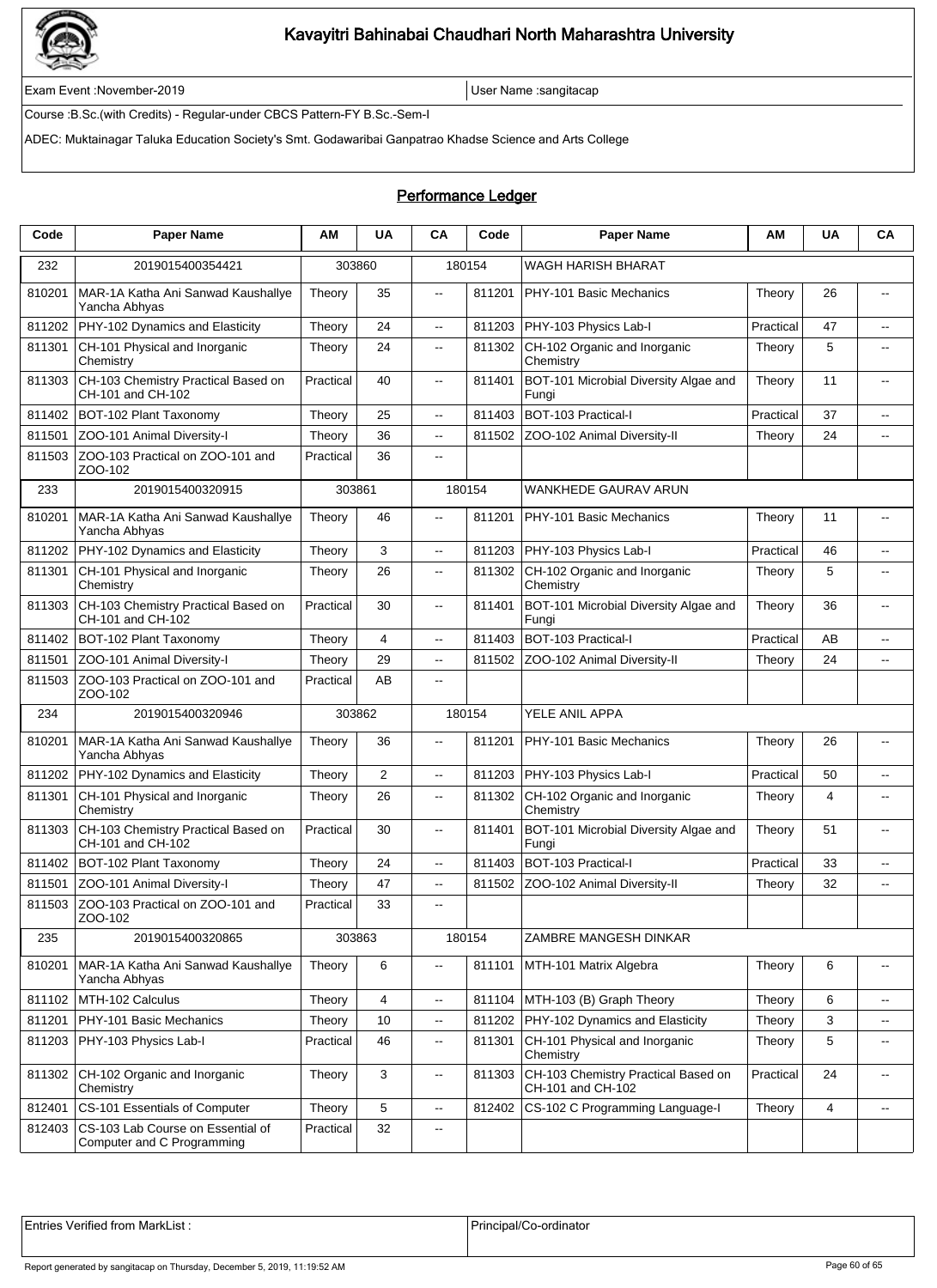# Kavayitri Bahinabai Chaudhari North Maharashtra University

Exam Event :November-2019 | User Name :sangitacap

Course :B.Sc.(with Credits) - Regular-under CBCS Pattern-FY B.Sc.-Sem-I

ADEC: Muktainagar Taluka Education Society's Smt. Godawaribai Ganpatrao Khadse Science and Arts College

## Performance Ledger

| Code | Paper Name | AM | UA | CA | Code | Paper Name | AM | UA | CA |
|---|---|---|---|---|---|---|---|---|---|
| 232 | 2019015400354421 | 303860 | | 180154 | | WAGH HARISH BHARAT | | | |
| 810201 | MAR-1A Katha Ani Sanwad Kaushallye Yancha Abhyas | Theory | 35 | -- | 811201 | PHY-101 Basic Mechanics | Theory | 26 | -- |
| 811202 | PHY-102 Dynamics and Elasticity | Theory | 24 | -- | 811203 | PHY-103 Physics Lab-I | Practical | 47 | -- |
| 811301 | CH-101 Physical and Inorganic Chemistry | Theory | 24 | -- | 811302 | CH-102 Organic and Inorganic Chemistry | Theory | 5 | -- |
| 811303 | CH-103 Chemistry Practical Based on CH-101 and CH-102 | Practical | 40 | -- | 811401 | BOT-101 Microbial Diversity Algae and Fungi | Theory | 11 | -- |
| 811402 | BOT-102 Plant Taxonomy | Theory | 25 | -- | 811403 | BOT-103 Practical-I | Practical | 37 | -- |
| 811501 | ZOO-101 Animal Diversity-I | Theory | 36 | -- | 811502 | ZOO-102 Animal Diversity-II | Theory | 24 | -- |
| 811503 | ZOO-103 Practical on ZOO-101 and ZOO-102 | Practical | 36 | -- | | | | | |
| 233 | 2019015400320915 | 303861 | | 180154 | | WANKHEDE GAURAV ARUN | | | |
| 810201 | MAR-1A Katha Ani Sanwad Kaushallye Yancha Abhyas | Theory | 46 | -- | 811201 | PHY-101 Basic Mechanics | Theory | 11 | -- |
| 811202 | PHY-102 Dynamics and Elasticity | Theory | 3 | -- | 811203 | PHY-103 Physics Lab-I | Practical | 46 | -- |
| 811301 | CH-101 Physical and Inorganic Chemistry | Theory | 26 | -- | 811302 | CH-102 Organic and Inorganic Chemistry | Theory | 5 | -- |
| 811303 | CH-103 Chemistry Practical Based on CH-101 and CH-102 | Practical | 30 | -- | 811401 | BOT-101 Microbial Diversity Algae and Fungi | Theory | 36 | -- |
| 811402 | BOT-102 Plant Taxonomy | Theory | 4 | -- | 811403 | BOT-103 Practical-I | Practical | AB | -- |
| 811501 | ZOO-101 Animal Diversity-I | Theory | 29 | -- | 811502 | ZOO-102 Animal Diversity-II | Theory | 24 | -- |
| 811503 | ZOO-103 Practical on ZOO-101 and ZOO-102 | Practical | AB | -- | | | | | |
| 234 | 2019015400320946 | 303862 | | 180154 | | YELE ANIL APPA | | | |
| 810201 | MAR-1A Katha Ani Sanwad Kaushallye Yancha Abhyas | Theory | 36 | -- | 811201 | PHY-101 Basic Mechanics | Theory | 26 | -- |
| 811202 | PHY-102 Dynamics and Elasticity | Theory | 2 | -- | 811203 | PHY-103 Physics Lab-I | Practical | 50 | -- |
| 811301 | CH-101 Physical and Inorganic Chemistry | Theory | 26 | -- | 811302 | CH-102 Organic and Inorganic Chemistry | Theory | 4 | -- |
| 811303 | CH-103 Chemistry Practical Based on CH-101 and CH-102 | Practical | 30 | -- | 811401 | BOT-101 Microbial Diversity Algae and Fungi | Theory | 51 | -- |
| 811402 | BOT-102 Plant Taxonomy | Theory | 24 | -- | 811403 | BOT-103 Practical-I | Practical | 33 | -- |
| 811501 | ZOO-101 Animal Diversity-I | Theory | 47 | -- | 811502 | ZOO-102 Animal Diversity-II | Theory | 32 | -- |
| 811503 | ZOO-103 Practical on ZOO-101 and ZOO-102 | Practical | 33 | -- | | | | | |
| 235 | 2019015400320865 | 303863 | | 180154 | | ZAMBRE MANGESH DINKAR | | | |
| 810201 | MAR-1A Katha Ani Sanwad Kaushallye Yancha Abhyas | Theory | 6 | -- | 811101 | MTH-101 Matrix Algebra | Theory | 6 | -- |
| 811102 | MTH-102 Calculus | Theory | 4 | -- | 811104 | MTH-103 (B) Graph Theory | Theory | 6 | -- |
| 811201 | PHY-101 Basic Mechanics | Theory | 10 | -- | 811202 | PHY-102 Dynamics and Elasticity | Theory | 3 | -- |
| 811203 | PHY-103 Physics Lab-I | Practical | 46 | -- | 811301 | CH-101 Physical and Inorganic Chemistry | Theory | 5 | -- |
| 811302 | CH-102 Organic and Inorganic Chemistry | Theory | 3 | -- | 811303 | CH-103 Chemistry Practical Based on CH-101 and CH-102 | Practical | 24 | -- |
| 812401 | CS-101 Essentials of Computer | Theory | 5 | -- | 812402 | CS-102 C Programming Language-I | Theory | 4 | -- |
| 812403 | CS-103 Lab Course on Essential of Computer and C Programming | Practical | 32 | -- | | | | | |

Entries Verified from MarkList : | Principal/Co-ordinator

Report generated by sangitacap on Thursday, December 5, 2019, 11:19:52 AM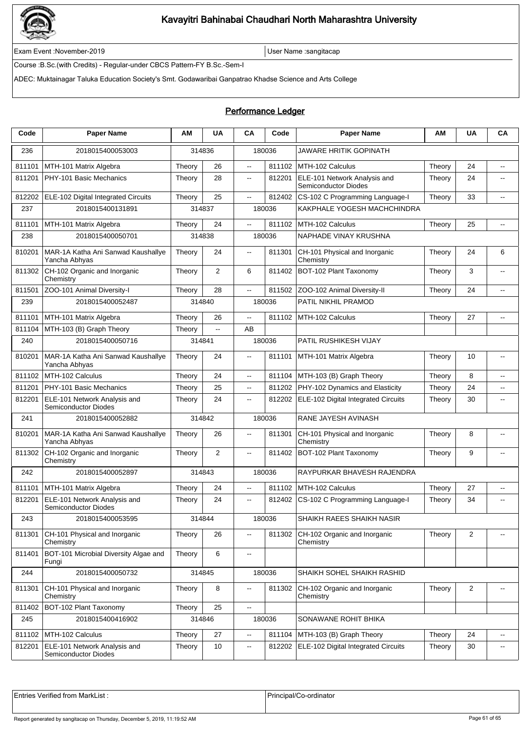# Kavayitri Bahinabai Chaudhari North Maharashtra University

Exam Event :November-2019 | User Name :sangitacap

Course :B.Sc.(with Credits) - Regular-under CBCS Pattern-FY B.Sc.-Sem-I

ADEC: Muktainagar Taluka Education Society's Smt. Godawaribai Ganpatrao Khadse Science and Arts College

## Performance Ledger

| Code | Paper Name | AM | UA | CA | Code | Paper Name | AM | UA | CA |
|---|---|---|---|---|---|---|---|---|---|
| 236 | 2018015400053003 | 314836 | | 180036 | | JAWARE HRITIK GOPINATH | | | |
| 811101 | MTH-101 Matrix Algebra | Theory | 26 | -- | 811102 | MTH-102 Calculus | Theory | 24 | -- |
| 811201 | PHY-101 Basic Mechanics | Theory | 28 | -- | 812201 | ELE-101 Network Analysis and Semiconductor Diodes | Theory | 24 | -- |
| 812202 | ELE-102 Digital Integrated Circuits | Theory | 25 | -- | 812402 | CS-102 C Programming Language-I | Theory | 33 | -- |
| 237 | 2018015400131891 | 314837 | | 180036 | | KAKPHALE YOGESH MACHCHINDRA | | | |
| 811101 | MTH-101 Matrix Algebra | Theory | 24 | -- | 811102 | MTH-102 Calculus | Theory | 25 | -- |
| 238 | 2018015400050701 | 314838 | | 180036 | | NAPHADE VINAY KRUSHNA | | | |
| 810201 | MAR-1A Katha Ani Sanwad Kaushallye Yancha Abhyas | Theory | 24 | -- | 811301 | CH-101 Physical and Inorganic Chemistry | Theory | 24 | 6 |
| 811302 | CH-102 Organic and Inorganic Chemistry | Theory | 2 | 6 | 811402 | BOT-102 Plant Taxonomy | Theory | 3 | -- |
| 811501 | ZOO-101 Animal Diversity-I | Theory | 28 | -- | 811502 | ZOO-102 Animal Diversity-II | Theory | 24 | -- |
| 239 | 2018015400052487 | 314840 | | 180036 | | PATIL NIKHIL PRAMOD | | | |
| 811101 | MTH-101 Matrix Algebra | Theory | 26 | -- | 811102 | MTH-102 Calculus | Theory | 27 | -- |
| 811104 | MTH-103 (B) Graph Theory | Theory | -- | AB | | | | | |
| 240 | 2018015400050716 | 314841 | | 180036 | | PATIL RUSHIKESH VIJAY | | | |
| 810201 | MAR-1A Katha Ani Sanwad Kaushallye Yancha Abhyas | Theory | 24 | -- | 811101 | MTH-101 Matrix Algebra | Theory | 10 | -- |
| 811102 | MTH-102 Calculus | Theory | 24 | -- | 811104 | MTH-103 (B) Graph Theory | Theory | 8 | -- |
| 811201 | PHY-101 Basic Mechanics | Theory | 25 | -- | 811202 | PHY-102 Dynamics and Elasticity | Theory | 24 | -- |
| 812201 | ELE-101 Network Analysis and Semiconductor Diodes | Theory | 24 | -- | 812202 | ELE-102 Digital Integrated Circuits | Theory | 30 | -- |
| 241 | 2018015400052882 | 314842 | | 180036 | | RANE JAYESH AVINASH | | | |
| 810201 | MAR-1A Katha Ani Sanwad Kaushallye Yancha Abhyas | Theory | 26 | -- | 811301 | CH-101 Physical and Inorganic Chemistry | Theory | 8 | -- |
| 811302 | CH-102 Organic and Inorganic Chemistry | Theory | 2 | -- | 811402 | BOT-102 Plant Taxonomy | Theory | 9 | -- |
| 242 | 2018015400052897 | 314843 | | 180036 | | RAYPURKAR BHAVESH RAJENDRA | | | |
| 811101 | MTH-101 Matrix Algebra | Theory | 24 | -- | 811102 | MTH-102 Calculus | Theory | 27 | -- |
| 812201 | ELE-101 Network Analysis and Semiconductor Diodes | Theory | 24 | -- | 812402 | CS-102 C Programming Language-I | Theory | 34 | -- |
| 243 | 2018015400053595 | 314844 | | 180036 | | SHAIKH RAEES SHAIKH NASIR | | | |
| 811301 | CH-101 Physical and Inorganic Chemistry | Theory | 26 | -- | 811302 | CH-102 Organic and Inorganic Chemistry | Theory | 2 | -- |
| 811401 | BOT-101 Microbial Diversity Algae and Fungi | Theory | 6 | -- | | | | | |
| 244 | 2018015400050732 | 314845 | | 180036 | | SHAIKH SOHEL SHAIKH RASHID | | | |
| 811301 | CH-101 Physical and Inorganic Chemistry | Theory | 8 | -- | 811302 | CH-102 Organic and Inorganic Chemistry | Theory | 2 | -- |
| 811402 | BOT-102 Plant Taxonomy | Theory | 25 | -- | | | | | |
| 245 | 2018015400416902 | 314846 | | 180036 | | SONAWANE ROHIT BHIKA | | | |
| 811102 | MTH-102 Calculus | Theory | 27 | -- | 811104 | MTH-103 (B) Graph Theory | Theory | 24 | -- |
| 812201 | ELE-101 Network Analysis and Semiconductor Diodes | Theory | 10 | -- | 812202 | ELE-102 Digital Integrated Circuits | Theory | 30 | -- |

| Entries Verified from MarkList : | Principal/Co-ordinator |
|---|---|

Report generated by sangitacap on Thursday, December 5, 2019, 11:19:52 AM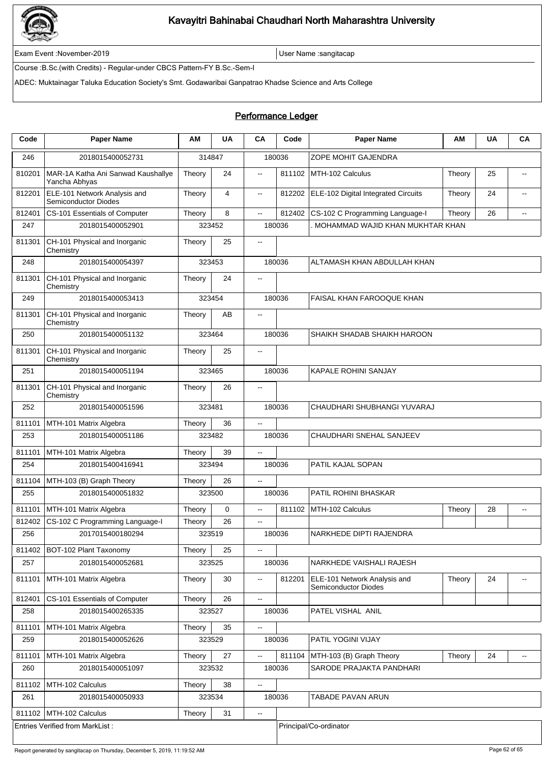# Kavayitri Bahinabai Chaudhari North Maharashtra University

Exam Event :November-2019 | User Name :sangitacap

Course :B.Sc.(with Credits) - Regular-under CBCS Pattern-FY B.Sc.-Sem-I

ADEC: Muktainagar Taluka Education Society's Smt. Godawaribai Ganpatrao Khadse Science and Arts College

## Performance Ledger

| Code | Paper Name | AM | UA | CA | Code | Paper Name | AM | UA | CA |
|---|---|---|---|---|---|---|---|---|---|
| 246 | 2018015400052731 | 314847 | | | 180036 | ZOPE MOHIT GAJENDRA | | | |
| 810201 | MAR-1A Katha Ani Sanwad Kaushallye Yancha Abhyas | Theory | 24 | -- | 811102 | MTH-102 Calculus | Theory | 25 | -- |
| 812201 | ELE-101 Network Analysis and Semiconductor Diodes | Theory | 4 | -- | 812202 | ELE-102 Digital Integrated Circuits | Theory | 24 | -- |
| 812401 | CS-101 Essentials of Computer | Theory | 8 | -- | 812402 | CS-102 C Programming Language-I | Theory | 26 | -- |
| 247 | 2018015400052901 | 323452 | | | 180036 | . MOHAMMAD WAJID KHAN MUKHTAR KHAN | | | |
| 811301 | CH-101 Physical and Inorganic Chemistry | Theory | 25 | -- | | | | | |
| 248 | 2018015400054397 | 323453 | | | 180036 | ALTAMASH KHAN ABDULLAH KHAN | | | |
| 811301 | CH-101 Physical and Inorganic Chemistry | Theory | 24 | -- | | | | | |
| 249 | 2018015400053413 | 323454 | | | 180036 | FAISAL KHAN FAROOQUE KHAN | | | |
| 811301 | CH-101 Physical and Inorganic Chemistry | Theory | AB | -- | | | | | |
| 250 | 2018015400051132 | 323464 | | | 180036 | SHAIKH SHADAB SHAIKH HAROON | | | |
| 811301 | CH-101 Physical and Inorganic Chemistry | Theory | 25 | -- | | | | | |
| 251 | 2018015400051194 | 323465 | | | 180036 | KAPALE ROHINI SANJAY | | | |
| 811301 | CH-101 Physical and Inorganic Chemistry | Theory | 26 | -- | | | | | |
| 252 | 2018015400051596 | 323481 | | | 180036 | CHAUDHARI SHUBHANGI YUVARAJ | | | |
| 811101 | MTH-101 Matrix Algebra | Theory | 36 | -- | | | | | |
| 253 | 2018015400051186 | 323482 | | | 180036 | CHAUDHARI SNEHAL SANJEEV | | | |
| 811101 | MTH-101 Matrix Algebra | Theory | 39 | -- | | | | | |
| 254 | 2018015400416941 | 323494 | | | 180036 | PATIL KAJAL SOPAN | | | |
| 811104 | MTH-103 (B) Graph Theory | Theory | 26 | -- | | | | | |
| 255 | 2018015400051832 | 323500 | | | 180036 | PATIL ROHINI BHASKAR | | | |
| 811101 | MTH-101 Matrix Algebra | Theory | 0 | -- | 811102 | MTH-102 Calculus | Theory | 28 | -- |
| 812402 | CS-102 C Programming Language-I | Theory | 26 | -- | | | | | |
| 256 | 2017015400180294 | 323519 | | | 180036 | NARKHEDE DIPTI RAJENDRA | | | |
| 811402 | BOT-102 Plant Taxonomy | Theory | 25 | -- | | | | | |
| 257 | 2018015400052681 | 323525 | | | 180036 | NARKHEDE VAISHALI RAJESH | | | |
| 811101 | MTH-101 Matrix Algebra | Theory | 30 | -- | 812201 | ELE-101 Network Analysis and Semiconductor Diodes | Theory | 24 | -- |
| 812401 | CS-101 Essentials of Computer | Theory | 26 | -- | | | | | |
| 258 | 2018015400265335 | 323527 | | | 180036 | PATEL VISHAL ANIL | | | |
| 811101 | MTH-101 Matrix Algebra | Theory | 35 | -- | | | | | |
| 259 | 2018015400052626 | 323529 | | | 180036 | PATIL YOGINI VIJAY | | | |
| 811101 | MTH-101 Matrix Algebra | Theory | 27 | -- | 811104 | MTH-103 (B) Graph Theory | Theory | 24 | -- |
| 260 | 2018015400051097 | 323532 | | | 180036 | SARODE PRAJAKTA PANDHARI | | | |
| 811102 | MTH-102 Calculus | Theory | 38 | -- | | | | | |
| 261 | 2018015400050933 | 323534 | | | 180036 | TABADE PAVAN ARUN | | | |
| 811102 | MTH-102 Calculus | Theory | 31 | -- | | | | | |

Entries Verified from MarkList : | Principal/Co-ordinator

Report generated by sangitacap on Thursday, December 5, 2019, 11:19:52 AM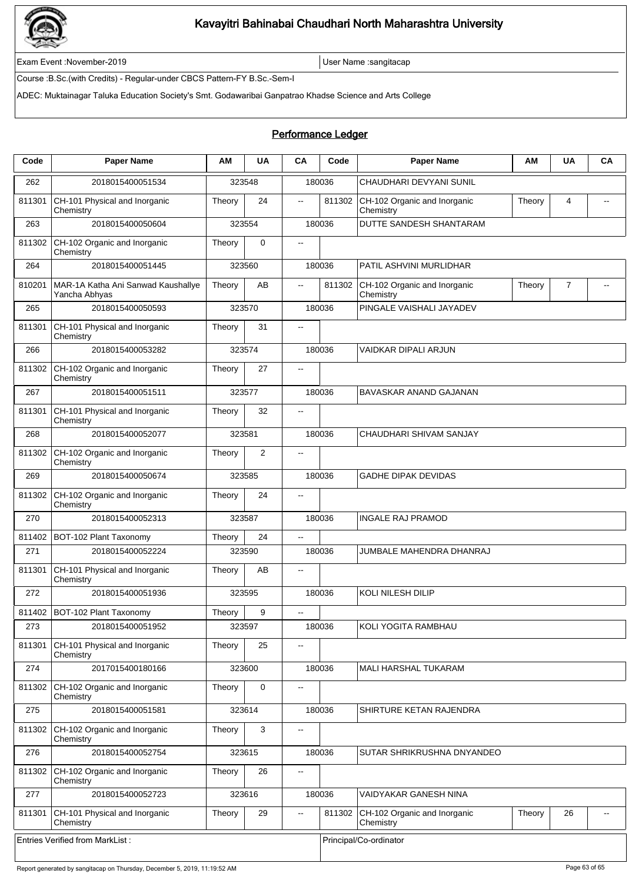# Kavayitri Bahinabai Chaudhari North Maharashtra University

Exam Event :November-2019 | User Name :sangitacap

Course :B.Sc.(with Credits) - Regular-under CBCS Pattern-FY B.Sc.-Sem-I

ADEC: Muktainagar Taluka Education Society's Smt. Godawaribai Ganpatrao Khadse Science and Arts College

## Performance Ledger

| Code | Paper Name | AM | UA | CA | Code | Paper Name | AM | UA | CA |
|---|---|---|---|---|---|---|---|---|---|
| 262 | 2018015400051534 | 323548 | | | 180036 | CHAUDHARI DEVYANI SUNIL | | | |
| 811301 | CH-101 Physical and Inorganic Chemistry | Theory | 24 | -- | 811302 | CH-102 Organic and Inorganic Chemistry | Theory | 4 | -- |
| 263 | 2018015400050604 | 323554 | | | 180036 | DUTTE SANDESH SHANTARAM | | | |
| 811302 | CH-102 Organic and Inorganic Chemistry | Theory | 0 | -- | | | | | |
| 264 | 2018015400051445 | 323560 | | | 180036 | PATIL ASHVINI MURLIDHAR | | | |
| 810201 | MAR-1A Katha Ani Sanwad Kaushallye Yancha Abhyas | Theory | AB | -- | 811302 | CH-102 Organic and Inorganic Chemistry | Theory | 7 | -- |
| 265 | 2018015400050593 | 323570 | | | 180036 | PINGALE VAISHALI JAYADEV | | | |
| 811301 | CH-101 Physical and Inorganic Chemistry | Theory | 31 | -- | | | | | |
| 266 | 2018015400053282 | 323574 | | | 180036 | VAIDKAR DIPALI ARJUN | | | |
| 811302 | CH-102 Organic and Inorganic Chemistry | Theory | 27 | -- | | | | | |
| 267 | 2018015400051511 | 323577 | | | 180036 | BAVASKAR ANAND GAJANAN | | | |
| 811301 | CH-101 Physical and Inorganic Chemistry | Theory | 32 | -- | | | | | |
| 268 | 2018015400052077 | 323581 | | | 180036 | CHAUDHARI SHIVAM SANJAY | | | |
| 811302 | CH-102 Organic and Inorganic Chemistry | Theory | 2 | -- | | | | | |
| 269 | 2018015400050674 | 323585 | | | 180036 | GADHE DIPAK DEVIDAS | | | |
| 811302 | CH-102 Organic and Inorganic Chemistry | Theory | 24 | -- | | | | | |
| 270 | 2018015400052313 | 323587 | | | 180036 | INGALE RAJ PRAMOD | | | |
| 811402 | BOT-102 Plant Taxonomy | Theory | 24 | -- | | | | | |
| 271 | 2018015400052224 | 323590 | | | 180036 | JUMBALE MAHENDRA DHANRAJ | | | |
| 811301 | CH-101 Physical and Inorganic Chemistry | Theory | AB | -- | | | | | |
| 272 | 2018015400051936 | 323595 | | | 180036 | KOLI NILESH DILIP | | | |
| 811402 | BOT-102 Plant Taxonomy | Theory | 9 | -- | | | | | |
| 273 | 2018015400051952 | 323597 | | | 180036 | KOLI YOGITA RAMBHAU | | | |
| 811301 | CH-101 Physical and Inorganic Chemistry | Theory | 25 | -- | | | | | |
| 274 | 2017015400180166 | 323600 | | | 180036 | MALI HARSHAL TUKARAM | | | |
| 811302 | CH-102 Organic and Inorganic Chemistry | Theory | 0 | -- | | | | | |
| 275 | 2018015400051581 | 323614 | | | 180036 | SHIRTURE KETAN RAJENDRA | | | |
| 811302 | CH-102 Organic and Inorganic Chemistry | Theory | 3 | -- | | | | | |
| 276 | 2018015400052754 | 323615 | | | 180036 | SUTAR SHRIKRUSHNA DNYANDEO | | | |
| 811302 | CH-102 Organic and Inorganic Chemistry | Theory | 26 | -- | | | | | |
| 277 | 2018015400052723 | 323616 | | | 180036 | VAIDYAKAR GANESH NINA | | | |
| 811301 | CH-101 Physical and Inorganic Chemistry | Theory | 29 | -- | 811302 | CH-102 Organic and Inorganic Chemistry | Theory | 26 | -- |

| Entries Verified from MarkList : | Principal/Co-ordinator |
|---|---|

Report generated by sangitacap on Thursday, December 5, 2019, 11:19:52 AM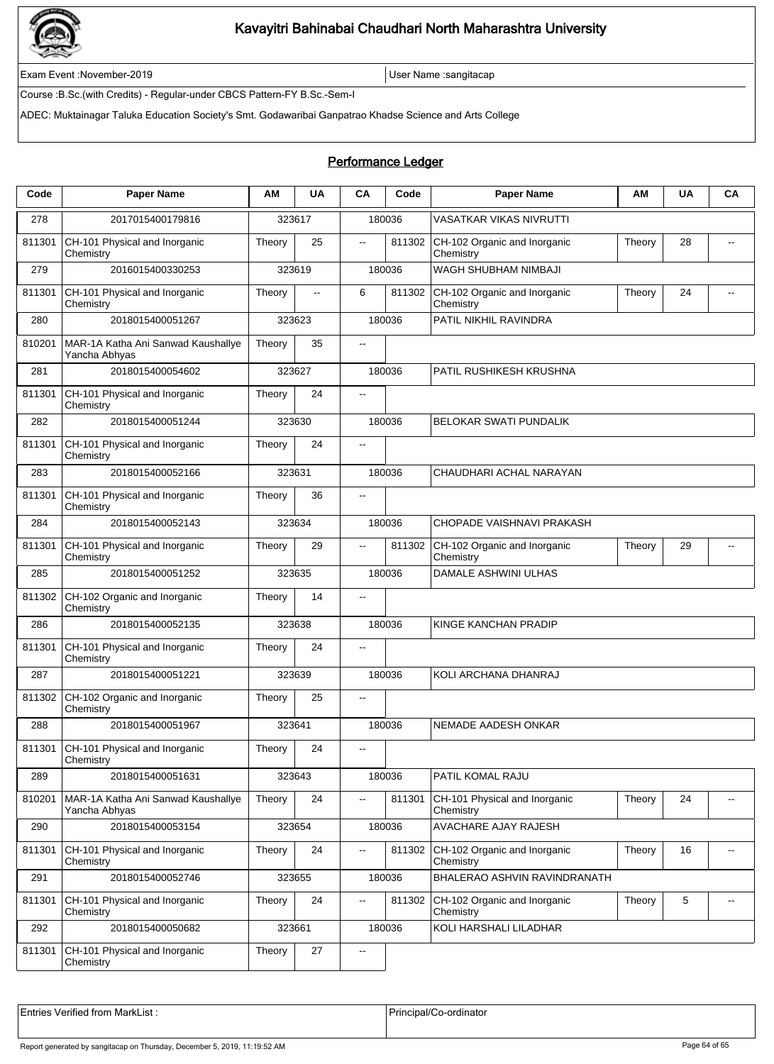# Kavayitri Bahinabai Chaudhari North Maharashtra University

Exam Event :November-2019 | User Name :sangitacap

Course :B.Sc.(with Credits) - Regular-under CBCS Pattern-FY B.Sc.-Sem-I

ADEC: Muktainagar Taluka Education Society's Smt. Godawaribai Ganpatrao Khadse Science and Arts College

## Performance Ledger

| Code | Paper Name | AM | UA | CA | Code | Paper Name | AM | UA | CA |
|---|---|---|---|---|---|---|---|---|---|
| 278 | 2017015400179816 | 323617 | | 180036 | | VASATKAR VIKAS NIVRUTTI | | | |
| 811301 | CH-101 Physical and Inorganic Chemistry | Theory | 25 | -- | 811302 | CH-102 Organic and Inorganic Chemistry | Theory | 28 | -- |
| 279 | 2016015400330253 | 323619 | | 180036 | | WAGH SHUBHAM NIMBAJI | | | |
| 811301 | CH-101 Physical and Inorganic Chemistry | Theory | -- | 6 | 811302 | CH-102 Organic and Inorganic Chemistry | Theory | 24 | -- |
| 280 | 2018015400051267 | 323623 | | 180036 | | PATIL NIKHIL RAVINDRA | | | |
| 810201 | MAR-1A Katha Ani Sanwad Kaushallye Yancha Abhyas | Theory | 35 | -- | | | | | |
| 281 | 2018015400054602 | 323627 | | 180036 | | PATIL RUSHIKESH KRUSHNA | | | |
| 811301 | CH-101 Physical and Inorganic Chemistry | Theory | 24 | -- | | | | | |
| 282 | 2018015400051244 | 323630 | | 180036 | | BELOKAR SWATI PUNDALIK | | | |
| 811301 | CH-101 Physical and Inorganic Chemistry | Theory | 24 | -- | | | | | |
| 283 | 2018015400052166 | 323631 | | 180036 | | CHAUDHARI ACHAL NARAYAN | | | |
| 811301 | CH-101 Physical and Inorganic Chemistry | Theory | 36 | -- | | | | | |
| 284 | 2018015400052143 | 323634 | | 180036 | | CHOPADE VAISHNAVI PRAKASH | | | |
| 811301 | CH-101 Physical and Inorganic Chemistry | Theory | 29 | -- | 811302 | CH-102 Organic and Inorganic Chemistry | Theory | 29 | -- |
| 285 | 2018015400051252 | 323635 | | 180036 | | DAMALE ASHWINI ULHAS | | | |
| 811302 | CH-102 Organic and Inorganic Chemistry | Theory | 14 | -- | | | | | |
| 286 | 2018015400052135 | 323638 | | 180036 | | KINGE KANCHAN PRADIP | | | |
| 811301 | CH-101 Physical and Inorganic Chemistry | Theory | 24 | -- | | | | | |
| 287 | 2018015400051221 | 323639 | | 180036 | | KOLI ARCHANA DHANRAJ | | | |
| 811302 | CH-102 Organic and Inorganic Chemistry | Theory | 25 | -- | | | | | |
| 288 | 2018015400051967 | 323641 | | 180036 | | NEMADE AADESH ONKAR | | | |
| 811301 | CH-101 Physical and Inorganic Chemistry | Theory | 24 | -- | | | | | |
| 289 | 2018015400051631 | 323643 | | 180036 | | PATIL KOMAL RAJU | | | |
| 810201 | MAR-1A Katha Ani Sanwad Kaushallye Yancha Abhyas | Theory | 24 | -- | 811301 | CH-101 Physical and Inorganic Chemistry | Theory | 24 | -- |
| 290 | 2018015400053154 | 323654 | | 180036 | | AVACHARE AJAY RAJESH | | | |
| 811301 | CH-101 Physical and Inorganic Chemistry | Theory | 24 | -- | 811302 | CH-102 Organic and Inorganic Chemistry | Theory | 16 | -- |
| 291 | 2018015400052746 | 323655 | | 180036 | | BHALERAO ASHVIN RAVINDRANATH | | | |
| 811301 | CH-101 Physical and Inorganic Chemistry | Theory | 24 | -- | 811302 | CH-102 Organic and Inorganic Chemistry | Theory | 5 | -- |
| 292 | 2018015400050682 | 323661 | | 180036 | | KOLI HARSHALI LILADHAR | | | |
| 811301 | CH-101 Physical and Inorganic Chemistry | Theory | 27 | -- | | | | | |

| Entries Verified from MarkList : | Principal/Co-ordinator |
|---|---|

Report generated by sangitacap on Thursday, December 5, 2019, 11:19:52 AM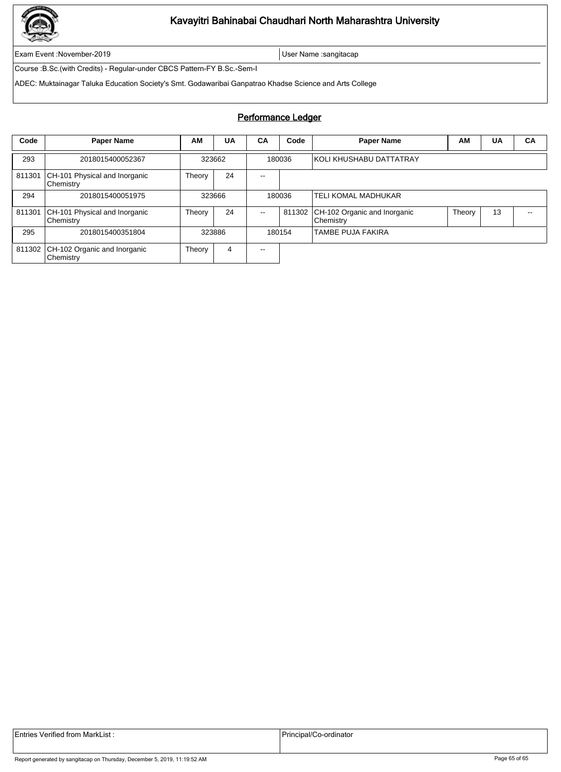## Kavayitri Bahinabai Chaudhari North Maharashtra University

Exam Event :November-2019 | User Name :sangitacap

Course :B.Sc.(with Credits) - Regular-under CBCS Pattern-FY B.Sc.-Sem-I

ADEC: Muktainagar Taluka Education Society's Smt. Godawaribai Ganpatrao Khadse Science and Arts College

### Performance Ledger

| Code | Paper Name | AM | UA | CA | Code | Paper Name | AM | UA | CA |
|---|---|---|---|---|---|---|---|---|---|
| 293 | 2018015400052367 | 323662 | | 180036 | | KOLI KHUSHABU DATTATRAY | | | |
| 811301 | CH-101 Physical and Inorganic Chemistry | Theory | 24 | -- | | | | | |
| 294 | 2018015400051975 | 323666 | | 180036 | | TELI KOMAL MADHUKAR | | | |
| 811301 | CH-101 Physical and Inorganic Chemistry | Theory | 24 | -- | 811302 | CH-102 Organic and Inorganic Chemistry | Theory | 13 | -- |
| 295 | 2018015400351804 | 323886 | | 180154 | | TAMBE PUJA FAKIRA | | | |
| 811302 | CH-102 Organic and Inorganic Chemistry | Theory | 4 | -- | | | | | |

| Entries Verified from MarkList : | Principal/Co-ordinator |
|---|---|

Report generated by sangitacap on Thursday, December 5, 2019, 11:19:52 AM